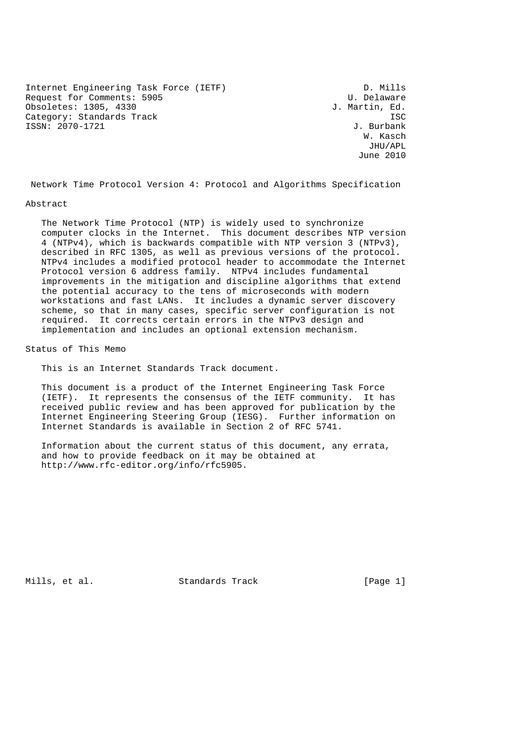Internet Engineering Task Force (IETF) D. Mills
Request for Comments: 5905 U. Delaware
Obsoletes: 1305, 4330 J. Martin, Ed.
Category: Standards Track ISC
ISSN: 2070-1721 J. Burbank
W. Kasch
JHU/APL
June 2010

# Network Time Protocol Version 4: Protocol and Algorithms Specification

## Abstract

The Network Time Protocol (NTP) is widely used to synchronize computer clocks in the Internet. This document describes NTP version 4 (NTPv4), which is backwards compatible with NTP version 3 (NTPv3), described in RFC 1305, as well as previous versions of the protocol. NTPv4 includes a modified protocol header to accommodate the Internet Protocol version 6 address family. NTPv4 includes fundamental improvements in the mitigation and discipline algorithms that extend the potential accuracy to the tens of microseconds with modern workstations and fast LANs. It includes a dynamic server discovery scheme, so that in many cases, specific server configuration is not required. It corrects certain errors in the NTPv3 design and implementation and includes an optional extension mechanism.

## Status of This Memo

This is an Internet Standards Track document.

This document is a product of the Internet Engineering Task Force (IETF). It represents the consensus of the IETF community. It has received public review and has been approved for publication by the Internet Engineering Steering Group (IESG). Further information on Internet Standards is available in Section 2 of RFC 5741.

Information about the current status of this document, any errata, and how to provide feedback on it may be obtained at http://www.rfc-editor.org/info/rfc5905.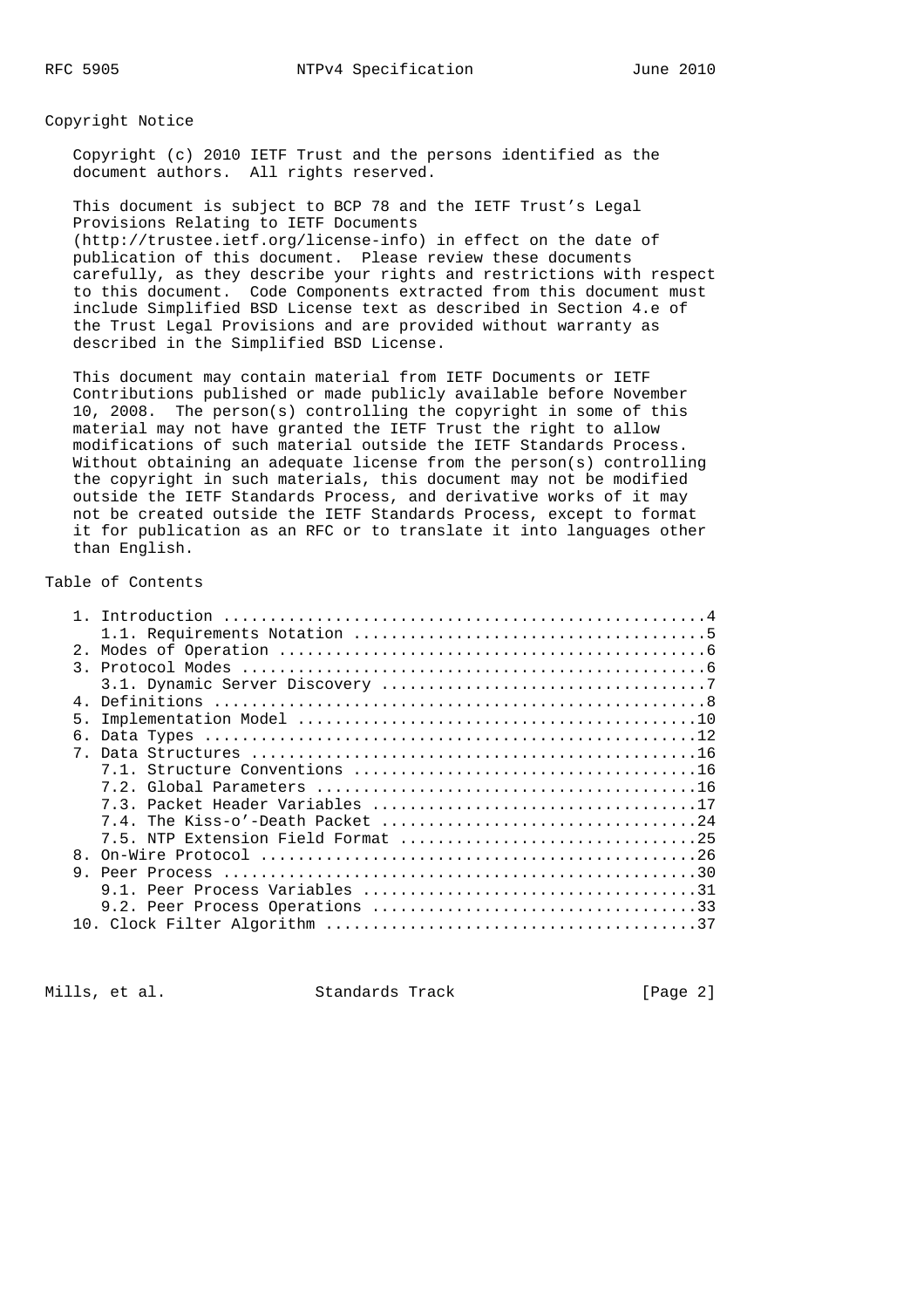## Copyright Notice

Copyright (c) 2010 IETF Trust and the persons identified as the document authors. All rights reserved.

This document is subject to BCP 78 and the IETF Trust's Legal Provisions Relating to IETF Documents (http://trustee.ietf.org/license-info) in effect on the date of publication of this document. Please review these documents carefully, as they describe your rights and restrictions with respect to this document. Code Components extracted from this document must include Simplified BSD License text as described in Section 4.e of the Trust Legal Provisions and are provided without warranty as described in the Simplified BSD License.

This document may contain material from IETF Documents or IETF Contributions published or made publicly available before November 10, 2008. The person(s) controlling the copyright in some of this material may not have granted the IETF Trust the right to allow modifications of such material outside the IETF Standards Process. Without obtaining an adequate license from the person(s) controlling the copyright in such materials, this document may not be modified outside the IETF Standards Process, and derivative works of it may not be created outside the IETF Standards Process, except to format it for publication as an RFC or to translate it into languages other than English.

## Table of Contents

```
   1. Introduction ....................................................4
      1.1. Requirements Notation ......................................5
   2. Modes of Operation ..............................................6
   3. Protocol Modes ..................................................6
      3.1. Dynamic Server Discovery ...................................7
   4. Definitions .....................................................8
   5. Implementation Model ...........................................10
   6. Data Types .....................................................12
   7. Data Structures ................................................16
      7.1. Structure Conventions .....................................16
      7.2. Global Parameters .........................................16
      7.3. Packet Header Variables ...................................17
      7.4. The Kiss-o'-Death Packet ..................................24
      7.5. NTP Extension Field Format ................................25
   8. On-Wire Protocol ...............................................26
   9. Peer Process ...................................................30
      9.1. Peer Process Variables ....................................31
      9.2. Peer Process Operations ...................................33
   10. Clock Filter Algorithm ........................................37
```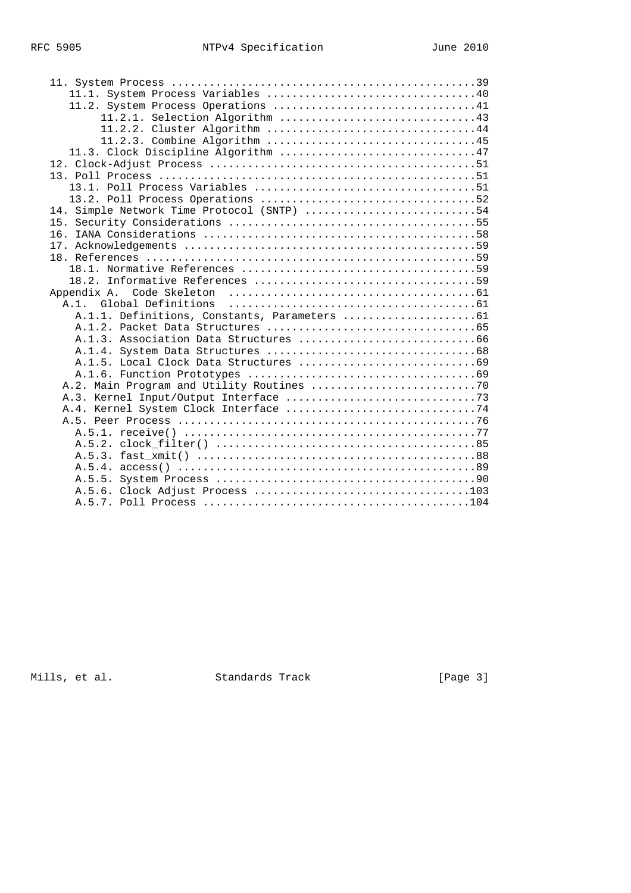```
   11. System Process ..............................................39
      11.1. System Process Variables ...............................40
      11.2. System Process Operations ..............................41
           11.2.1. Selection Algorithm .............................43
           11.2.2. Cluster Algorithm ...............................44
           11.2.3. Combine Algorithm ...............................45
      11.3. Clock Discipline Algorithm .............................47
   12. Clock-Adjust Process ........................................51
   13. Poll Process ................................................51
      13.1. Poll Process Variables .................................51
      13.2. Poll Process Operations ................................52
   14. Simple Network Time Protocol (SNTP) .........................54
   15. Security Considerations .....................................55
   16. IANA Considerations .........................................58
   17. Acknowledgements ............................................59
   18. References ..................................................59
      18.1. Normative References ...................................59
      18.2. Informative References .................................59
   Appendix A.  Code Skeleton  .....................................61
     A.1.  Global Definitions  .....................................61
       A.1.1. Definitions, Constants, Parameters ...................61
       A.1.2. Packet Data Structures ...............................65
       A.1.3. Association Data Structures ..........................66
       A.1.4. System Data Structures ...............................68
       A.1.5. Local Clock Data Structures ..........................69
       A.1.6. Function Prototypes ..................................69
     A.2. Main Program and Utility Routines ........................70
     A.3. Kernel Input/Output Interface ............................73
     A.4. Kernel System Clock Interface ............................74
     A.5. Peer Process .............................................76
       A.5.1. receive() ............................................77
       A.5.2. clock_filter() .......................................85
       A.5.3. fast_xmit() ..........................................88
       A.5.4. access() .............................................89
       A.5.5. System Process .......................................90
       A.5.6. Clock Adjust Process ................................103
       A.5.7. Poll Process ........................................104
```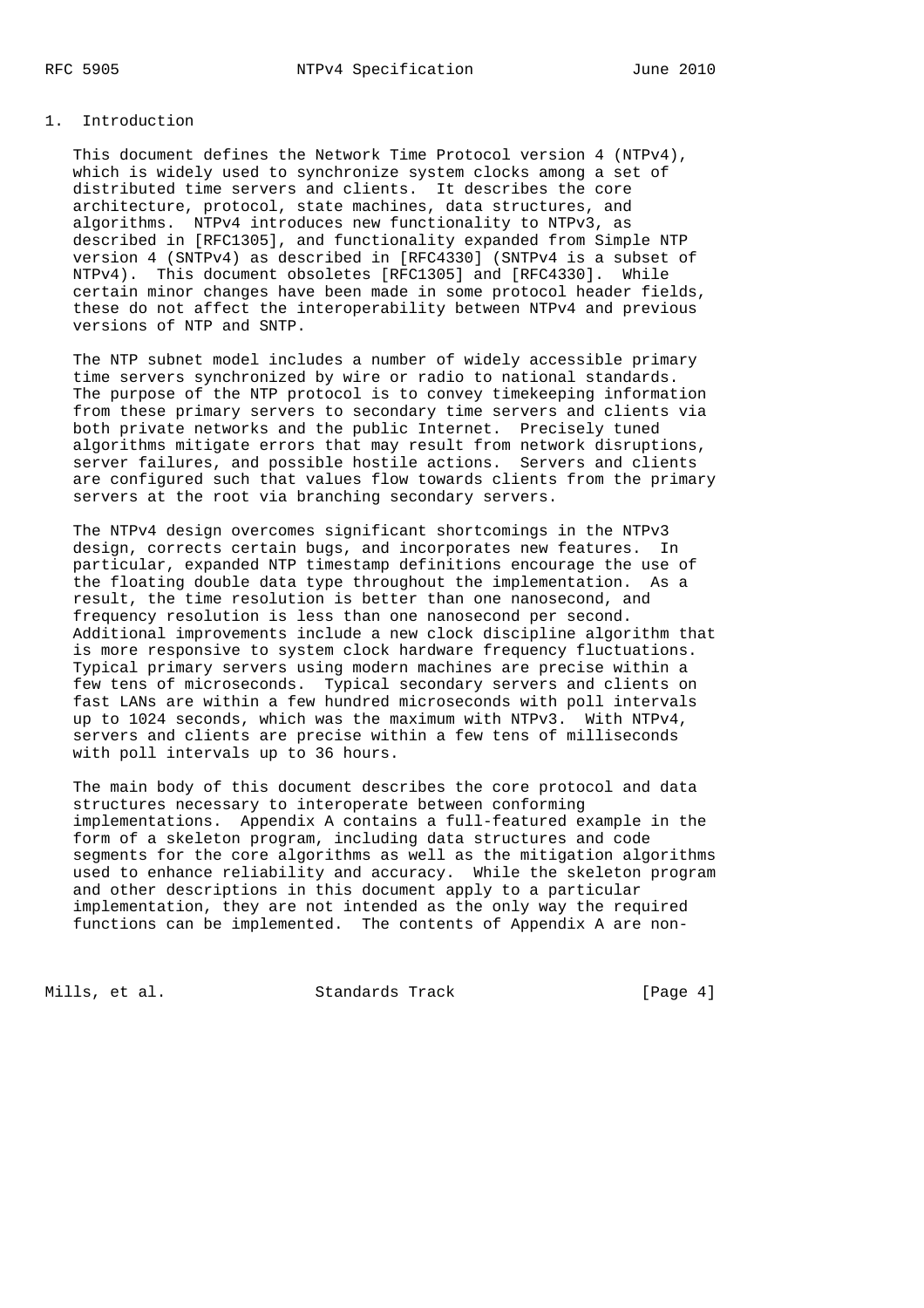## 1. Introduction

This document defines the Network Time Protocol version 4 (NTPv4), which is widely used to synchronize system clocks among a set of distributed time servers and clients. It describes the core architecture, protocol, state machines, data structures, and algorithms. NTPv4 introduces new functionality to NTPv3, as described in [RFC1305], and functionality expanded from Simple NTP version 4 (SNTPv4) as described in [RFC4330] (SNTPv4 is a subset of NTPv4). This document obsoletes [RFC1305] and [RFC4330]. While certain minor changes have been made in some protocol header fields, these do not affect the interoperability between NTPv4 and previous versions of NTP and SNTP.

The NTP subnet model includes a number of widely accessible primary time servers synchronized by wire or radio to national standards. The purpose of the NTP protocol is to convey timekeeping information from these primary servers to secondary time servers and clients via both private networks and the public Internet. Precisely tuned algorithms mitigate errors that may result from network disruptions, server failures, and possible hostile actions. Servers and clients are configured such that values flow towards clients from the primary servers at the root via branching secondary servers.

The NTPv4 design overcomes significant shortcomings in the NTPv3 design, corrects certain bugs, and incorporates new features. In particular, expanded NTP timestamp definitions encourage the use of the floating double data type throughout the implementation. As a result, the time resolution is better than one nanosecond, and frequency resolution is less than one nanosecond per second. Additional improvements include a new clock discipline algorithm that is more responsive to system clock hardware frequency fluctuations. Typical primary servers using modern machines are precise within a few tens of microseconds. Typical secondary servers and clients on fast LANs are within a few hundred microseconds with poll intervals up to 1024 seconds, which was the maximum with NTPv3. With NTPv4, servers and clients are precise within a few tens of milliseconds with poll intervals up to 36 hours.

The main body of this document describes the core protocol and data structures necessary to interoperate between conforming implementations. Appendix A contains a full-featured example in the form of a skeleton program, including data structures and code segments for the core algorithms as well as the mitigation algorithms used to enhance reliability and accuracy. While the skeleton program and other descriptions in this document apply to a particular implementation, they are not intended as the only way the required functions can be implemented. The contents of Appendix A are non-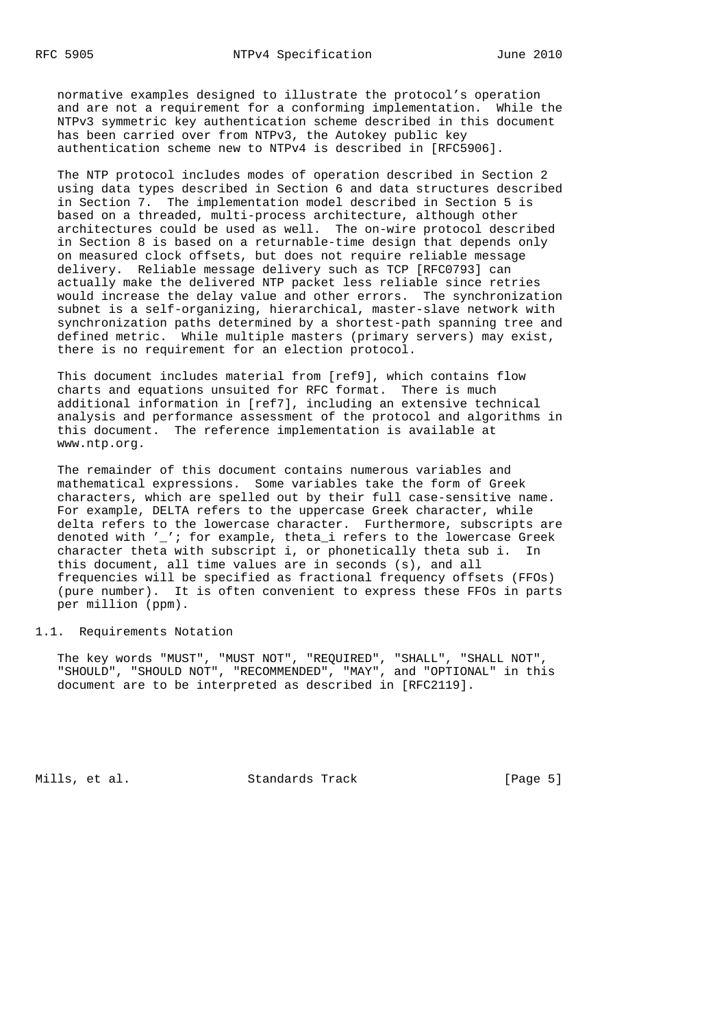normative examples designed to illustrate the protocol's operation and are not a requirement for a conforming implementation. While the NTPv3 symmetric key authentication scheme described in this document has been carried over from NTPv3, the Autokey public key authentication scheme new to NTPv4 is described in [RFC5906].

The NTP protocol includes modes of operation described in Section 2 using data types described in Section 6 and data structures described in Section 7. The implementation model described in Section 5 is based on a threaded, multi-process architecture, although other architectures could be used as well. The on-wire protocol described in Section 8 is based on a returnable-time design that depends only on measured clock offsets, but does not require reliable message delivery. Reliable message delivery such as TCP [RFC0793] can actually make the delivered NTP packet less reliable since retries would increase the delay value and other errors. The synchronization subnet is a self-organizing, hierarchical, master-slave network with synchronization paths determined by a shortest-path spanning tree and defined metric. While multiple masters (primary servers) may exist, there is no requirement for an election protocol.

This document includes material from [ref9], which contains flow charts and equations unsuited for RFC format. There is much additional information in [ref7], including an extensive technical analysis and performance assessment of the protocol and algorithms in this document. The reference implementation is available at www.ntp.org.

The remainder of this document contains numerous variables and mathematical expressions. Some variables take the form of Greek characters, which are spelled out by their full case-sensitive name. For example, DELTA refers to the uppercase Greek character, while delta refers to the lowercase character. Furthermore, subscripts are denoted with '_'; for example, theta_i refers to the lowercase Greek character theta with subscript i, or phonetically theta sub i. In this document, all time values are in seconds (s), and all frequencies will be specified as fractional frequency offsets (FFOs) (pure number). It is often convenient to express these FFOs in parts per million (ppm).

## 1.1. Requirements Notation

The key words "MUST", "MUST NOT", "REQUIRED", "SHALL", "SHALL NOT", "SHOULD", "SHOULD NOT", "RECOMMENDED", "MAY", and "OPTIONAL" in this document are to be interpreted as described in [RFC2119].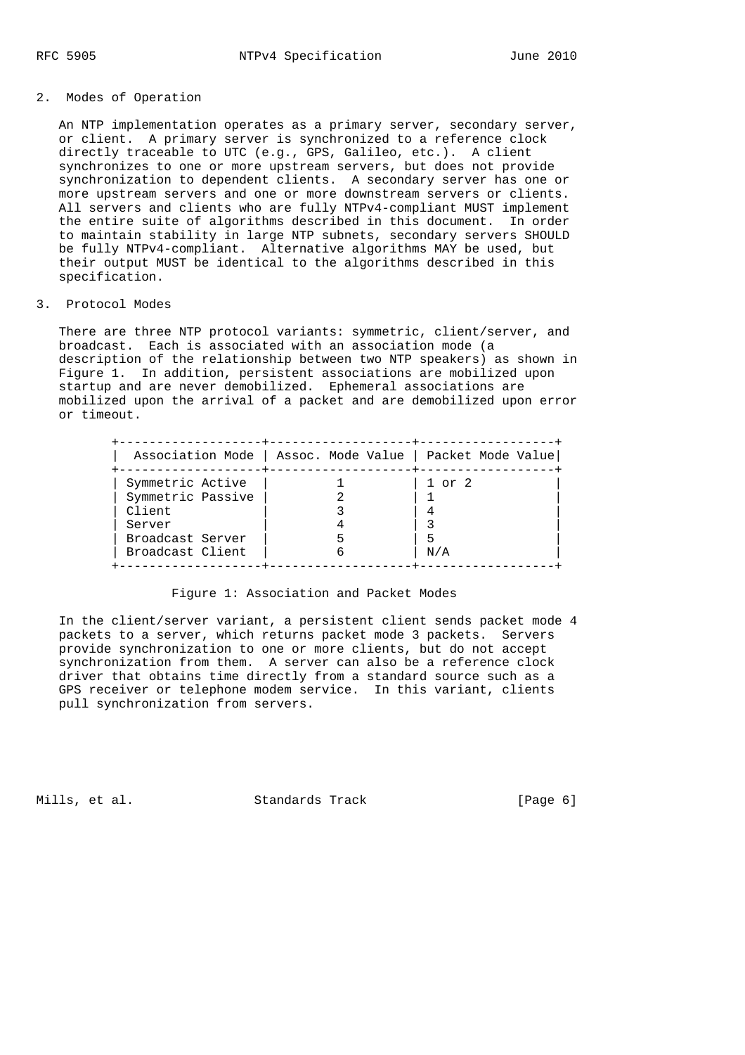## 2. Modes of Operation

An NTP implementation operates as a primary server, secondary server, or client. A primary server is synchronized to a reference clock directly traceable to UTC (e.g., GPS, Galileo, etc.). A client synchronizes to one or more upstream servers, but does not provide synchronization to dependent clients. A secondary server has one or more upstream servers and one or more downstream servers or clients. All servers and clients who are fully NTPv4-compliant MUST implement the entire suite of algorithms described in this document. In order to maintain stability in large NTP subnets, secondary servers SHOULD be fully NTPv4-compliant. Alternative algorithms MAY be used, but their output MUST be identical to the algorithms described in this specification.

## 3. Protocol Modes

There are three NTP protocol variants: symmetric, client/server, and broadcast. Each is associated with an association mode (a description of the relationship between two NTP speakers) as shown in Figure 1. In addition, persistent associations are mobilized upon startup and are never demobilized. Ephemeral associations are mobilized upon the arrival of a packet and are demobilized upon error or timeout.

| Association Mode | Assoc. Mode Value | Packet Mode Value |
|---|---|---|
| Symmetric Active | 1 | 1 or 2 |
| Symmetric Passive | 2 | 1 |
| Client | 3 | 4 |
| Server | 4 | 3 |
| Broadcast Server | 5 | 5 |
| Broadcast Client | 6 | N/A |

Figure 1: Association and Packet Modes

In the client/server variant, a persistent client sends packet mode 4 packets to a server, which returns packet mode 3 packets. Servers provide synchronization to one or more clients, but do not accept synchronization from them. A server can also be a reference clock driver that obtains time directly from a standard source such as a GPS receiver or telephone modem service. In this variant, clients pull synchronization from servers.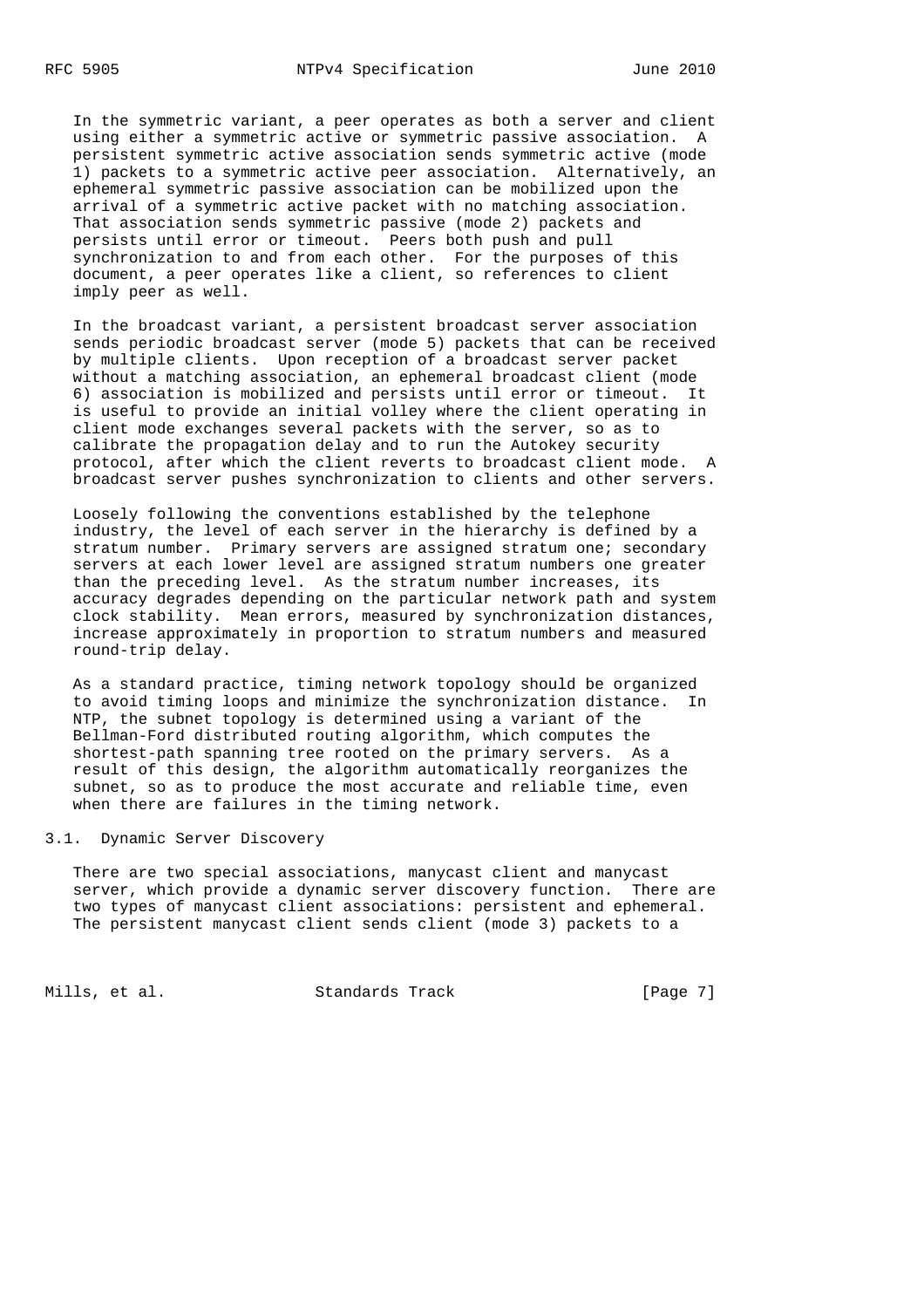In the symmetric variant, a peer operates as both a server and client using either a symmetric active or symmetric passive association. A persistent symmetric active association sends symmetric active (mode 1) packets to a symmetric active peer association. Alternatively, an ephemeral symmetric passive association can be mobilized upon the arrival of a symmetric active packet with no matching association. That association sends symmetric passive (mode 2) packets and persists until error or timeout. Peers both push and pull synchronization to and from each other. For the purposes of this document, a peer operates like a client, so references to client imply peer as well.

In the broadcast variant, a persistent broadcast server association sends periodic broadcast server (mode 5) packets that can be received by multiple clients. Upon reception of a broadcast server packet without a matching association, an ephemeral broadcast client (mode 6) association is mobilized and persists until error or timeout. It is useful to provide an initial volley where the client operating in client mode exchanges several packets with the server, so as to calibrate the propagation delay and to run the Autokey security protocol, after which the client reverts to broadcast client mode. A broadcast server pushes synchronization to clients and other servers.

Loosely following the conventions established by the telephone industry, the level of each server in the hierarchy is defined by a stratum number. Primary servers are assigned stratum one; secondary servers at each lower level are assigned stratum numbers one greater than the preceding level. As the stratum number increases, its accuracy degrades depending on the particular network path and system clock stability. Mean errors, measured by synchronization distances, increase approximately in proportion to stratum numbers and measured round-trip delay.

As a standard practice, timing network topology should be organized to avoid timing loops and minimize the synchronization distance. In NTP, the subnet topology is determined using a variant of the Bellman-Ford distributed routing algorithm, which computes the shortest-path spanning tree rooted on the primary servers. As a result of this design, the algorithm automatically reorganizes the subnet, so as to produce the most accurate and reliable time, even when there are failures in the timing network.

## 3.1. Dynamic Server Discovery

There are two special associations, manycast client and manycast server, which provide a dynamic server discovery function. There are two types of manycast client associations: persistent and ephemeral. The persistent manycast client sends client (mode 3) packets to a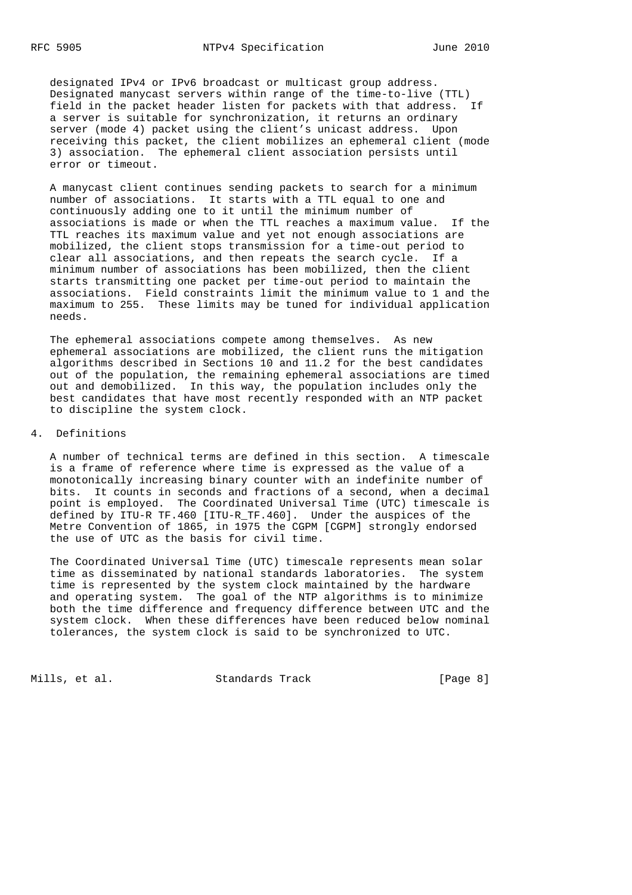designated IPv4 or IPv6 broadcast or multicast group address. Designated manycast servers within range of the time-to-live (TTL) field in the packet header listen for packets with that address. If a server is suitable for synchronization, it returns an ordinary server (mode 4) packet using the client's unicast address. Upon receiving this packet, the client mobilizes an ephemeral client (mode 3) association. The ephemeral client association persists until error or timeout.

A manycast client continues sending packets to search for a minimum number of associations. It starts with a TTL equal to one and continuously adding one to it until the minimum number of associations is made or when the TTL reaches a maximum value. If the TTL reaches its maximum value and yet not enough associations are mobilized, the client stops transmission for a time-out period to clear all associations, and then repeats the search cycle. If a minimum number of associations has been mobilized, then the client starts transmitting one packet per time-out period to maintain the associations. Field constraints limit the minimum value to 1 and the maximum to 255. These limits may be tuned for individual application needs.

The ephemeral associations compete among themselves. As new ephemeral associations are mobilized, the client runs the mitigation algorithms described in Sections 10 and 11.2 for the best candidates out of the population, the remaining ephemeral associations are timed out and demobilized. In this way, the population includes only the best candidates that have most recently responded with an NTP packet to discipline the system clock.

## 4. Definitions

A number of technical terms are defined in this section. A timescale is a frame of reference where time is expressed as the value of a monotonically increasing binary counter with an indefinite number of bits. It counts in seconds and fractions of a second, when a decimal point is employed. The Coordinated Universal Time (UTC) timescale is defined by ITU-R TF.460 [ITU-R_TF.460]. Under the auspices of the Metre Convention of 1865, in 1975 the CGPM [CGPM] strongly endorsed the use of UTC as the basis for civil time.

The Coordinated Universal Time (UTC) timescale represents mean solar time as disseminated by national standards laboratories. The system time is represented by the system clock maintained by the hardware and operating system. The goal of the NTP algorithms is to minimize both the time difference and frequency difference between UTC and the system clock. When these differences have been reduced below nominal tolerances, the system clock is said to be synchronized to UTC.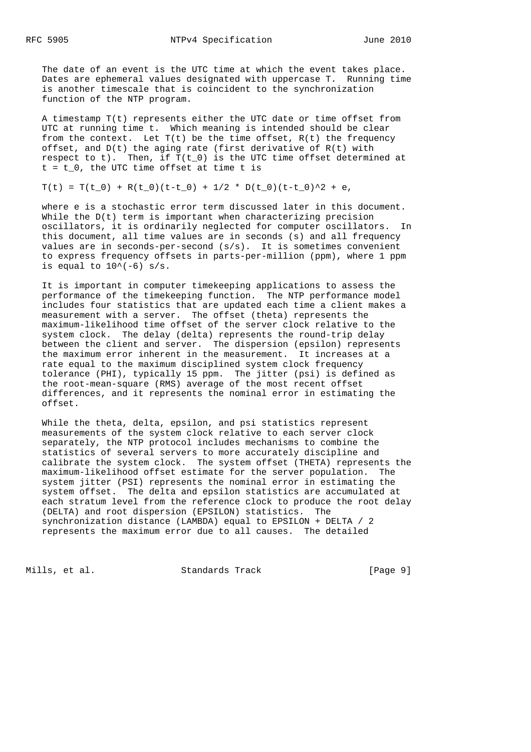The date of an event is the UTC time at which the event takes place. Dates are ephemeral values designated with uppercase T. Running time is another timescale that is coincident to the synchronization function of the NTP program.

A timestamp $T(t)$ represents either the UTC date or time offset from UTC at running time t. Which meaning is intended should be clear from the context. Let $T(t)$ be the time offset, $R(t)$ the frequency offset, and $D(t)$ the aging rate (first derivative of $R(t)$ with respect to t). Then, if $T(t_0)$ is the UTC time offset determined at $t = t_0$, the UTC time offset at time t is

$$T(t) = T(t_0) + R(t_0)(t-t_0) + 1/2 * D(t_0)(t-t_0)^2 + e,$$

where e is a stochastic error term discussed later in this document. While the $D(t)$ term is important when characterizing precision oscillators, it is ordinarily neglected for computer oscillators. In this document, all time values are in seconds (s) and all frequency values are in seconds-per-second (s/s). It is sometimes convenient to express frequency offsets in parts-per-million (ppm), where 1 ppm is equal to $10^{-6}$ s/s.

It is important in computer timekeeping applications to assess the performance of the timekeeping function. The NTP performance model includes four statistics that are updated each time a client makes a measurement with a server. The offset (theta) represents the maximum-likelihood time offset of the server clock relative to the system clock. The delay (delta) represents the round-trip delay between the client and server. The dispersion (epsilon) represents the maximum error inherent in the measurement. It increases at a rate equal to the maximum disciplined system clock frequency tolerance (PHI), typically 15 ppm. The jitter (psi) is defined as the root-mean-square (RMS) average of the most recent offset differences, and it represents the nominal error in estimating the offset.

While the theta, delta, epsilon, and psi statistics represent measurements of the system clock relative to each server clock separately, the NTP protocol includes mechanisms to combine the statistics of several servers to more accurately discipline and calibrate the system clock. The system offset (THETA) represents the maximum-likelihood offset estimate for the server population. The system jitter (PSI) represents the nominal error in estimating the system offset. The delta and epsilon statistics are accumulated at each stratum level from the reference clock to produce the root delay (DELTA) and root dispersion (EPSILON) statistics. The synchronization distance (LAMBDA) equal to EPSILON + DELTA / 2 represents the maximum error due to all causes. The detailed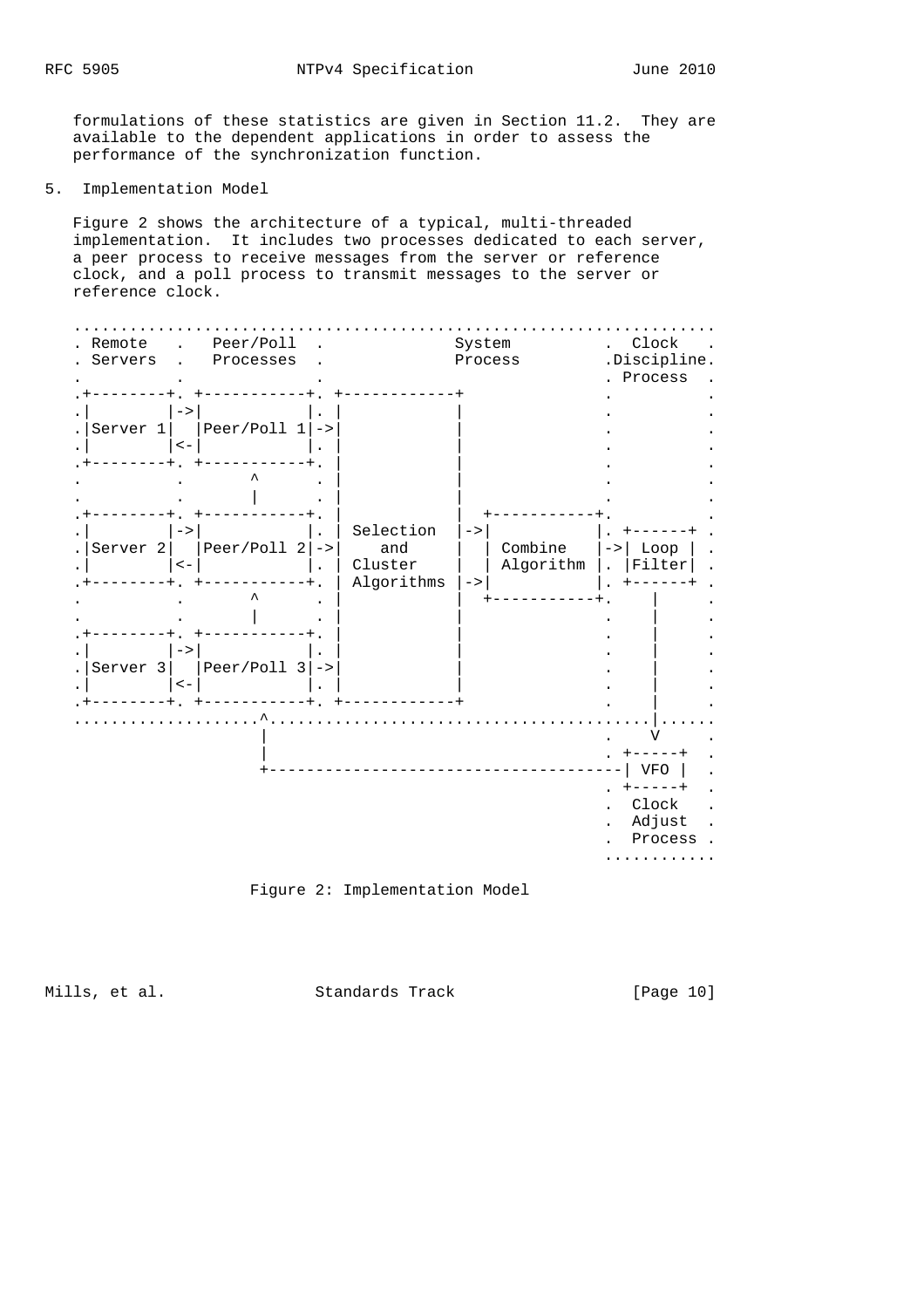formulations of these statistics are given in Section 11.2. They are available to the dependent applications in order to assess the performance of the synchronization function.

## 5. Implementation Model

Figure 2 shows the architecture of a typical, multi-threaded implementation. It includes two processes dedicated to each server, a peer process to receive messages from the server or reference clock, and a poll process to transmit messages to the server or reference clock.

```
 .....................................................................
 . Remote   .   Peer/Poll  .              System         .  Clock    .
 . Servers  .   Processes  .              Process        .Discipline.
 .          .              .                             . Process   .
 .+--------+. +-----------+. +------------+              .           .
 .|        |->|           |. |            |              .           .
 .|Server 1|  |Peer/Poll 1|->|            |              .           .
 .|        |<-|           |. |            |              .           .
 .+--------+. +-----------+. |            |              .           .
 .          .       ^      . |            |              .           .
 .          .       |      . |            |              .           .
 .+--------+. +-----------+. |            |  +-----------+.          .
 .|        |->|           |. | Selection  |->|           |. +------+ .
 .|Server 2|  |Peer/Poll 2|->|    and     |  | Combine   |->| Loop | .
 .|        |<-|           |. | Cluster    |  | Algorithm |. |Filter| .
 .+--------+. +-----------+. | Algorithms |->|           |. +------+ .
 .          .       ^      . |            |  +-----------+.    |     .
 .          .       |      . |            |              .    |     .
 .+--------+. +-----------+. |            |              .    |     .
 .|        |->|           |. |            |              .    |     .
 .|Server 3|  |Peer/Poll 3|->|            |              .    |     .
 .|        |<-|           |. |            |              .    |     .
 .+--------+. +-----------+. +------------+              .    |     .
 ....................^.........................................|......
                     |                                    .    V     .
                     |                                    . +-----+  .
                     +--------------------------------------| VFO |  .
                                                          . +-----+  .
                                                          .  Clock   .
                                                          .  Adjust  .
                                                          .  Process .
                                                          ...........
```

Figure 2: Implementation Model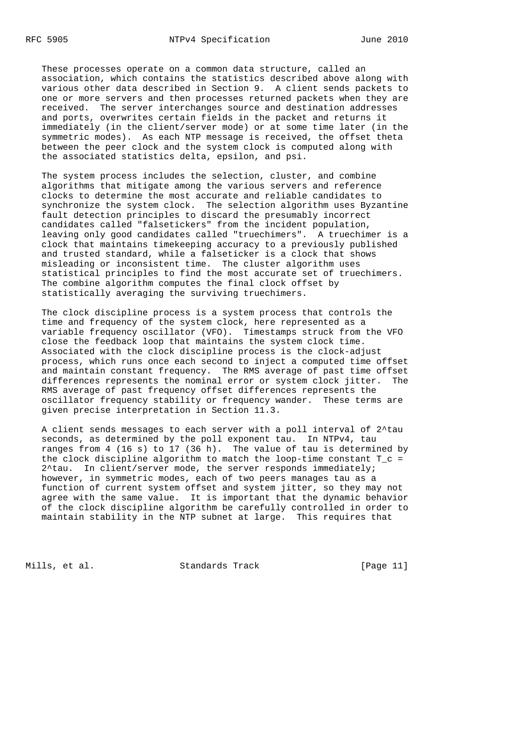These processes operate on a common data structure, called an association, which contains the statistics described above along with various other data described in Section 9. A client sends packets to one or more servers and then processes returned packets when they are received. The server interchanges source and destination addresses and ports, overwrites certain fields in the packet and returns it immediately (in the client/server mode) or at some time later (in the symmetric modes). As each NTP message is received, the offset theta between the peer clock and the system clock is computed along with the associated statistics delta, epsilon, and psi.

The system process includes the selection, cluster, and combine algorithms that mitigate among the various servers and reference clocks to determine the most accurate and reliable candidates to synchronize the system clock. The selection algorithm uses Byzantine fault detection principles to discard the presumably incorrect candidates called "falsetickers" from the incident population, leaving only good candidates called "truechimers". A truechimer is a clock that maintains timekeeping accuracy to a previously published and trusted standard, while a falseticker is a clock that shows misleading or inconsistent time. The cluster algorithm uses statistical principles to find the most accurate set of truechimers. The combine algorithm computes the final clock offset by statistically averaging the surviving truechimers.

The clock discipline process is a system process that controls the time and frequency of the system clock, here represented as a variable frequency oscillator (VFO). Timestamps struck from the VFO close the feedback loop that maintains the system clock time. Associated with the clock discipline process is the clock-adjust process, which runs once each second to inject a computed time offset and maintain constant frequency. The RMS average of past time offset differences represents the nominal error or system clock jitter. The RMS average of past frequency offset differences represents the oscillator frequency stability or frequency wander. These terms are given precise interpretation in Section 11.3.

A client sends messages to each server with a poll interval of $2^{tau}$ seconds, as determined by the poll exponent tau. In NTPv4, tau ranges from 4 (16 s) to 17 (36 h). The value of tau is determined by the clock discipline algorithm to match the loop-time constant $T_c = 2^{tau}$. In client/server mode, the server responds immediately; however, in symmetric modes, each of two peers manages tau as a function of current system offset and system jitter, so they may not agree with the same value. It is important that the dynamic behavior of the clock discipline algorithm be carefully controlled in order to maintain stability in the NTP subnet at large. This requires that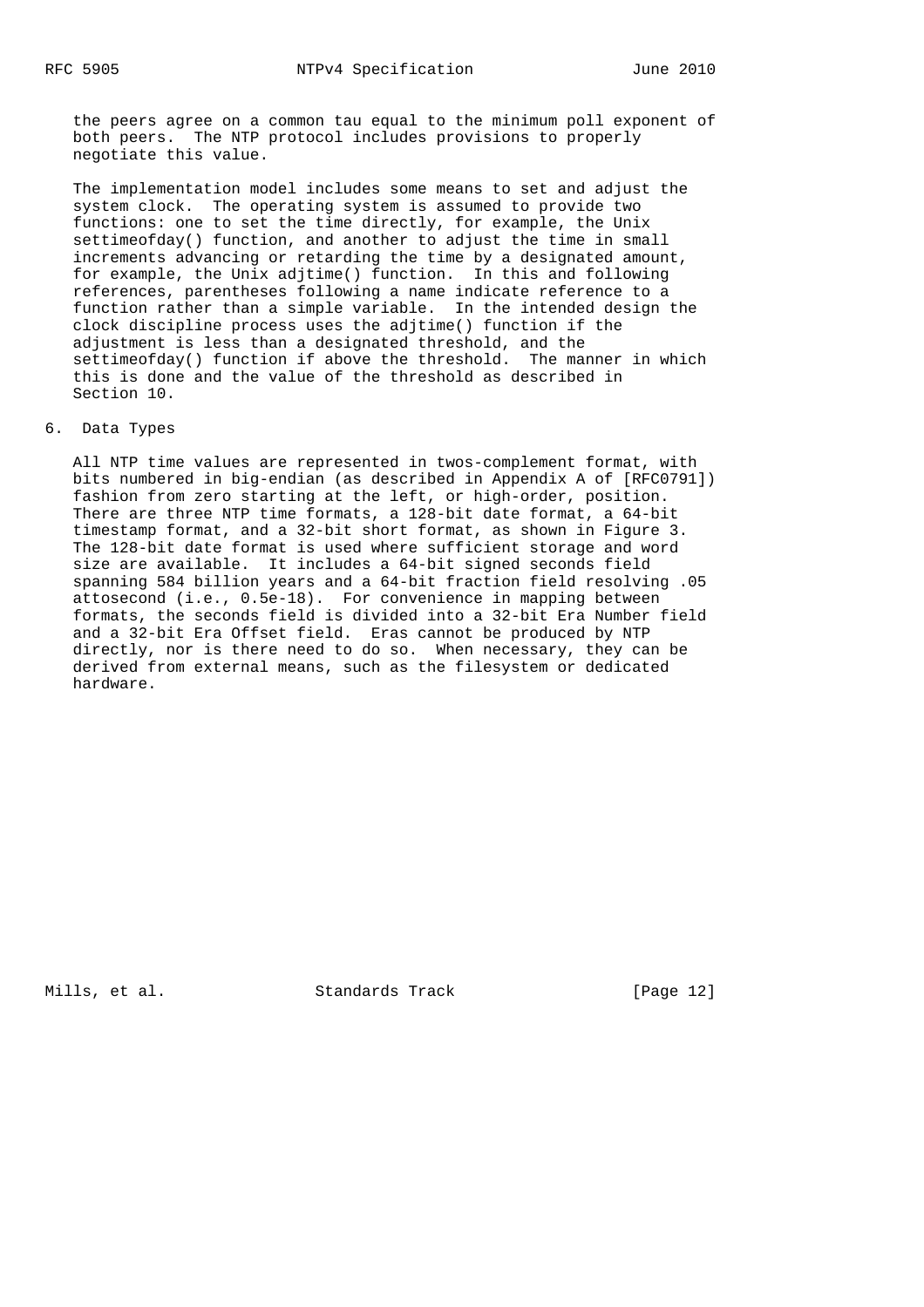the peers agree on a common tau equal to the minimum poll exponent of both peers. The NTP protocol includes provisions to properly negotiate this value.

The implementation model includes some means to set and adjust the system clock. The operating system is assumed to provide two functions: one to set the time directly, for example, the Unix settimeofday() function, and another to adjust the time in small increments advancing or retarding the time by a designated amount, for example, the Unix adjtime() function. In this and following references, parentheses following a name indicate reference to a function rather than a simple variable. In the intended design the clock discipline process uses the adjtime() function if the adjustment is less than a designated threshold, and the settimeofday() function if above the threshold. The manner in which this is done and the value of the threshold as described in Section 10.

## 6. Data Types

All NTP time values are represented in twos-complement format, with bits numbered in big-endian (as described in Appendix A of [RFC0791]) fashion from zero starting at the left, or high-order, position. There are three NTP time formats, a 128-bit date format, a 64-bit timestamp format, and a 32-bit short format, as shown in Figure 3. The 128-bit date format is used where sufficient storage and word size are available. It includes a 64-bit signed seconds field spanning 584 billion years and a 64-bit fraction field resolving .05 attosecond (i.e., 0.5e-18). For convenience in mapping between formats, the seconds field is divided into a 32-bit Era Number field and a 32-bit Era Offset field. Eras cannot be produced by NTP directly, nor is there need to do so. When necessary, they can be derived from external means, such as the filesystem or dedicated hardware.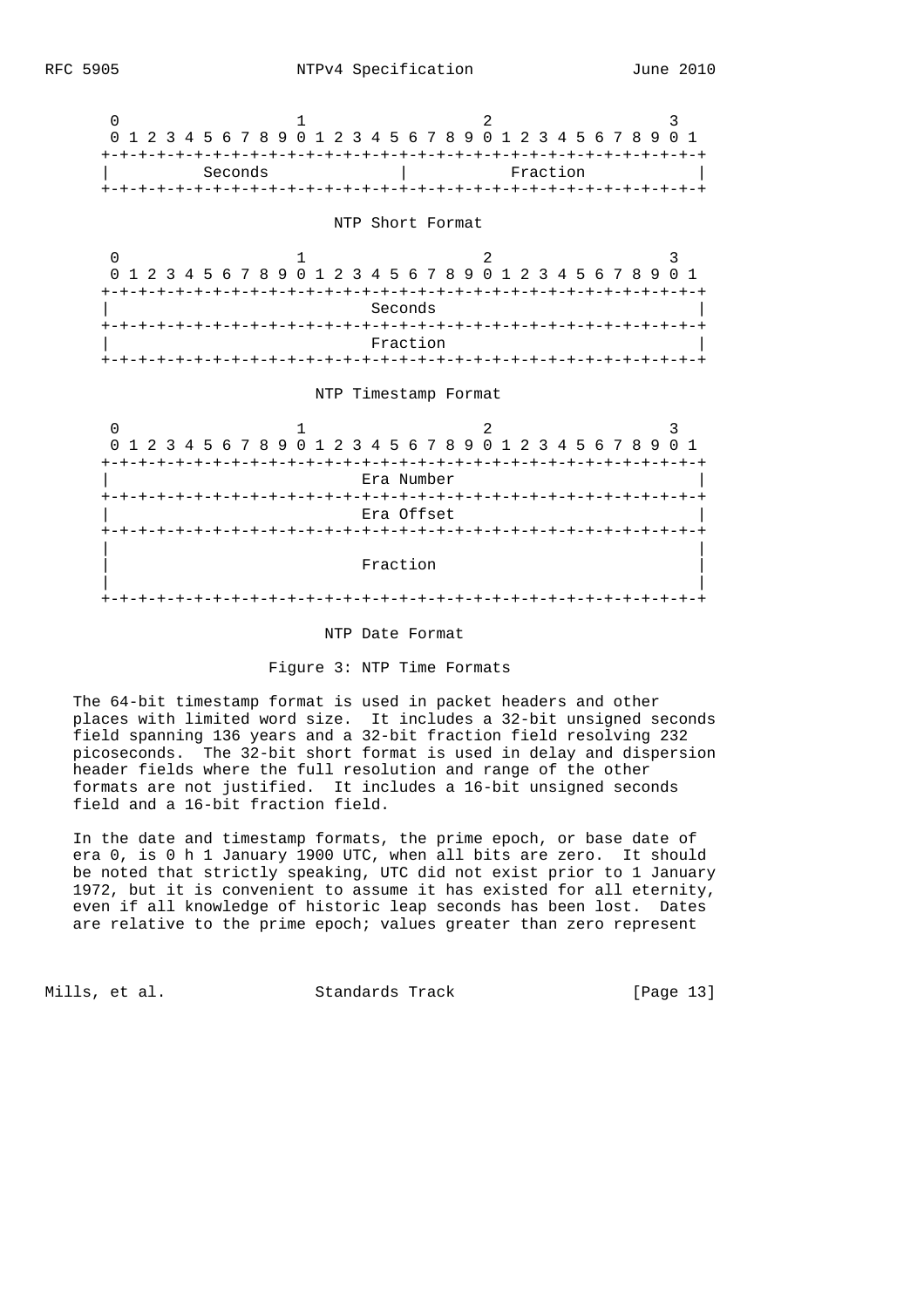```
       0                   1                   2                   3
       0 1 2 3 4 5 6 7 8 9 0 1 2 3 4 5 6 7 8 9 0 1 2 3 4 5 6 7 8 9 0 1
      +-+-+-+-+-+-+-+-+-+-+-+-+-+-+-+-+-+-+-+-+-+-+-+-+-+-+-+-+-+-+-+-+
      |          Seconds              |           Fraction            |
      +-+-+-+-+-+-+-+-+-+-+-+-+-+-+-+-+-+-+-+-+-+-+-+-+-+-+-+-+-+-+-+-+

                             NTP Short Format

       0                   1                   2                   3
       0 1 2 3 4 5 6 7 8 9 0 1 2 3 4 5 6 7 8 9 0 1 2 3 4 5 6 7 8 9 0 1
      +-+-+-+-+-+-+-+-+-+-+-+-+-+-+-+-+-+-+-+-+-+-+-+-+-+-+-+-+-+-+-+-+
      |                            Seconds                            |
      +-+-+-+-+-+-+-+-+-+-+-+-+-+-+-+-+-+-+-+-+-+-+-+-+-+-+-+-+-+-+-+-+
      |                            Fraction                           |
      +-+-+-+-+-+-+-+-+-+-+-+-+-+-+-+-+-+-+-+-+-+-+-+-+-+-+-+-+-+-+-+-+

                           NTP Timestamp Format

       0                   1                   2                   3
       0 1 2 3 4 5 6 7 8 9 0 1 2 3 4 5 6 7 8 9 0 1 2 3 4 5 6 7 8 9 0 1
      +-+-+-+-+-+-+-+-+-+-+-+-+-+-+-+-+-+-+-+-+-+-+-+-+-+-+-+-+-+-+-+-+
      |                           Era Number                          |
      +-+-+-+-+-+-+-+-+-+-+-+-+-+-+-+-+-+-+-+-+-+-+-+-+-+-+-+-+-+-+-+-+
      |                           Era Offset                          |
      +-+-+-+-+-+-+-+-+-+-+-+-+-+-+-+-+-+-+-+-+-+-+-+-+-+-+-+-+-+-+-+-+
      |                                                               |
      |                           Fraction                            |
      |                                                               |
      +-+-+-+-+-+-+-+-+-+-+-+-+-+-+-+-+-+-+-+-+-+-+-+-+-+-+-+-+-+-+-+-+

                             NTP Date Format
```

Figure 3: NTP Time Formats

The 64-bit timestamp format is used in packet headers and other places with limited word size. It includes a 32-bit unsigned seconds field spanning 136 years and a 32-bit fraction field resolving 232 picoseconds. The 32-bit short format is used in delay and dispersion header fields where the full resolution and range of the other formats are not justified. It includes a 16-bit unsigned seconds field and a 16-bit fraction field.

In the date and timestamp formats, the prime epoch, or base date of era 0, is 0 h 1 January 1900 UTC, when all bits are zero. It should be noted that strictly speaking, UTC did not exist prior to 1 January 1972, but it is convenient to assume it has existed for all eternity, even if all knowledge of historic leap seconds has been lost. Dates are relative to the prime epoch; values greater than zero represent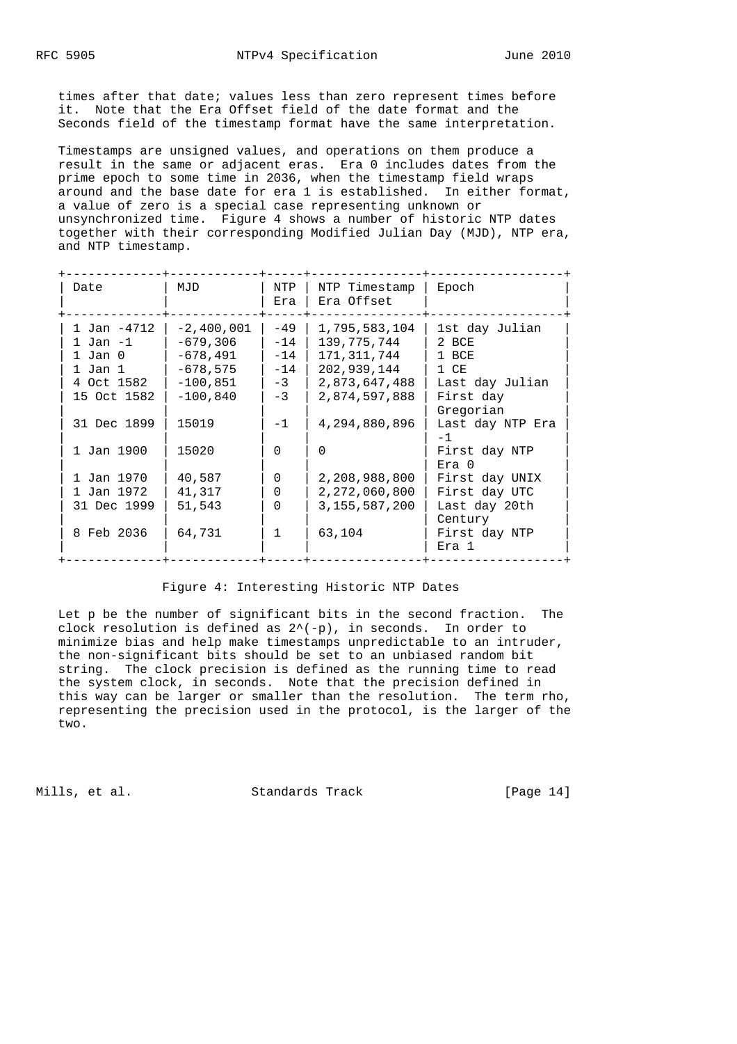times after that date; values less than zero represent times before it. Note that the Era Offset field of the date format and the Seconds field of the timestamp format have the same interpretation.

Timestamps are unsigned values, and operations on them produce a result in the same or adjacent eras. Era 0 includes dates from the prime epoch to some time in 2036, when the timestamp field wraps around and the base date for era 1 is established. In either format, a value of zero is a special case representing unknown or unsynchronized time. Figure 4 shows a number of historic NTP dates together with their corresponding Modified Julian Day (MJD), NTP era, and NTP timestamp.

| Date | MJD | NTP Era | NTP Timestamp Era Offset | Epoch |
|---|---|---|---|---|
| 1 Jan -4712 | -2,400,001 | -49 | 1,795,583,104 | 1st day Julian |
| 1 Jan -1 | -679,306 | -14 | 139,775,744 | 2 BCE |
| 1 Jan 0 | -678,491 | -14 | 171,311,744 | 1 BCE |
| 1 Jan 1 | -678,575 | -14 | 202,939,144 | 1 CE |
| 4 Oct 1582 | -100,851 | -3 | 2,873,647,488 | Last day Julian |
| 15 Oct 1582 | -100,840 | -3 | 2,874,597,888 | First day Gregorian |
| 31 Dec 1899 | 15019 | -1 | 4,294,880,896 | Last day NTP Era -1 |
| 1 Jan 1900 | 15020 | 0 | 0 | First day NTP Era 0 |
| 1 Jan 1970 | 40,587 | 0 | 2,208,988,800 | First day UNIX |
| 1 Jan 1972 | 41,317 | 0 | 2,272,060,800 | First day UTC |
| 31 Dec 1999 | 51,543 | 0 | 3,155,587,200 | Last day 20th Century |
| 8 Feb 2036 | 64,731 | 1 | 63,104 | First day NTP Era 1 |

Figure 4: Interesting Historic NTP Dates

Let p be the number of significant bits in the second fraction. The clock resolution is defined as $2^{-p}$, in seconds. In order to minimize bias and help make timestamps unpredictable to an intruder, the non-significant bits should be set to an unbiased random bit string. The clock precision is defined as the running time to read the system clock, in seconds. Note that the precision defined in this way can be larger or smaller than the resolution. The term rho, representing the precision used in the protocol, is the larger of the two.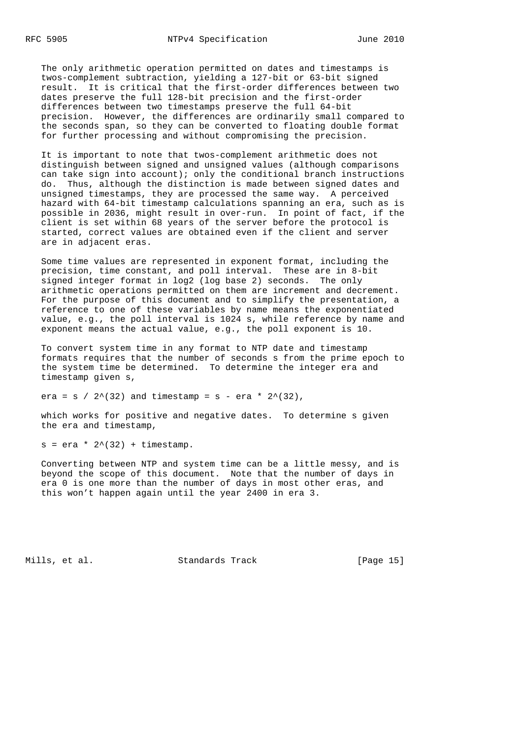The only arithmetic operation permitted on dates and timestamps is twos-complement subtraction, yielding a 127-bit or 63-bit signed result. It is critical that the first-order differences between two dates preserve the full 128-bit precision and the first-order differences between two timestamps preserve the full 64-bit precision. However, the differences are ordinarily small compared to the seconds span, so they can be converted to floating double format for further processing and without compromising the precision.

It is important to note that twos-complement arithmetic does not distinguish between signed and unsigned values (although comparisons can take sign into account); only the conditional branch instructions do. Thus, although the distinction is made between signed dates and unsigned timestamps, they are processed the same way. A perceived hazard with 64-bit timestamp calculations spanning an era, such as is possible in 2036, might result in over-run. In point of fact, if the client is set within 68 years of the server before the protocol is started, correct values are obtained even if the client and server are in adjacent eras.

Some time values are represented in exponent format, including the precision, time constant, and poll interval. These are in 8-bit signed integer format in log2 (log base 2) seconds. The only arithmetic operations permitted on them are increment and decrement. For the purpose of this document and to simplify the presentation, a reference to one of these variables by name means the exponentiated value, e.g., the poll interval is 1024 s, while reference by name and exponent means the actual value, e.g., the poll exponent is 10.

To convert system time in any format to NTP date and timestamp formats requires that the number of seconds s from the prime epoch to the system time be determined. To determine the integer era and timestamp given s,

$$era = s / 2^{32} \text{ and } timestamp = s - era * 2^{32},$$

which works for positive and negative dates. To determine s given the era and timestamp,

$$s = era * 2^{32} + timestamp.$$

Converting between NTP and system time can be a little messy, and is beyond the scope of this document. Note that the number of days in era 0 is one more than the number of days in most other eras, and this won't happen again until the year 2400 in era 3.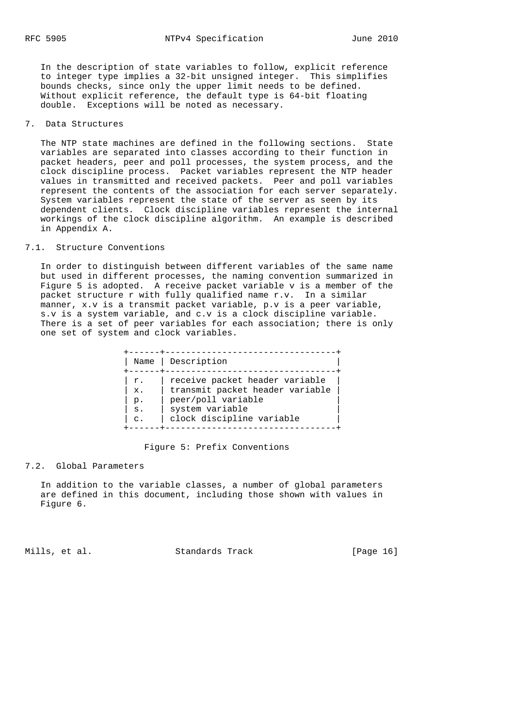In the description of state variables to follow, explicit reference to integer type implies a 32-bit unsigned integer. This simplifies bounds checks, since only the upper limit needs to be defined. Without explicit reference, the default type is 64-bit floating double. Exceptions will be noted as necessary.

## 7. Data Structures

The NTP state machines are defined in the following sections. State variables are separated into classes according to their function in packet headers, peer and poll processes, the system process, and the clock discipline process. Packet variables represent the NTP header values in transmitted and received packets. Peer and poll variables represent the contents of the association for each server separately. System variables represent the state of the server as seen by its dependent clients. Clock discipline variables represent the internal workings of the clock discipline algorithm. An example is described in Appendix A.

### 7.1. Structure Conventions

In order to distinguish between different variables of the same name but used in different processes, the naming convention summarized in Figure 5 is adopted. A receive packet variable v is a member of the packet structure r with fully qualified name r.v. In a similar manner, x.v is a transmit packet variable, p.v is a peer variable, s.v is a system variable, and c.v is a clock discipline variable. There is a set of peer variables for each association; there is only one set of system and clock variables.

| Name | Description |
|---|---|
| r. | receive packet header variable |
| x. | transmit packet header variable |
| p. | peer/poll variable |
| s. | system variable |
| c. | clock discipline variable |

Figure 5: Prefix Conventions

### 7.2. Global Parameters

In addition to the variable classes, a number of global parameters are defined in this document, including those shown with values in Figure 6.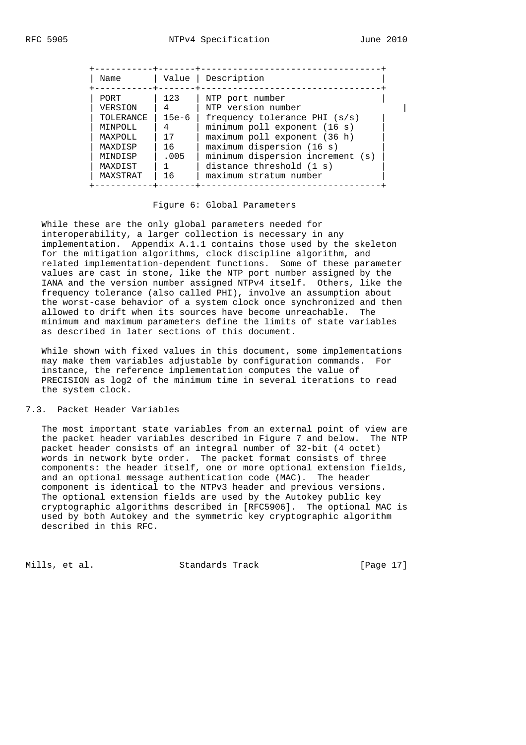| Name | Value | Description |
|---|---|---|
| PORT | 123 | NTP port number |
| VERSION | 4 | NTP version number |
| TOLERANCE | 15e-6 | frequency tolerance PHI (s/s) |
| MINPOLL | 4 | minimum poll exponent (16 s) |
| MAXPOLL | 17 | maximum poll exponent (36 h) |
| MAXDISP | 16 | maximum dispersion (16 s) |
| MINDISP | .005 | minimum dispersion increment (s) |
| MAXDIST | 1 | distance threshold (1 s) |
| MAXSTRAT | 16 | maximum stratum number |

Figure 6: Global Parameters

While these are the only global parameters needed for interoperability, a larger collection is necessary in any implementation. Appendix A.1.1 contains those used by the skeleton for the mitigation algorithms, clock discipline algorithm, and related implementation-dependent functions. Some of these parameter values are cast in stone, like the NTP port number assigned by the IANA and the version number assigned NTPv4 itself. Others, like the frequency tolerance (also called PHI), involve an assumption about the worst-case behavior of a system clock once synchronized and then allowed to drift when its sources have become unreachable. The minimum and maximum parameters define the limits of state variables as described in later sections of this document.

While shown with fixed values in this document, some implementations may make them variables adjustable by configuration commands. For instance, the reference implementation computes the value of PRECISION as log2 of the minimum time in several iterations to read the system clock.

## 7.3. Packet Header Variables

The most important state variables from an external point of view are the packet header variables described in Figure 7 and below. The NTP packet header consists of an integral number of 32-bit (4 octet) words in network byte order. The packet format consists of three components: the header itself, one or more optional extension fields, and an optional message authentication code (MAC). The header component is identical to the NTPv3 header and previous versions. The optional extension fields are used by the Autokey public key cryptographic algorithms described in [RFC5906]. The optional MAC is used by both Autokey and the symmetric key cryptographic algorithm described in this RFC.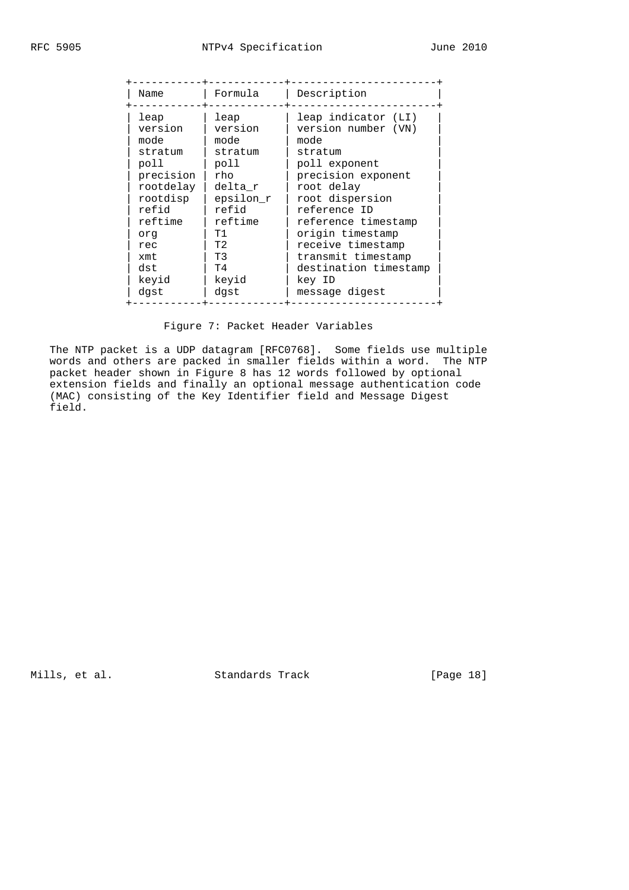| Name | Formula | Description |
|---|---|---|
| leap | leap | leap indicator (LI) |
| version | version | version number (VN) |
| mode | mode | mode |
| stratum | stratum | stratum |
| poll | poll | poll exponent |
| precision | rho | precision exponent |
| rootdelay | delta_r | root delay |
| rootdisp | epsilon_r | root dispersion |
| refid | refid | reference ID |
| reftime | reftime | reference timestamp |
| org | T1 | origin timestamp |
| rec | T2 | receive timestamp |
| xmt | T3 | transmit timestamp |
| dst | T4 | destination timestamp |
| keyid | keyid | key ID |
| dgst | dgst | message digest |

Figure 7: Packet Header Variables

The NTP packet is a UDP datagram [RFC0768]. Some fields use multiple words and others are packed in smaller fields within a word. The NTP packet header shown in Figure 8 has 12 words followed by optional extension fields and finally an optional message authentication code (MAC) consisting of the Key Identifier field and Message Digest field.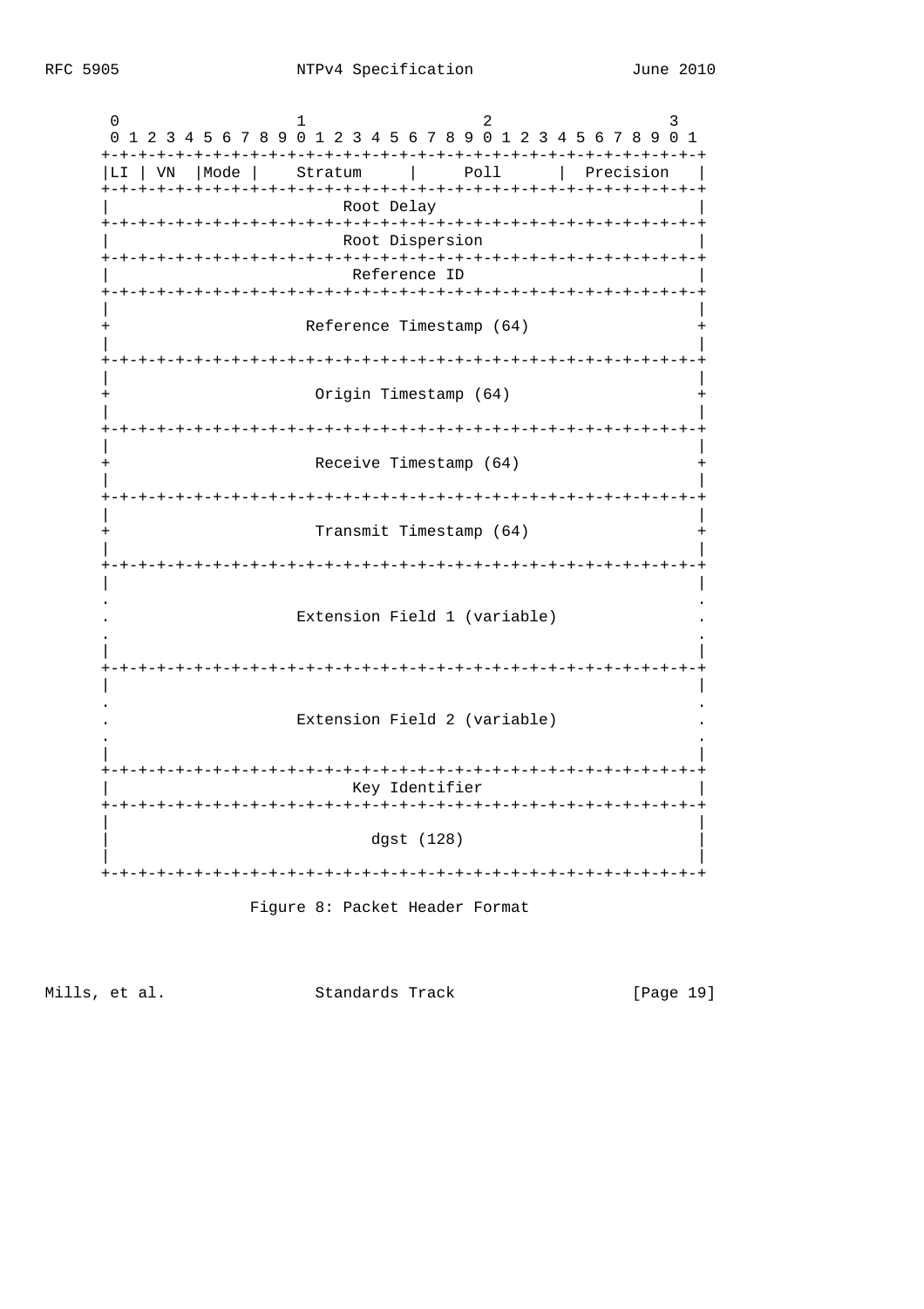```
       0                   1                   2                   3
       0 1 2 3 4 5 6 7 8 9 0 1 2 3 4 5 6 7 8 9 0 1 2 3 4 5 6 7 8 9 0 1
      +-+-+-+-+-+-+-+-+-+-+-+-+-+-+-+-+-+-+-+-+-+-+-+-+-+-+-+-+-+-+-+-+
      |LI | VN  |Mode |    Stratum     |     Poll      |  Precision   |
      +-+-+-+-+-+-+-+-+-+-+-+-+-+-+-+-+-+-+-+-+-+-+-+-+-+-+-+-+-+-+-+-+
      |                         Root Delay                            |
      +-+-+-+-+-+-+-+-+-+-+-+-+-+-+-+-+-+-+-+-+-+-+-+-+-+-+-+-+-+-+-+-+
      |                         Root Dispersion                       |
      +-+-+-+-+-+-+-+-+-+-+-+-+-+-+-+-+-+-+-+-+-+-+-+-+-+-+-+-+-+-+-+-+
      |                          Reference ID                         |
      +-+-+-+-+-+-+-+-+-+-+-+-+-+-+-+-+-+-+-+-+-+-+-+-+-+-+-+-+-+-+-+-+
      |                                                               |
      +                     Reference Timestamp (64)                  +
      |                                                               |
      +-+-+-+-+-+-+-+-+-+-+-+-+-+-+-+-+-+-+-+-+-+-+-+-+-+-+-+-+-+-+-+-+
      |                                                               |
      +                      Origin Timestamp (64)                    +
      |                                                               |
      +-+-+-+-+-+-+-+-+-+-+-+-+-+-+-+-+-+-+-+-+-+-+-+-+-+-+-+-+-+-+-+-+
      |                                                               |
      +                      Receive Timestamp (64)                   +
      |                                                               |
      +-+-+-+-+-+-+-+-+-+-+-+-+-+-+-+-+-+-+-+-+-+-+-+-+-+-+-+-+-+-+-+-+
      |                                                               |
      +                      Transmit Timestamp (64)                  +
      |                                                               |
      +-+-+-+-+-+-+-+-+-+-+-+-+-+-+-+-+-+-+-+-+-+-+-+-+-+-+-+-+-+-+-+-+
      |                                                               |
      .                                                               .
      .                    Extension Field 1 (variable)               .
      .                                                               .
      |                                                               |
      +-+-+-+-+-+-+-+-+-+-+-+-+-+-+-+-+-+-+-+-+-+-+-+-+-+-+-+-+-+-+-+-+
      |                                                               |
      .                                                               .
      .                    Extension Field 2 (variable)               .
      .                                                               .
      |                                                               |
      +-+-+-+-+-+-+-+-+-+-+-+-+-+-+-+-+-+-+-+-+-+-+-+-+-+-+-+-+-+-+-+-+
      |                          Key Identifier                       |
      +-+-+-+-+-+-+-+-+-+-+-+-+-+-+-+-+-+-+-+-+-+-+-+-+-+-+-+-+-+-+-+-+
      |                                                               |
      |                            dgst (128)                         |
      |                                                               |
      +-+-+-+-+-+-+-+-+-+-+-+-+-+-+-+-+-+-+-+-+-+-+-+-+-+-+-+-+-+-+-+-+
```

Figure 8: Packet Header Format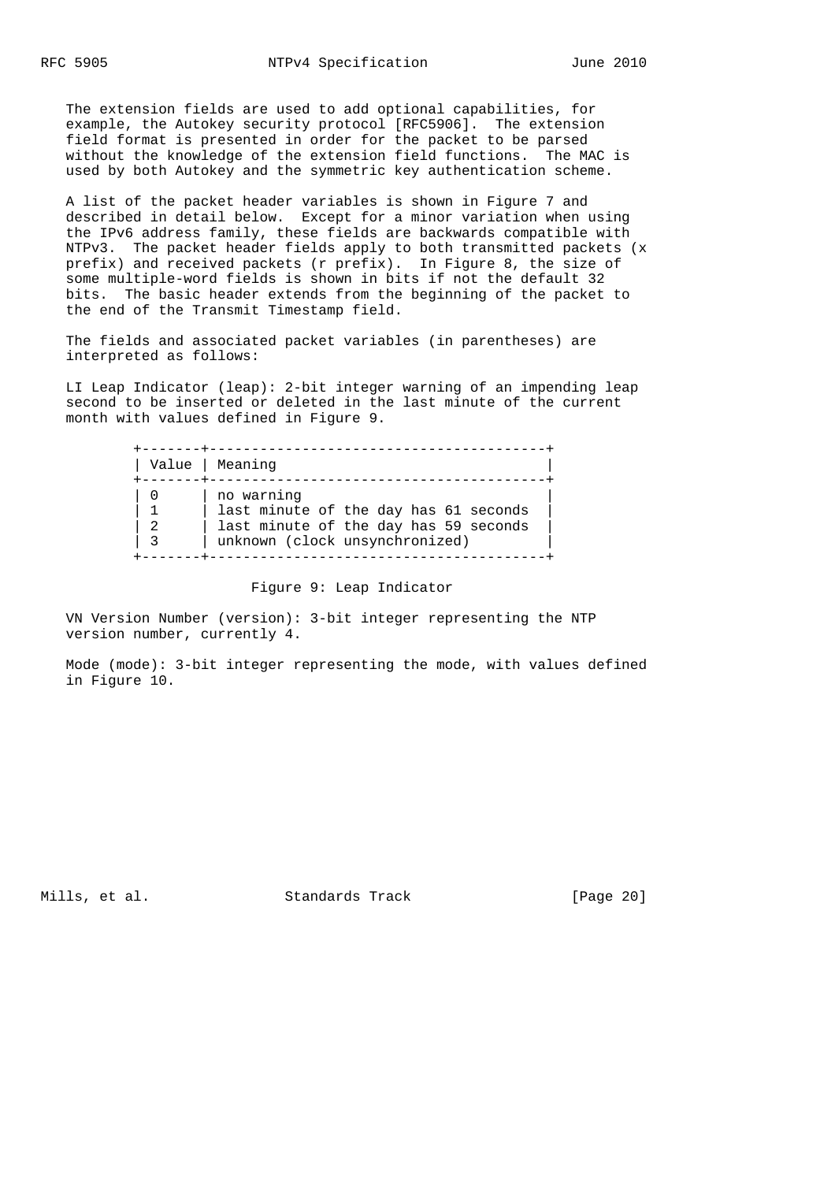The extension fields are used to add optional capabilities, for example, the Autokey security protocol [RFC5906]. The extension field format is presented in order for the packet to be parsed without the knowledge of the extension field functions. The MAC is used by both Autokey and the symmetric key authentication scheme.

A list of the packet header variables is shown in Figure 7 and described in detail below. Except for a minor variation when using the IPv6 address family, these fields are backwards compatible with NTPv3. The packet header fields apply to both transmitted packets (x prefix) and received packets (r prefix). In Figure 8, the size of some multiple-word fields is shown in bits if not the default 32 bits. The basic header extends from the beginning of the packet to the end of the Transmit Timestamp field.

The fields and associated packet variables (in parentheses) are interpreted as follows:

LI Leap Indicator (leap): 2-bit integer warning of an impending leap second to be inserted or deleted in the last minute of the current month with values defined in Figure 9.

| Value | Meaning |
|---|---|
| 0 | no warning |
| 1 | last minute of the day has 61 seconds |
| 2 | last minute of the day has 59 seconds |
| 3 | unknown (clock unsynchronized) |

Figure 9: Leap Indicator

VN Version Number (version): 3-bit integer representing the NTP version number, currently 4.

Mode (mode): 3-bit integer representing the mode, with values defined in Figure 10.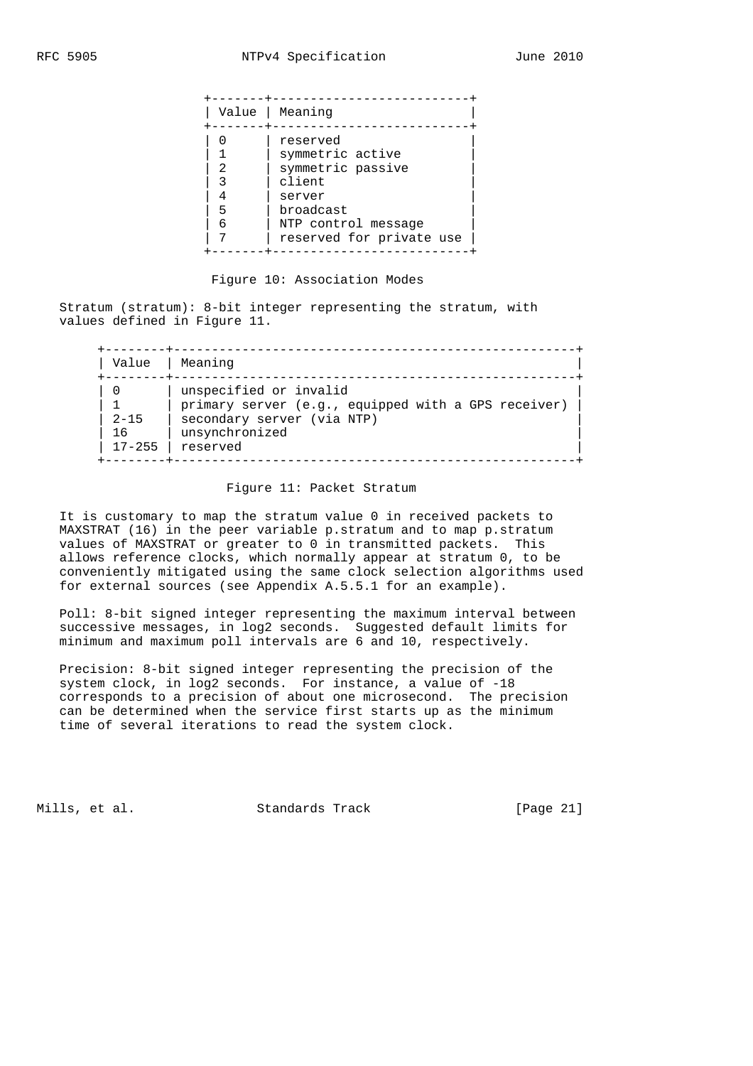| Value | Meaning |
| --- | --- |
| 0 | reserved |
| 1 | symmetric active |
| 2 | symmetric passive |
| 3 | client |
| 4 | server |
| 5 | broadcast |
| 6 | NTP control message |
| 7 | reserved for private use |

Figure 10: Association Modes

Stratum (stratum): 8-bit integer representing the stratum, with values defined in Figure 11.

| Value | Meaning |
| --- | --- |
| 0 | unspecified or invalid |
| 1 | primary server (e.g., equipped with a GPS receiver) |
| 2-15 | secondary server (via NTP) |
| 16 | unsynchronized |
| 17-255 | reserved |

Figure 11: Packet Stratum

It is customary to map the stratum value 0 in received packets to MAXSTRAT (16) in the peer variable p.stratum and to map p.stratum values of MAXSTRAT or greater to 0 in transmitted packets. This allows reference clocks, which normally appear at stratum 0, to be conveniently mitigated using the same clock selection algorithms used for external sources (see Appendix A.5.5.1 for an example).

Poll: 8-bit signed integer representing the maximum interval between successive messages, in log2 seconds. Suggested default limits for minimum and maximum poll intervals are 6 and 10, respectively.

Precision: 8-bit signed integer representing the precision of the system clock, in log2 seconds. For instance, a value of -18 corresponds to a precision of about one microsecond. The precision can be determined when the service first starts up as the minimum time of several iterations to read the system clock.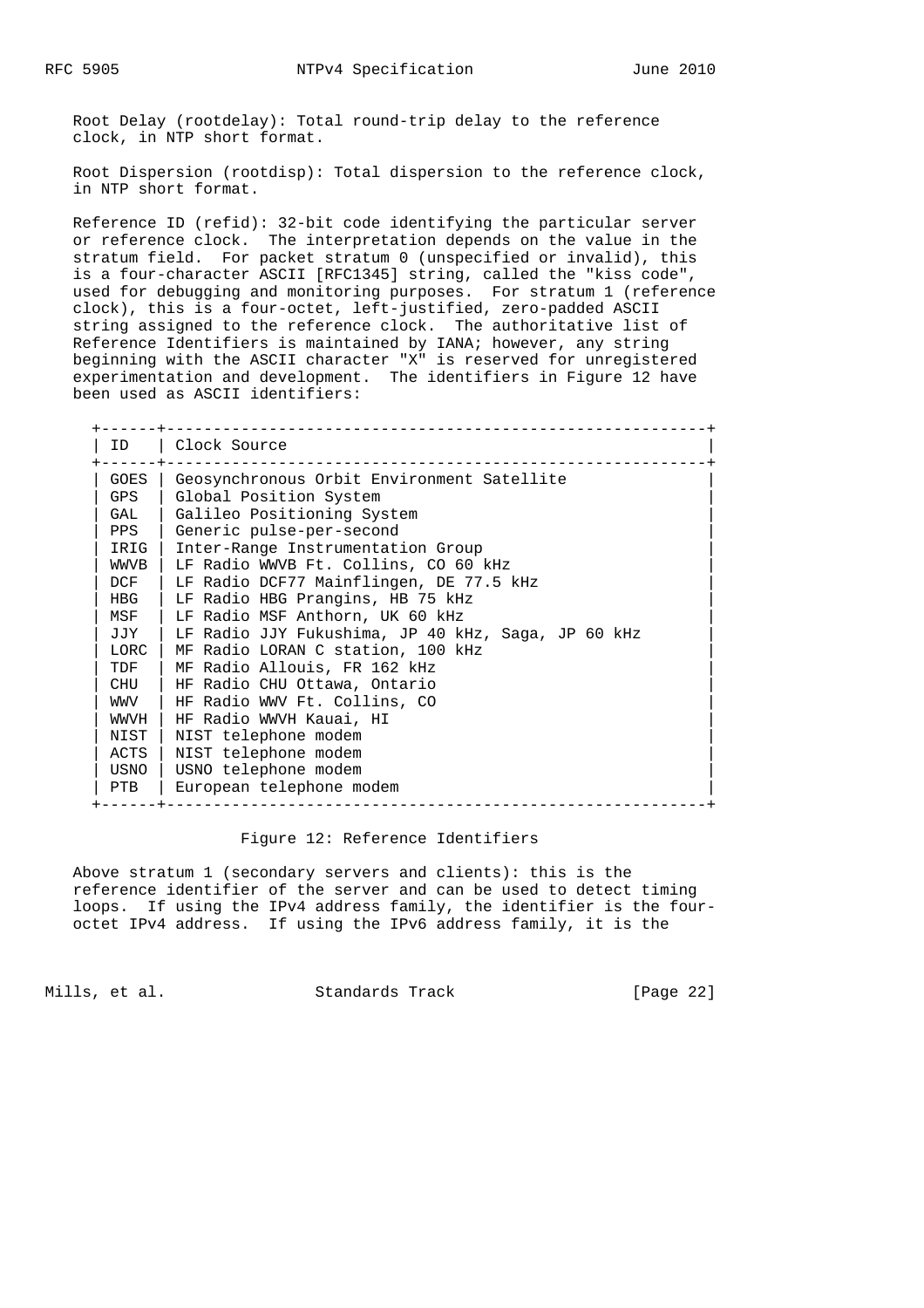Root Delay (rootdelay): Total round-trip delay to the reference clock, in NTP short format.

Root Dispersion (rootdisp): Total dispersion to the reference clock, in NTP short format.

Reference ID (refid): 32-bit code identifying the particular server or reference clock. The interpretation depends on the value in the stratum field. For packet stratum 0 (unspecified or invalid), this is a four-character ASCII [RFC1345] string, called the "kiss code", used for debugging and monitoring purposes. For stratum 1 (reference clock), this is a four-octet, left-justified, zero-padded ASCII string assigned to the reference clock. The authoritative list of Reference Identifiers is maintained by IANA; however, any string beginning with the ASCII character "X" is reserved for unregistered experimentation and development. The identifiers in Figure 12 have been used as ASCII identifiers:

| ID | Clock Source |
|---|---|
| GOES | Geosynchronous Orbit Environment Satellite |
| GPS | Global Position System |
| GAL | Galileo Positioning System |
| PPS | Generic pulse-per-second |
| IRIG | Inter-Range Instrumentation Group |
| WWVB | LF Radio WWVB Ft. Collins, CO 60 kHz |
| DCF | LF Radio DCF77 Mainflingen, DE 77.5 kHz |
| HBG | LF Radio HBG Prangins, HB 75 kHz |
| MSF | LF Radio MSF Anthorn, UK 60 kHz |
| JJY | LF Radio JJY Fukushima, JP 40 kHz, Saga, JP 60 kHz |
| LORC | MF Radio LORAN C station, 100 kHz |
| TDF | MF Radio Allouis, FR 162 kHz |
| CHU | HF Radio CHU Ottawa, Ontario |
| WWV | HF Radio WWV Ft. Collins, CO |
| WWVH | HF Radio WWVH Kauai, HI |
| NIST | NIST telephone modem |
| ACTS | NIST telephone modem |
| USNO | USNO telephone modem |
| PTB | European telephone modem |

Figure 12: Reference Identifiers

Above stratum 1 (secondary servers and clients): this is the reference identifier of the server and can be used to detect timing loops. If using the IPv4 address family, the identifier is the four-octet IPv4 address. If using the IPv6 address family, it is the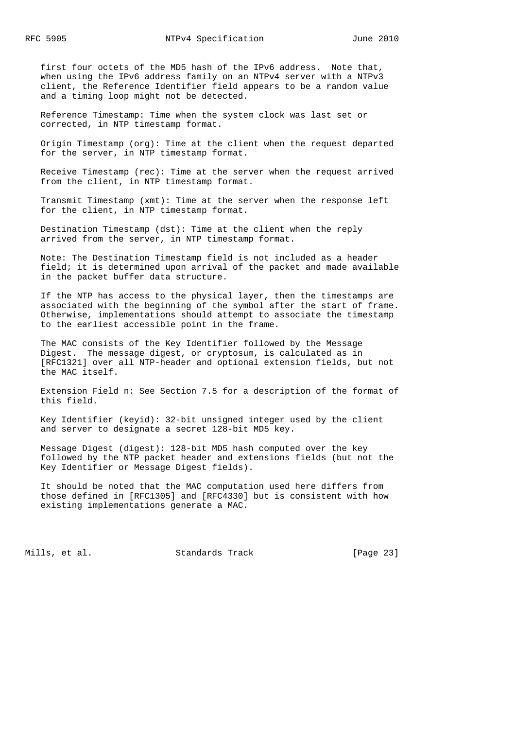first four octets of the MD5 hash of the IPv6 address. Note that, when using the IPv6 address family on an NTPv4 server with a NTPv3 client, the Reference Identifier field appears to be a random value and a timing loop might not be detected.

Reference Timestamp: Time when the system clock was last set or corrected, in NTP timestamp format.

Origin Timestamp (org): Time at the client when the request departed for the server, in NTP timestamp format.

Receive Timestamp (rec): Time at the server when the request arrived from the client, in NTP timestamp format.

Transmit Timestamp (xmt): Time at the server when the response left for the client, in NTP timestamp format.

Destination Timestamp (dst): Time at the client when the reply arrived from the server, in NTP timestamp format.

Note: The Destination Timestamp field is not included as a header field; it is determined upon arrival of the packet and made available in the packet buffer data structure.

If the NTP has access to the physical layer, then the timestamps are associated with the beginning of the symbol after the start of frame. Otherwise, implementations should attempt to associate the timestamp to the earliest accessible point in the frame.

The MAC consists of the Key Identifier followed by the Message Digest. The message digest, or cryptosum, is calculated as in [RFC1321] over all NTP-header and optional extension fields, but not the MAC itself.

Extension Field n: See Section 7.5 for a description of the format of this field.

Key Identifier (keyid): 32-bit unsigned integer used by the client and server to designate a secret 128-bit MD5 key.

Message Digest (digest): 128-bit MD5 hash computed over the key followed by the NTP packet header and extensions fields (but not the Key Identifier or Message Digest fields).

It should be noted that the MAC computation used here differs from those defined in [RFC1305] and [RFC4330] but is consistent with how existing implementations generate a MAC.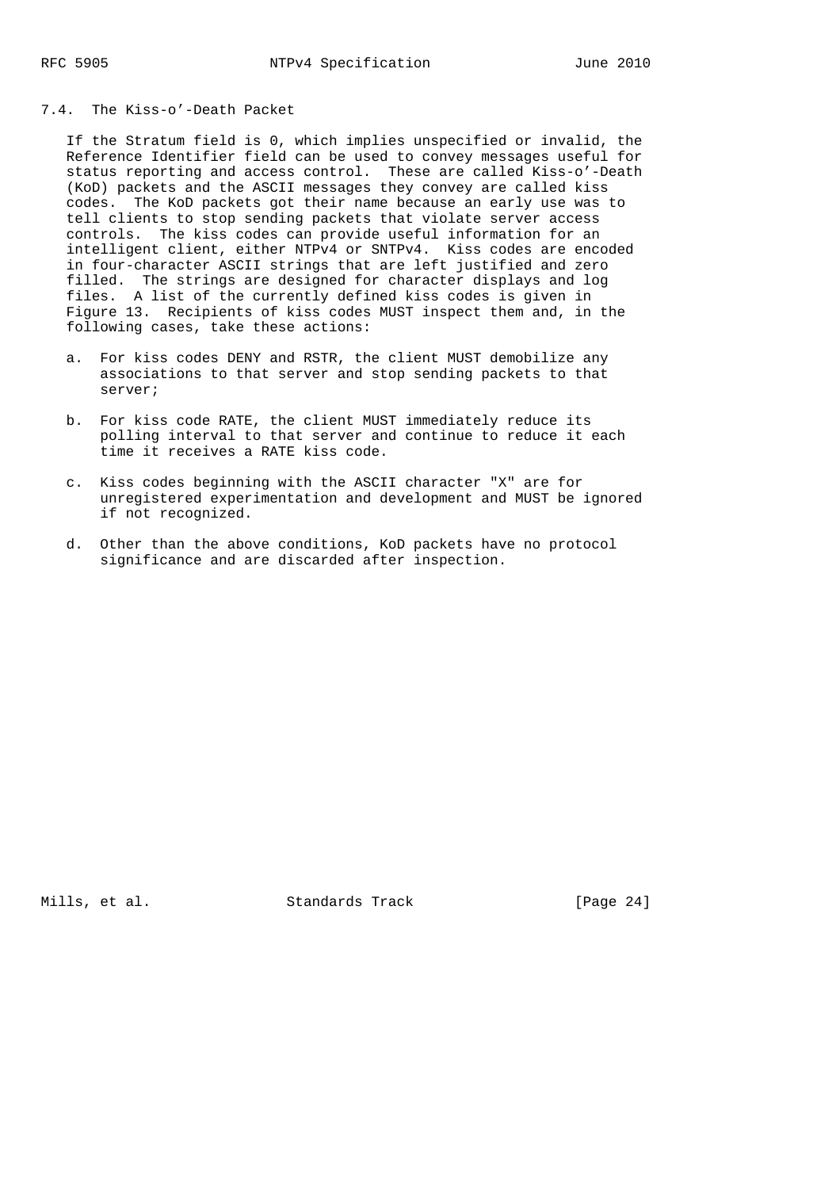### 7.4. The Kiss-o'-Death Packet

If the Stratum field is 0, which implies unspecified or invalid, the Reference Identifier field can be used to convey messages useful for status reporting and access control. These are called Kiss-o'-Death (KoD) packets and the ASCII messages they convey are called kiss codes. The KoD packets got their name because an early use was to tell clients to stop sending packets that violate server access controls. The kiss codes can provide useful information for an intelligent client, either NTPv4 or SNTPv4. Kiss codes are encoded in four-character ASCII strings that are left justified and zero filled. The strings are designed for character displays and log files. A list of the currently defined kiss codes is given in Figure 13. Recipients of kiss codes MUST inspect them and, in the following cases, take these actions:

a. For kiss codes DENY and RSTR, the client MUST demobilize any associations to that server and stop sending packets to that server;

b. For kiss code RATE, the client MUST immediately reduce its polling interval to that server and continue to reduce it each time it receives a RATE kiss code.

c. Kiss codes beginning with the ASCII character "X" are for unregistered experimentation and development and MUST be ignored if not recognized.

d. Other than the above conditions, KoD packets have no protocol significance and are discarded after inspection.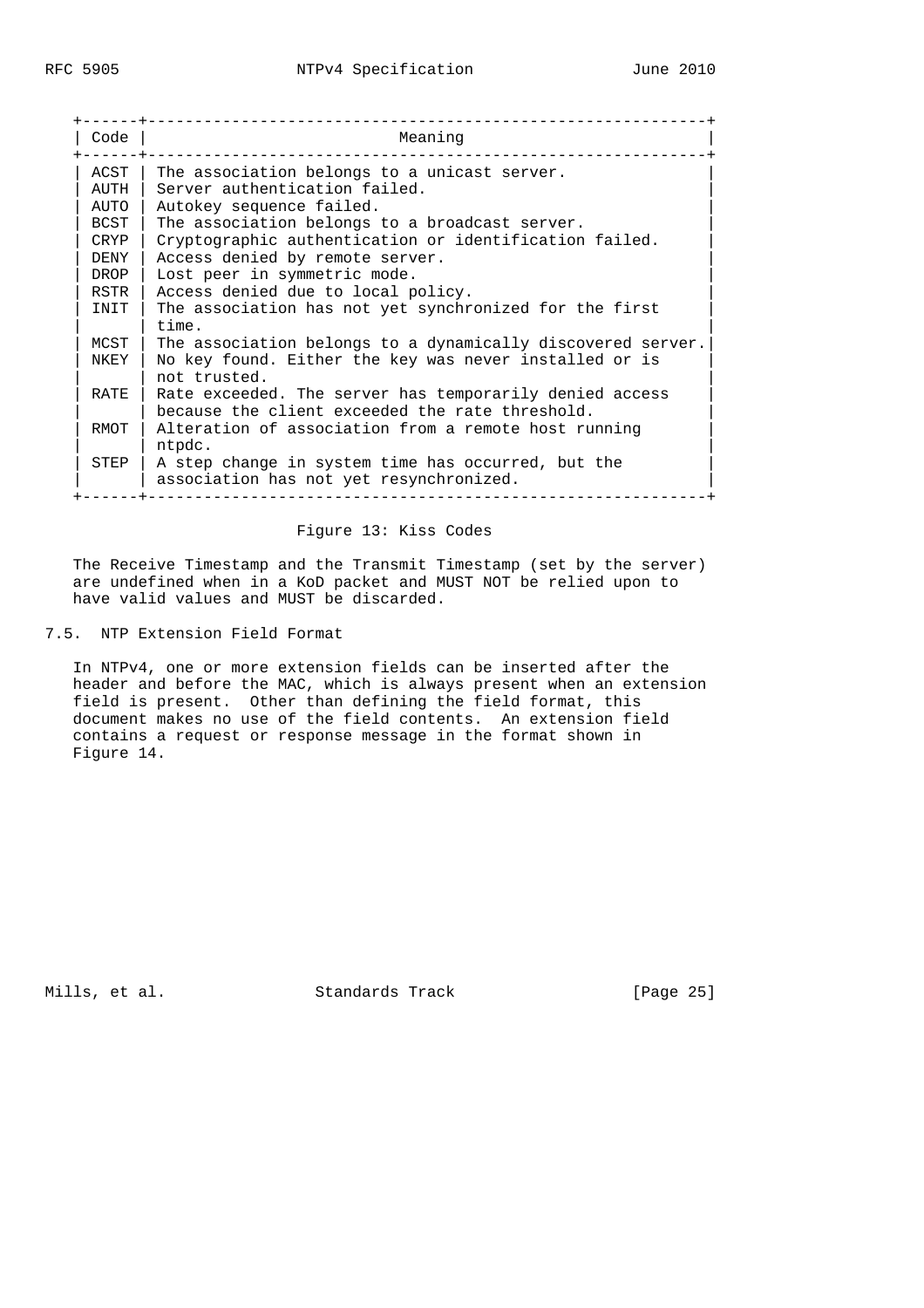| Code | Meaning |
|---|---|
| ACST | The association belongs to a unicast server. |
| AUTH | Server authentication failed. |
| AUTO | Autokey sequence failed. |
| BCST | The association belongs to a broadcast server. |
| CRYP | Cryptographic authentication or identification failed. |
| DENY | Access denied by remote server. |
| DROP | Lost peer in symmetric mode. |
| RSTR | Access denied due to local policy. |
| INIT | The association has not yet synchronized for the first time. |
| MCST | The association belongs to a dynamically discovered server. |
| NKEY | No key found. Either the key was never installed or is not trusted. |
| RATE | Rate exceeded. The server has temporarily denied access because the client exceeded the rate threshold. |
| RMOT | Alteration of association from a remote host running ntpdc. |
| STEP | A step change in system time has occurred, but the association has not yet resynchronized. |

Figure 13: Kiss Codes

The Receive Timestamp and the Transmit Timestamp (set by the server) are undefined when in a KoD packet and MUST NOT be relied upon to have valid values and MUST be discarded.

## 7.5. NTP Extension Field Format

In NTPv4, one or more extension fields can be inserted after the header and before the MAC, which is always present when an extension field is present. Other than defining the field format, this document makes no use of the field contents. An extension field contains a request or response message in the format shown in Figure 14.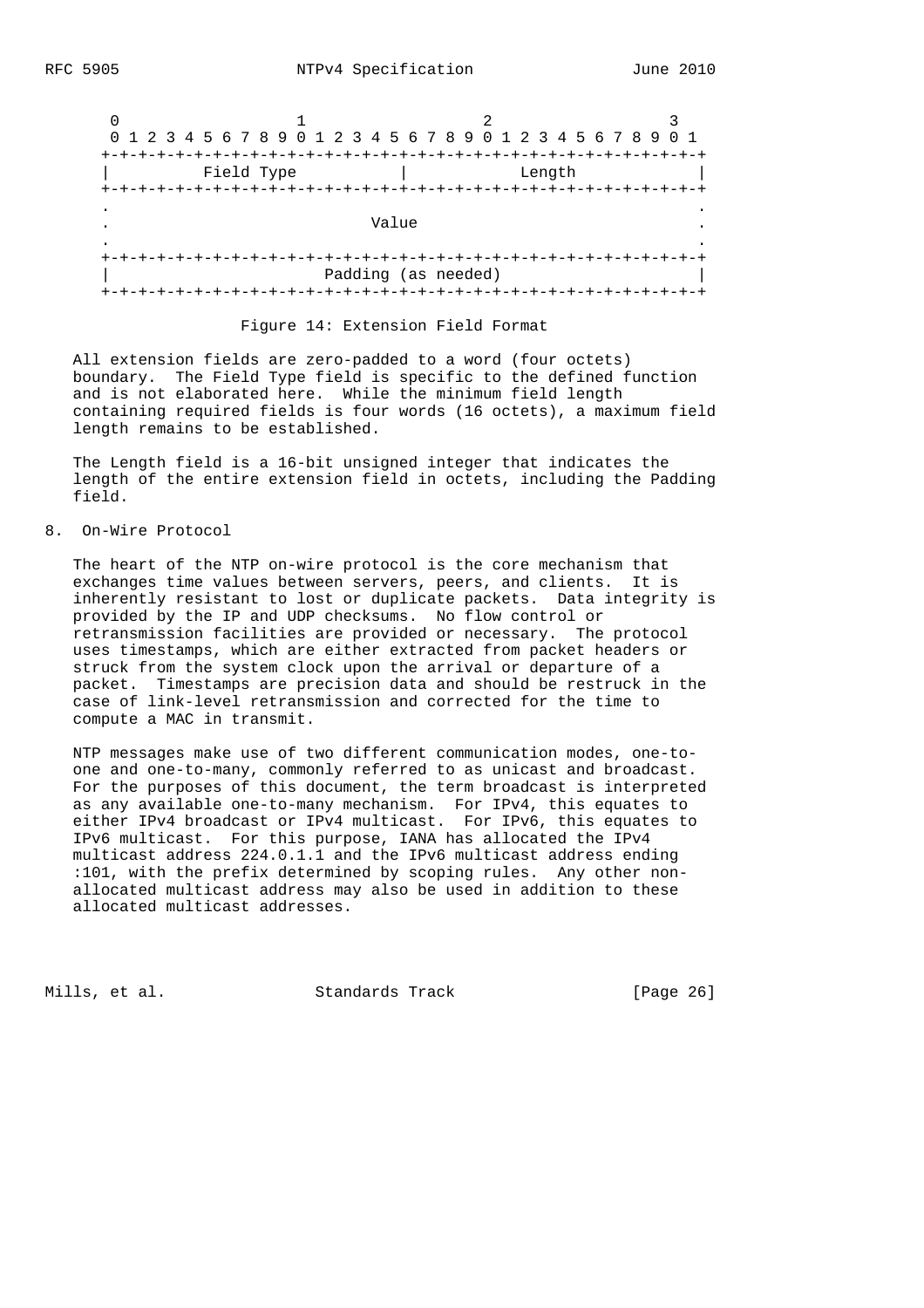```
 0                   1                   2                   3
 0 1 2 3 4 5 6 7 8 9 0 1 2 3 4 5 6 7 8 9 0 1 2 3 4 5 6 7 8 9 0 1
+-+-+-+-+-+-+-+-+-+-+-+-+-+-+-+-+-+-+-+-+-+-+-+-+-+-+-+-+-+-+-+-+
|          Field Type           |            Length             |
+-+-+-+-+-+-+-+-+-+-+-+-+-+-+-+-+-+-+-+-+-+-+-+-+-+-+-+-+-+-+-+-+
.                                                               .
.                            Value                              .
.                                                               .
+-+-+-+-+-+-+-+-+-+-+-+-+-+-+-+-+-+-+-+-+-+-+-+-+-+-+-+-+-+-+-+-+
|                       Padding (as needed)                     |
+-+-+-+-+-+-+-+-+-+-+-+-+-+-+-+-+-+-+-+-+-+-+-+-+-+-+-+-+-+-+-+-+
```

Figure 14: Extension Field Format

All extension fields are zero-padded to a word (four octets) boundary. The Field Type field is specific to the defined function and is not elaborated here. While the minimum field length containing required fields is four words (16 octets), a maximum field length remains to be established.

The Length field is a 16-bit unsigned integer that indicates the length of the entire extension field in octets, including the Padding field.

## 8. On-Wire Protocol

The heart of the NTP on-wire protocol is the core mechanism that exchanges time values between servers, peers, and clients. It is inherently resistant to lost or duplicate packets. Data integrity is provided by the IP and UDP checksums. No flow control or retransmission facilities are provided or necessary. The protocol uses timestamps, which are either extracted from packet headers or struck from the system clock upon the arrival or departure of a packet. Timestamps are precision data and should be restruck in the case of link-level retransmission and corrected for the time to compute a MAC in transmit.

NTP messages make use of two different communication modes, one-to-one and one-to-many, commonly referred to as unicast and broadcast. For the purposes of this document, the term broadcast is interpreted as any available one-to-many mechanism. For IPv4, this equates to either IPv4 broadcast or IPv4 multicast. For IPv6, this equates to IPv6 multicast. For this purpose, IANA has allocated the IPv4 multicast address 224.0.1.1 and the IPv6 multicast address ending :101, with the prefix determined by scoping rules. Any other non-allocated multicast address may also be used in addition to these allocated multicast addresses.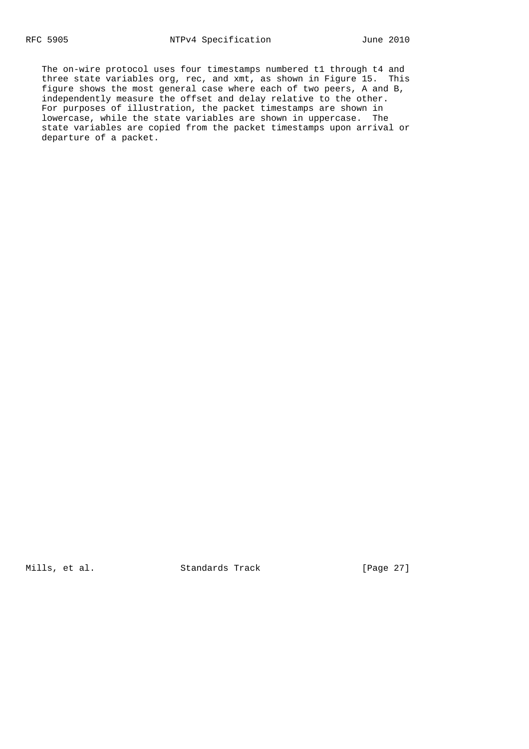The on-wire protocol uses four timestamps numbered t1 through t4 and three state variables org, rec, and xmt, as shown in Figure 15. This figure shows the most general case where each of two peers, A and B, independently measure the offset and delay relative to the other. For purposes of illustration, the packet timestamps are shown in lowercase, while the state variables are shown in uppercase. The state variables are copied from the packet timestamps upon arrival or departure of a packet.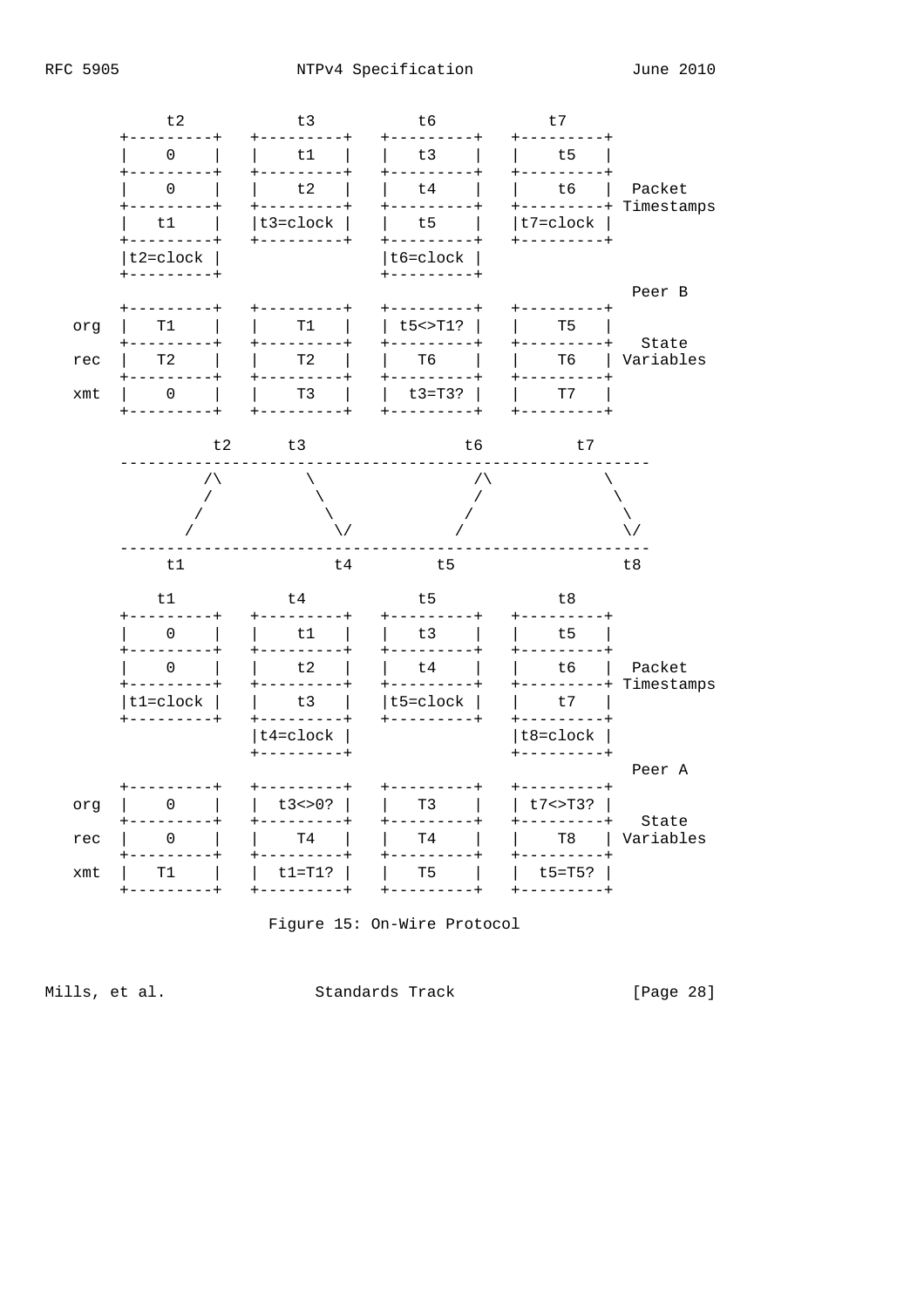```
          t2            t3           t6            t7
      +---------+   +---------+   +---------+   +---------+
      |    0    |   |    t1   |   |   t3    |   |   t5    |
      +---------+   +---------+   +---------+   +---------+
      |    0    |   |    t2   |   |   t4    |   |   t6    |  Packet
      +---------+   +---------+   +---------+   +---------+ Timestamps
      |   t1    |   |t3=clock |   |   t5    |   |t7=clock |
      +---------+   +---------+   +---------+   +---------+
      |t2=clock |                 |t6=clock |
      +---------+                 +---------+
                                                             Peer B
      +---------+   +---------+   +---------+   +---------+
   org |   T1    |   |    T1   |   | t5<>T1? |   |   T5    |
      +---------+   +---------+   +---------+   +---------+   State
   rec |   T2    |   |    T2   |   |   T6    |   |   T6    | Variables
      +---------+   +---------+   +---------+   +---------+
   xmt |    0    |   |    T3   |   |  t3=T3? |   |   T7    |
      +---------+   +---------+   +---------+   +---------+

                t2      t3                 t6          t7
      ---------------------------------------------------------
               /\         \                 /\            \
               /           \               /               \
              /             \             /                 \
             /               \/          /                   \/
      ---------------------------------------------------------
           t1                t4         t5                  t8

          t1            t4            t5            t8
      +---------+   +---------+   +---------+   +---------+
      |    0    |   |    t1   |   |   t3    |   |   t5    |
      +---------+   +---------+   +---------+   +---------+
      |    0    |   |    t2   |   |   t4    |   |   t6    |  Packet
      +---------+   +---------+   +---------+   +---------+ Timestamps
      |t1=clock |   |    t3   |   |t5=clock |   |   t7    |
      +---------+   +---------+   +---------+   +---------+
                    |t4=clock |                 |t8=clock |
                    +---------+                 +---------+
                                                             Peer A
      +---------+   +---------+   +---------+   +---------+
   org |    0    |   |  t3<>0? |   |   T3    |   | t7<>T3? |
      +---------+   +---------+   +---------+   +---------+   State
   rec |    0    |   |    T4   |   |   T4    |   |   T8    | Variables
      +---------+   +---------+   +---------+   +---------+
   xmt |   T1    |   |  t1=T1? |   |   T5    |   |  t5=T5? |
      +---------+   +---------+   +---------+   +---------+
```

Figure 15: On-Wire Protocol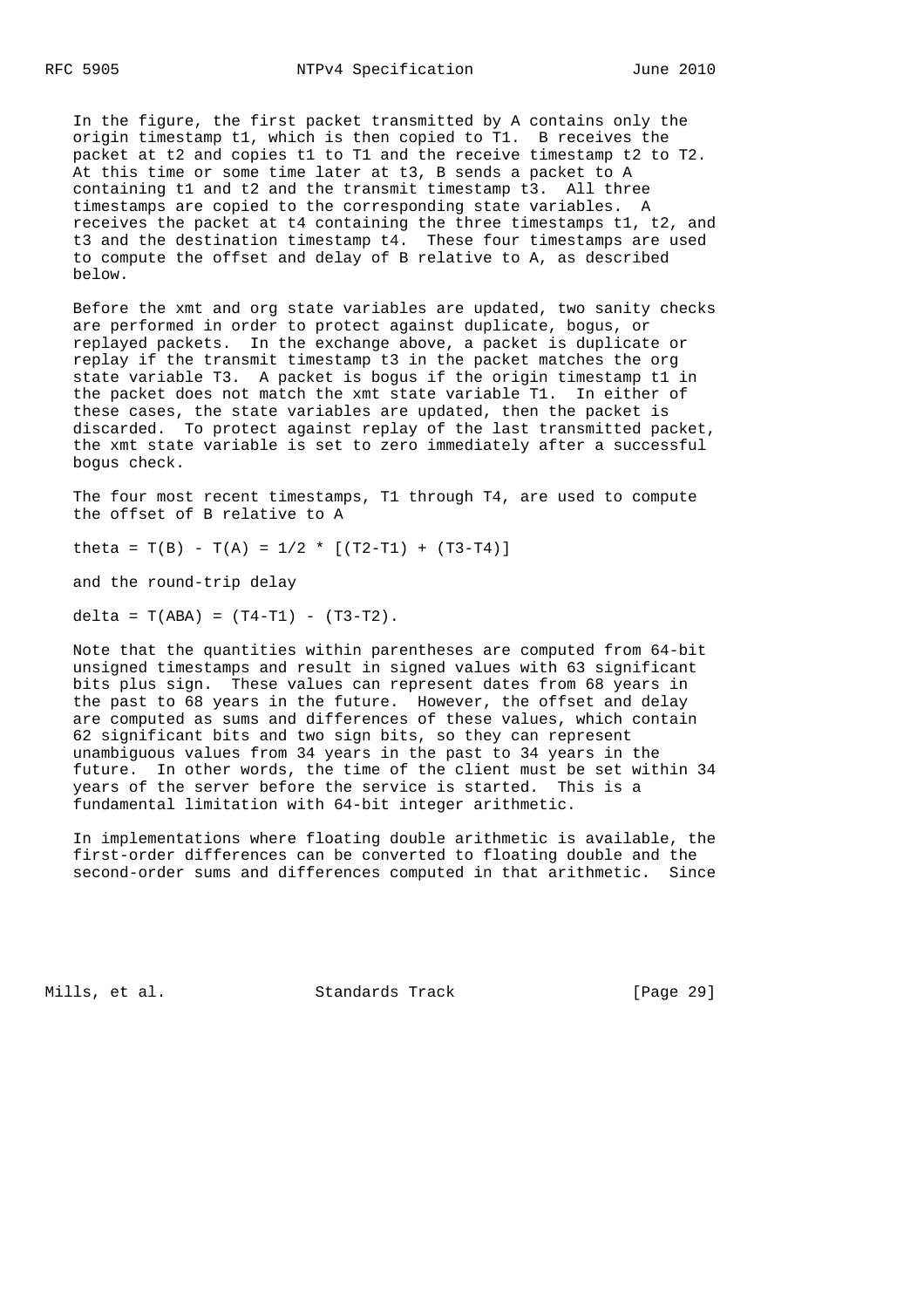In the figure, the first packet transmitted by A contains only the origin timestamp t1, which is then copied to T1. B receives the packet at t2 and copies t1 to T1 and the receive timestamp t2 to T2. At this time or some time later at t3, B sends a packet to A containing t1 and t2 and the transmit timestamp t3. All three timestamps are copied to the corresponding state variables. A receives the packet at t4 containing the three timestamps t1, t2, and t3 and the destination timestamp t4. These four timestamps are used to compute the offset and delay of B relative to A, as described below.

Before the xmt and org state variables are updated, two sanity checks are performed in order to protect against duplicate, bogus, or replayed packets. In the exchange above, a packet is duplicate or replay if the transmit timestamp t3 in the packet matches the org state variable T3. A packet is bogus if the origin timestamp t1 in the packet does not match the xmt state variable T1. In either of these cases, the state variables are updated, then the packet is discarded. To protect against replay of the last transmitted packet, the xmt state variable is set to zero immediately after a successful bogus check.

The four most recent timestamps, T1 through T4, are used to compute the offset of B relative to A

$$\theta = T(B) - T(A) = 1/2 * [(T2-T1) + (T3-T4)]$$

and the round-trip delay

$$\delta = T(ABA) = (T4-T1) - (T3-T2).$$

Note that the quantities within parentheses are computed from 64-bit unsigned timestamps and result in signed values with 63 significant bits plus sign. These values can represent dates from 68 years in the past to 68 years in the future. However, the offset and delay are computed as sums and differences of these values, which contain 62 significant bits and two sign bits, so they can represent unambiguous values from 34 years in the past to 34 years in the future. In other words, the time of the client must be set within 34 years of the server before the service is started. This is a fundamental limitation with 64-bit integer arithmetic.

In implementations where floating double arithmetic is available, the first-order differences can be converted to floating double and the second-order sums and differences computed in that arithmetic. Since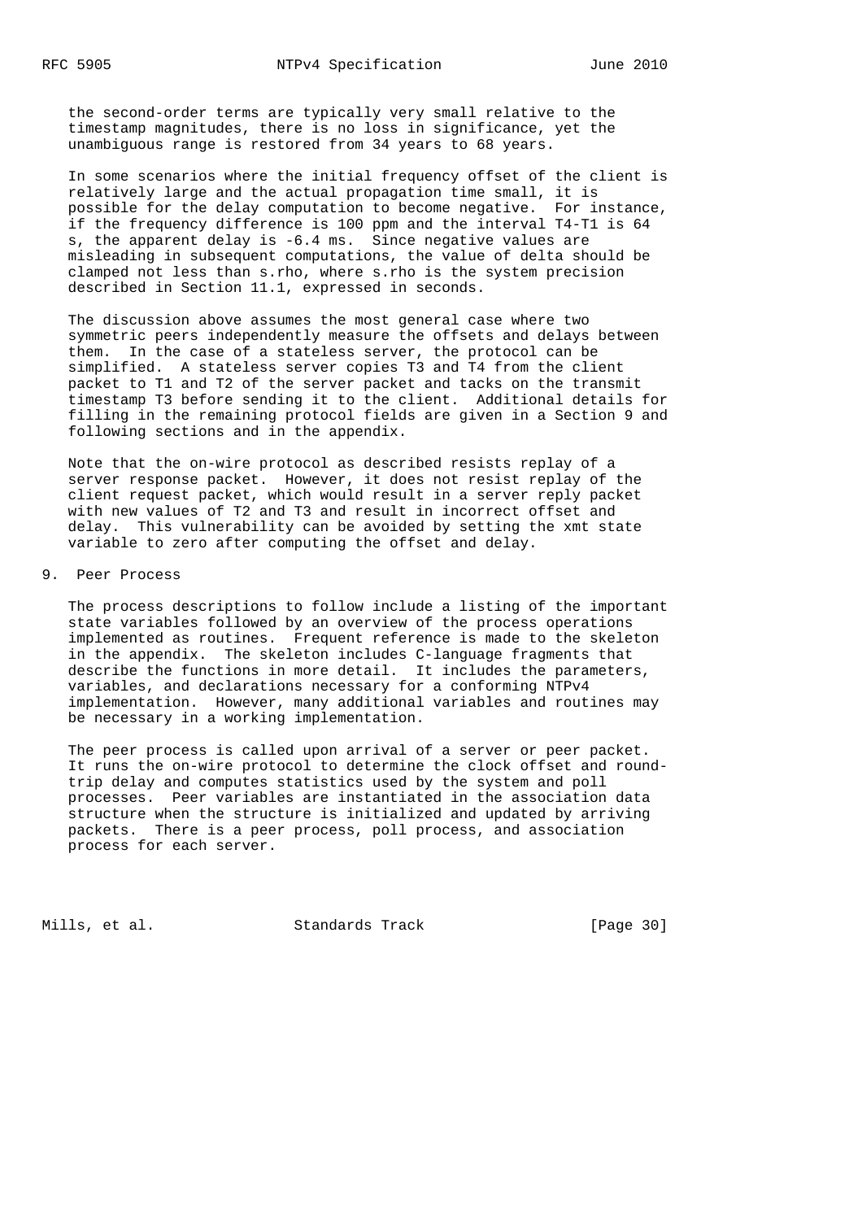the second-order terms are typically very small relative to the timestamp magnitudes, there is no loss in significance, yet the unambiguous range is restored from 34 years to 68 years.

In some scenarios where the initial frequency offset of the client is relatively large and the actual propagation time small, it is possible for the delay computation to become negative. For instance, if the frequency difference is 100 ppm and the interval T4-T1 is 64 s, the apparent delay is -6.4 ms. Since negative values are misleading in subsequent computations, the value of delta should be clamped not less than s.rho, where s.rho is the system precision described in Section 11.1, expressed in seconds.

The discussion above assumes the most general case where two symmetric peers independently measure the offsets and delays between them. In the case of a stateless server, the protocol can be simplified. A stateless server copies T3 and T4 from the client packet to T1 and T2 of the server packet and tacks on the transmit timestamp T3 before sending it to the client. Additional details for filling in the remaining protocol fields are given in a Section 9 and following sections and in the appendix.

Note that the on-wire protocol as described resists replay of a server response packet. However, it does not resist replay of the client request packet, which would result in a server reply packet with new values of T2 and T3 and result in incorrect offset and delay. This vulnerability can be avoided by setting the xmt state variable to zero after computing the offset and delay.

## 9. Peer Process

The process descriptions to follow include a listing of the important state variables followed by an overview of the process operations implemented as routines. Frequent reference is made to the skeleton in the appendix. The skeleton includes C-language fragments that describe the functions in more detail. It includes the parameters, variables, and declarations necessary for a conforming NTPv4 implementation. However, many additional variables and routines may be necessary in a working implementation.

The peer process is called upon arrival of a server or peer packet. It runs the on-wire protocol to determine the clock offset and round-trip delay and computes statistics used by the system and poll processes. Peer variables are instantiated in the association data structure when the structure is initialized and updated by arriving packets. There is a peer process, poll process, and association process for each server.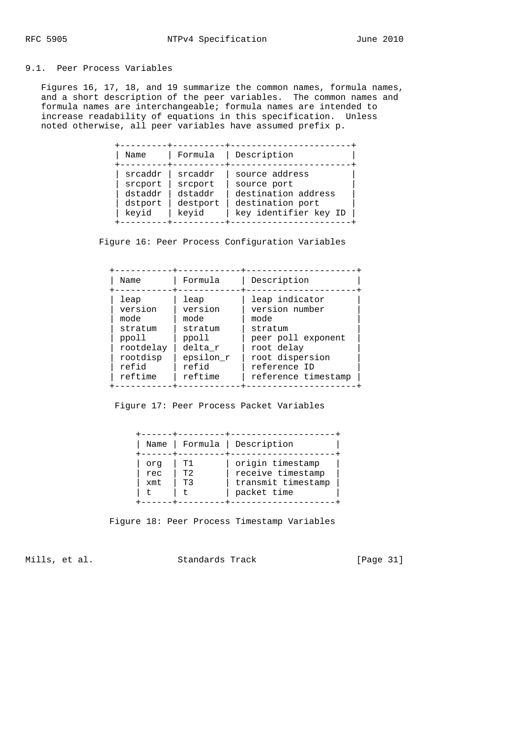### 9.1. Peer Process Variables

Figures 16, 17, 18, and 19 summarize the common names, formula names, and a short description of the peer variables. The common names and formula names are interchangeable; formula names are intended to increase readability of equations in this specification. Unless noted otherwise, all peer variables have assumed prefix p.

| Name | Formula | Description |
|---|---|---|
| srcaddr | srcaddr | source address |
| srcport | srcport | source port |
| dstaddr | dstaddr | destination address |
| dstport | destport | destination port |
| keyid | keyid | key identifier key ID |

Figure 16: Peer Process Configuration Variables

| Name | Formula | Description |
|---|---|---|
| leap | leap | leap indicator |
| version | version | version number |
| mode | mode | mode |
| stratum | stratum | stratum |
| ppoll | ppoll | peer poll exponent |
| rootdelay | delta_r | root delay |
| rootdisp | epsilon_r | root dispersion |
| refid | refid | reference ID |
| reftime | reftime | reference timestamp |

Figure 17: Peer Process Packet Variables

| Name | Formula | Description |
|---|---|---|
| org | T1 | origin timestamp |
| rec | T2 | receive timestamp |
| xmt | T3 | transmit timestamp |
| t | t | packet time |

Figure 18: Peer Process Timestamp Variables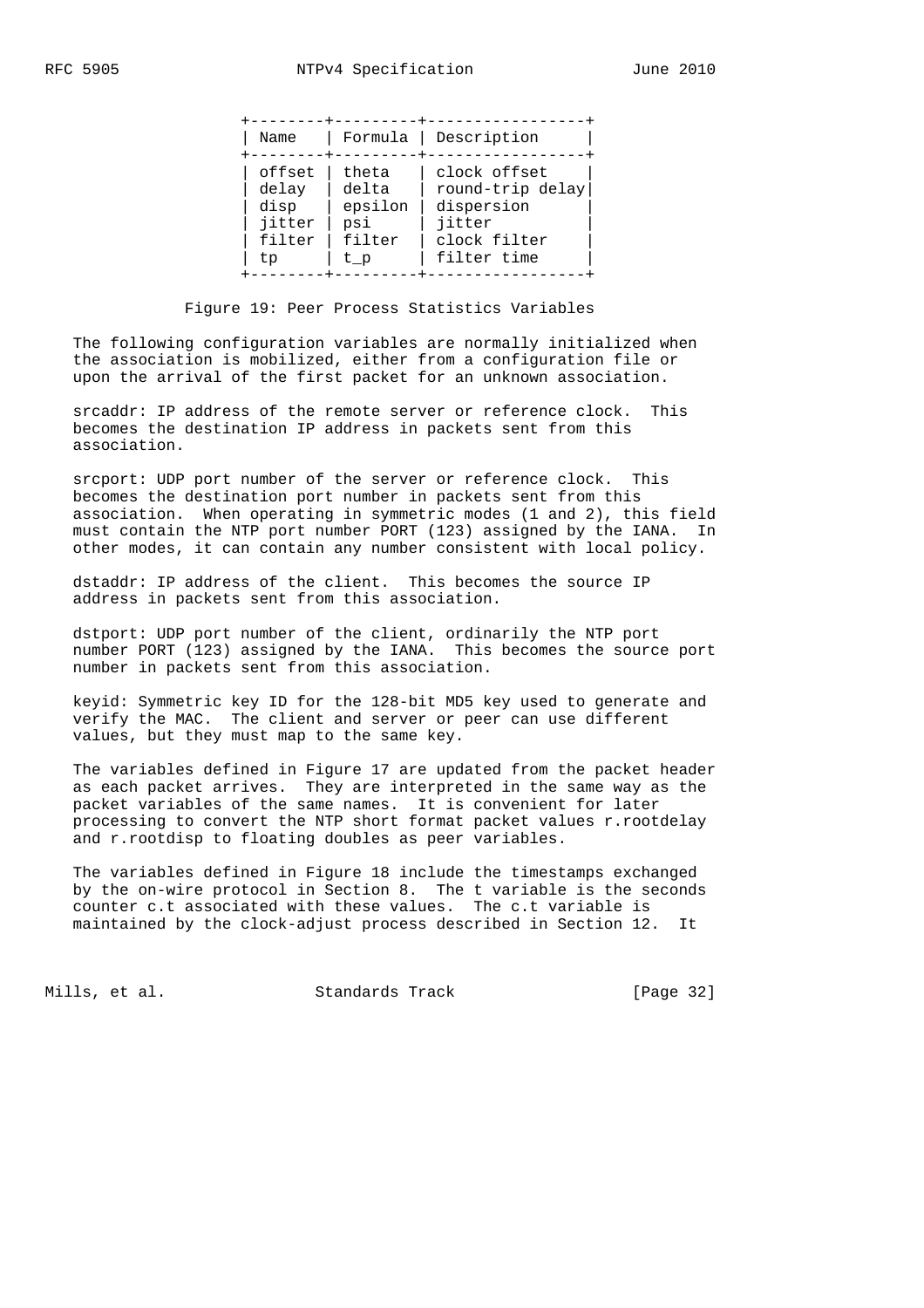| Name | Formula | Description |
|---|---|---|
| offset | theta | clock offset |
| delay | delta | round-trip delay |
| disp | epsilon | dispersion |
| jitter | psi | jitter |
| filter | filter | clock filter |
| tp | t_p | filter time |

Figure 19: Peer Process Statistics Variables

The following configuration variables are normally initialized when the association is mobilized, either from a configuration file or upon the arrival of the first packet for an unknown association.

srcaddr: IP address of the remote server or reference clock. This becomes the destination IP address in packets sent from this association.

srcport: UDP port number of the server or reference clock. This becomes the destination port number in packets sent from this association. When operating in symmetric modes (1 and 2), this field must contain the NTP port number PORT (123) assigned by the IANA. In other modes, it can contain any number consistent with local policy.

dstaddr: IP address of the client. This becomes the source IP address in packets sent from this association.

dstport: UDP port number of the client, ordinarily the NTP port number PORT (123) assigned by the IANA. This becomes the source port number in packets sent from this association.

keyid: Symmetric key ID for the 128-bit MD5 key used to generate and verify the MAC. The client and server or peer can use different values, but they must map to the same key.

The variables defined in Figure 17 are updated from the packet header as each packet arrives. They are interpreted in the same way as the packet variables of the same names. It is convenient for later processing to convert the NTP short format packet values r.rootdelay and r.rootdisp to floating doubles as peer variables.

The variables defined in Figure 18 include the timestamps exchanged by the on-wire protocol in Section 8. The t variable is the seconds counter c.t associated with these values. The c.t variable is maintained by the clock-adjust process described in Section 12. It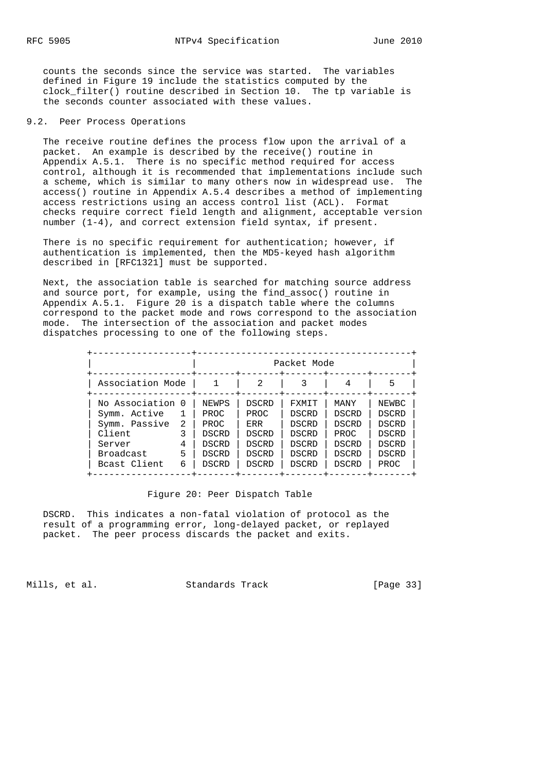counts the seconds since the service was started. The variables defined in Figure 19 include the statistics computed by the clock_filter() routine described in Section 10. The tp variable is the seconds counter associated with these values.

## 9.2. Peer Process Operations

The receive routine defines the process flow upon the arrival of a packet. An example is described by the receive() routine in Appendix A.5.1. There is no specific method required for access control, although it is recommended that implementations include such a scheme, which is similar to many others now in widespread use. The access() routine in Appendix A.5.4 describes a method of implementing access restrictions using an access control list (ACL). Format checks require correct field length and alignment, acceptable version number (1-4), and correct extension field syntax, if present.

There is no specific requirement for authentication; however, if authentication is implemented, then the MD5-keyed hash algorithm described in [RFC1321] must be supported.

Next, the association table is searched for matching source address and source port, for example, using the find_assoc() routine in Appendix A.5.1. Figure 20 is a dispatch table where the columns correspond to the packet mode and rows correspond to the association mode. The intersection of the association and packet modes dispatches processing to one of the following steps.

| | Packet Mode | | | | |
|---|---|---|---|---|---|
| Association Mode | 1 | 2 | 3 | 4 | 5 |
| No Association 0 | NEWPS | DSCRD | FXMIT | MANY | NEWBC |
| Symm. Active 1 | PROC | PROC | DSCRD | DSCRD | DSCRD |
| Symm. Passive 2 | PROC | ERR | DSCRD | DSCRD | DSCRD |
| Client 3 | DSCRD | DSCRD | DSCRD | PROC | DSCRD |
| Server 4 | DSCRD | DSCRD | DSCRD | DSCRD | DSCRD |
| Broadcast 5 | DSCRD | DSCRD | DSCRD | DSCRD | DSCRD |
| Bcast Client 6 | DSCRD | DSCRD | DSCRD | DSCRD | PROC |

Figure 20: Peer Dispatch Table

DSCRD. This indicates a non-fatal violation of protocol as the result of a programming error, long-delayed packet, or replayed packet. The peer process discards the packet and exits.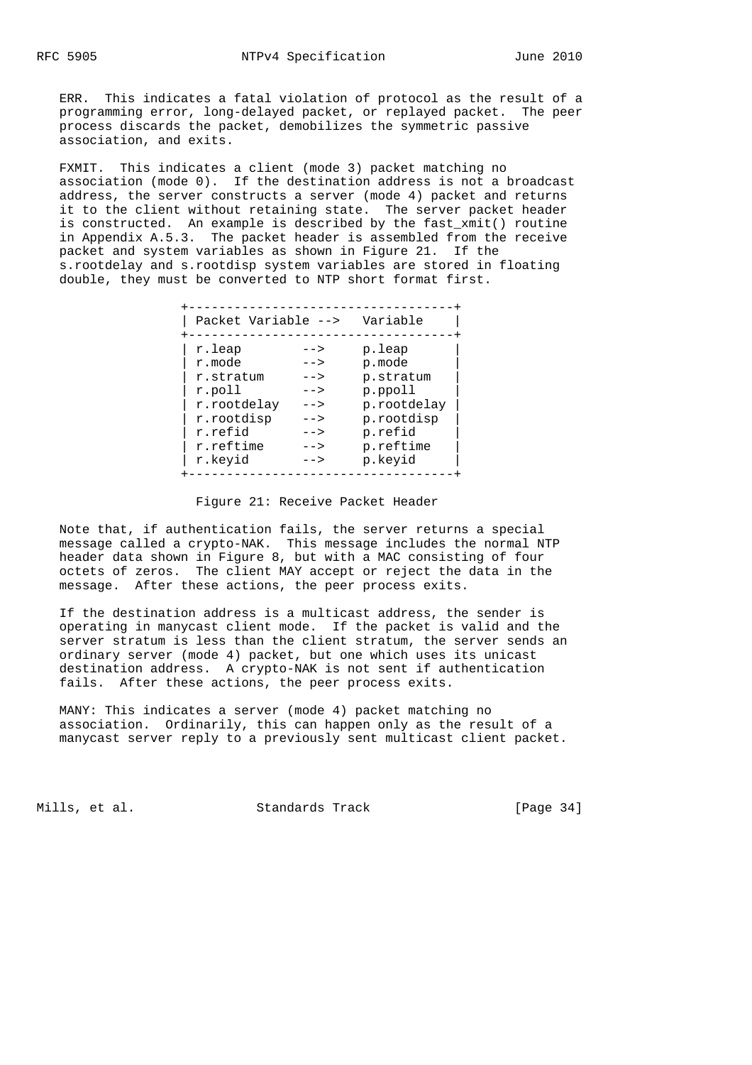ERR. This indicates a fatal violation of protocol as the result of a programming error, long-delayed packet, or replayed packet. The peer process discards the packet, demobilizes the symmetric passive association, and exits.

FXMIT. This indicates a client (mode 3) packet matching no association (mode 0). If the destination address is not a broadcast address, the server constructs a server (mode 4) packet and returns it to the client without retaining state. The server packet header is constructed. An example is described by the fast_xmit() routine in Appendix A.5.3. The packet header is assembled from the receive packet and system variables as shown in Figure 21. If the s.rootdelay and s.rootdisp system variables are stored in floating double, they must be converted to NTP short format first.

| Packet Variable | --> | Variable |
|---|---|---|
| r.leap | --> | p.leap |
| r.mode | --> | p.mode |
| r.stratum | --> | p.stratum |
| r.poll | --> | p.ppoll |
| r.rootdelay | --> | p.rootdelay |
| r.rootdisp | --> | p.rootdisp |
| r.refid | --> | p.refid |
| r.reftime | --> | p.reftime |
| r.keyid | --> | p.keyid |

Figure 21: Receive Packet Header

Note that, if authentication fails, the server returns a special message called a crypto-NAK. This message includes the normal NTP header data shown in Figure 8, but with a MAC consisting of four octets of zeros. The client MAY accept or reject the data in the message. After these actions, the peer process exits.

If the destination address is a multicast address, the sender is operating in manycast client mode. If the packet is valid and the server stratum is less than the client stratum, the server sends an ordinary server (mode 4) packet, but one which uses its unicast destination address. A crypto-NAK is not sent if authentication fails. After these actions, the peer process exits.

MANY: This indicates a server (mode 4) packet matching no association. Ordinarily, this can happen only as the result of a manycast server reply to a previously sent multicast client packet.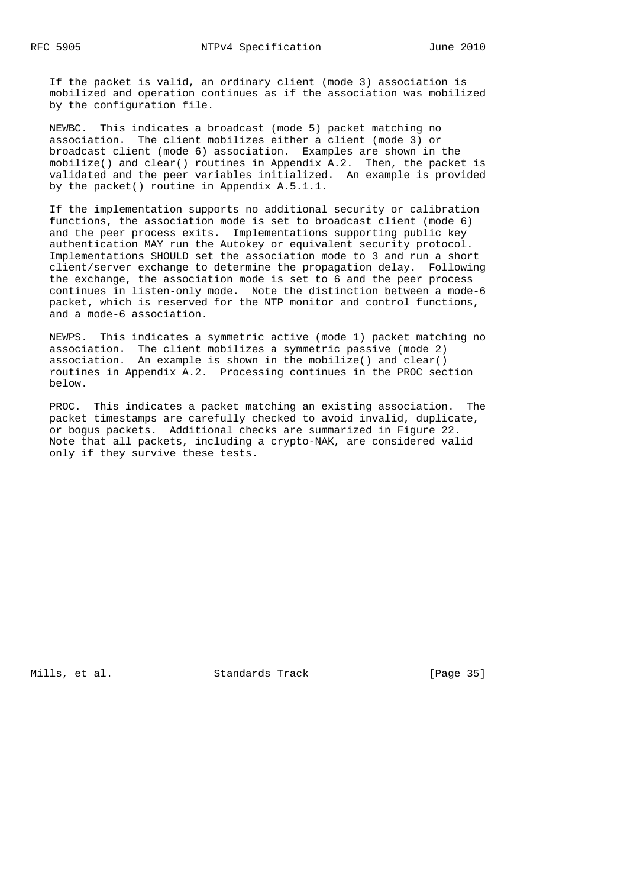If the packet is valid, an ordinary client (mode 3) association is mobilized and operation continues as if the association was mobilized by the configuration file.

NEWBC. This indicates a broadcast (mode 5) packet matching no association. The client mobilizes either a client (mode 3) or broadcast client (mode 6) association. Examples are shown in the mobilize() and clear() routines in Appendix A.2. Then, the packet is validated and the peer variables initialized. An example is provided by the packet() routine in Appendix A.5.1.1.

If the implementation supports no additional security or calibration functions, the association mode is set to broadcast client (mode 6) and the peer process exits. Implementations supporting public key authentication MAY run the Autokey or equivalent security protocol. Implementations SHOULD set the association mode to 3 and run a short client/server exchange to determine the propagation delay. Following the exchange, the association mode is set to 6 and the peer process continues in listen-only mode. Note the distinction between a mode-6 packet, which is reserved for the NTP monitor and control functions, and a mode-6 association.

NEWPS. This indicates a symmetric active (mode 1) packet matching no association. The client mobilizes a symmetric passive (mode 2) association. An example is shown in the mobilize() and clear() routines in Appendix A.2. Processing continues in the PROC section below.

PROC. This indicates a packet matching an existing association. The packet timestamps are carefully checked to avoid invalid, duplicate, or bogus packets. Additional checks are summarized in Figure 22. Note that all packets, including a crypto-NAK, are considered valid only if they survive these tests.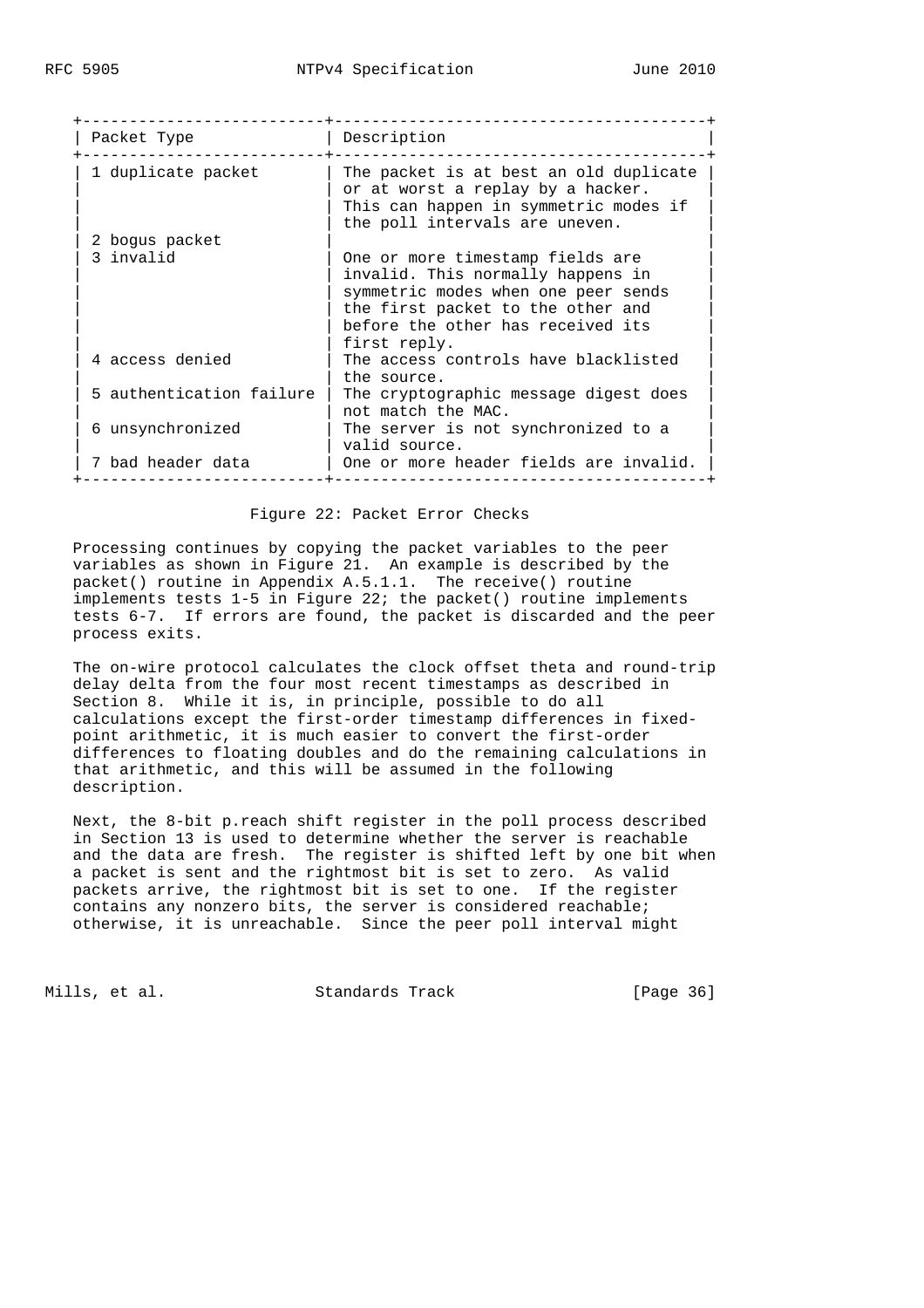| Packet Type | Description |
| --- | --- |
| 1 duplicate packet | The packet is at best an old duplicate or at worst a replay by a hacker. This can happen in symmetric modes if the poll intervals are uneven. |
| 2 bogus packet | |
| 3 invalid | One or more timestamp fields are invalid. This normally happens in symmetric modes when one peer sends the first packet to the other and before the other has received its first reply. |
| 4 access denied | The access controls have blacklisted the source. |
| 5 authentication failure | The cryptographic message digest does not match the MAC. |
| 6 unsynchronized | The server is not synchronized to a valid source. |
| 7 bad header data | One or more header fields are invalid. |

Figure 22: Packet Error Checks

Processing continues by copying the packet variables to the peer variables as shown in Figure 21. An example is described by the packet() routine in Appendix A.5.1.1. The receive() routine implements tests 1-5 in Figure 22; the packet() routine implements tests 6-7. If errors are found, the packet is discarded and the peer process exits.

The on-wire protocol calculates the clock offset theta and round-trip delay delta from the four most recent timestamps as described in Section 8. While it is, in principle, possible to do all calculations except the first-order timestamp differences in fixed-point arithmetic, it is much easier to convert the first-order differences to floating doubles and do the remaining calculations in that arithmetic, and this will be assumed in the following description.

Next, the 8-bit p.reach shift register in the poll process described in Section 13 is used to determine whether the server is reachable and the data are fresh. The register is shifted left by one bit when a packet is sent and the rightmost bit is set to zero. As valid packets arrive, the rightmost bit is set to one. If the register contains any nonzero bits, the server is considered reachable; otherwise, it is unreachable. Since the peer poll interval might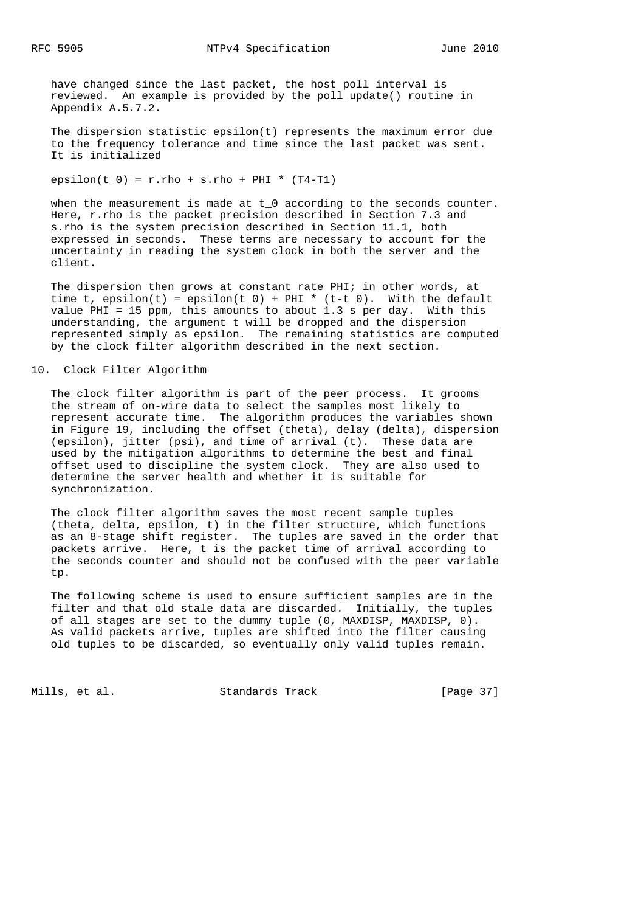have changed since the last packet, the host poll interval is reviewed. An example is provided by the poll_update() routine in Appendix A.5.7.2.

The dispersion statistic epsilon(t) represents the maximum error due to the frequency tolerance and time since the last packet was sent. It is initialized

$$\epsilon(t_0) = r.\rho + s.\rho + \Phi \cdot (T4-T1)$$

when the measurement is made at $t_0$ according to the seconds counter. Here, r.rho is the packet precision described in Section 7.3 and s.rho is the system precision described in Section 11.1, both expressed in seconds. These terms are necessary to account for the uncertainty in reading the system clock in both the server and the client.

The dispersion then grows at constant rate PHI; in other words, at time t, $\epsilon(t) = \epsilon(t_0) + \Phi \cdot (t-t_0)$. With the default value PHI = 15 ppm, this amounts to about 1.3 s per day. With this understanding, the argument t will be dropped and the dispersion represented simply as epsilon. The remaining statistics are computed by the clock filter algorithm described in the next section.

## 10. Clock Filter Algorithm

The clock filter algorithm is part of the peer process. It grooms the stream of on-wire data to select the samples most likely to represent accurate time. The algorithm produces the variables shown in Figure 19, including the offset (theta), delay (delta), dispersion (epsilon), jitter (psi), and time of arrival (t). These data are used by the mitigation algorithms to determine the best and final offset used to discipline the system clock. They are also used to determine the server health and whether it is suitable for synchronization.

The clock filter algorithm saves the most recent sample tuples (theta, delta, epsilon, t) in the filter structure, which functions as an 8-stage shift register. The tuples are saved in the order that packets arrive. Here, t is the packet time of arrival according to the seconds counter and should not be confused with the peer variable tp.

The following scheme is used to ensure sufficient samples are in the filter and that old stale data are discarded. Initially, the tuples of all stages are set to the dummy tuple (0, MAXDISP, MAXDISP, 0). As valid packets arrive, tuples are shifted into the filter causing old tuples to be discarded, so eventually only valid tuples remain.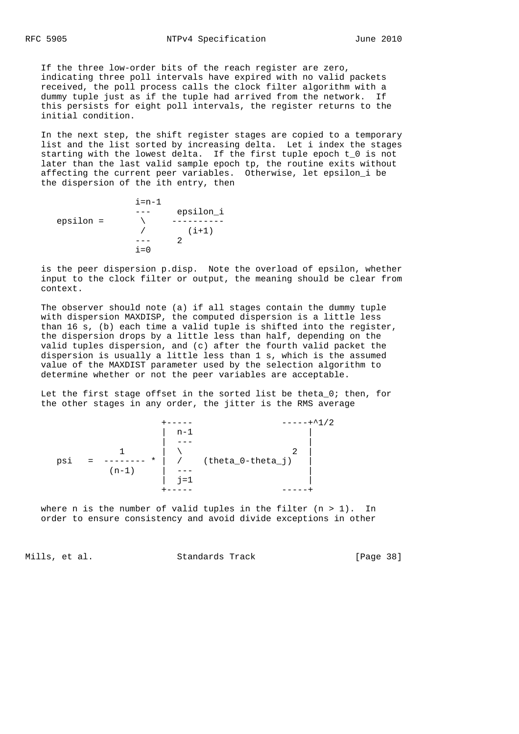If the three low-order bits of the reach register are zero, indicating three poll intervals have expired with no valid packets received, the poll process calls the clock filter algorithm with a dummy tuple just as if the tuple had arrived from the network. If this persists for eight poll intervals, the register returns to the initial condition.

In the next step, the shift register stages are copied to a temporary list and the list sorted by increasing delta. Let i index the stages starting with the lowest delta. If the first tuple epoch t_0 is not later than the last valid sample epoch tp, the routine exits without affecting the current peer variables. Otherwise, let epsilon_i be the dispersion of the ith entry, then

$$\text{epsilon} = \sum_{i=0}^{n-1} \frac{\text{epsilon}_i}{2^{(i+1)}}$$

is the peer dispersion p.disp. Note the overload of epsilon, whether input to the clock filter or output, the meaning should be clear from context.

The observer should note (a) if all stages contain the dummy tuple with dispersion MAXDISP, the computed dispersion is a little less than 16 s, (b) each time a valid tuple is shifted into the register, the dispersion drops by a little less than half, depending on the valid tuples dispersion, and (c) after the fourth valid packet the dispersion is usually a little less than 1 s, which is the assumed value of the MAXDIST parameter used by the selection algorithm to determine whether or not the peer variables are acceptable.

Let the first stage offset in the sorted list be theta_0; then, for the other stages in any order, the jitter is the RMS average

$$\text{psi} = \left[ \frac{1}{(n-1)} * \sum_{j=1}^{n-1} (\text{theta}_0 - \text{theta}_j)^2 \right]^{1/2}$$

where n is the number of valid tuples in the filter (n > 1). In order to ensure consistency and avoid divide exceptions in other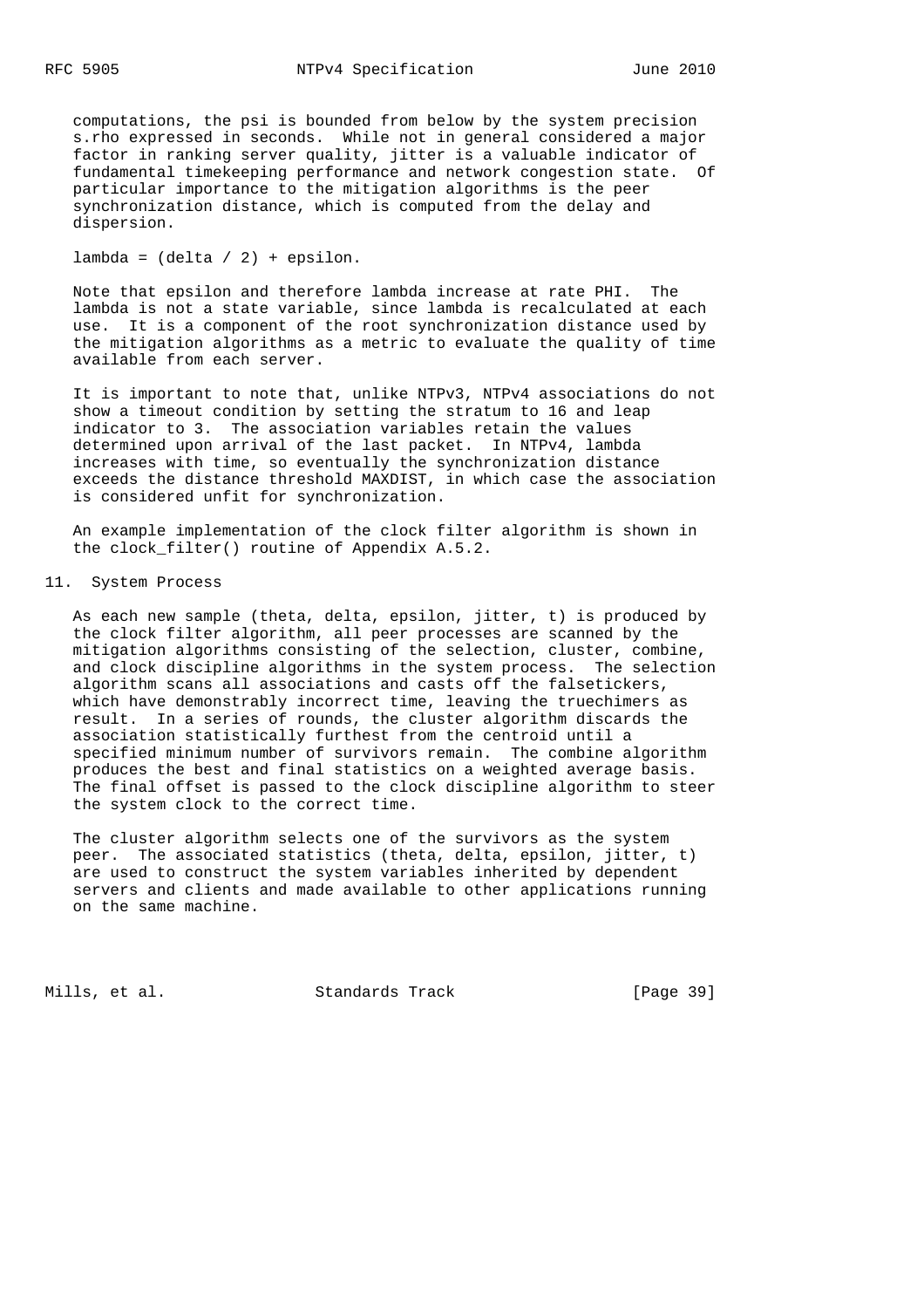computations, the psi is bounded from below by the system precision s.rho expressed in seconds. While not in general considered a major factor in ranking server quality, jitter is a valuable indicator of fundamental timekeeping performance and network congestion state. Of particular importance to the mitigation algorithms is the peer synchronization distance, which is computed from the delay and dispersion.

lambda = (delta / 2) + epsilon.

Note that epsilon and therefore lambda increase at rate PHI. The lambda is not a state variable, since lambda is recalculated at each use. It is a component of the root synchronization distance used by the mitigation algorithms as a metric to evaluate the quality of time available from each server.

It is important to note that, unlike NTPv3, NTPv4 associations do not show a timeout condition by setting the stratum to 16 and leap indicator to 3. The association variables retain the values determined upon arrival of the last packet. In NTPv4, lambda increases with time, so eventually the synchronization distance exceeds the distance threshold MAXDIST, in which case the association is considered unfit for synchronization.

An example implementation of the clock filter algorithm is shown in the clock_filter() routine of Appendix A.5.2.

## 11. System Process

As each new sample (theta, delta, epsilon, jitter, t) is produced by the clock filter algorithm, all peer processes are scanned by the mitigation algorithms consisting of the selection, cluster, combine, and clock discipline algorithms in the system process. The selection algorithm scans all associations and casts off the falsetickers, which have demonstrably incorrect time, leaving the truechimers as result. In a series of rounds, the cluster algorithm discards the association statistically furthest from the centroid until a specified minimum number of survivors remain. The combine algorithm produces the best and final statistics on a weighted average basis. The final offset is passed to the clock discipline algorithm to steer the system clock to the correct time.

The cluster algorithm selects one of the survivors as the system peer. The associated statistics (theta, delta, epsilon, jitter, t) are used to construct the system variables inherited by dependent servers and clients and made available to other applications running on the same machine.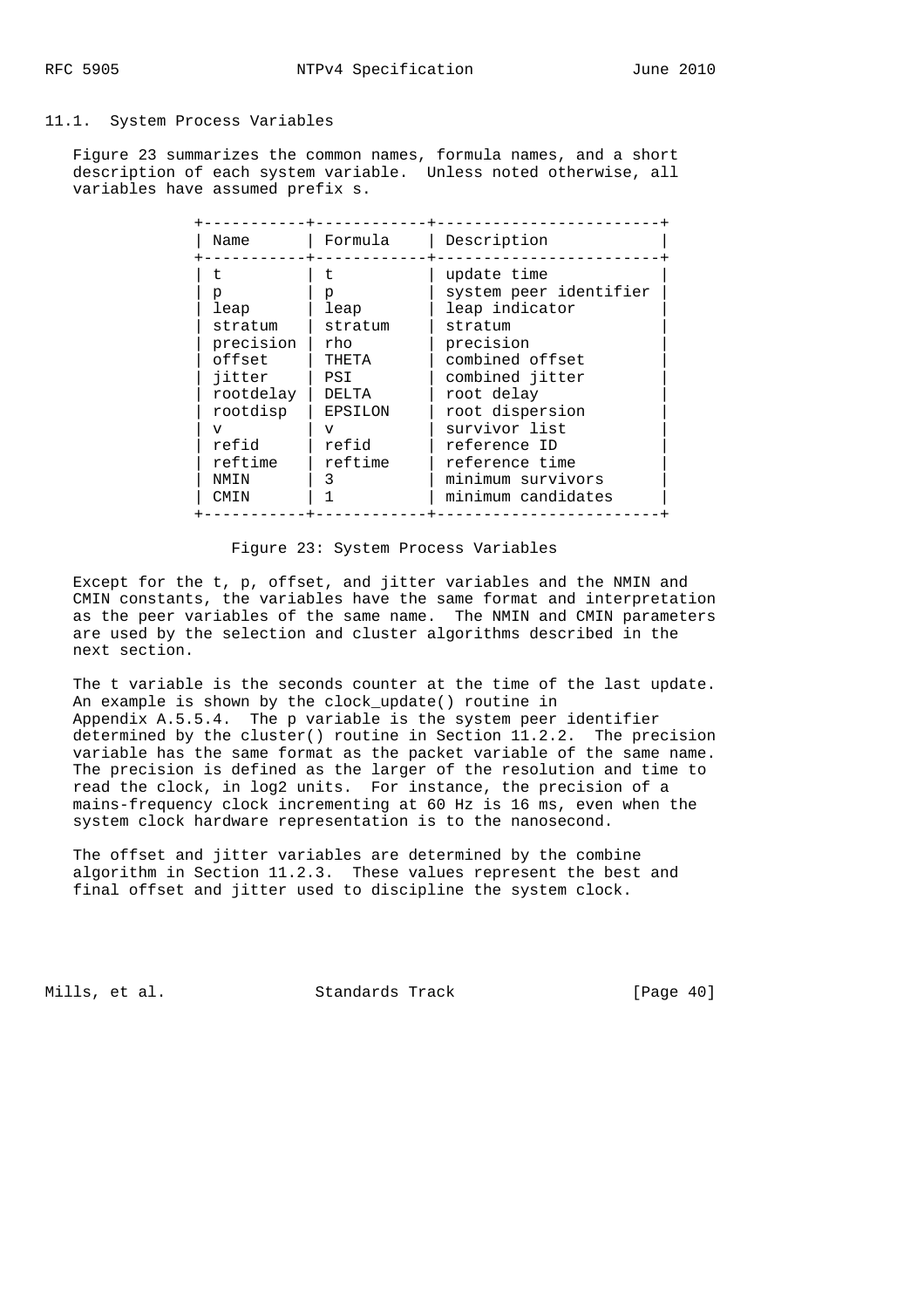### 11.1. System Process Variables

Figure 23 summarizes the common names, formula names, and a short description of each system variable. Unless noted otherwise, all variables have assumed prefix s.

| Name | Formula | Description |
|---|---|---|
| t | t | update time |
| p | p | system peer identifier |
| leap | leap | leap indicator |
| stratum | stratum | stratum |
| precision | rho | precision |
| offset | THETA | combined offset |
| jitter | PSI | combined jitter |
| rootdelay | DELTA | root delay |
| rootdisp | EPSILON | root dispersion |
| v | v | survivor list |
| refid | refid | reference ID |
| reftime | reftime | reference time |
| NMIN | 3 | minimum survivors |
| CMIN | 1 | minimum candidates |

Figure 23: System Process Variables

Except for the t, p, offset, and jitter variables and the NMIN and CMIN constants, the variables have the same format and interpretation as the peer variables of the same name. The NMIN and CMIN parameters are used by the selection and cluster algorithms described in the next section.

The t variable is the seconds counter at the time of the last update. An example is shown by the clock_update() routine in Appendix A.5.5.4. The p variable is the system peer identifier determined by the cluster() routine in Section 11.2.2. The precision variable has the same format as the packet variable of the same name. The precision is defined as the larger of the resolution and time to read the clock, in log2 units. For instance, the precision of a mains-frequency clock incrementing at 60 Hz is 16 ms, even when the system clock hardware representation is to the nanosecond.

The offset and jitter variables are determined by the combine algorithm in Section 11.2.3. These values represent the best and final offset and jitter used to discipline the system clock.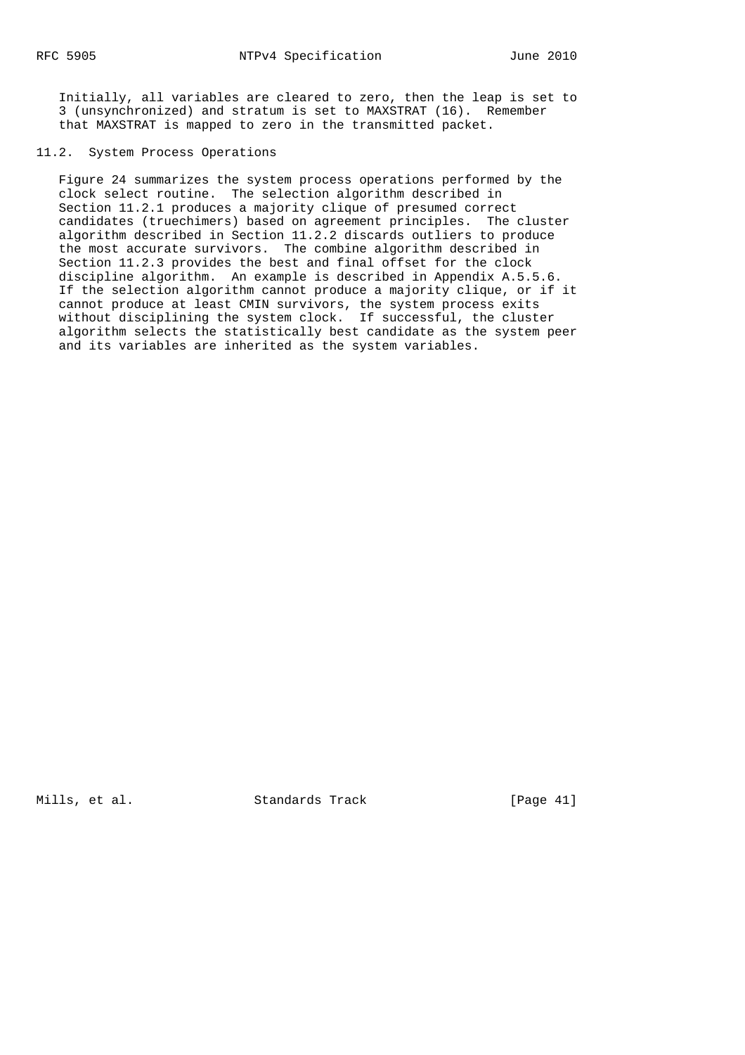Initially, all variables are cleared to zero, then the leap is set to 3 (unsynchronized) and stratum is set to MAXSTRAT (16). Remember that MAXSTRAT is mapped to zero in the transmitted packet.

## 11.2. System Process Operations

Figure 24 summarizes the system process operations performed by the clock select routine. The selection algorithm described in Section 11.2.1 produces a majority clique of presumed correct candidates (truechimers) based on agreement principles. The cluster algorithm described in Section 11.2.2 discards outliers to produce the most accurate survivors. The combine algorithm described in Section 11.2.3 provides the best and final offset for the clock discipline algorithm. An example is described in Appendix A.5.5.6. If the selection algorithm cannot produce a majority clique, or if it cannot produce at least CMIN survivors, the system process exits without disciplining the system clock. If successful, the cluster algorithm selects the statistically best candidate as the system peer and its variables are inherited as the system variables.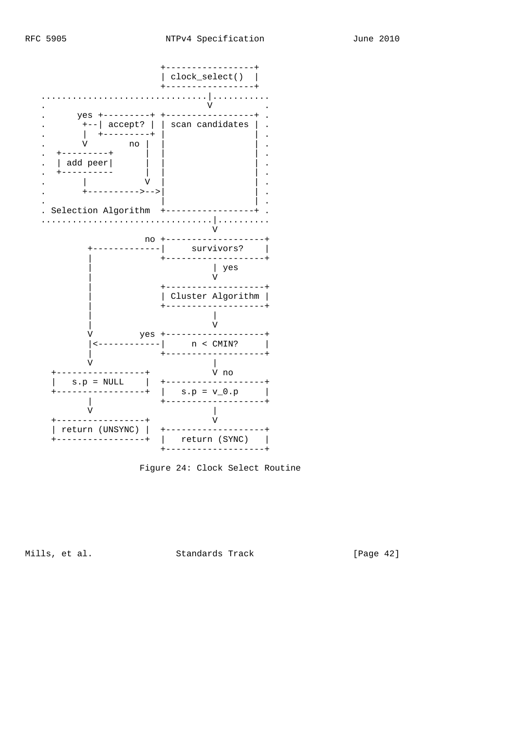```
                        +-----------------+
                        | clock_select()  |
                        +-----------------+
................................|...........
.                               V          .
.      yes +---------+ +-----------------+ .
.       +--| accept? | | scan candidates | .
.       |  +---------+ |                 | .
.       V        no |  |                 | .
.  +---------+      |  |                 | .
.  | add peer|      |  |                 | .
.  +----------      |  |                 | .
.       |           V  |                 | .
.       +---------->-->|                 | .
.                      |                 | .
. Selection Algorithm  +-----------------+ .
.................................|..........
                                 V
                    no +-------------------+
         +-------------|     survivors?    |
         |             +-------------------+
         |                       | yes
         |                       V
         |             +-------------------+
         |             | Cluster Algorithm |
         |             +-------------------+
         |                       |
         |                       V
         V         yes +-------------------+
         |<------------|     n < CMIN?     |
         |             +-------------------+
         V                       |
+-----------------+              V no
|   s.p = NULL    |    +-------------------+
+-----------------+    |   s.p = v_0.p     |
         |             +-------------------+
         V                       |
+-----------------+              V
| return (UNSYNC) |    +-------------------+
+-----------------+    |   return (SYNC)   |
                       +-------------------+
```

Figure 24: Clock Select Routine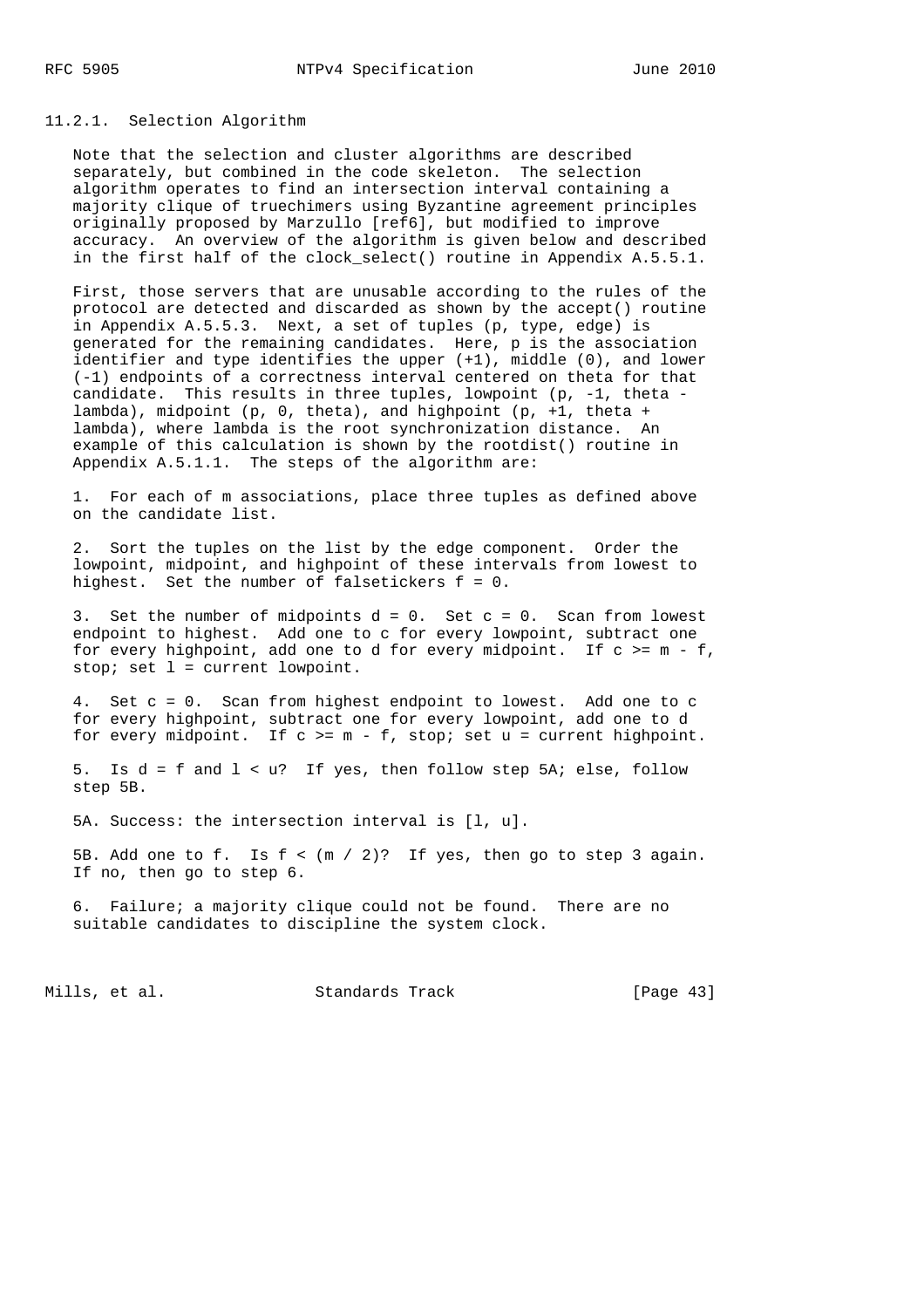### 11.2.1. Selection Algorithm

Note that the selection and cluster algorithms are described separately, but combined in the code skeleton. The selection algorithm operates to find an intersection interval containing a majority clique of truechimers using Byzantine agreement principles originally proposed by Marzullo [ref6], but modified to improve accuracy. An overview of the algorithm is given below and described in the first half of the clock_select() routine in Appendix A.5.5.1.

First, those servers that are unusable according to the rules of the protocol are detected and discarded as shown by the accept() routine in Appendix A.5.5.3. Next, a set of tuples (p, type, edge) is generated for the remaining candidates. Here, p is the association identifier and type identifies the upper (+1), middle (0), and lower (-1) endpoints of a correctness interval centered on theta for that candidate. This results in three tuples, lowpoint (p, -1, theta - lambda), midpoint (p, 0, theta), and highpoint (p, +1, theta + lambda), where lambda is the root synchronization distance. An example of this calculation is shown by the rootdist() routine in Appendix A.5.1.1. The steps of the algorithm are:

1. For each of m associations, place three tuples as defined above on the candidate list.

2. Sort the tuples on the list by the edge component. Order the lowpoint, midpoint, and highpoint of these intervals from lowest to highest. Set the number of falsetickers f = 0.

3. Set the number of midpoints d = 0. Set c = 0. Scan from lowest endpoint to highest. Add one to c for every lowpoint, subtract one for every highpoint, add one to d for every midpoint. If c >= m - f, stop; set l = current lowpoint.

4. Set c = 0. Scan from highest endpoint to lowest. Add one to c for every highpoint, subtract one for every lowpoint, add one to d for every midpoint. If c >= m - f, stop; set u = current highpoint.

5. Is d = f and l < u? If yes, then follow step 5A; else, follow step 5B.

5A. Success: the intersection interval is [l, u].

5B. Add one to f. Is f < (m / 2)? If yes, then go to step 3 again. If no, then go to step 6.

6. Failure; a majority clique could not be found. There are no suitable candidates to discipline the system clock.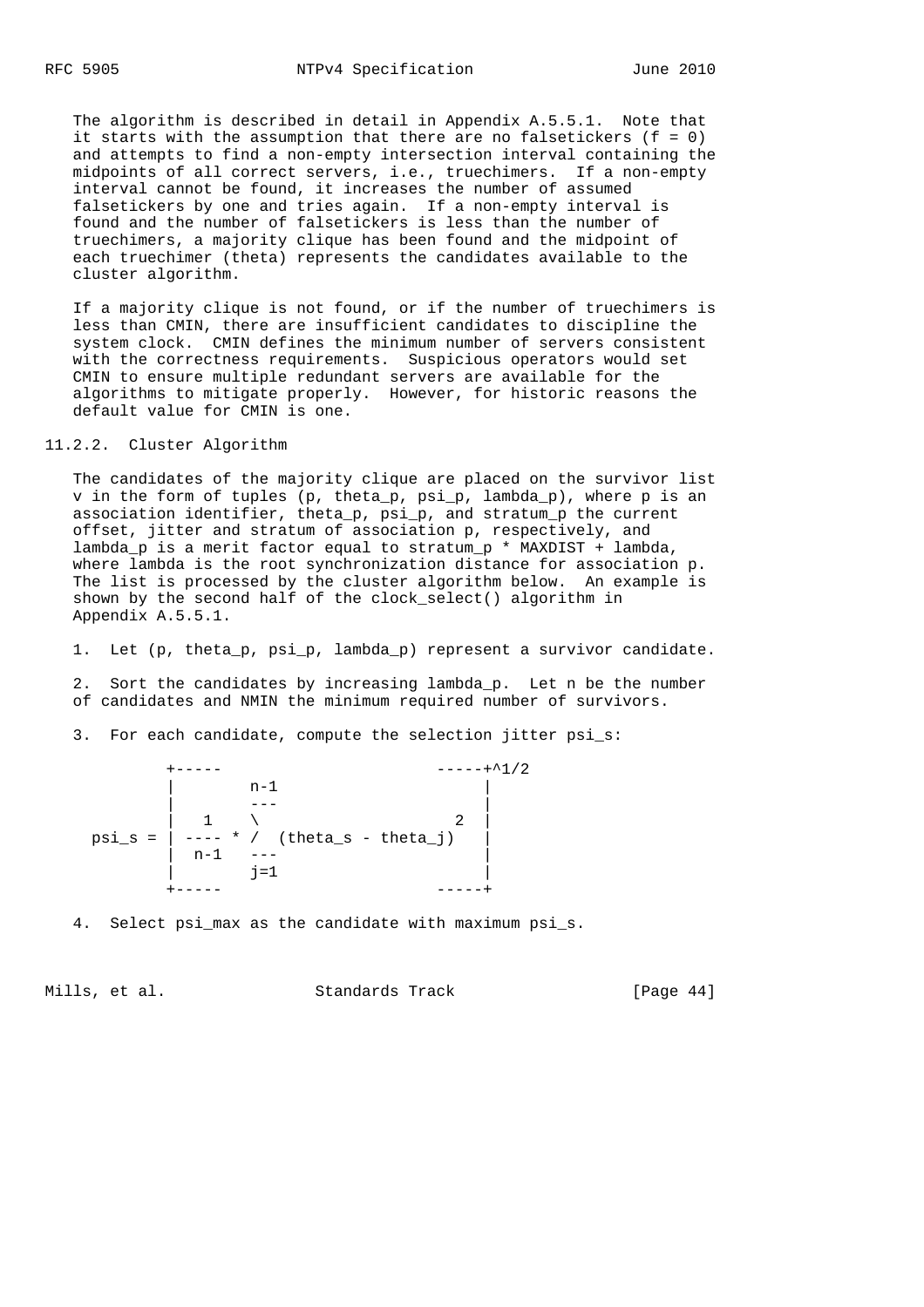The algorithm is described in detail in Appendix A.5.5.1. Note that it starts with the assumption that there are no falsetickers ($f = 0$) and attempts to find a non-empty intersection interval containing the midpoints of all correct servers, i.e., truechimers. If a non-empty interval cannot be found, it increases the number of assumed falsetickers by one and tries again. If a non-empty interval is found and the number of falsetickers is less than the number of truechimers, a majority clique has been found and the midpoint of each truechimer (theta) represents the candidates available to the cluster algorithm.

If a majority clique is not found, or if the number of truechimers is less than CMIN, there are insufficient candidates to discipline the system clock. CMIN defines the minimum number of servers consistent with the correctness requirements. Suspicious operators would set CMIN to ensure multiple redundant servers are available for the algorithms to mitigate properly. However, for historic reasons the default value for CMIN is one.

### 11.2.2. Cluster Algorithm

The candidates of the majority clique are placed on the survivor list v in the form of tuples ($p$, $\theta_p$, $\psi_p$, $\lambda_p$), where $p$ is an association identifier, $\theta_p$, $\psi_p$, and $stratum_p$ the current offset, jitter and stratum of association $p$, respectively, and $\lambda_p$ is a merit factor equal to $stratum_p$ * MAXDIST + lambda, where lambda is the root synchronization distance for association $p$. The list is processed by the cluster algorithm below. An example is shown by the second half of the clock_select() algorithm in Appendix A.5.5.1.

1. Let ($p$, $\theta_p$, $\psi_p$, $\lambda_p$) represent a survivor candidate.

2. Sort the candidates by increasing $\lambda_p$. Let n be the number of candidates and NMIN the minimum required number of survivors.

3. For each candidate, compute the selection jitter $\psi_s$:

$$\psi_s = \left[ \frac{1}{n-1} \cdot \sum_{j=1}^{n-1} (\theta_s - \theta_j)^2 \right]^{1/2}$$

4. Select psi_max as the candidate with maximum $\psi_s$.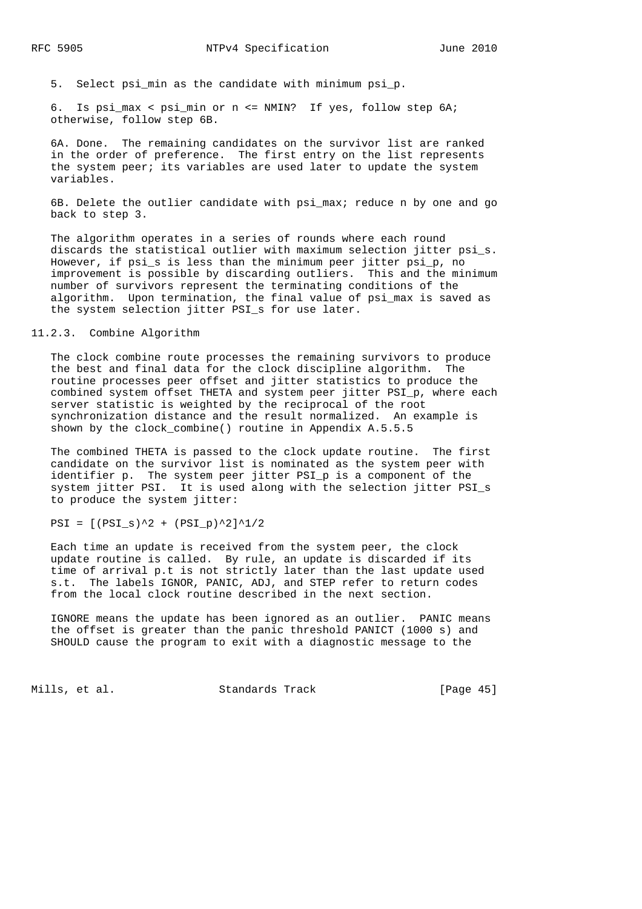5. Select $psi\_min$ as the candidate with minimum $psi\_p$.

6. Is $psi\_max < psi\_min$ or $n <= NMIN$? If yes, follow step 6A; otherwise, follow step 6B.

6A. Done. The remaining candidates on the survivor list are ranked in the order of preference. The first entry on the list represents the system peer; its variables are used later to update the system variables.

6B. Delete the outlier candidate with $psi\_max$; reduce n by one and go back to step 3.

The algorithm operates in a series of rounds where each round discards the statistical outlier with maximum selection jitter $psi\_s$. However, if $psi\_s$ is less than the minimum peer jitter $psi\_p$, no improvement is possible by discarding outliers. This and the minimum number of survivors represent the terminating conditions of the algorithm. Upon termination, the final value of $psi\_max$ is saved as the system selection jitter $PSI\_s$ for use later.

### 11.2.3. Combine Algorithm

The clock combine route processes the remaining survivors to produce the best and final data for the clock discipline algorithm. The routine processes peer offset and jitter statistics to produce the combined system offset THETA and system peer jitter $PSI\_p$, where each server statistic is weighted by the reciprocal of the root synchronization distance and the result normalized. An example is shown by the clock_combine() routine in Appendix A.5.5.5

The combined THETA is passed to the clock update routine. The first candidate on the survivor list is nominated as the system peer with identifier p. The system peer jitter $PSI\_p$ is a component of the system jitter PSI. It is used along with the selection jitter $PSI\_s$ to produce the system jitter:

$$PSI = [(PSI\_s)^2 + (PSI\_p)^2]^{1/2}$$

Each time an update is received from the system peer, the clock update routine is called. By rule, an update is discarded if its time of arrival p.t is not strictly later than the last update used s.t. The labels IGNOR, PANIC, ADJ, and STEP refer to return codes from the local clock routine described in the next section.

IGNORE means the update has been ignored as an outlier. PANIC means the offset is greater than the panic threshold PANICT (1000 s) and SHOULD cause the program to exit with a diagnostic message to the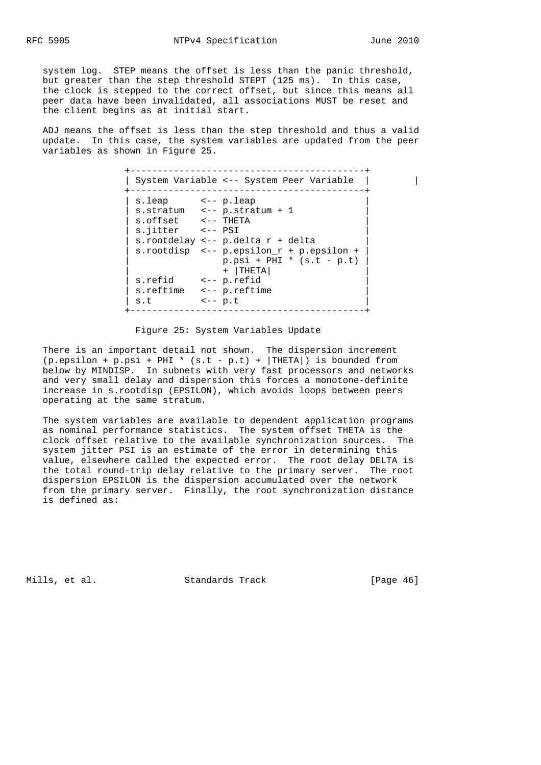system log. STEP means the offset is less than the panic threshold, but greater than the step threshold STEPT (125 ms). In this case, the clock is stepped to the correct offset, but since this means all peer data have been invalidated, all associations MUST be reset and the client begins as at initial start.

ADJ means the offset is less than the step threshold and thus a valid update. In this case, the system variables are updated from the peer variables as shown in Figure 25.

```
+-------------------------------------------+
| System Variable <-- System Peer Variable  |
+-------------------------------------------+
| s.leap      <-- p.leap                    |
| s.stratum   <-- p.stratum + 1             |
| s.offset    <-- THETA                     |
| s.jitter    <-- PSI                       |
| s.rootdelay <-- p.delta_r + delta         |
| s.rootdisp  <-- p.epsilon_r + p.epsilon + |
|                 p.psi + PHI * (s.t - p.t) |
|                 + |THETA|                 |
| s.refid     <-- p.refid                   |
| s.reftime   <-- p.reftime                 |
| s.t         <-- p.t                       |
+-------------------------------------------+
```

Figure 25: System Variables Update

There is an important detail not shown. The dispersion increment (p.epsilon + p.psi + PHI * (s.t - p.t) + |THETA|) is bounded from below by MINDISP. In subnets with very fast processors and networks and very small delay and dispersion this forces a monotone-definite increase in s.rootdisp (EPSILON), which avoids loops between peers operating at the same stratum.

The system variables are available to dependent application programs as nominal performance statistics. The system offset THETA is the clock offset relative to the available synchronization sources. The system jitter PSI is an estimate of the error in determining this value, elsewhere called the expected error. The root delay DELTA is the total round-trip delay relative to the primary server. The root dispersion EPSILON is the dispersion accumulated over the network from the primary server. Finally, the root synchronization distance is defined as: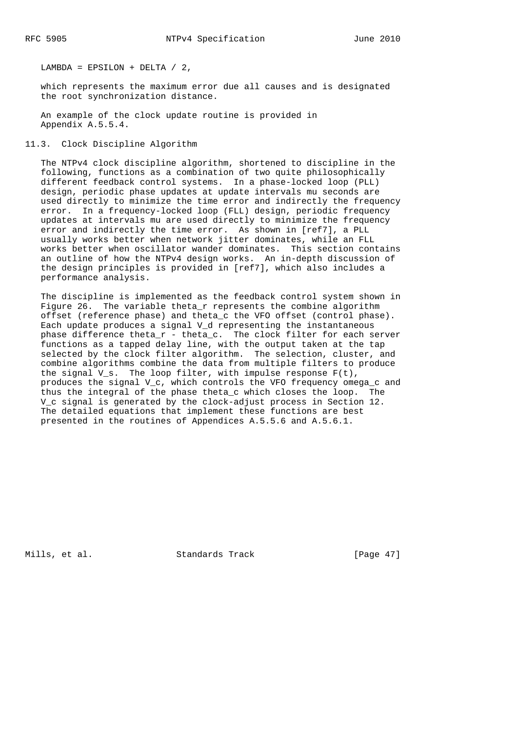LAMBDA = EPSILON + DELTA / 2,

which represents the maximum error due all causes and is designated the root synchronization distance.

An example of the clock update routine is provided in Appendix A.5.5.4.

## 11.3. Clock Discipline Algorithm

The NTPv4 clock discipline algorithm, shortened to discipline in the following, functions as a combination of two quite philosophically different feedback control systems. In a phase-locked loop (PLL) design, periodic phase updates at update intervals mu seconds are used directly to minimize the time error and indirectly the frequency error. In a frequency-locked loop (FLL) design, periodic frequency updates at intervals mu are used directly to minimize the frequency error and indirectly the time error. As shown in [ref7], a PLL usually works better when network jitter dominates, while an FLL works better when oscillator wander dominates. This section contains an outline of how the NTPv4 design works. An in-depth discussion of the design principles is provided in [ref7], which also includes a performance analysis.

The discipline is implemented as the feedback control system shown in Figure 26. The variable theta_r represents the combine algorithm offset (reference phase) and theta_c the VFO offset (control phase). Each update produces a signal V_d representing the instantaneous phase difference theta_r - theta_c. The clock filter for each server functions as a tapped delay line, with the output taken at the tap selected by the clock filter algorithm. The selection, cluster, and combine algorithms combine the data from multiple filters to produce the signal V_s. The loop filter, with impulse response F(t), produces the signal V_c, which controls the VFO frequency omega_c and thus the integral of the phase theta_c which closes the loop. The V_c signal is generated by the clock-adjust process in Section 12. The detailed equations that implement these functions are best presented in the routines of Appendices A.5.5.6 and A.5.6.1.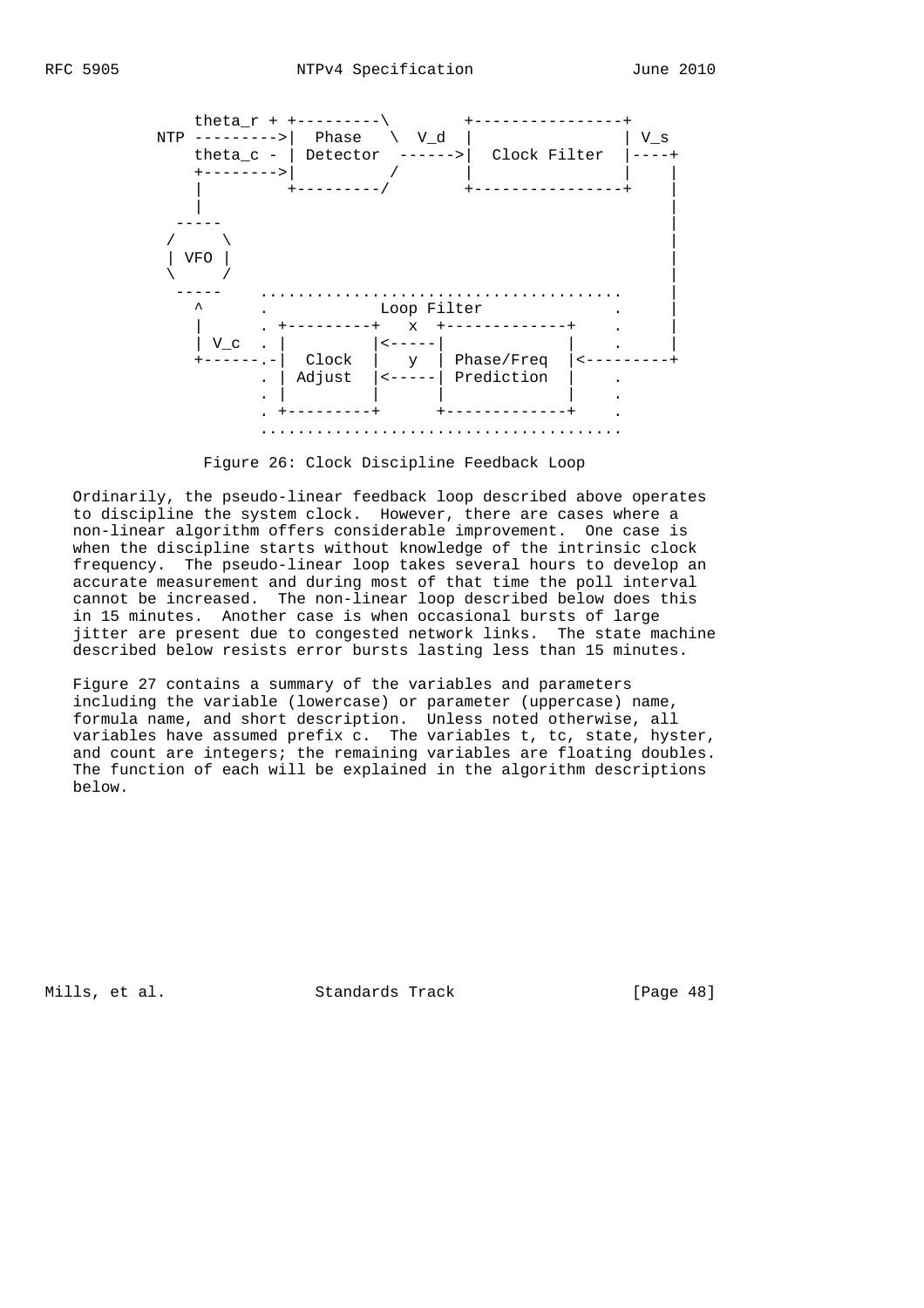```
           theta_r + +---------\        +----------------+
       NTP --------->|  Phase   \  V_d  |                | V_s
           theta_c - | Detector  ------>|  Clock Filter  |----+
           +-------->|          /       |                |    |
           |         +---------/        +----------------+    |
           |                                                  |
         -----                                                |
        /     \                                               |
        | VFO |                                               |
        \     /                                               |
         -----    .......................................     |
           ^      .            Loop Filter              .     |
           |      . +---------+   x  +-------------+    .     |
           | V_c  . |         |<-----|             |    .     |
           +------.-|  Clock  |   y  | Phase/Freq  |<---------+
                  . | Adjust  |<-----| Prediction  |    .
                  . |         |      |             |    .
                  . +---------+      +-------------+    .
                  .......................................
```

Figure 26: Clock Discipline Feedback Loop

Ordinarily, the pseudo-linear feedback loop described above operates to discipline the system clock. However, there are cases where a non-linear algorithm offers considerable improvement. One case is when the discipline starts without knowledge of the intrinsic clock frequency. The pseudo-linear loop takes several hours to develop an accurate measurement and during most of that time the poll interval cannot be increased. The non-linear loop described below does this in 15 minutes. Another case is when occasional bursts of large jitter are present due to congested network links. The state machine described below resists error bursts lasting less than 15 minutes.

Figure 27 contains a summary of the variables and parameters including the variable (lowercase) or parameter (uppercase) name, formula name, and short description. Unless noted otherwise, all variables have assumed prefix c. The variables t, tc, state, hyster, and count are integers; the remaining variables are floating doubles. The function of each will be explained in the algorithm descriptions below.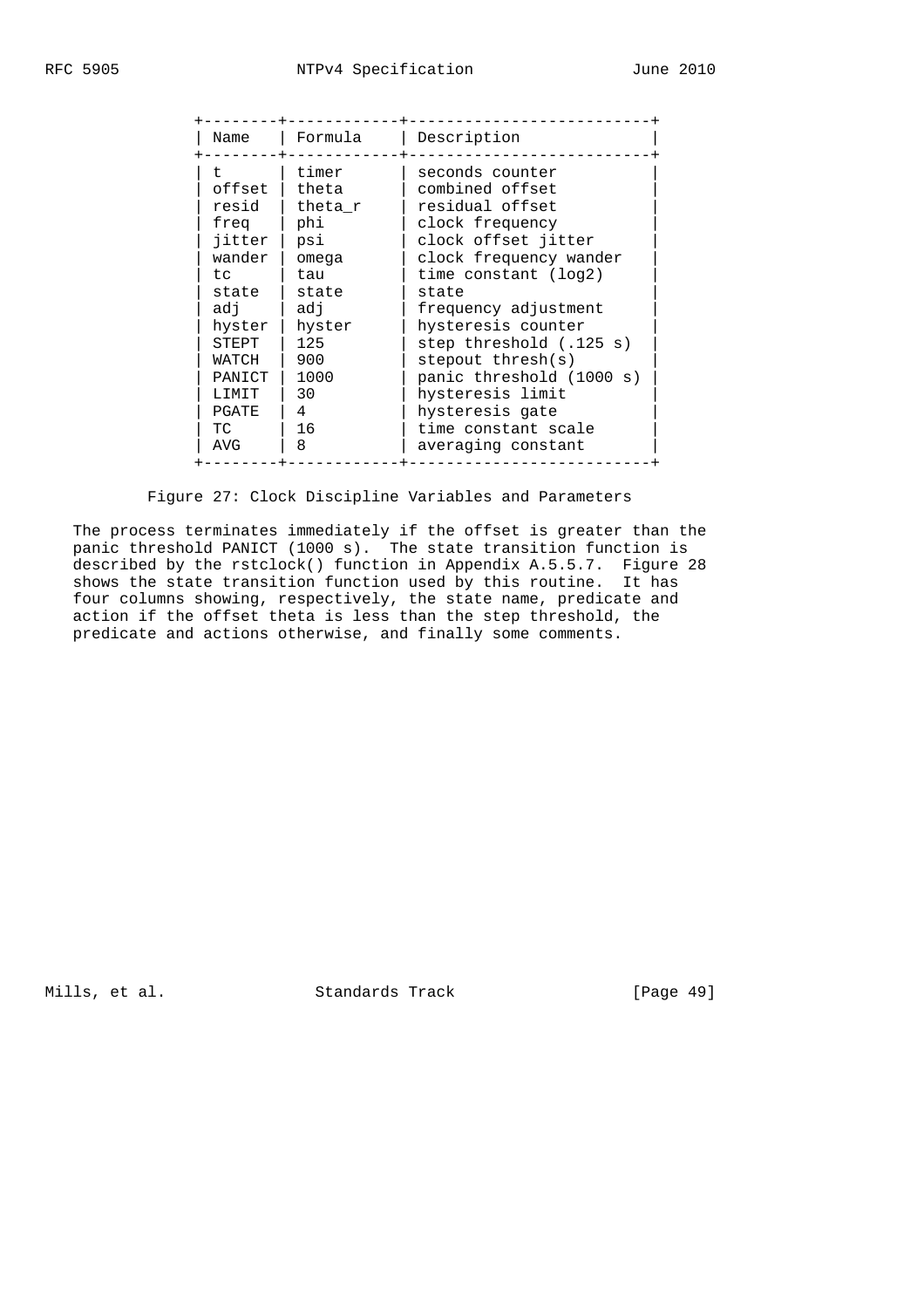| Name | Formula | Description |
|---|---|---|
| t | timer | seconds counter |
| offset | theta | combined offset |
| resid | theta_r | residual offset |
| freq | phi | clock frequency |
| jitter | psi | clock offset jitter |
| wander | omega | clock frequency wander |
| tc | tau | time constant (log2) |
| state | state | state |
| adj | adj | frequency adjustment |
| hyster | hyster | hysteresis counter |
| STEPT | 125 | step threshold (.125 s) |
| WATCH | 900 | stepout thresh(s) |
| PANICT | 1000 | panic threshold (1000 s) |
| LIMIT | 30 | hysteresis limit |
| PGATE | 4 | hysteresis gate |
| TC | 16 | time constant scale |
| AVG | 8 | averaging constant |

Figure 27: Clock Discipline Variables and Parameters

The process terminates immediately if the offset is greater than the panic threshold PANICT (1000 s). The state transition function is described by the rstclock() function in Appendix A.5.5.7. Figure 28 shows the state transition function used by this routine. It has four columns showing, respectively, the state name, predicate and action if the offset theta is less than the step threshold, the predicate and actions otherwise, and finally some comments.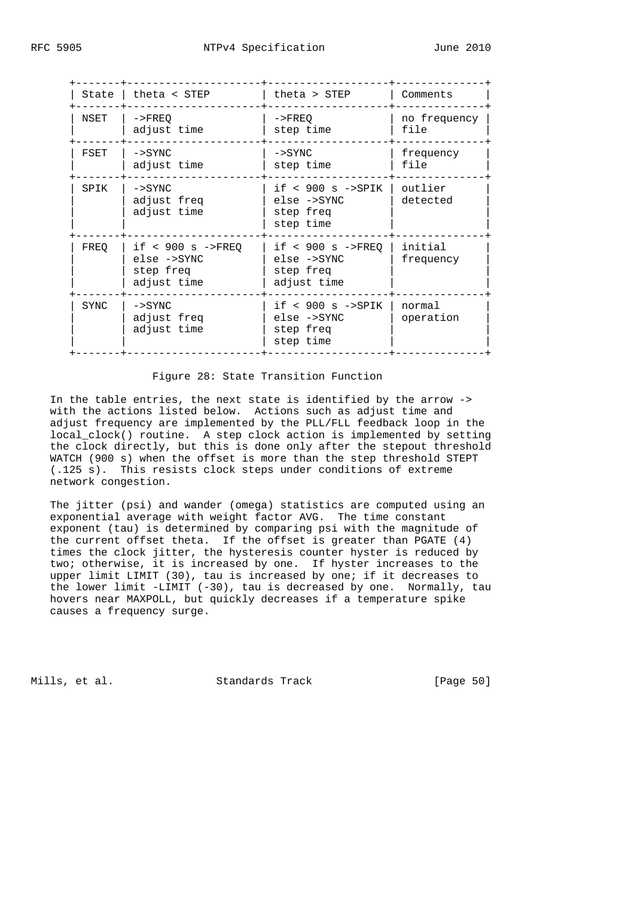| State | theta < STEP | theta > STEP | Comments |
|---|---|---|---|
| NSET | ->FREQ<br>adjust time | ->FREQ<br>step time | no frequency file |
| FSET | ->SYNC<br>adjust time | ->SYNC<br>step time | frequency file |
| SPIK | ->SYNC<br>adjust freq<br>adjust time | if < 900 s ->SPIK<br>else ->SYNC<br>step freq<br>step time | outlier detected |
| FREQ | if < 900 s ->FREQ<br>else ->SYNC<br>step freq<br>adjust time | if < 900 s ->FREQ<br>else ->SYNC<br>step freq<br>adjust time | initial frequency |
| SYNC | ->SYNC<br>adjust freq<br>adjust time | if < 900 s ->SPIK<br>else ->SYNC<br>step freq<br>step time | normal operation |

Figure 28: State Transition Function

In the table entries, the next state is identified by the arrow -> with the actions listed below. Actions such as adjust time and adjust frequency are implemented by the PLL/FLL feedback loop in the local_clock() routine. A step clock action is implemented by setting the clock directly, but this is done only after the stepout threshold WATCH (900 s) when the offset is more than the step threshold STEPT (.125 s). This resists clock steps under conditions of extreme network congestion.

The jitter (psi) and wander (omega) statistics are computed using an exponential average with weight factor AVG. The time constant exponent (tau) is determined by comparing psi with the magnitude of the current offset theta. If the offset is greater than PGATE (4) times the clock jitter, the hysteresis counter hyster is reduced by two; otherwise, it is increased by one. If hyster increases to the upper limit LIMIT (30), tau is increased by one; if it decreases to the lower limit -LIMIT (-30), tau is decreased by one. Normally, tau hovers near MAXPOLL, but quickly decreases if a temperature spike causes a frequency surge.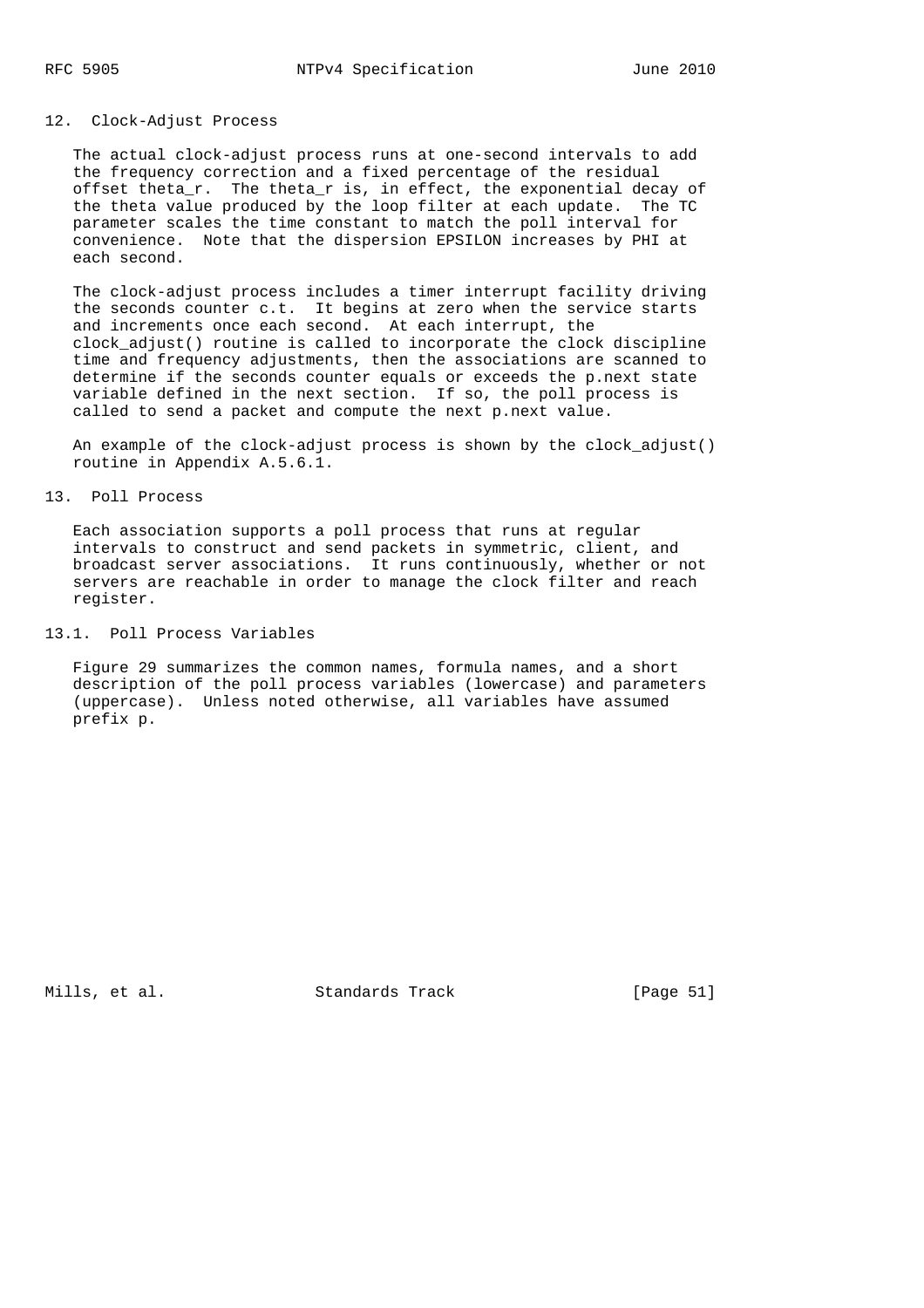## 12. Clock-Adjust Process

The actual clock-adjust process runs at one-second intervals to add the frequency correction and a fixed percentage of the residual offset theta_r. The theta_r is, in effect, the exponential decay of the theta value produced by the loop filter at each update. The TC parameter scales the time constant to match the poll interval for convenience. Note that the dispersion EPSILON increases by PHI at each second.

The clock-adjust process includes a timer interrupt facility driving the seconds counter c.t. It begins at zero when the service starts and increments once each second. At each interrupt, the clock_adjust() routine is called to incorporate the clock discipline time and frequency adjustments, then the associations are scanned to determine if the seconds counter equals or exceeds the p.next state variable defined in the next section. If so, the poll process is called to send a packet and compute the next p.next value.

An example of the clock-adjust process is shown by the clock_adjust() routine in Appendix A.5.6.1.

## 13. Poll Process

Each association supports a poll process that runs at regular intervals to construct and send packets in symmetric, client, and broadcast server associations. It runs continuously, whether or not servers are reachable in order to manage the clock filter and reach register.

### 13.1. Poll Process Variables

Figure 29 summarizes the common names, formula names, and a short description of the poll process variables (lowercase) and parameters (uppercase). Unless noted otherwise, all variables have assumed prefix p.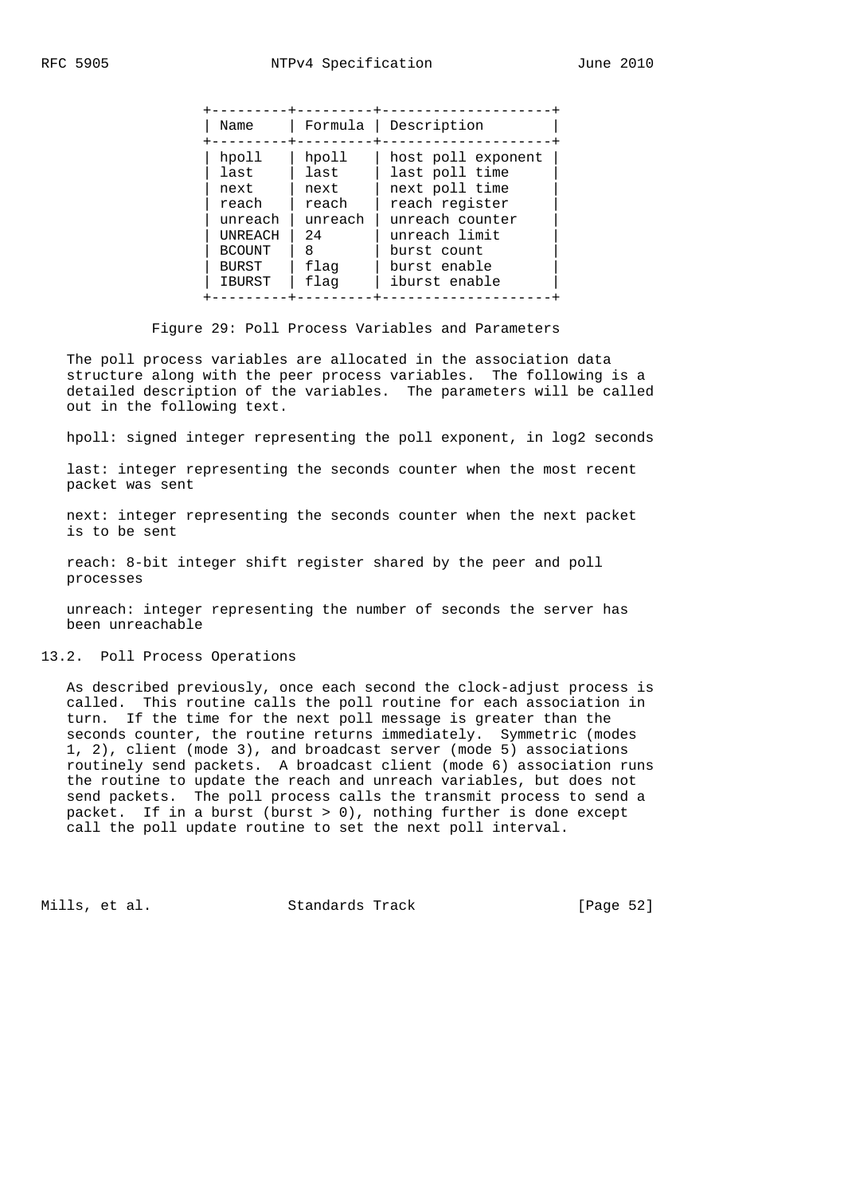| Name | Formula | Description |
|---|---|---|
| hpoll | hpoll | host poll exponent |
| last | last | last poll time |
| next | next | next poll time |
| reach | reach | reach register |
| unreach | unreach | unreach counter |
| UNREACH | 24 | unreach limit |
| BCOUNT | 8 | burst count |
| BURST | flag | burst enable |
| IBURST | flag | iburst enable |

Figure 29: Poll Process Variables and Parameters

The poll process variables are allocated in the association data structure along with the peer process variables. The following is a detailed description of the variables. The parameters will be called out in the following text.

hpoll: signed integer representing the poll exponent, in log2 seconds

last: integer representing the seconds counter when the most recent packet was sent

next: integer representing the seconds counter when the next packet is to be sent

reach: 8-bit integer shift register shared by the peer and poll processes

unreach: integer representing the number of seconds the server has been unreachable

## 13.2. Poll Process Operations

As described previously, once each second the clock-adjust process is called. This routine calls the poll routine for each association in turn. If the time for the next poll message is greater than the seconds counter, the routine returns immediately. Symmetric (modes 1, 2), client (mode 3), and broadcast server (mode 5) associations routinely send packets. A broadcast client (mode 6) association runs the routine to update the reach and unreach variables, but does not send packets. The poll process calls the transmit process to send a packet. If in a burst (burst > 0), nothing further is done except call the poll update routine to set the next poll interval.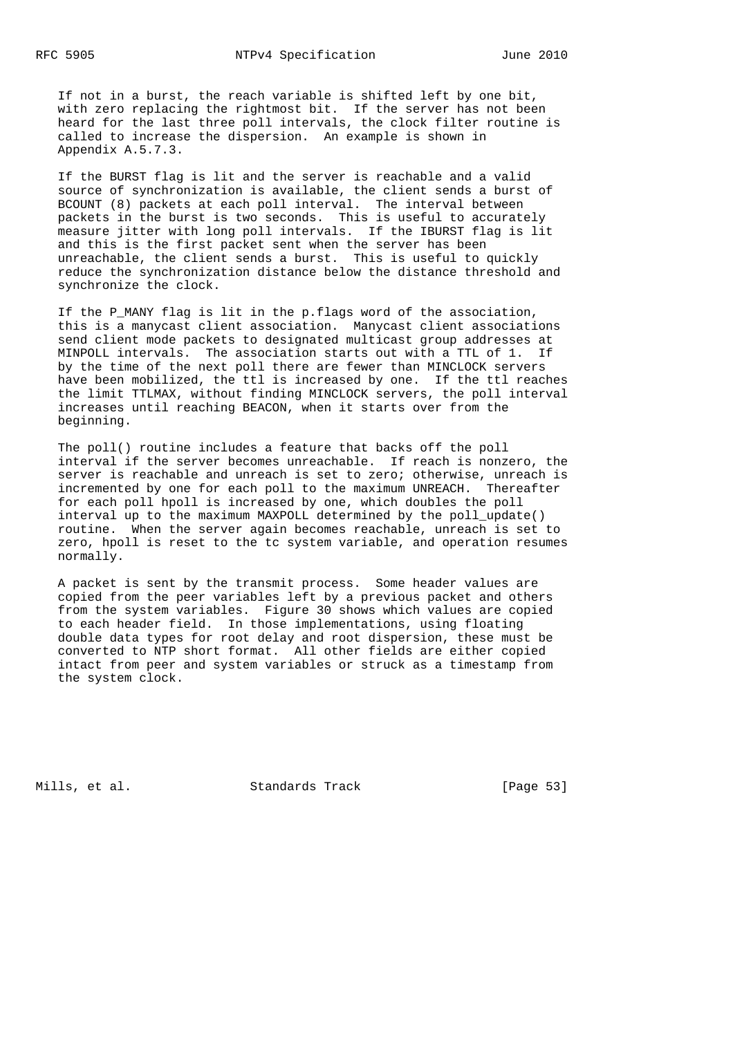If not in a burst, the reach variable is shifted left by one bit, with zero replacing the rightmost bit. If the server has not been heard for the last three poll intervals, the clock filter routine is called to increase the dispersion. An example is shown in Appendix A.5.7.3.

If the BURST flag is lit and the server is reachable and a valid source of synchronization is available, the client sends a burst of BCOUNT (8) packets at each poll interval. The interval between packets in the burst is two seconds. This is useful to accurately measure jitter with long poll intervals. If the IBURST flag is lit and this is the first packet sent when the server has been unreachable, the client sends a burst. This is useful to quickly reduce the synchronization distance below the distance threshold and synchronize the clock.

If the P_MANY flag is lit in the p.flags word of the association, this is a manycast client association. Manycast client associations send client mode packets to designated multicast group addresses at MINPOLL intervals. The association starts out with a TTL of 1. If by the time of the next poll there are fewer than MINCLOCK servers have been mobilized, the ttl is increased by one. If the ttl reaches the limit TTLMAX, without finding MINCLOCK servers, the poll interval increases until reaching BEACON, when it starts over from the beginning.

The poll() routine includes a feature that backs off the poll interval if the server becomes unreachable. If reach is nonzero, the server is reachable and unreach is set to zero; otherwise, unreach is incremented by one for each poll to the maximum UNREACH. Thereafter for each poll hpoll is increased by one, which doubles the poll interval up to the maximum MAXPOLL determined by the poll_update() routine. When the server again becomes reachable, unreach is set to zero, hpoll is reset to the tc system variable, and operation resumes normally.

A packet is sent by the transmit process. Some header values are copied from the peer variables left by a previous packet and others from the system variables. Figure 30 shows which values are copied to each header field. In those implementations, using floating double data types for root delay and root dispersion, these must be converted to NTP short format. All other fields are either copied intact from peer and system variables or struck as a timestamp from the system clock.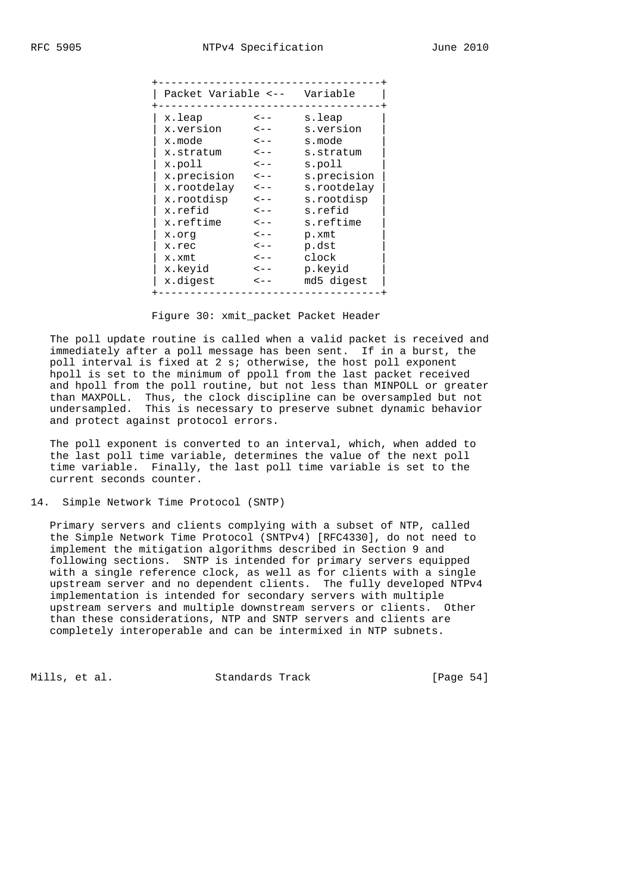| Packet Variable <-- | | Variable |
|---|---|---|
| x.leap | <-- | s.leap |
| x.version | <-- | s.version |
| x.mode | <-- | s.mode |
| x.stratum | <-- | s.stratum |
| x.poll | <-- | s.poll |
| x.precision | <-- | s.precision |
| x.rootdelay | <-- | s.rootdelay |
| x.rootdisp | <-- | s.rootdisp |
| x.refid | <-- | s.refid |
| x.reftime | <-- | s.reftime |
| x.org | <-- | p.xmt |
| x.rec | <-- | p.dst |
| x.xmt | <-- | clock |
| x.keyid | <-- | p.keyid |
| x.digest | <-- | md5 digest |

Figure 30: xmit_packet Packet Header

The poll update routine is called when a valid packet is received and immediately after a poll message has been sent. If in a burst, the poll interval is fixed at 2 s; otherwise, the host poll exponent hpoll is set to the minimum of ppoll from the last packet received and hpoll from the poll routine, but not less than MINPOLL or greater than MAXPOLL. Thus, the clock discipline can be oversampled but not undersampled. This is necessary to preserve subnet dynamic behavior and protect against protocol errors.

The poll exponent is converted to an interval, which, when added to the last poll time variable, determines the value of the next poll time variable. Finally, the last poll time variable is set to the current seconds counter.

## 14. Simple Network Time Protocol (SNTP)

Primary servers and clients complying with a subset of NTP, called the Simple Network Time Protocol (SNTPv4) [RFC4330], do not need to implement the mitigation algorithms described in Section 9 and following sections. SNTP is intended for primary servers equipped with a single reference clock, as well as for clients with a single upstream server and no dependent clients. The fully developed NTPv4 implementation is intended for secondary servers with multiple upstream servers and multiple downstream servers or clients. Other than these considerations, NTP and SNTP servers and clients are completely interoperable and can be intermixed in NTP subnets.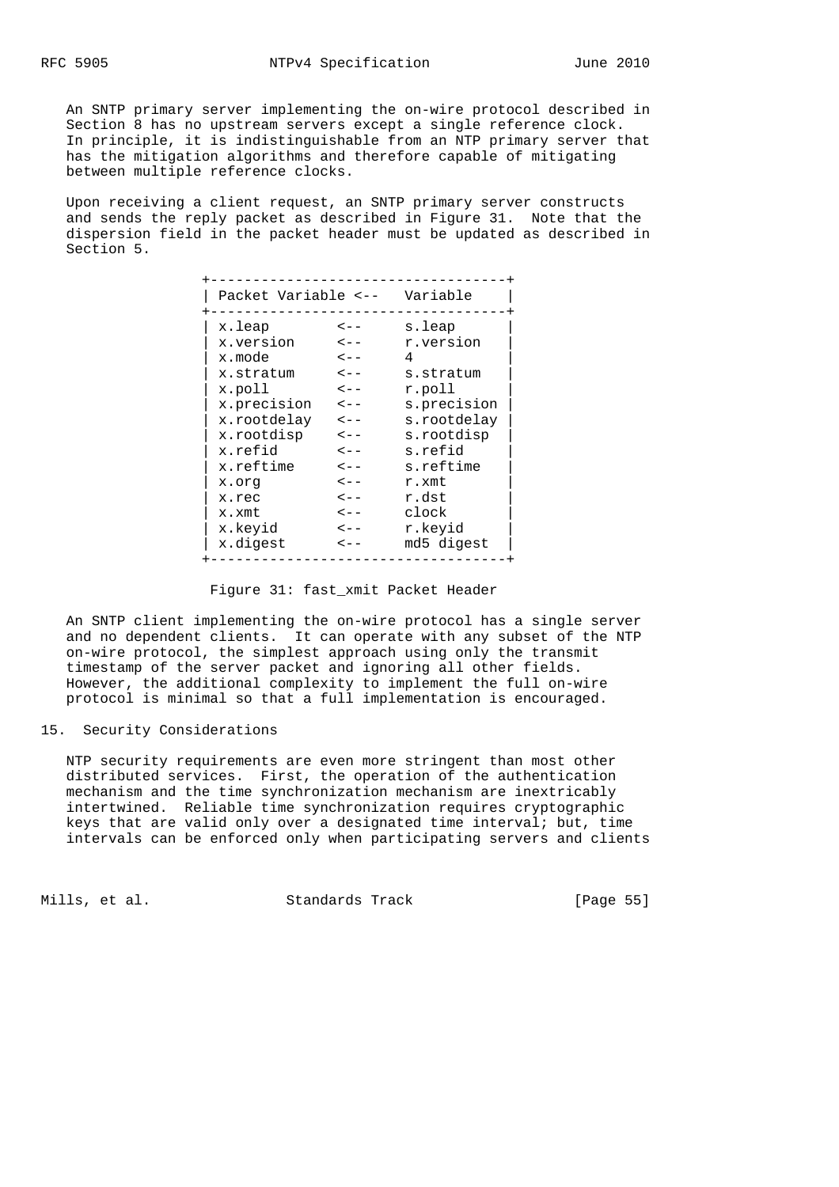An SNTP primary server implementing the on-wire protocol described in Section 8 has no upstream servers except a single reference clock. In principle, it is indistinguishable from an NTP primary server that has the mitigation algorithms and therefore capable of mitigating between multiple reference clocks.

Upon receiving a client request, an SNTP primary server constructs and sends the reply packet as described in Figure 31. Note that the dispersion field in the packet header must be updated as described in Section 5.

| Packet Variable | <-- | Variable |
|---|---|---|
| x.leap | <-- | s.leap |
| x.version | <-- | r.version |
| x.mode | <-- | 4 |
| x.stratum | <-- | s.stratum |
| x.poll | <-- | r.poll |
| x.precision | <-- | s.precision |
| x.rootdelay | <-- | s.rootdelay |
| x.rootdisp | <-- | s.rootdisp |
| x.refid | <-- | s.refid |
| x.reftime | <-- | s.reftime |
| x.org | <-- | r.xmt |
| x.rec | <-- | r.dst |
| x.xmt | <-- | clock |
| x.keyid | <-- | r.keyid |
| x.digest | <-- | md5 digest |

Figure 31: fast_xmit Packet Header

An SNTP client implementing the on-wire protocol has a single server and no dependent clients. It can operate with any subset of the NTP on-wire protocol, the simplest approach using only the transmit timestamp of the server packet and ignoring all other fields. However, the additional complexity to implement the full on-wire protocol is minimal so that a full implementation is encouraged.

## 15. Security Considerations

NTP security requirements are even more stringent than most other distributed services. First, the operation of the authentication mechanism and the time synchronization mechanism are inextricably intertwined. Reliable time synchronization requires cryptographic keys that are valid only over a designated time interval; but, time intervals can be enforced only when participating servers and clients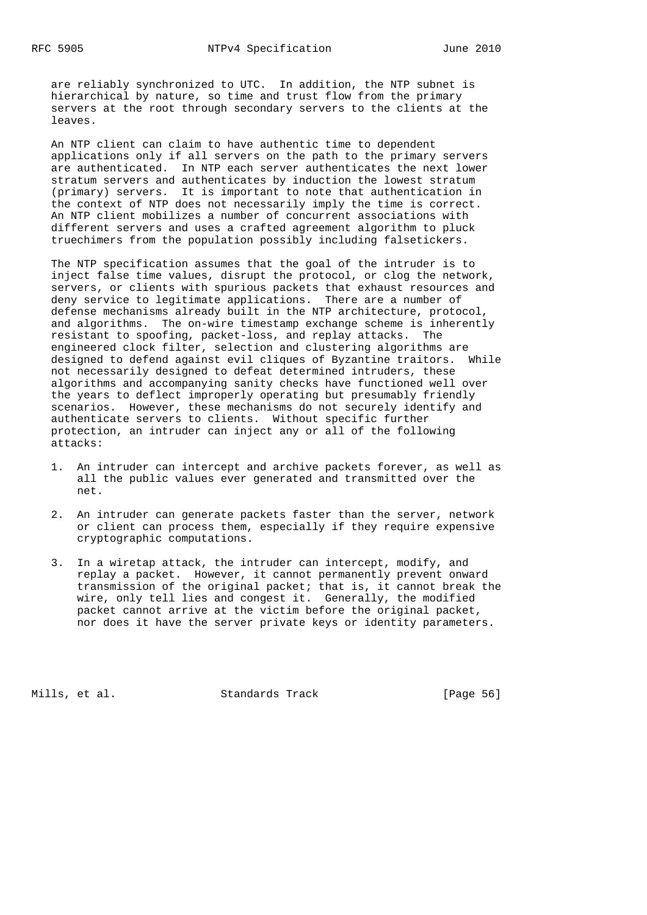are reliably synchronized to UTC. In addition, the NTP subnet is hierarchical by nature, so time and trust flow from the primary servers at the root through secondary servers to the clients at the leaves.

An NTP client can claim to have authentic time to dependent applications only if all servers on the path to the primary servers are authenticated. In NTP each server authenticates the next lower stratum servers and authenticates by induction the lowest stratum (primary) servers. It is important to note that authentication in the context of NTP does not necessarily imply the time is correct. An NTP client mobilizes a number of concurrent associations with different servers and uses a crafted agreement algorithm to pluck truechimers from the population possibly including falsetickers.

The NTP specification assumes that the goal of the intruder is to inject false time values, disrupt the protocol, or clog the network, servers, or clients with spurious packets that exhaust resources and deny service to legitimate applications. There are a number of defense mechanisms already built in the NTP architecture, protocol, and algorithms. The on-wire timestamp exchange scheme is inherently resistant to spoofing, packet-loss, and replay attacks. The engineered clock filter, selection and clustering algorithms are designed to defend against evil cliques of Byzantine traitors. While not necessarily designed to defeat determined intruders, these algorithms and accompanying sanity checks have functioned well over the years to deflect improperly operating but presumably friendly scenarios. However, these mechanisms do not securely identify and authenticate servers to clients. Without specific further protection, an intruder can inject any or all of the following attacks:

1. An intruder can intercept and archive packets forever, as well as all the public values ever generated and transmitted over the net.

2. An intruder can generate packets faster than the server, network or client can process them, especially if they require expensive cryptographic computations.

3. In a wiretap attack, the intruder can intercept, modify, and replay a packet. However, it cannot permanently prevent onward transmission of the original packet; that is, it cannot break the wire, only tell lies and congest it. Generally, the modified packet cannot arrive at the victim before the original packet, nor does it have the server private keys or identity parameters.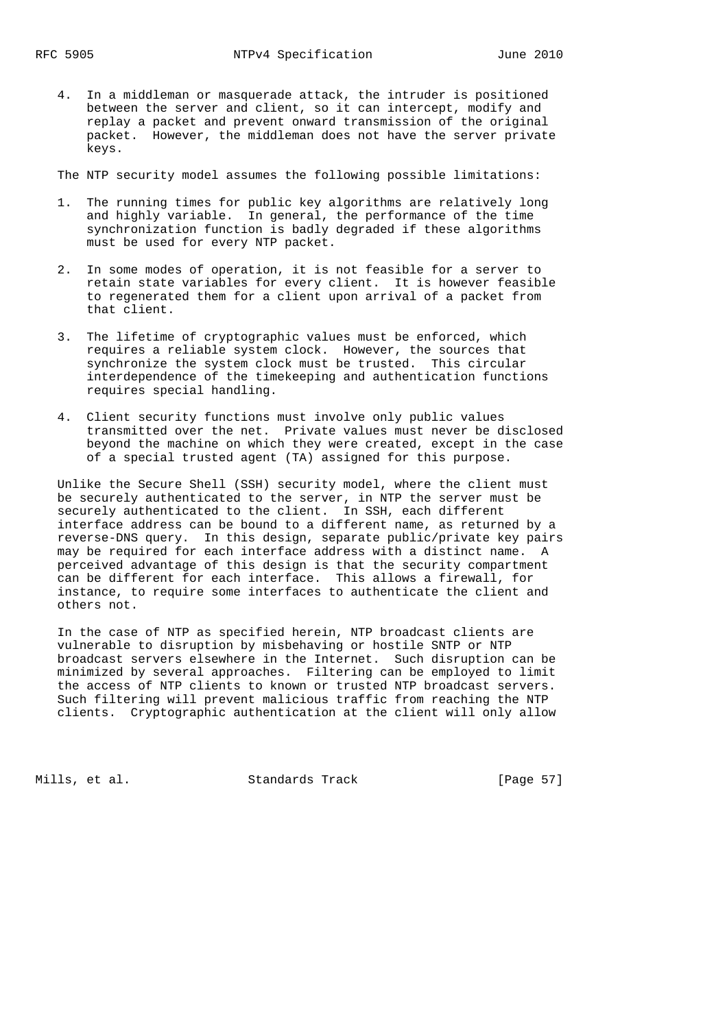4. In a middleman or masquerade attack, the intruder is positioned between the server and client, so it can intercept, modify and replay a packet and prevent onward transmission of the original packet. However, the middleman does not have the server private keys.

The NTP security model assumes the following possible limitations:

1. The running times for public key algorithms are relatively long and highly variable. In general, the performance of the time synchronization function is badly degraded if these algorithms must be used for every NTP packet.

2. In some modes of operation, it is not feasible for a server to retain state variables for every client. It is however feasible to regenerated them for a client upon arrival of a packet from that client.

3. The lifetime of cryptographic values must be enforced, which requires a reliable system clock. However, the sources that synchronize the system clock must be trusted. This circular interdependence of the timekeeping and authentication functions requires special handling.

4. Client security functions must involve only public values transmitted over the net. Private values must never be disclosed beyond the machine on which they were created, except in the case of a special trusted agent (TA) assigned for this purpose.

Unlike the Secure Shell (SSH) security model, where the client must be securely authenticated to the server, in NTP the server must be securely authenticated to the client. In SSH, each different interface address can be bound to a different name, as returned by a reverse-DNS query. In this design, separate public/private key pairs may be required for each interface address with a distinct name. A perceived advantage of this design is that the security compartment can be different for each interface. This allows a firewall, for instance, to require some interfaces to authenticate the client and others not.

In the case of NTP as specified herein, NTP broadcast clients are vulnerable to disruption by misbehaving or hostile SNTP or NTP broadcast servers elsewhere in the Internet. Such disruption can be minimized by several approaches. Filtering can be employed to limit the access of NTP clients to known or trusted NTP broadcast servers. Such filtering will prevent malicious traffic from reaching the NTP clients. Cryptographic authentication at the client will only allow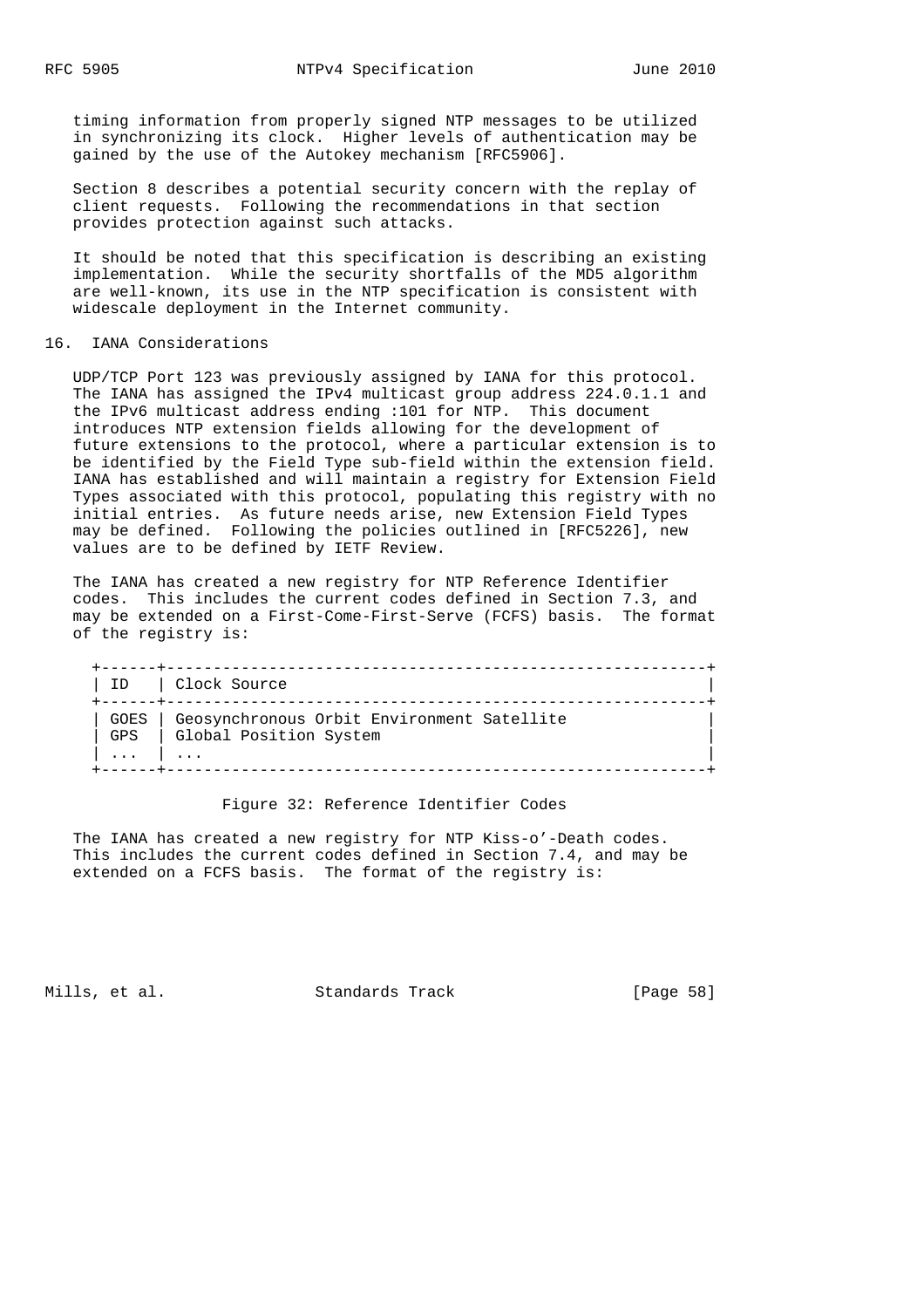timing information from properly signed NTP messages to be utilized in synchronizing its clock. Higher levels of authentication may be gained by the use of the Autokey mechanism [RFC5906].

Section 8 describes a potential security concern with the replay of client requests. Following the recommendations in that section provides protection against such attacks.

It should be noted that this specification is describing an existing implementation. While the security shortfalls of the MD5 algorithm are well-known, its use in the NTP specification is consistent with widescale deployment in the Internet community.

## 16. IANA Considerations

UDP/TCP Port 123 was previously assigned by IANA for this protocol. The IANA has assigned the IPv4 multicast group address 224.0.1.1 and the IPv6 multicast address ending :101 for NTP. This document introduces NTP extension fields allowing for the development of future extensions to the protocol, where a particular extension is to be identified by the Field Type sub-field within the extension field. IANA has established and will maintain a registry for Extension Field Types associated with this protocol, populating this registry with no initial entries. As future needs arise, new Extension Field Types may be defined. Following the policies outlined in [RFC5226], new values are to be defined by IETF Review.

The IANA has created a new registry for NTP Reference Identifier codes. This includes the current codes defined in Section 7.3, and may be extended on a First-Come-First-Serve (FCFS) basis. The format of the registry is:

| ID | Clock Source |
|---|---|
| GOES | Geosynchronous Orbit Environment Satellite |
| GPS | Global Position System |
| ... | ... |

Figure 32: Reference Identifier Codes

The IANA has created a new registry for NTP Kiss-o'-Death codes. This includes the current codes defined in Section 7.4, and may be extended on a FCFS basis. The format of the registry is: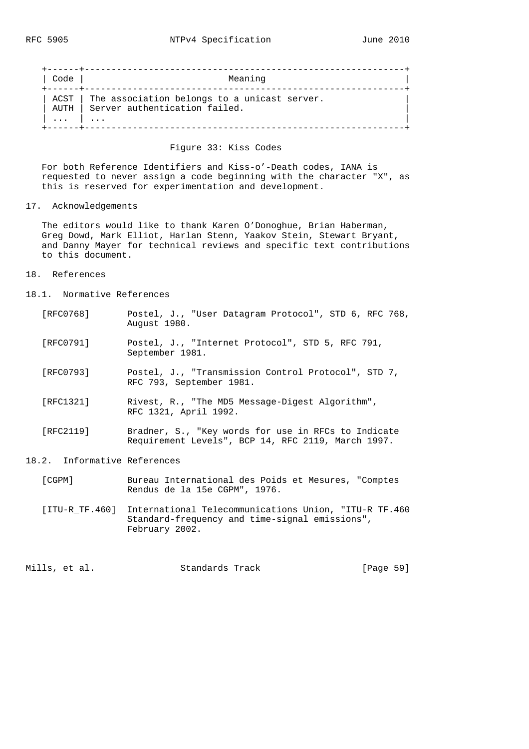| Code | Meaning |
|---|---|
| ACST | The association belongs to a unicast server. |
| AUTH | Server authentication failed. |
| ... | ... |

Figure 33: Kiss Codes

For both Reference Identifiers and Kiss-o'-Death codes, IANA is requested to never assign a code beginning with the character "X", as this is reserved for experimentation and development.

## 17. Acknowledgements

The editors would like to thank Karen O'Donoghue, Brian Haberman, Greg Dowd, Mark Elliot, Harlan Stenn, Yaakov Stein, Stewart Bryant, and Danny Mayer for technical reviews and specific text contributions to this document.

## 18. References

### 18.1. Normative References

[RFC0768] Postel, J., "User Datagram Protocol", STD 6, RFC 768, August 1980.

[RFC0791] Postel, J., "Internet Protocol", STD 5, RFC 791, September 1981.

[RFC0793] Postel, J., "Transmission Control Protocol", STD 7, RFC 793, September 1981.

[RFC1321] Rivest, R., "The MD5 Message-Digest Algorithm", RFC 1321, April 1992.

[RFC2119] Bradner, S., "Key words for use in RFCs to Indicate Requirement Levels", BCP 14, RFC 2119, March 1997.

### 18.2. Informative References

[CGPM] Bureau International des Poids et Mesures, "Comptes Rendus de la 15e CGPM", 1976.

[ITU-R_TF.460] International Telecommunications Union, "ITU-R TF.460 Standard-frequency and time-signal emissions", February 2002.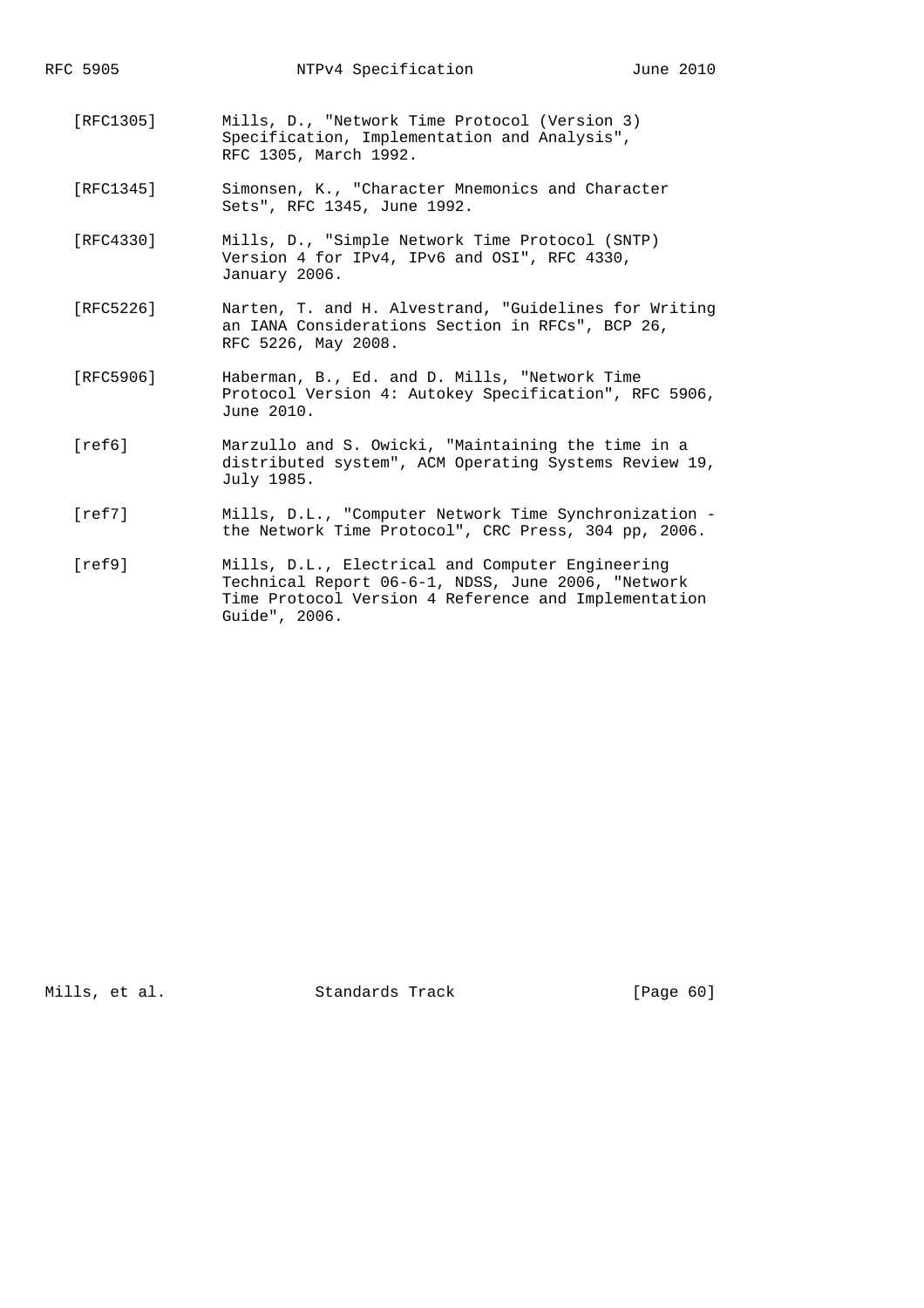[RFC1305] Mills, D., "Network Time Protocol (Version 3) Specification, Implementation and Analysis", RFC 1305, March 1992.

[RFC1345] Simonsen, K., "Character Mnemonics and Character Sets", RFC 1345, June 1992.

[RFC4330] Mills, D., "Simple Network Time Protocol (SNTP) Version 4 for IPv4, IPv6 and OSI", RFC 4330, January 2006.

[RFC5226] Narten, T. and H. Alvestrand, "Guidelines for Writing an IANA Considerations Section in RFCs", BCP 26, RFC 5226, May 2008.

[RFC5906] Haberman, B., Ed. and D. Mills, "Network Time Protocol Version 4: Autokey Specification", RFC 5906, June 2010.

[ref6] Marzullo and S. Owicki, "Maintaining the time in a distributed system", ACM Operating Systems Review 19, July 1985.

[ref7] Mills, D.L., "Computer Network Time Synchronization - the Network Time Protocol", CRC Press, 304 pp, 2006.

[ref9] Mills, D.L., Electrical and Computer Engineering Technical Report 06-6-1, NDSS, June 2006, "Network Time Protocol Version 4 Reference and Implementation Guide", 2006.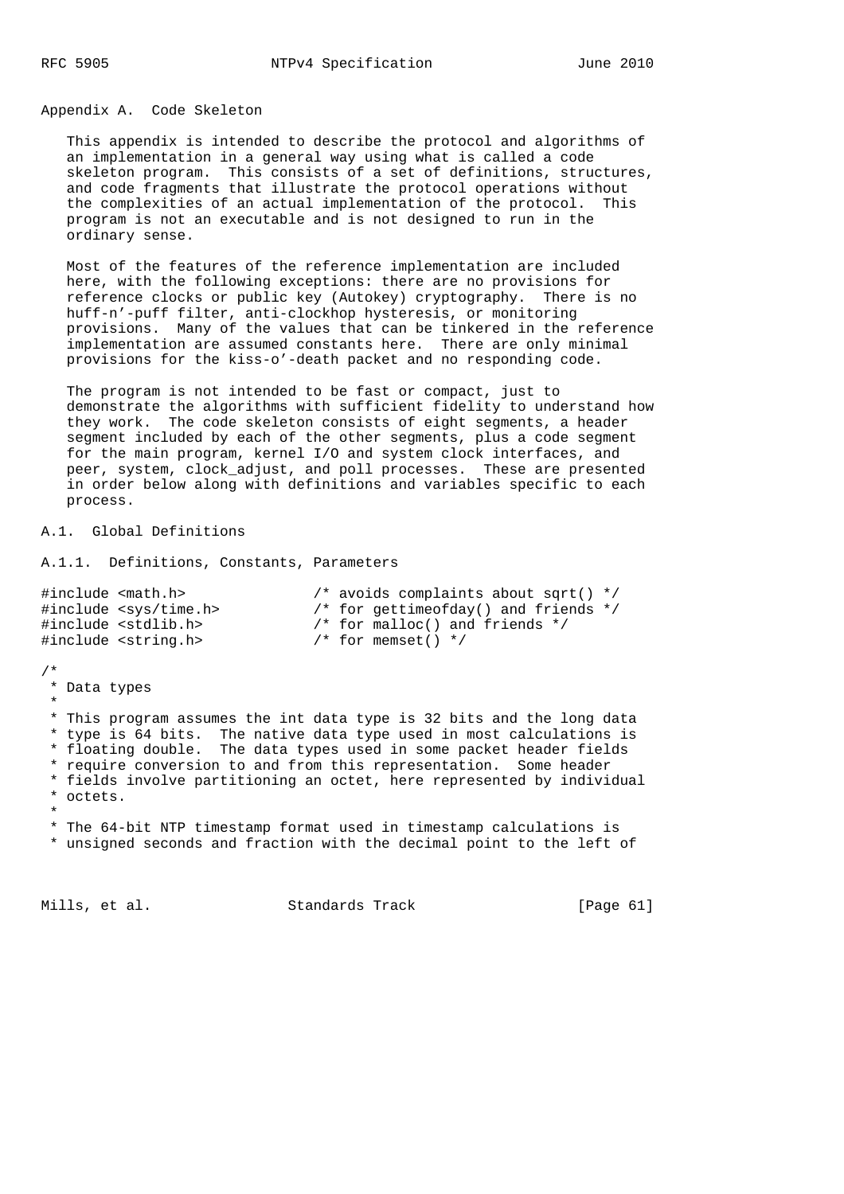## Appendix A. Code Skeleton

This appendix is intended to describe the protocol and algorithms of an implementation in a general way using what is called a code skeleton program. This consists of a set of definitions, structures, and code fragments that illustrate the protocol operations without the complexities of an actual implementation of the protocol. This program is not an executable and is not designed to run in the ordinary sense.

Most of the features of the reference implementation are included here, with the following exceptions: there are no provisions for reference clocks or public key (Autokey) cryptography. There is no huff-n'-puff filter, anti-clockhop hysteresis, or monitoring provisions. Many of the values that can be tinkered in the reference implementation are assumed constants here. There are only minimal provisions for the kiss-o'-death packet and no responding code.

The program is not intended to be fast or compact, just to demonstrate the algorithms with sufficient fidelity to understand how they work. The code skeleton consists of eight segments, a header segment included by each of the other segments, plus a code segment for the main program, kernel I/O and system clock interfaces, and peer, system, clock_adjust, and poll processes. These are presented in order below along with definitions and variables specific to each process.

### A.1. Global Definitions

#### A.1.1. Definitions, Constants, Parameters

```
#include <math.h>               /* avoids complaints about sqrt() */
#include <sys/time.h>           /* for gettimeofday() and friends */
#include <stdlib.h>             /* for malloc() and friends */
#include <string.h>             /* for memset() */

/*
 * Data types
 *
 * This program assumes the int data type is 32 bits and the long data
 * type is 64 bits.  The native data type used in most calculations is
 * floating double.  The data types used in some packet header fields
 * require conversion to and from this representation.  Some header
 * fields involve partitioning an octet, here represented by individual
 * octets.
 *
 * The 64-bit NTP timestamp format used in timestamp calculations is
 * unsigned seconds and fraction with the decimal point to the left of
```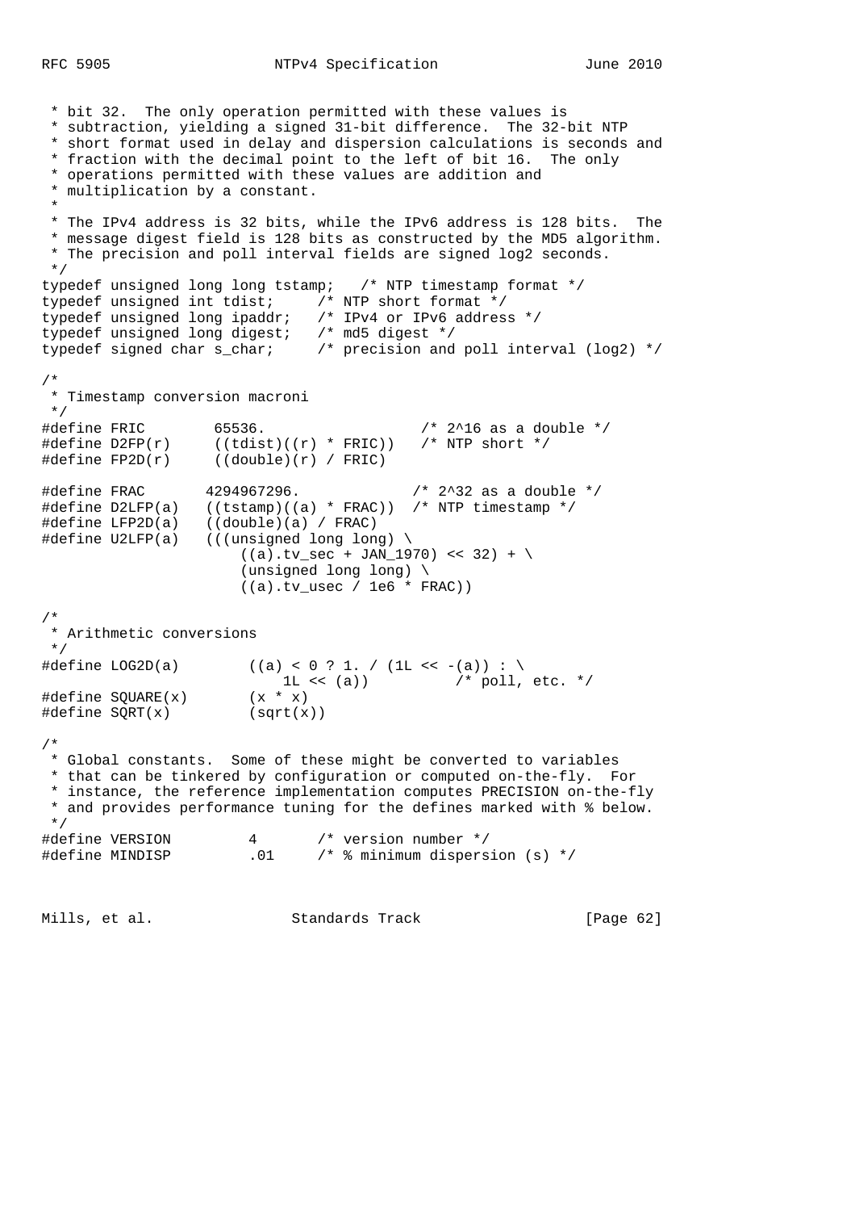```
 * bit 32.  The only operation permitted with these values is
 * subtraction, yielding a signed 31-bit difference.  The 32-bit NTP
 * short format used in delay and dispersion calculations is seconds and
 * fraction with the decimal point to the left of bit 16.  The only
 * operations permitted with these values are addition and
 * multiplication by a constant.
 *
 * The IPv4 address is 32 bits, while the IPv6 address is 128 bits.  The
 * message digest field is 128 bits as constructed by the MD5 algorithm.
 * The precision and poll interval fields are signed log2 seconds.
 */
typedef unsigned long long tstamp;   /* NTP timestamp format */
typedef unsigned int tdist;     /* NTP short format */
typedef unsigned long ipaddr;   /* IPv4 or IPv6 address */
typedef unsigned long digest;   /* md5 digest */
typedef signed char s_char;     /* precision and poll interval (log2) */

/*
 * Timestamp conversion macroni
 */
#define FRIC        65536.                  /* 2^16 as a double */
#define D2FP(r)     ((tdist)((r) * FRIC))   /* NTP short */
#define FP2D(r)     ((double)(r) / FRIC)

#define FRAC       4294967296.             /* 2^32 as a double */
#define D2LFP(a)   ((tstamp)((a) * FRAC))  /* NTP timestamp */
#define LFP2D(a)   ((double)(a) / FRAC)
#define U2LFP(a)   (((unsigned long long) \
                       ((a).tv_sec + JAN_1970) << 32) + \
                       (unsigned long long) \
                       ((a).tv_usec / 1e6 * FRAC))

/*
 * Arithmetic conversions
 */
#define LOG2D(a)        ((a) < 0 ? 1. / (1L << -(a)) : \
                            1L << (a))          /* poll, etc. */
#define SQUARE(x)       (x * x)
#define SQRT(x)         (sqrt(x))

/*
 * Global constants.  Some of these might be converted to variables
 * that can be tinkered by configuration or computed on-the-fly.  For
 * instance, the reference implementation computes PRECISION on-the-fly
 * and provides performance tuning for the defines marked with % below.
 */
#define VERSION         4       /* version number */
#define MINDISP         .01     /* % minimum dispersion (s) */
```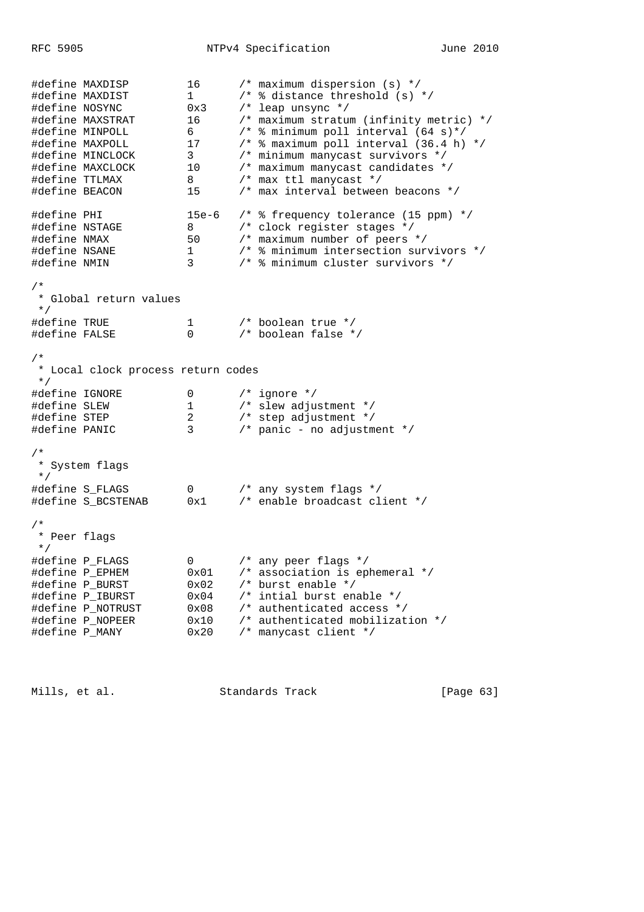```
#define MAXDISP         16      /* maximum dispersion (s) */
#define MAXDIST         1       /* % distance threshold (s) */
#define NOSYNC          0x3     /* leap unsync */
#define MAXSTRAT        16      /* maximum stratum (infinity metric) */
#define MINPOLL         6       /* % minimum poll interval (64 s)*/
#define MAXPOLL         17      /* % maximum poll interval (36.4 h) */
#define MINCLOCK        3       /* minimum manycast survivors */
#define MAXCLOCK        10      /* maximum manycast candidates */
#define TTLMAX          8       /* max ttl manycast */
#define BEACON          15      /* max interval between beacons */

#define PHI             15e-6   /* % frequency tolerance (15 ppm) */
#define NSTAGE          8       /* clock register stages */
#define NMAX            50      /* maximum number of peers */
#define NSANE           1       /* % minimum intersection survivors */
#define NMIN            3       /* % minimum cluster survivors */

/*
 * Global return values
 */
#define TRUE            1       /* boolean true */
#define FALSE           0       /* boolean false */

/*
 * Local clock process return codes
 */
#define IGNORE          0       /* ignore */
#define SLEW            1       /* slew adjustment */
#define STEP            2       /* step adjustment */
#define PANIC           3       /* panic - no adjustment */

/*
 * System flags
 */
#define S_FLAGS         0       /* any system flags */
#define S_BCSTENAB      0x1     /* enable broadcast client */

/*
 * Peer flags
 */
#define P_FLAGS         0       /* any peer flags */
#define P_EPHEM         0x01    /* association is ephemeral */
#define P_BURST         0x02    /* burst enable */
#define P_IBURST        0x04    /* intial burst enable */
#define P_NOTRUST       0x08    /* authenticated access */
#define P_NOPEER        0x10    /* authenticated mobilization */
#define P_MANY          0x20    /* manycast client */
```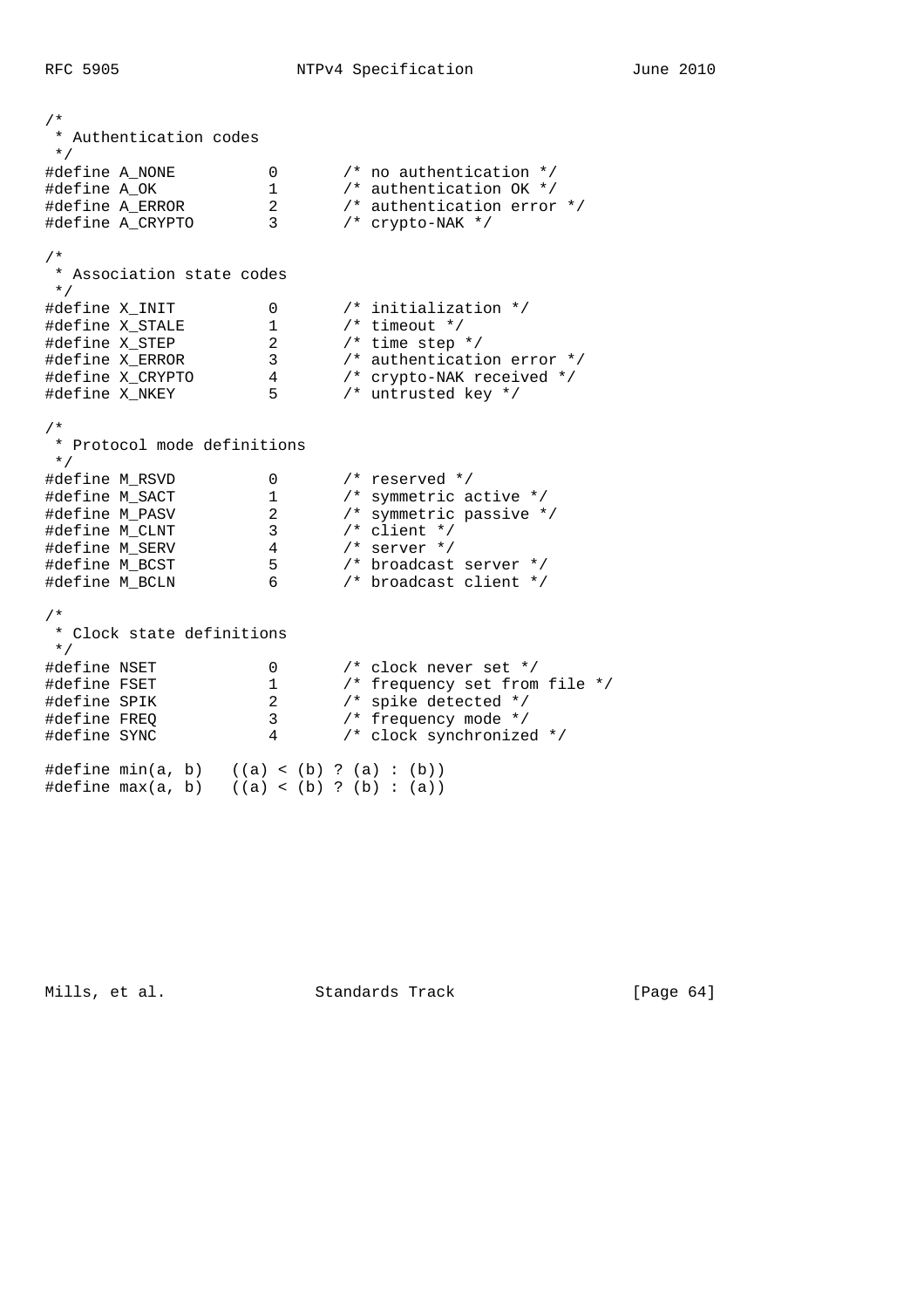```
/*
 * Authentication codes
 */
#define A_NONE          0       /* no authentication */
#define A_OK            1       /* authentication OK */
#define A_ERROR         2       /* authentication error */
#define A_CRYPTO        3       /* crypto-NAK */

/*
 * Association state codes
 */
#define X_INIT          0       /* initialization */
#define X_STALE         1       /* timeout */
#define X_STEP          2       /* time step */
#define X_ERROR         3       /* authentication error */
#define X_CRYPTO        4       /* crypto-NAK received */
#define X_NKEY          5       /* untrusted key */

/*
 * Protocol mode definitions
 */
#define M_RSVD          0       /* reserved */
#define M_SACT          1       /* symmetric active */
#define M_PASV          2       /* symmetric passive */
#define M_CLNT          3       /* client */
#define M_SERV          4       /* server */
#define M_BCST          5       /* broadcast server */
#define M_BCLN          6       /* broadcast client */

/*
 * Clock state definitions
 */
#define NSET            0       /* clock never set */
#define FSET            1       /* frequency set from file */
#define SPIK            2       /* spike detected */
#define FREQ            3       /* frequency mode */
#define SYNC            4       /* clock synchronized */

#define min(a, b)   ((a) < (b) ? (a) : (b))
#define max(a, b)   ((a) < (b) ? (b) : (a))
```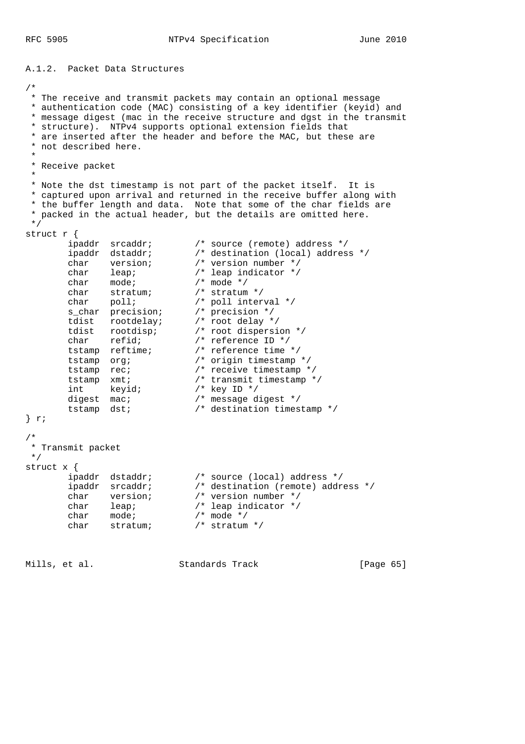### A.1.2. Packet Data Structures

```
/*
 * The receive and transmit packets may contain an optional message
 * authentication code (MAC) consisting of a key identifier (keyid) and
 * message digest (mac in the receive structure and dgst in the transmit
 * structure).  NTPv4 supports optional extension fields that
 * are inserted after the header and before the MAC, but these are
 * not described here.
 *
 * Receive packet
 *
 * Note the dst timestamp is not part of the packet itself.  It is
 * captured upon arrival and returned in the receive buffer along with
 * the buffer length and data.  Note that some of the char fields are
 * packed in the actual header, but the details are omitted here.
 */
struct r {
        ipaddr  srcaddr;        /* source (remote) address */
        ipaddr  dstaddr;        /* destination (local) address */
        char    version;        /* version number */
        char    leap;           /* leap indicator */
        char    mode;           /* mode */
        char    stratum;        /* stratum */
        char    poll;           /* poll interval */
        s_char  precision;      /* precision */
        tdist   rootdelay;      /* root delay */
        tdist   rootdisp;       /* root dispersion */
        char    refid;          /* reference ID */
        tstamp  reftime;        /* reference time */
        tstamp  org;            /* origin timestamp */
        tstamp  rec;            /* receive timestamp */
        tstamp  xmt;            /* transmit timestamp */
        int     keyid;          /* key ID */
        digest  mac;            /* message digest */
        tstamp  dst;            /* destination timestamp */
} r;

/*
 * Transmit packet
 */
struct x {
        ipaddr  dstaddr;        /* source (local) address */
        ipaddr  srcaddr;        /* destination (remote) address */
        char    version;        /* version number */
        char    leap;           /* leap indicator */
        char    mode;           /* mode */
        char    stratum;        /* stratum */
```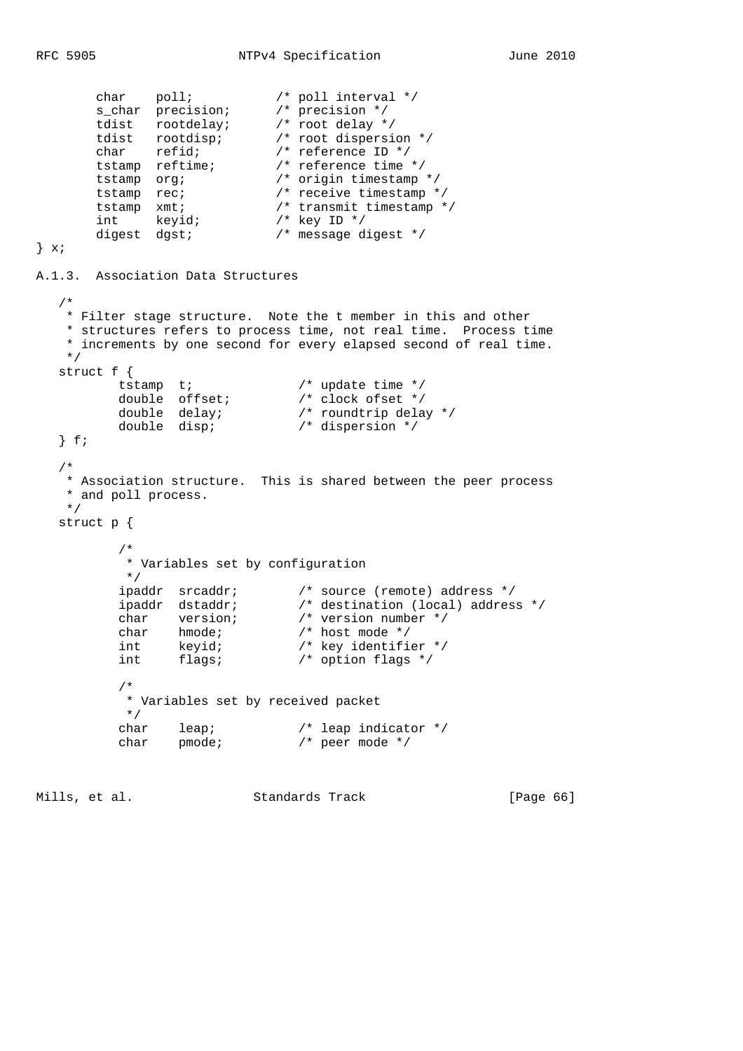```
        char    poll;           /* poll interval */
        s_char  precision;      /* precision */
        tdist   rootdelay;      /* root delay */
        tdist   rootdisp;       /* root dispersion */
        char    refid;          /* reference ID */
        tstamp  reftime;        /* reference time */
        tstamp  org;            /* origin timestamp */
        tstamp  rec;            /* receive timestamp */
        tstamp  xmt;            /* transmit timestamp */
        int     keyid;          /* key ID */
        digest  dgst;           /* message digest */
} x;
```

### A.1.3. Association Data Structures

```
   /*
    * Filter stage structure.  Note the t member in this and other
    * structures refers to process time, not real time.  Process time
    * increments by one second for every elapsed second of real time.
    */
   struct f {
           tstamp  t;              /* update time */
           double  offset;         /* clock ofset */
           double  delay;          /* roundtrip delay */
           double  disp;           /* dispersion */
   } f;

   /*
    * Association structure.  This is shared between the peer process
    * and poll process.
    */
   struct p {

           /*
            * Variables set by configuration
            */
           ipaddr  srcaddr;        /* source (remote) address */
           ipaddr  dstaddr;        /* destination (local) address */
           char    version;        /* version number */
           char    hmode;          /* host mode */
           int     keyid;          /* key identifier */
           int     flags;          /* option flags */

           /*
            * Variables set by received packet
            */
           char    leap;           /* leap indicator */
           char    pmode;          /* peer mode */
```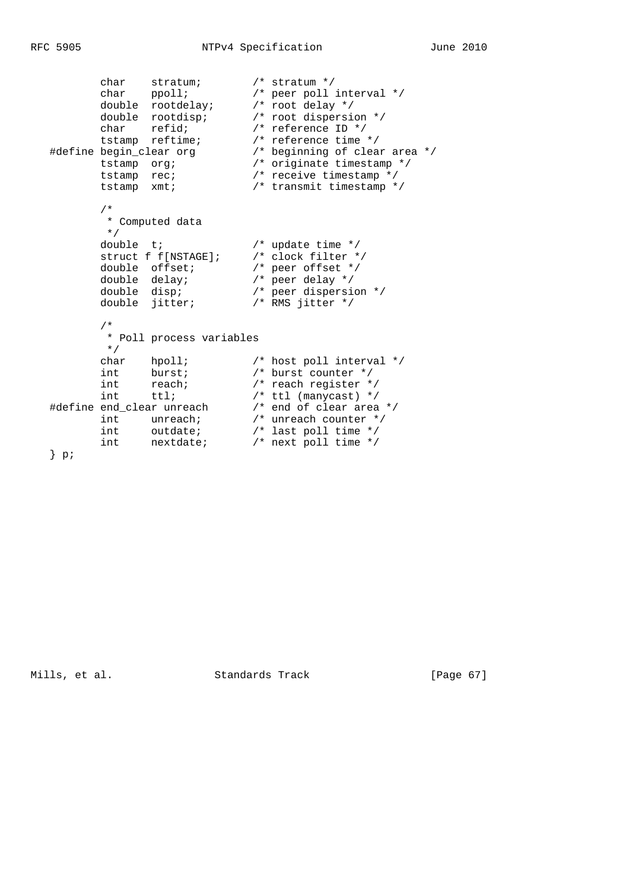```
        char    stratum;        /* stratum */
        char    ppoll;          /* peer poll interval */
        double  rootdelay;      /* root delay */
        double  rootdisp;       /* root dispersion */
        char    refid;          /* reference ID */
        tstamp  reftime;        /* reference time */
#define begin_clear org         /* beginning of clear area */
        tstamp  org;            /* originate timestamp */
        tstamp  rec;            /* receive timestamp */
        tstamp  xmt;            /* transmit timestamp */

        /*
         * Computed data
         */
        double  t;              /* update time */
        struct f f[NSTAGE];     /* clock filter */
        double  offset;         /* peer offset */
        double  delay;          /* peer delay */
        double  disp;           /* peer dispersion */
        double  jitter;         /* RMS jitter */

        /*
         * Poll process variables
         */
        char    hpoll;          /* host poll interval */
        int     burst;          /* burst counter */
        int     reach;          /* reach register */
        int     ttl;            /* ttl (manycast) */
#define end_clear unreach       /* end of clear area */
        int     unreach;        /* unreach counter */
        int     outdate;        /* last poll time */
        int     nextdate;       /* next poll time */
} p;
```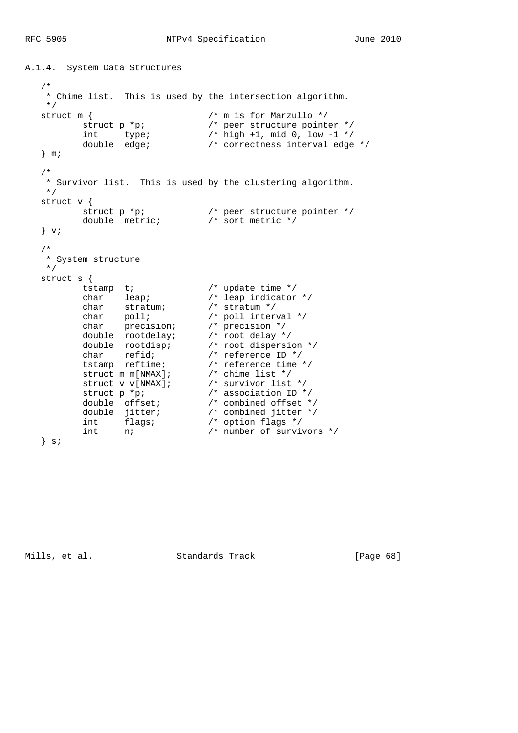### A.1.4. System Data Structures

```
/*
 * Chime list.  This is used by the intersection algorithm.
 */
struct m {                      /* m is for Marzullo */
        struct p *p;            /* peer structure pointer */
        int     type;           /* high +1, mid 0, low -1 */
        double  edge;           /* correctness interval edge */
} m;

/*
 * Survivor list.  This is used by the clustering algorithm.
 */
struct v {
        struct p *p;            /* peer structure pointer */
        double  metric;         /* sort metric */
} v;

/*
 * System structure
 */
struct s {
        tstamp  t;              /* update time */
        char    leap;           /* leap indicator */
        char    stratum;        /* stratum */
        char    poll;           /* poll interval */
        char    precision;      /* precision */
        double  rootdelay;      /* root delay */
        double  rootdisp;       /* root dispersion */
        char    refid;          /* reference ID */
        tstamp  reftime;        /* reference time */
        struct m m[NMAX];       /* chime list */
        struct v v[NMAX];       /* survivor list */
        struct p *p;            /* association ID */
        double  offset;         /* combined offset */
        double  jitter;         /* combined jitter */
        int     flags;          /* option flags */
        int     n;              /* number of survivors */
} s;
```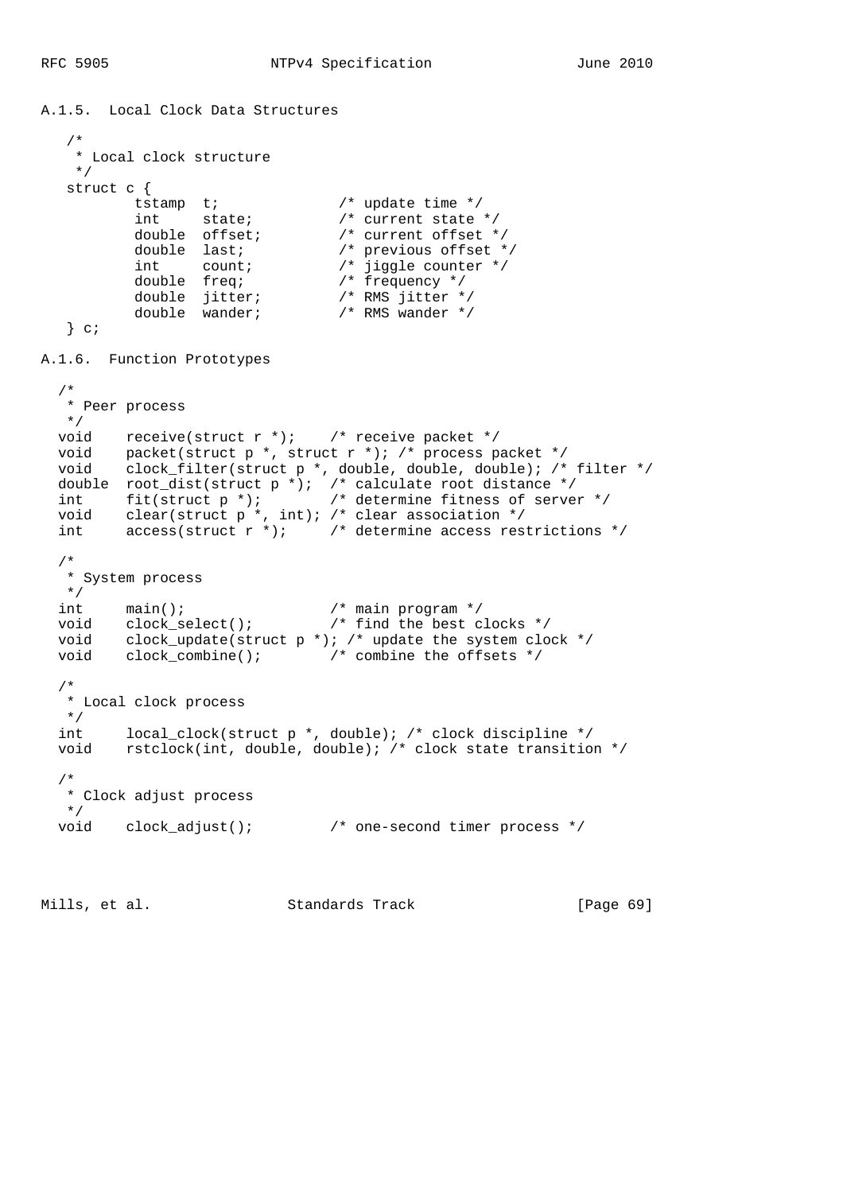### A.1.5. Local Clock Data Structures

```
/*
 * Local clock structure
 */
struct c {
        tstamp  t;              /* update time */
        int     state;          /* current state */
        double  offset;         /* current offset */
        double  last;           /* previous offset */
        int     count;          /* jiggle counter */
        double  freq;           /* frequency */
        double  jitter;         /* RMS jitter */
        double  wander;         /* RMS wander */
} c;
```

### A.1.6. Function Prototypes

```
/*
 * Peer process
 */
void    receive(struct r *);    /* receive packet */
void    packet(struct p *, struct r *); /* process packet */
void    clock_filter(struct p *, double, double, double); /* filter */
double  root_dist(struct p *);  /* calculate root distance */
int     fit(struct p *);        /* determine fitness of server */
void    clear(struct p *, int); /* clear association */
int     access(struct r *);     /* determine access restrictions */

/*
 * System process
 */
int     main();                 /* main program */
void    clock_select();         /* find the best clocks */
void    clock_update(struct p *); /* update the system clock */
void    clock_combine();        /* combine the offsets */

/*
 * Local clock process
 */
int     local_clock(struct p *, double); /* clock discipline */
void    rstclock(int, double, double); /* clock state transition */

/*
 * Clock adjust process
 */
void    clock_adjust();         /* one-second timer process */
```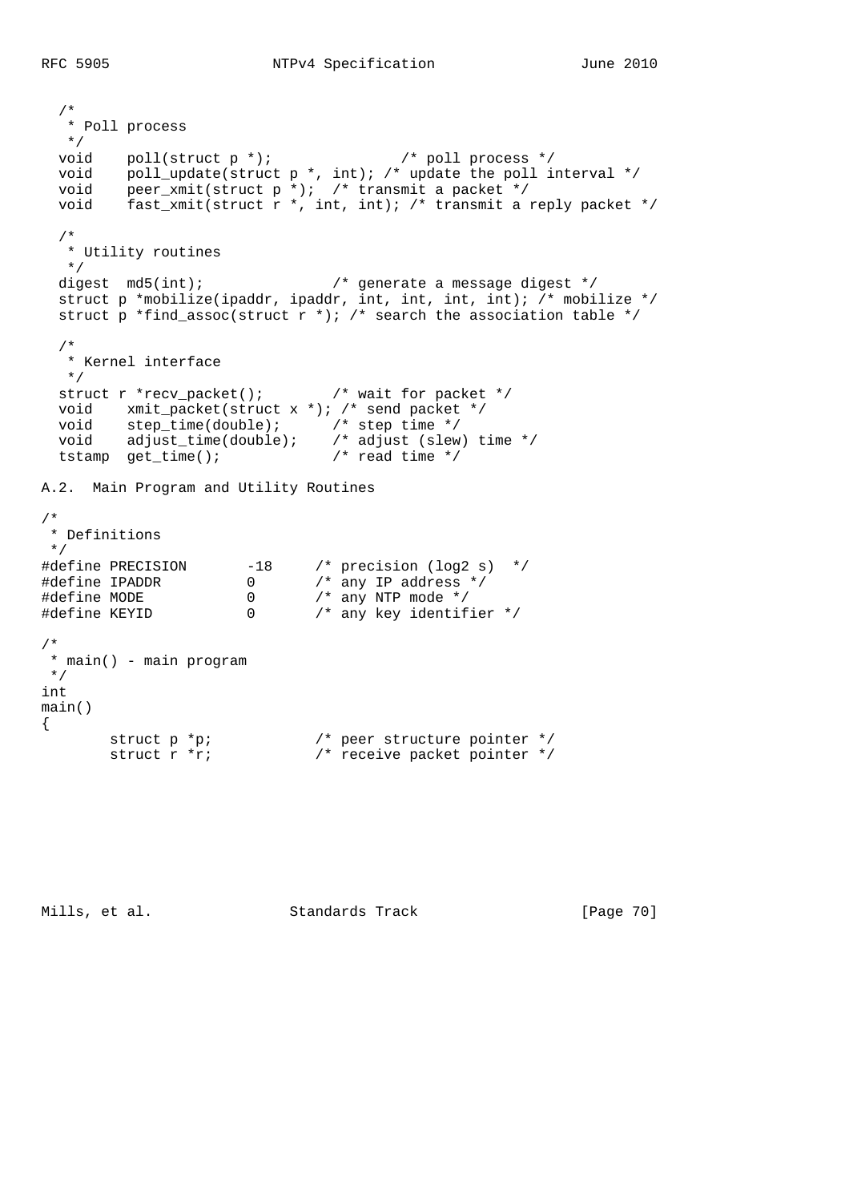```
   /*
    * Poll process
    */
   void    poll(struct p *);               /* poll process */
   void    poll_update(struct p *, int); /* update the poll interval */
   void    peer_xmit(struct p *);  /* transmit a packet */
   void    fast_xmit(struct r *, int, int); /* transmit a reply packet */

   /*
    * Utility routines
    */
   digest  md5(int);               /* generate a message digest */
   struct p *mobilize(ipaddr, ipaddr, int, int, int, int); /* mobilize */
   struct p *find_assoc(struct r *); /* search the association table */

   /*
    * Kernel interface
    */
   struct r *recv_packet();        /* wait for packet */
   void    xmit_packet(struct x *); /* send packet */
   void    step_time(double);      /* step time */
   void    adjust_time(double);    /* adjust (slew) time */
   tstamp  get_time();             /* read time */
```

A.2. Main Program and Utility Routines

```
/*
 * Definitions
 */
#define PRECISION       -18     /* precision (log2 s)  */
#define IPADDR          0       /* any IP address */
#define MODE            0       /* any NTP mode */
#define KEYID           0       /* any key identifier */

/*
 * main() - main program
 */
int
main()
{
        struct p *p;            /* peer structure pointer */
        struct r *r;            /* receive packet pointer */
```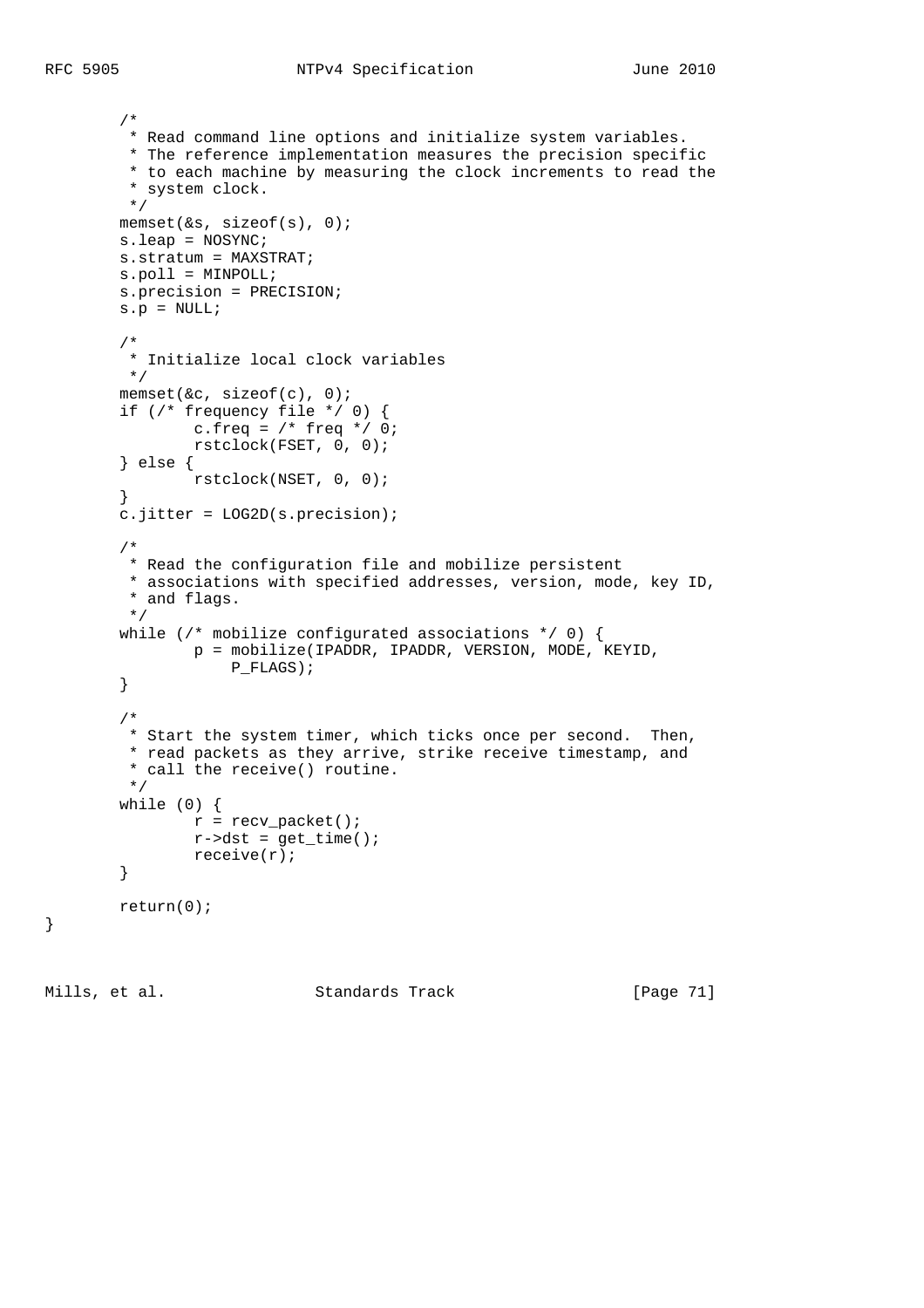```
        /*
         * Read command line options and initialize system variables.
         * The reference implementation measures the precision specific
         * to each machine by measuring the clock increments to read the
         * system clock.
         */
        memset(&s, sizeof(s), 0);
        s.leap = NOSYNC;
        s.stratum = MAXSTRAT;
        s.poll = MINPOLL;
        s.precision = PRECISION;
        s.p = NULL;

        /*
         * Initialize local clock variables
         */
        memset(&c, sizeof(c), 0);
        if (/* frequency file */ 0) {
                c.freq = /* freq */ 0;
                rstclock(FSET, 0, 0);
        } else {
                rstclock(NSET, 0, 0);
        }
        c.jitter = LOG2D(s.precision);

        /*
         * Read the configuration file and mobilize persistent
         * associations with specified addresses, version, mode, key ID,
         * and flags.
         */
        while (/* mobilize configurated associations */ 0) {
                p = mobilize(IPADDR, IPADDR, VERSION, MODE, KEYID,
                    P_FLAGS);
        }

        /*
         * Start the system timer, which ticks once per second.  Then,
         * read packets as they arrive, strike receive timestamp, and
         * call the receive() routine.
         */
        while (0) {
                r = recv_packet();
                r->dst = get_time();
                receive(r);
        }

        return(0);
}
```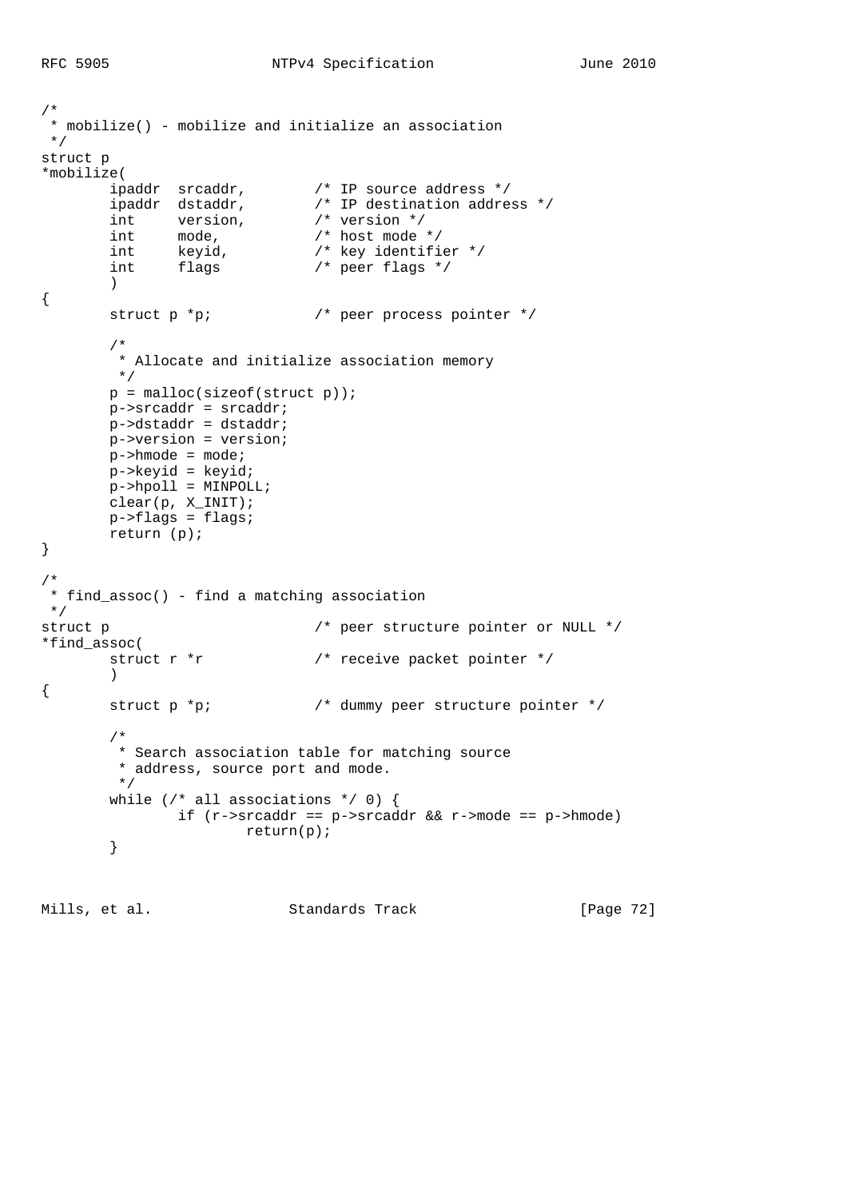```
/*
 * mobilize() - mobilize and initialize an association
 */
struct p
*mobilize(
        ipaddr  srcaddr,        /* IP source address */
        ipaddr  dstaddr,        /* IP destination address */
        int     version,        /* version */
        int     mode,           /* host mode */
        int     keyid,          /* key identifier */
        int     flags           /* peer flags */
        )
{
        struct p *p;            /* peer process pointer */

        /*
         * Allocate and initialize association memory
         */
        p = malloc(sizeof(struct p));
        p->srcaddr = srcaddr;
        p->dstaddr = dstaddr;
        p->version = version;
        p->hmode = mode;
        p->keyid = keyid;
        p->hpoll = MINPOLL;
        clear(p, X_INIT);
        p->flags = flags;
        return (p);
}

/*
 * find_assoc() - find a matching association
 */
struct p                        /* peer structure pointer or NULL */
*find_assoc(
        struct r *r             /* receive packet pointer */
        )
{
        struct p *p;            /* dummy peer structure pointer */

        /*
         * Search association table for matching source
         * address, source port and mode.
         */
        while (/* all associations */ 0) {
                if (r->srcaddr == p->srcaddr && r->mode == p->hmode)
                        return(p);
        }
```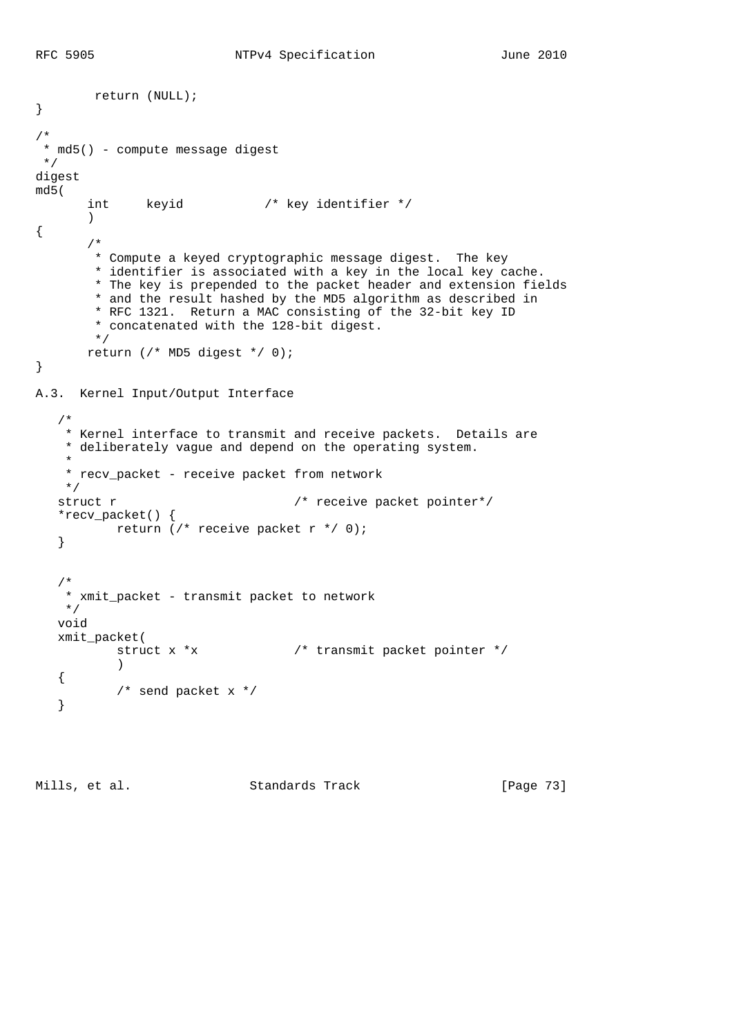```
        return (NULL);
}

/*
 * md5() - compute message digest
 */
digest
md5(
       int     keyid           /* key identifier */
       )
{
       /*
        * Compute a keyed cryptographic message digest.  The key
        * identifier is associated with a key in the local key cache.
        * The key is prepended to the packet header and extension fields
        * and the result hashed by the MD5 algorithm as described in
        * RFC 1321.  Return a MAC consisting of the 32-bit key ID
        * concatenated with the 128-bit digest.
        */
       return (/* MD5 digest */ 0);
}
```

A.3.  Kernel Input/Output Interface

```
   /*
    * Kernel interface to transmit and receive packets.  Details are
    * deliberately vague and depend on the operating system.
    *
    * recv_packet - receive packet from network
    */
   struct r                        /* receive packet pointer*/
   *recv_packet() {
           return (/* receive packet r */ 0);
   }


   /*
    * xmit_packet - transmit packet to network
    */
   void
   xmit_packet(
           struct x *x             /* transmit packet pointer */
           )
   {
           /* send packet x */
   }
```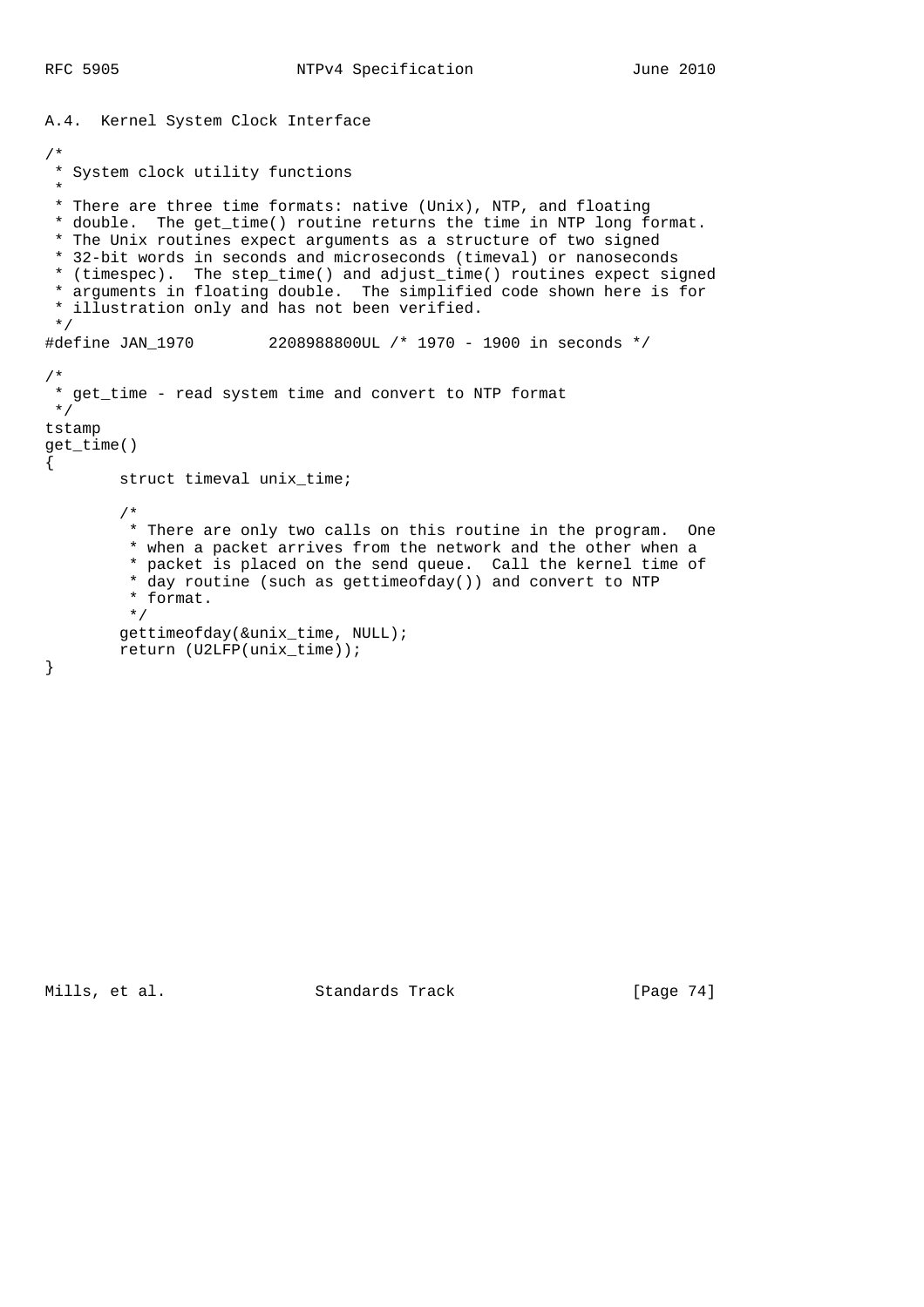### A.4. Kernel System Clock Interface

```
/*
 * System clock utility functions
 *
 * There are three time formats: native (Unix), NTP, and floating
 * double.  The get_time() routine returns the time in NTP long format.
 * The Unix routines expect arguments as a structure of two signed
 * 32-bit words in seconds and microseconds (timeval) or nanoseconds
 * (timespec).  The step_time() and adjust_time() routines expect signed
 * arguments in floating double.  The simplified code shown here is for
 * illustration only and has not been verified.
 */
#define JAN_1970        2208988800UL /* 1970 - 1900 in seconds */

/*
 * get_time - read system time and convert to NTP format
 */
tstamp
get_time()
{
        struct timeval unix_time;

        /*
         * There are only two calls on this routine in the program.  One
         * when a packet arrives from the network and the other when a
         * packet is placed on the send queue.  Call the kernel time of
         * day routine (such as gettimeofday()) and convert to NTP
         * format.
         */
        gettimeofday(&unix_time, NULL);
        return (U2LFP(unix_time));
}
```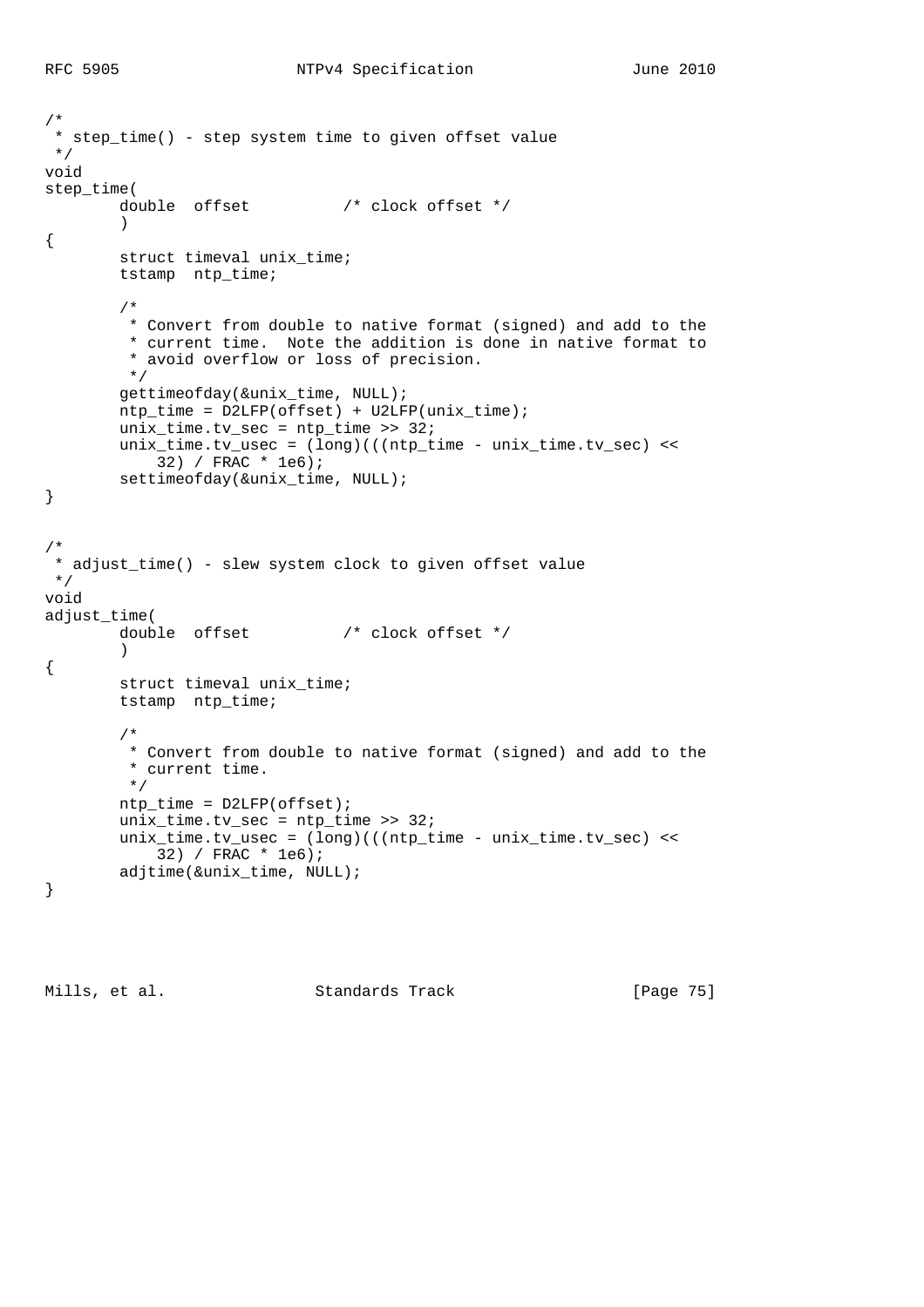```
/*
 * step_time() - step system time to given offset value
 */
void
step_time(
        double  offset          /* clock offset */
        )
{
        struct timeval unix_time;
        tstamp  ntp_time;

        /*
         * Convert from double to native format (signed) and add to the
         * current time.  Note the addition is done in native format to
         * avoid overflow or loss of precision.
         */
        gettimeofday(&unix_time, NULL);
        ntp_time = D2LFP(offset) + U2LFP(unix_time);
        unix_time.tv_sec = ntp_time >> 32;
        unix_time.tv_usec = (long)(((ntp_time - unix_time.tv_sec) <<
            32) / FRAC * 1e6);
        settimeofday(&unix_time, NULL);
}


/*
 * adjust_time() - slew system clock to given offset value
 */
void
adjust_time(
        double  offset          /* clock offset */
        )
{
        struct timeval unix_time;
        tstamp  ntp_time;

        /*
         * Convert from double to native format (signed) and add to the
         * current time.
         */
        ntp_time = D2LFP(offset);
        unix_time.tv_sec = ntp_time >> 32;
        unix_time.tv_usec = (long)(((ntp_time - unix_time.tv_sec) <<
            32) / FRAC * 1e6);
        adjtime(&unix_time, NULL);
}
```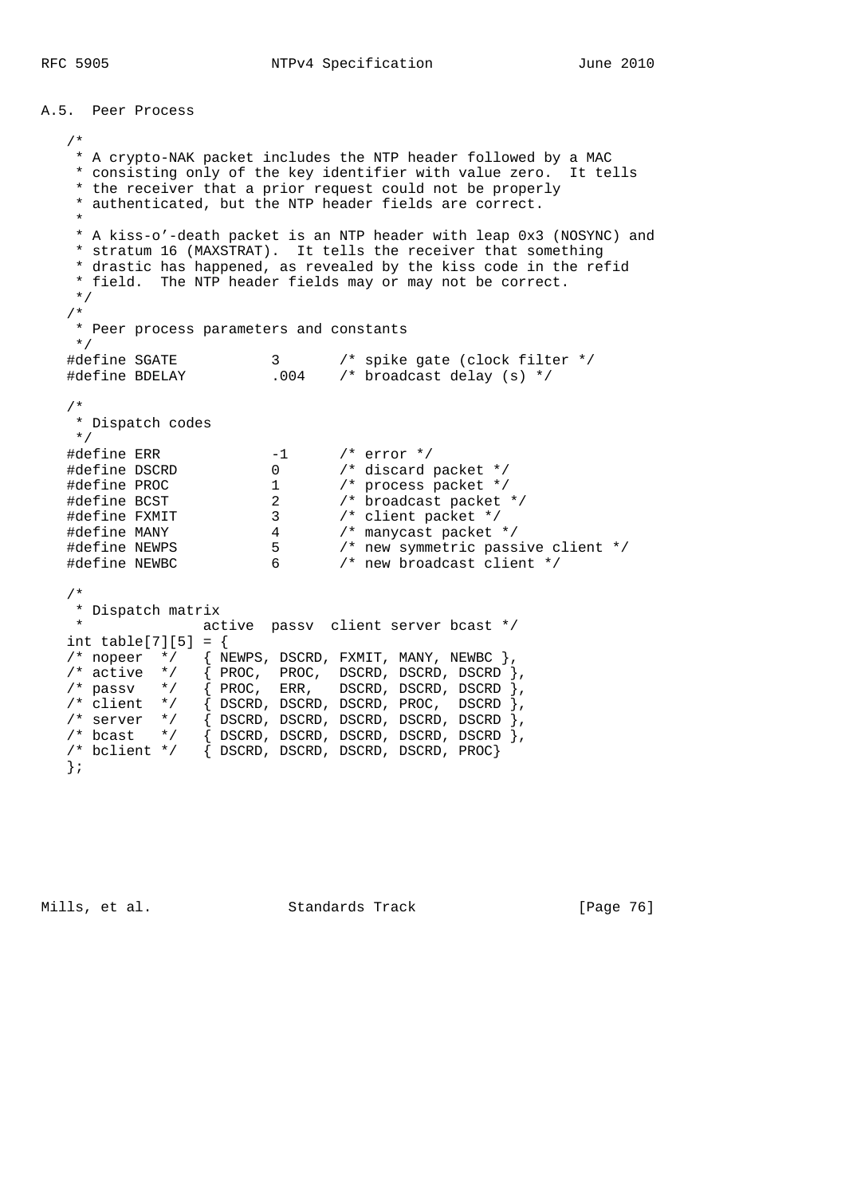## A.5. Peer Process

```
/*
 * A crypto-NAK packet includes the NTP header followed by a MAC
 * consisting only of the key identifier with value zero.  It tells
 * the receiver that a prior request could not be properly
 * authenticated, but the NTP header fields are correct.
 *
 * A kiss-o'-death packet is an NTP header with leap 0x3 (NOSYNC) and
 * stratum 16 (MAXSTRAT).  It tells the receiver that something
 * drastic has happened, as revealed by the kiss code in the refid
 * field.  The NTP header fields may or may not be correct.
 */
/*
 * Peer process parameters and constants
 */
#define SGATE           3       /* spike gate (clock filter */
#define BDELAY          .004    /* broadcast delay (s) */

/*
 * Dispatch codes
 */
#define ERR             -1      /* error */
#define DSCRD           0       /* discard packet */
#define PROC            1       /* process packet */
#define BCST            2       /* broadcast packet */
#define FXMIT           3       /* client packet */
#define MANY            4       /* manycast packet */
#define NEWPS           5       /* new symmetric passive client */
#define NEWBC           6       /* new broadcast client */

/*
 * Dispatch matrix
 *              active  passv  client server bcast */
int table[7][5] = {
/* nopeer  */   { NEWPS, DSCRD, FXMIT, MANY, NEWBC },
/* active  */   { PROC,  PROC,  DSCRD, DSCRD, DSCRD },
/* passv   */   { PROC,  ERR,   DSCRD, DSCRD, DSCRD },
/* client  */   { DSCRD, DSCRD, DSCRD, PROC,  DSCRD },
/* server  */   { DSCRD, DSCRD, DSCRD, DSCRD, DSCRD },
/* bcast   */   { DSCRD, DSCRD, DSCRD, DSCRD, DSCRD },
/* bclient */   { DSCRD, DSCRD, DSCRD, DSCRD, PROC}
};
```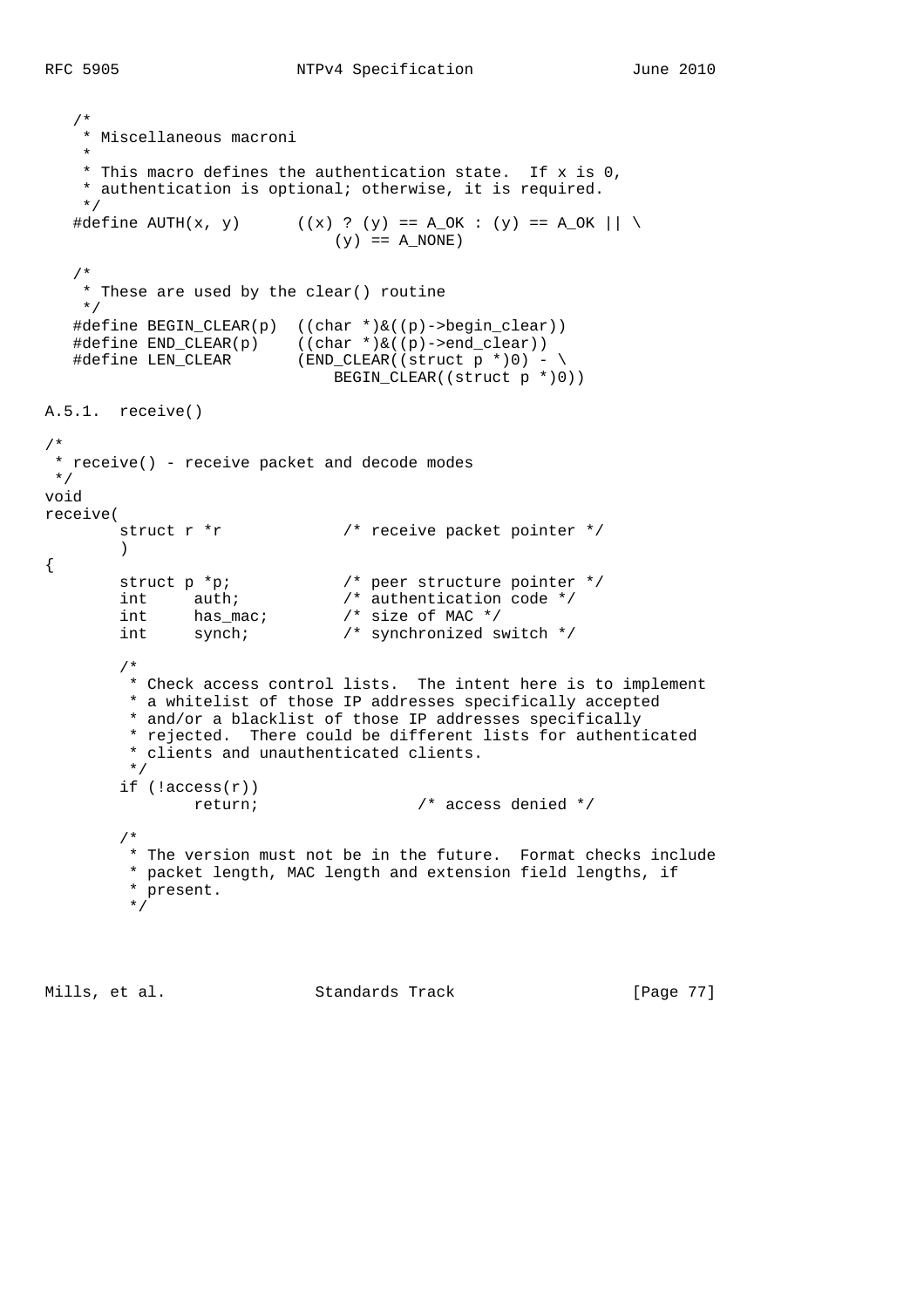```
   /*
    * Miscellaneous macroni
    *
    * This macro defines the authentication state.  If x is 0,
    * authentication is optional; otherwise, it is required.
    */
   #define AUTH(x, y)      ((x) ? (y) == A_OK : (y) == A_OK || \
                               (y) == A_NONE)

   /*
    * These are used by the clear() routine
    */
   #define BEGIN_CLEAR(p)  ((char *)&((p)->begin_clear))
   #define END_CLEAR(p)    ((char *)&((p)->end_clear))
   #define LEN_CLEAR       (END_CLEAR((struct p *)0) - \
                               BEGIN_CLEAR((struct p *)0))
```

### A.5.1.  receive()

```
/*
 * receive() - receive packet and decode modes
 */
void
receive(
        struct r *r             /* receive packet pointer */
        )
{
        struct p *p;            /* peer structure pointer */
        int     auth;           /* authentication code */
        int     has_mac;        /* size of MAC */
        int     synch;          /* synchronized switch */

        /*
         * Check access control lists.  The intent here is to implement
         * a whitelist of those IP addresses specifically accepted
         * and/or a blacklist of those IP addresses specifically
         * rejected.  There could be different lists for authenticated
         * clients and unauthenticated clients.
         */
        if (!access(r))
                return;                 /* access denied */

        /*
         * The version must not be in the future.  Format checks include
         * packet length, MAC length and extension field lengths, if
         * present.
         */
```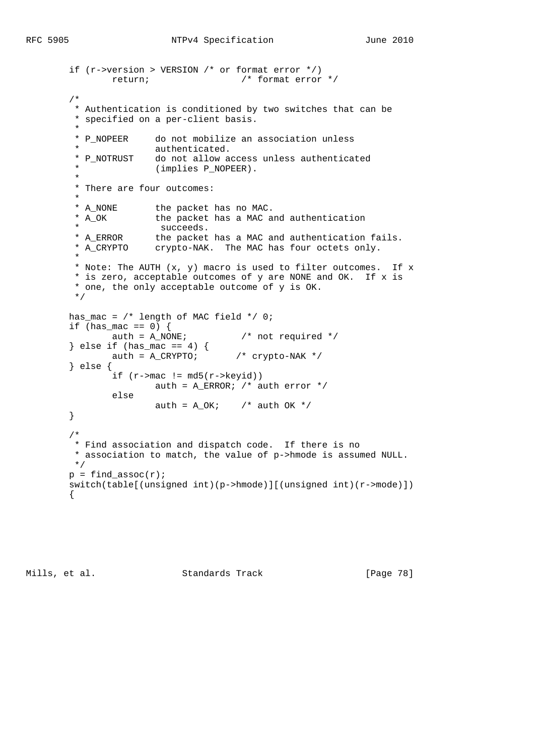```
        if (r->version > VERSION /* or format error */)
                return;                 /* format error */

        /*
         * Authentication is conditioned by two switches that can be
         * specified on a per-client basis.
         *
         * P_NOPEER     do not mobilize an association unless
         *              authenticated.
         * P_NOTRUST    do not allow access unless authenticated
         *              (implies P_NOPEER).
         *
         * There are four outcomes:
         *
         * A_NONE       the packet has no MAC.
         * A_OK         the packet has a MAC and authentication
         *               succeeds.
         * A_ERROR      the packet has a MAC and authentication fails.
         * A_CRYPTO     crypto-NAK.  The MAC has four octets only.
         *
         * Note: The AUTH (x, y) macro is used to filter outcomes.  If x
         * is zero, acceptable outcomes of y are NONE and OK.  If x is
         * one, the only acceptable outcome of y is OK.
         */
        has_mac = /* length of MAC field */ 0;
        if (has_mac == 0) {
                auth = A_NONE;          /* not required */
        } else if (has_mac == 4) {
                auth = A_CRYPTO;        /* crypto-NAK */
        } else {
                if (r->mac != md5(r->keyid))
                        auth = A_ERROR; /* auth error */
                else
                        auth = A_OK;    /* auth OK */
        }

        /*
         * Find association and dispatch code.  If there is no
         * association to match, the value of p->hmode is assumed NULL.
         */
        p = find_assoc(r);
        switch(table[(unsigned int)(p->hmode)][(unsigned int)(r->mode)])
        {
```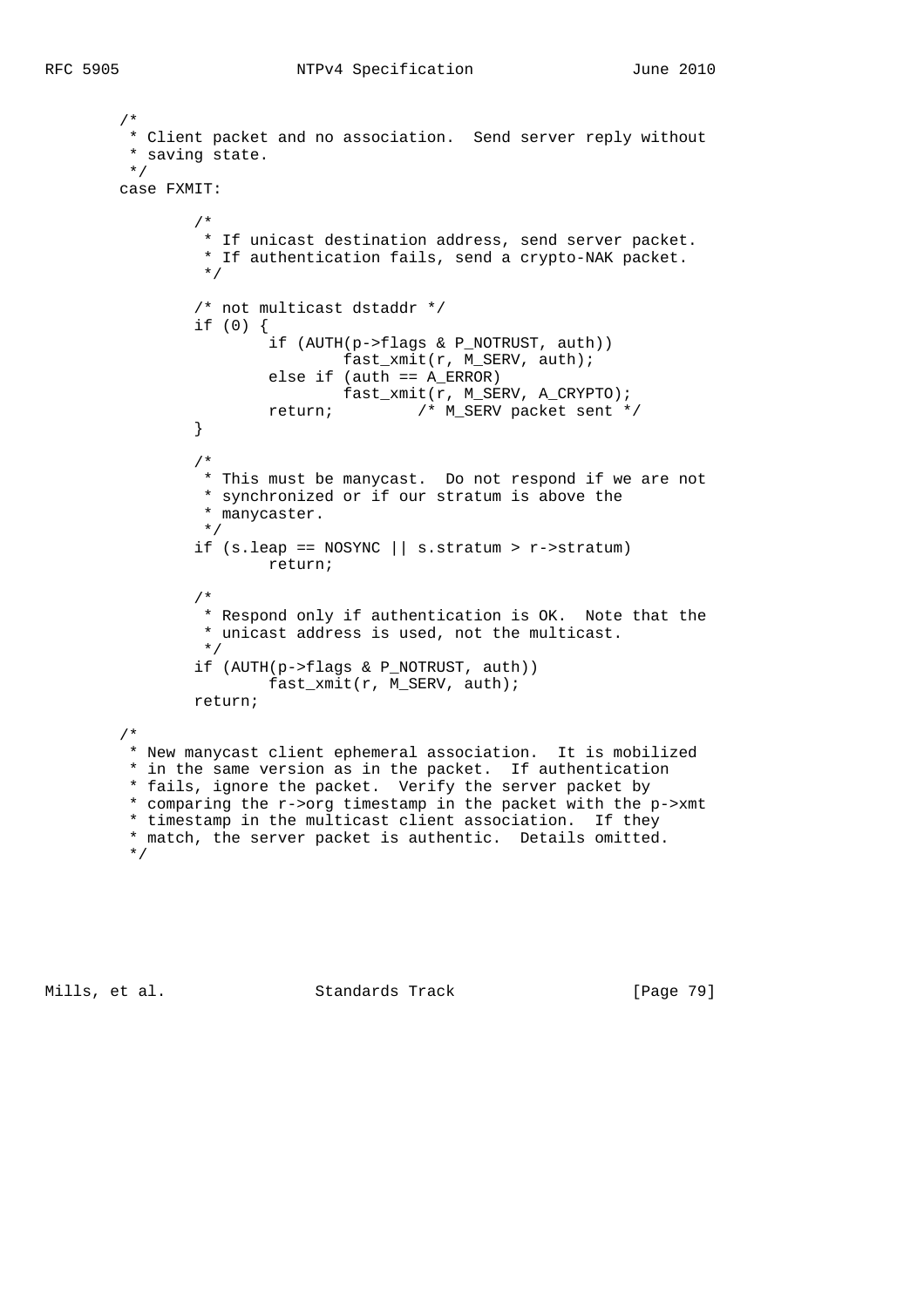```
        /*
         * Client packet and no association.  Send server reply without
         * saving state.
         */
        case FXMIT:

                /*
                 * If unicast destination address, send server packet.
                 * If authentication fails, send a crypto-NAK packet.
                 */

                /* not multicast dstaddr */
                if (0) {
                        if (AUTH(p->flags & P_NOTRUST, auth))
                                fast_xmit(r, M_SERV, auth);
                        else if (auth == A_ERROR)
                                fast_xmit(r, M_SERV, A_CRYPTO);
                        return;         /* M_SERV packet sent */
                }

                /*
                 * This must be manycast.  Do not respond if we are not
                 * synchronized or if our stratum is above the
                 * manycaster.
                 */
                if (s.leap == NOSYNC || s.stratum > r->stratum)
                        return;

                /*
                 * Respond only if authentication is OK.  Note that the
                 * unicast address is used, not the multicast.
                 */
                if (AUTH(p->flags & P_NOTRUST, auth))
                        fast_xmit(r, M_SERV, auth);
                return;

        /*
         * New manycast client ephemeral association.  It is mobilized
         * in the same version as in the packet.  If authentication
         * fails, ignore the packet.  Verify the server packet by
         * comparing the r->org timestamp in the packet with the p->xmt
         * timestamp in the multicast client association.  If they
         * match, the server packet is authentic.  Details omitted.
         */
```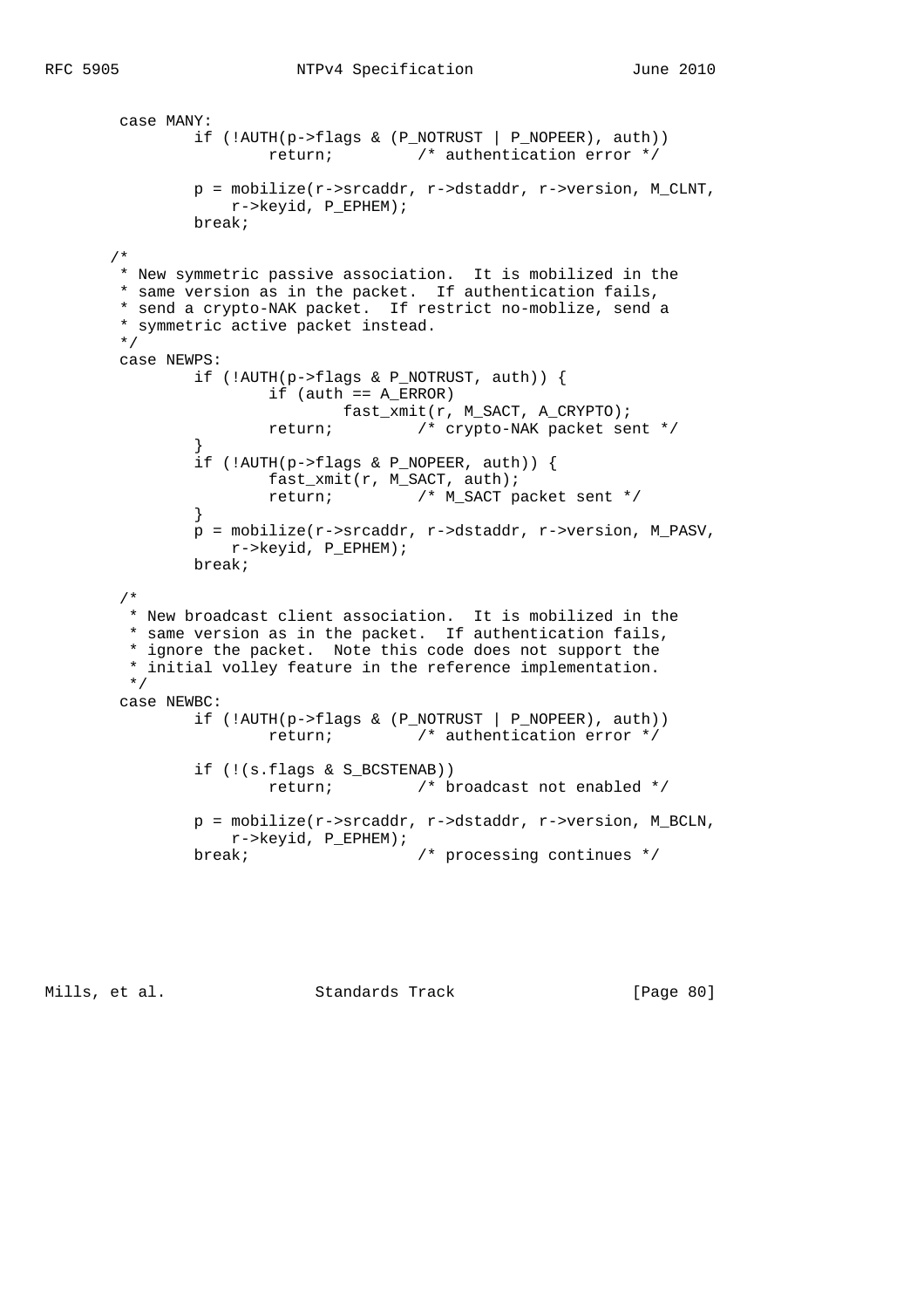```
        case MANY:
                if (!AUTH(p->flags & (P_NOTRUST | P_NOPEER), auth))
                        return;         /* authentication error */

                p = mobilize(r->srcaddr, r->dstaddr, r->version, M_CLNT,
                    r->keyid, P_EPHEM);
                break;

       /*
        * New symmetric passive association.  It is mobilized in the
        * same version as in the packet.  If authentication fails,
        * send a crypto-NAK packet.  If restrict no-moblize, send a
        * symmetric active packet instead.
        */
        case NEWPS:
                if (!AUTH(p->flags & P_NOTRUST, auth)) {
                        if (auth == A_ERROR)
                                fast_xmit(r, M_SACT, A_CRYPTO);
                        return;         /* crypto-NAK packet sent */
                }
                if (!AUTH(p->flags & P_NOPEER, auth)) {
                        fast_xmit(r, M_SACT, auth);
                        return;         /* M_SACT packet sent */
                }
                p = mobilize(r->srcaddr, r->dstaddr, r->version, M_PASV,
                    r->keyid, P_EPHEM);
                break;

        /*
         * New broadcast client association.  It is mobilized in the
         * same version as in the packet.  If authentication fails,
         * ignore the packet.  Note this code does not support the
         * initial volley feature in the reference implementation.
         */
        case NEWBC:
                if (!AUTH(p->flags & (P_NOTRUST | P_NOPEER), auth))
                        return;         /* authentication error */

                if (!(s.flags & S_BCSTENAB))
                        return;         /* broadcast not enabled */

                p = mobilize(r->srcaddr, r->dstaddr, r->version, M_BCLN,
                    r->keyid, P_EPHEM);
                break;                  /* processing continues */
```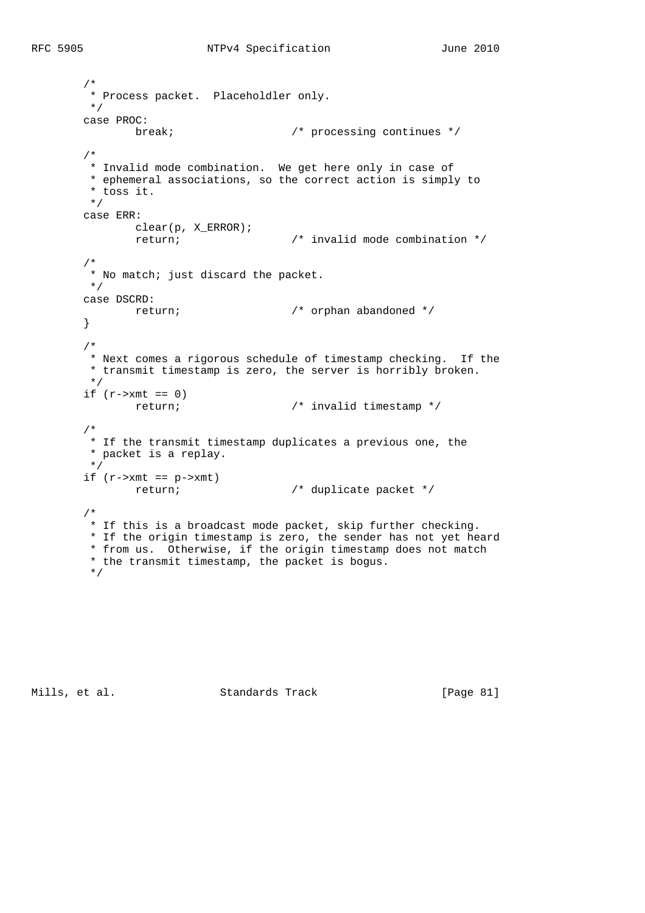```
        /*
         * Process packet.  Placeholdler only.
         */
        case PROC:
                break;                  /* processing continues */

        /*
         * Invalid mode combination.  We get here only in case of
         * ephemeral associations, so the correct action is simply to
         * toss it.
         */
        case ERR:
                clear(p, X_ERROR);
                return;                 /* invalid mode combination */

        /*
         * No match; just discard the packet.
         */
        case DSCRD:
                return;                 /* orphan abandoned */
        }

        /*
         * Next comes a rigorous schedule of timestamp checking.  If the
         * transmit timestamp is zero, the server is horribly broken.
         */
        if (r->xmt == 0)
                return;                 /* invalid timestamp */

        /*
         * If the transmit timestamp duplicates a previous one, the
         * packet is a replay.
         */
        if (r->xmt == p->xmt)
                return;                 /* duplicate packet */

        /*
         * If this is a broadcast mode packet, skip further checking.
         * If the origin timestamp is zero, the sender has not yet heard
         * from us.  Otherwise, if the origin timestamp does not match
         * the transmit timestamp, the packet is bogus.
         */
```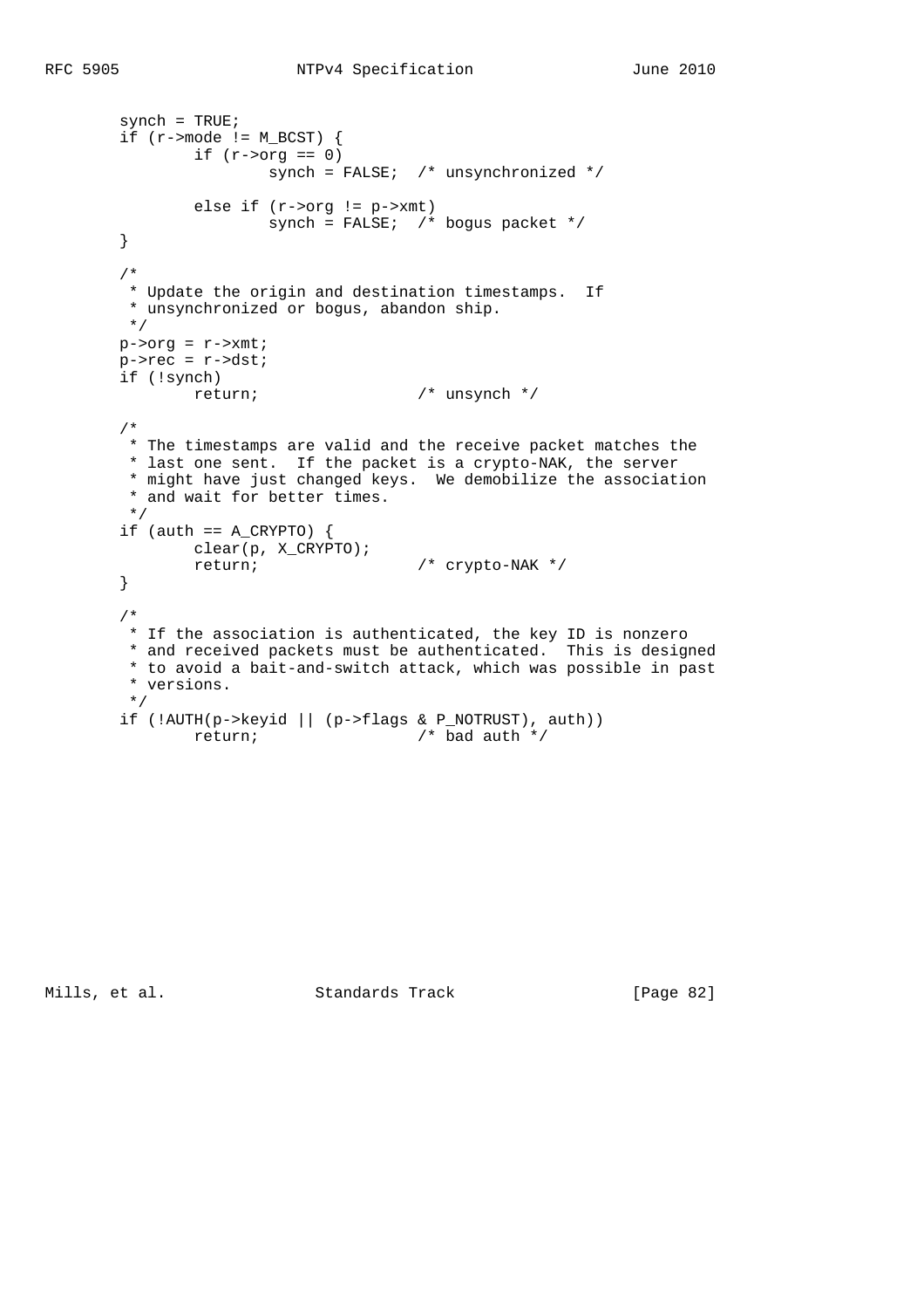```
        synch = TRUE;
        if (r->mode != M_BCST) {
                if (r->org == 0)
                        synch = FALSE;  /* unsynchronized */

                else if (r->org != p->xmt)
                        synch = FALSE;  /* bogus packet */
        }

        /*
         * Update the origin and destination timestamps.  If
         * unsynchronized or bogus, abandon ship.
         */
        p->org = r->xmt;
        p->rec = r->dst;
        if (!synch)
                return;                 /* unsynch */

        /*
         * The timestamps are valid and the receive packet matches the
         * last one sent.  If the packet is a crypto-NAK, the server
         * might have just changed keys.  We demobilize the association
         * and wait for better times.
         */
        if (auth == A_CRYPTO) {
                clear(p, X_CRYPTO);
                return;                 /* crypto-NAK */
        }

        /*
         * If the association is authenticated, the key ID is nonzero
         * and received packets must be authenticated.  This is designed
         * to avoid a bait-and-switch attack, which was possible in past
         * versions.
         */
        if (!AUTH(p->keyid || (p->flags & P_NOTRUST), auth))
                return;                 /* bad auth */
```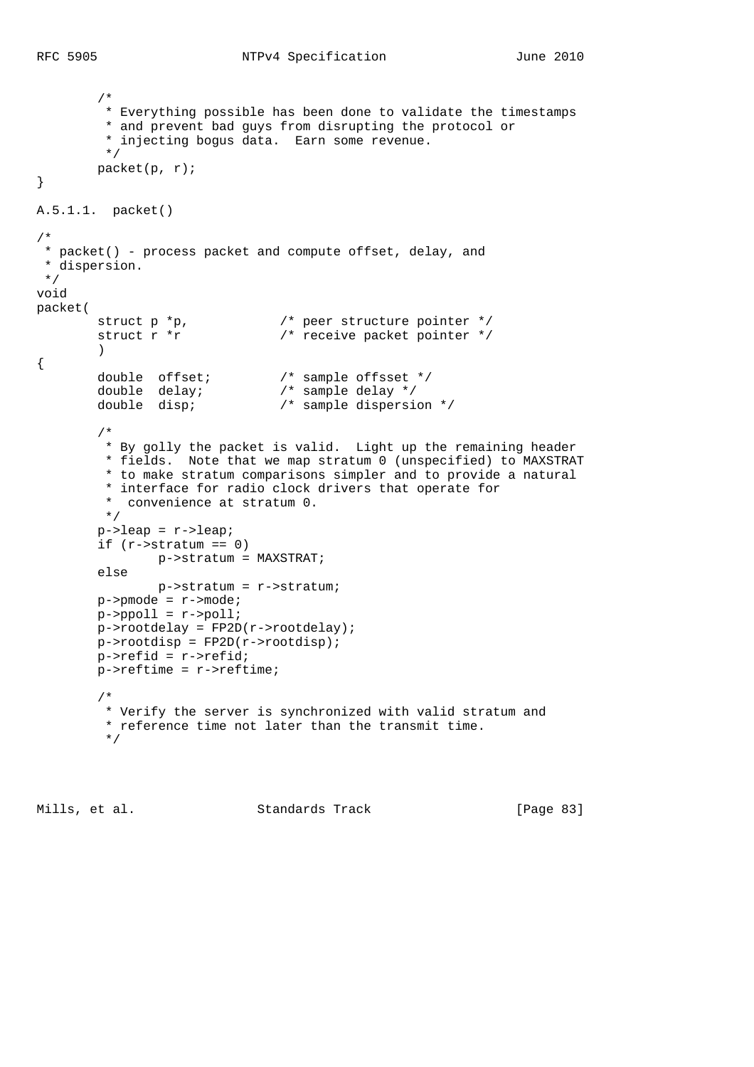```
        /*
         * Everything possible has been done to validate the timestamps
         * and prevent bad guys from disrupting the protocol or
         * injecting bogus data.  Earn some revenue.
         */
        packet(p, r);
}
```

A.5.1.1. packet()

```
/*
 * packet() - process packet and compute offset, delay, and
 * dispersion.
 */
void
packet(
        struct p *p,            /* peer structure pointer */
        struct r *r             /* receive packet pointer */
        )
{
        double  offset;         /* sample offsset */
        double  delay;          /* sample delay */
        double  disp;           /* sample dispersion */

        /*
         * By golly the packet is valid.  Light up the remaining header
         * fields.  Note that we map stratum 0 (unspecified) to MAXSTRAT
         * to make stratum comparisons simpler and to provide a natural
         * interface for radio clock drivers that operate for
         *  convenience at stratum 0.
         */
        p->leap = r->leap;
        if (r->stratum == 0)
                p->stratum = MAXSTRAT;
        else
                p->stratum = r->stratum;
        p->pmode = r->mode;
        p->ppoll = r->poll;
        p->rootdelay = FP2D(r->rootdelay);
        p->rootdisp = FP2D(r->rootdisp);
        p->refid = r->refid;
        p->reftime = r->reftime;

        /*
         * Verify the server is synchronized with valid stratum and
         * reference time not later than the transmit time.
         */
```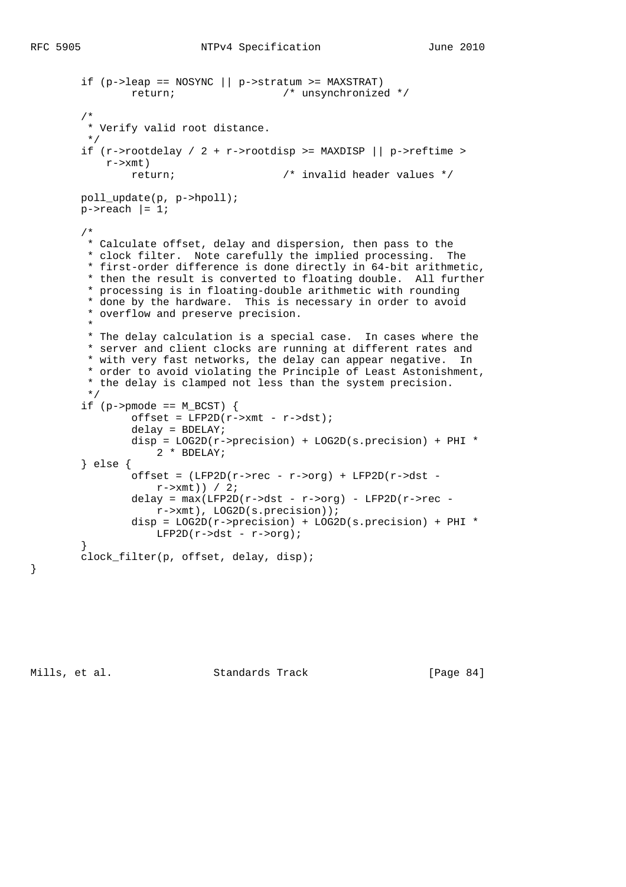```
        if (p->leap == NOSYNC || p->stratum >= MAXSTRAT)
                return;                 /* unsynchronized */

        /*
         * Verify valid root distance.
         */
        if (r->rootdelay / 2 + r->rootdisp >= MAXDISP || p->reftime >
            r->xmt)
                return;                 /* invalid header values */

        poll_update(p, p->hpoll);
        p->reach |= 1;

        /*
         * Calculate offset, delay and dispersion, then pass to the
         * clock filter.  Note carefully the implied processing.  The
         * first-order difference is done directly in 64-bit arithmetic,
         * then the result is converted to floating double.  All further
         * processing is in floating-double arithmetic with rounding
         * done by the hardware.  This is necessary in order to avoid
         * overflow and preserve precision.
         *
         * The delay calculation is a special case.  In cases where the
         * server and client clocks are running at different rates and
         * with very fast networks, the delay can appear negative.  In
         * order to avoid violating the Principle of Least Astonishment,
         * the delay is clamped not less than the system precision.
         */
        if (p->pmode == M_BCST) {
                offset = LFP2D(r->xmt - r->dst);
                delay = BDELAY;
                disp = LOG2D(r->precision) + LOG2D(s.precision) + PHI *
                    2 * BDELAY;
        } else {
                offset = (LFP2D(r->rec - r->org) + LFP2D(r->dst -
                    r->xmt)) / 2;
                delay = max(LFP2D(r->dst - r->org) - LFP2D(r->rec -
                    r->xmt), LOG2D(s.precision));
                disp = LOG2D(r->precision) + LOG2D(s.precision) + PHI *
                    LFP2D(r->dst - r->org);
        }
        clock_filter(p, offset, delay, disp);
}
```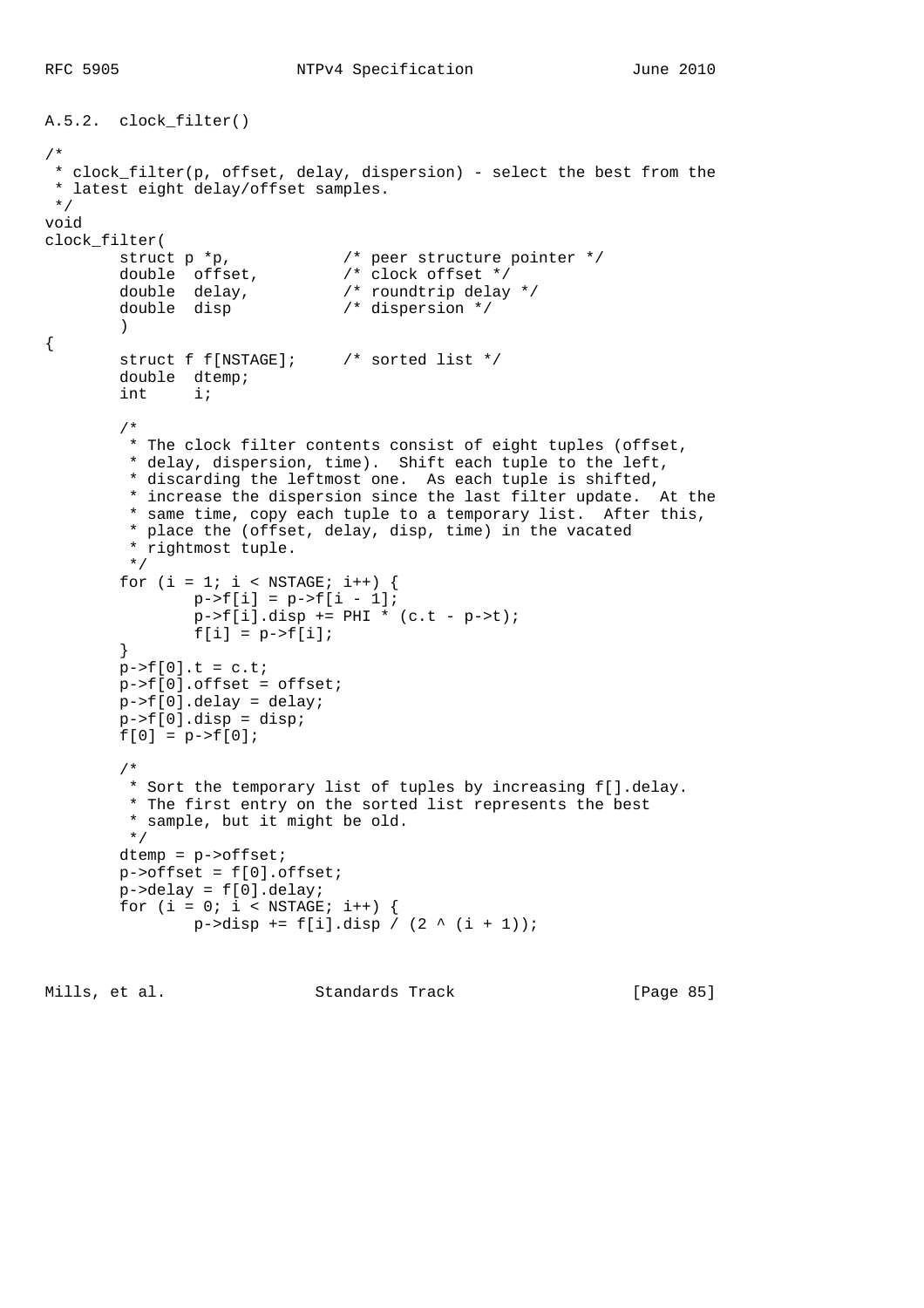### A.5.2. clock_filter()

```
/*
 * clock_filter(p, offset, delay, dispersion) - select the best from the
 * latest eight delay/offset samples.
 */
void
clock_filter(
        struct p *p,            /* peer structure pointer */
        double  offset,         /* clock offset */
        double  delay,          /* roundtrip delay */
        double  disp            /* dispersion */
        )
{
        struct f f[NSTAGE];     /* sorted list */
        double  dtemp;
        int     i;

        /*
         * The clock filter contents consist of eight tuples (offset,
         * delay, dispersion, time).  Shift each tuple to the left,
         * discarding the leftmost one.  As each tuple is shifted,
         * increase the dispersion since the last filter update.  At the
         * same time, copy each tuple to a temporary list.  After this,
         * place the (offset, delay, disp, time) in the vacated
         * rightmost tuple.
         */
        for (i = 1; i < NSTAGE; i++) {
                p->f[i] = p->f[i - 1];
                p->f[i].disp += PHI * (c.t - p->t);
                f[i] = p->f[i];
        }
        p->f[0].t = c.t;
        p->f[0].offset = offset;
        p->f[0].delay = delay;
        p->f[0].disp = disp;
        f[0] = p->f[0];

        /*
         * Sort the temporary list of tuples by increasing f[].delay.
         * The first entry on the sorted list represents the best
         * sample, but it might be old.
         */
        dtemp = p->offset;
        p->offset = f[0].offset;
        p->delay = f[0].delay;
        for (i = 0; i < NSTAGE; i++) {
                p->disp += f[i].disp / (2 ^ (i + 1));
```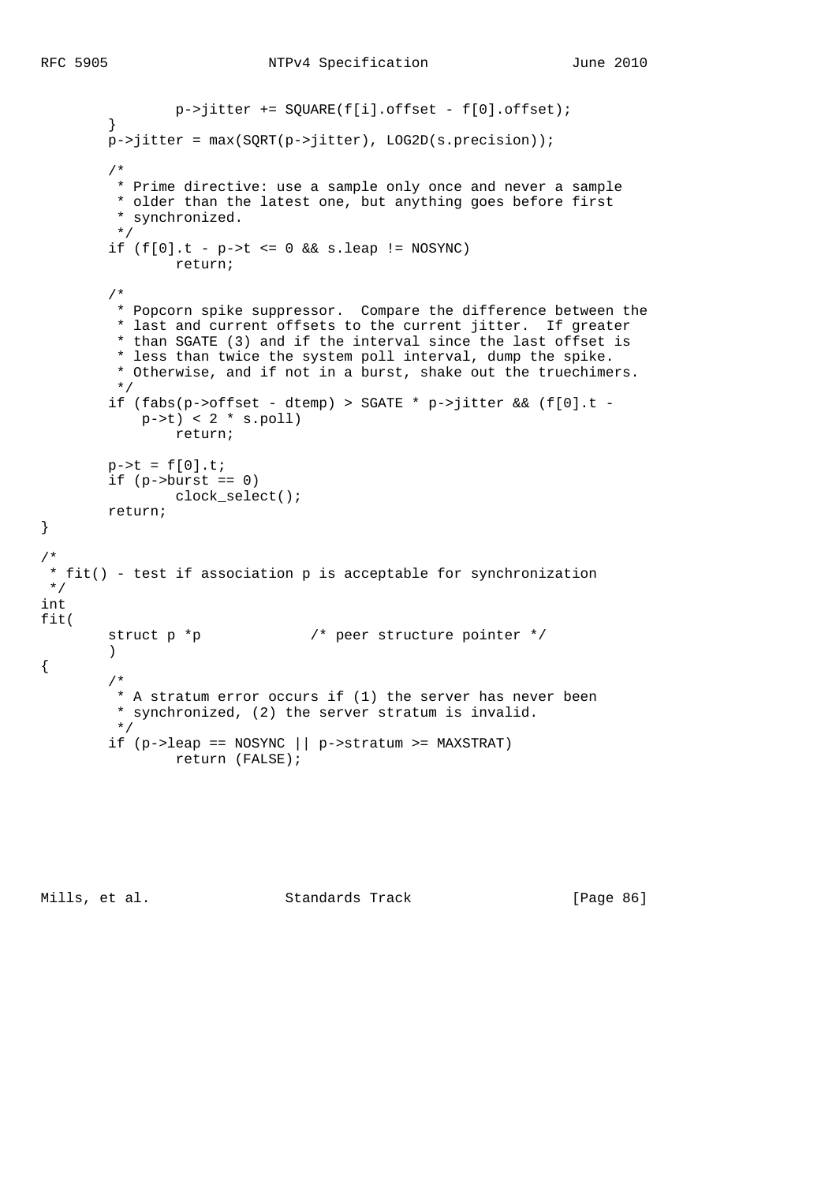```
                p->jitter += SQUARE(f[i].offset - f[0].offset);
        }
        p->jitter = max(SQRT(p->jitter), LOG2D(s.precision));

        /*
         * Prime directive: use a sample only once and never a sample
         * older than the latest one, but anything goes before first
         * synchronized.
         */
        if (f[0].t - p->t <= 0 && s.leap != NOSYNC)
                return;

        /*
         * Popcorn spike suppressor.  Compare the difference between the
         * last and current offsets to the current jitter.  If greater
         * than SGATE (3) and if the interval since the last offset is
         * less than twice the system poll interval, dump the spike.
         * Otherwise, and if not in a burst, shake out the truechimers.
         */
        if (fabs(p->offset - dtemp) > SGATE * p->jitter && (f[0].t -
            p->t) < 2 * s.poll)
                return;

        p->t = f[0].t;
        if (p->burst == 0)
                clock_select();
        return;
}

/*
 * fit() - test if association p is acceptable for synchronization
 */
int
fit(
        struct p *p             /* peer structure pointer */
        )
{
        /*
         * A stratum error occurs if (1) the server has never been
         * synchronized, (2) the server stratum is invalid.
         */
        if (p->leap == NOSYNC || p->stratum >= MAXSTRAT)
                return (FALSE);
```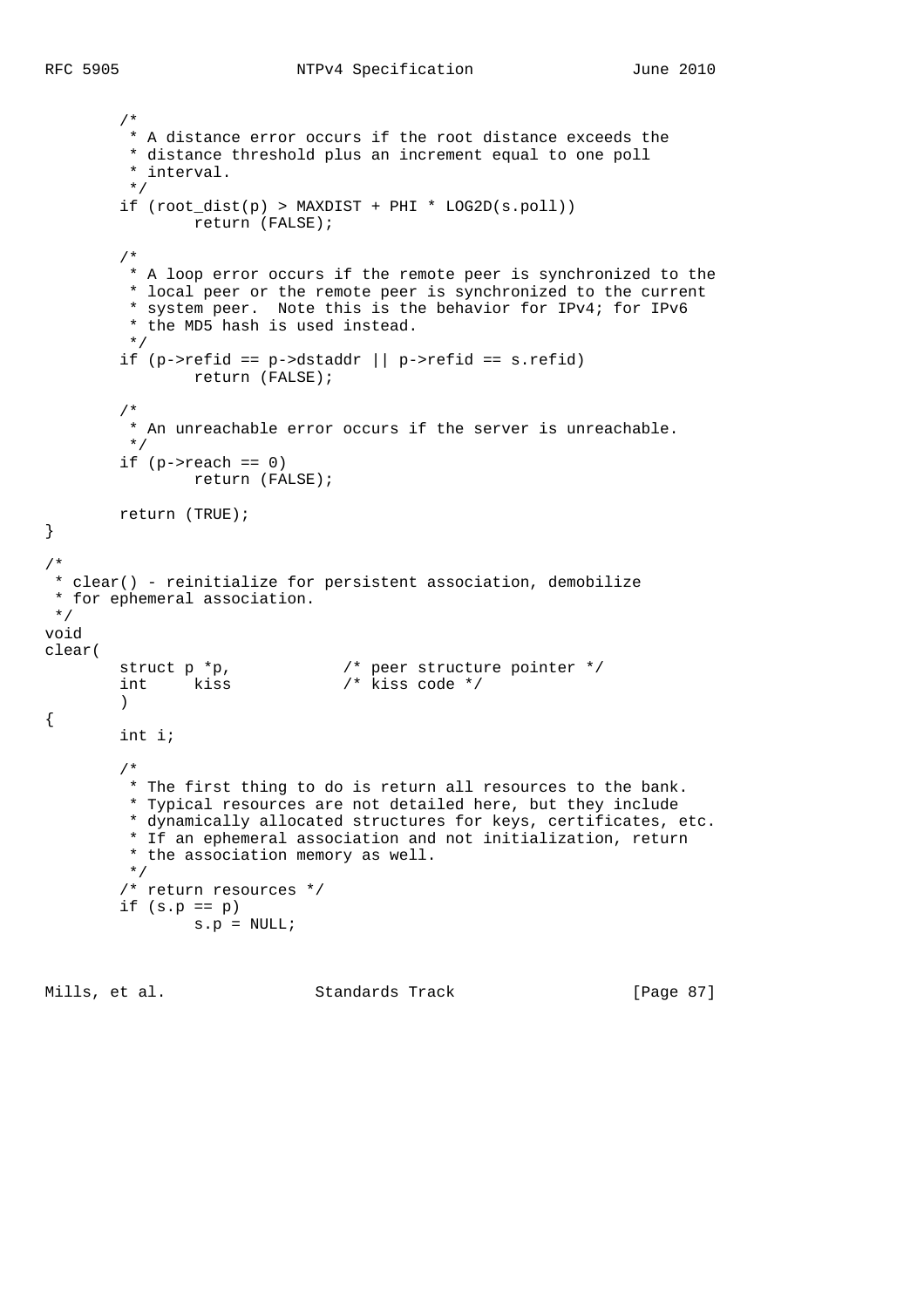```
        /*
         * A distance error occurs if the root distance exceeds the
         * distance threshold plus an increment equal to one poll
         * interval.
         */
        if (root_dist(p) > MAXDIST + PHI * LOG2D(s.poll))
                return (FALSE);

        /*
         * A loop error occurs if the remote peer is synchronized to the
         * local peer or the remote peer is synchronized to the current
         * system peer.  Note this is the behavior for IPv4; for IPv6
         * the MD5 hash is used instead.
         */
        if (p->refid == p->dstaddr || p->refid == s.refid)
                return (FALSE);

        /*
         * An unreachable error occurs if the server is unreachable.
         */
        if (p->reach == 0)
                return (FALSE);

        return (TRUE);
}

/*
 * clear() - reinitialize for persistent association, demobilize
 * for ephemeral association.
 */
void
clear(
        struct p *p,            /* peer structure pointer */
        int     kiss            /* kiss code */
        )
{
        int i;

        /*
         * The first thing to do is return all resources to the bank.
         * Typical resources are not detailed here, but they include
         * dynamically allocated structures for keys, certificates, etc.
         * If an ephemeral association and not initialization, return
         * the association memory as well.
         */
        /* return resources */
        if (s.p == p)
                s.p = NULL;
```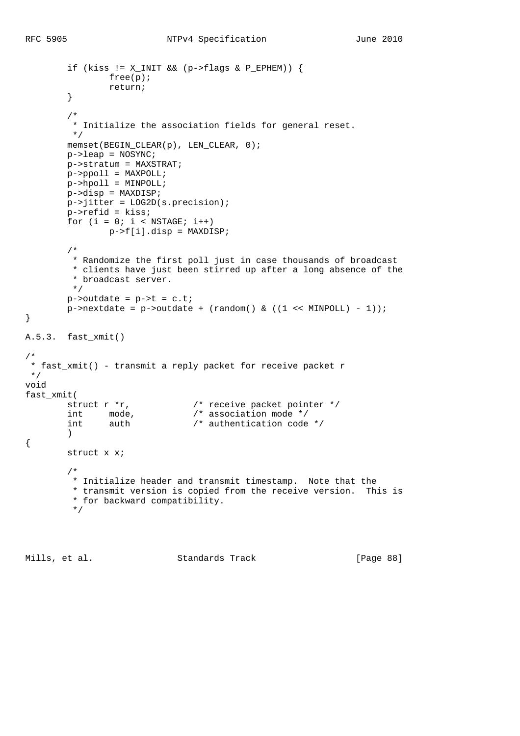```
        if (kiss != X_INIT && (p->flags & P_EPHEM)) {
                free(p);
                return;
        }

        /*
         * Initialize the association fields for general reset.
         */
        memset(BEGIN_CLEAR(p), LEN_CLEAR, 0);
        p->leap = NOSYNC;
        p->stratum = MAXSTRAT;
        p->ppoll = MAXPOLL;
        p->hpoll = MINPOLL;
        p->disp = MAXDISP;
        p->jitter = LOG2D(s.precision);
        p->refid = kiss;
        for (i = 0; i < NSTAGE; i++)
                p->f[i].disp = MAXDISP;

        /*
         * Randomize the first poll just in case thousands of broadcast
         * clients have just been stirred up after a long absence of the
         * broadcast server.
         */
        p->outdate = p->t = c.t;
        p->nextdate = p->outdate + (random() & ((1 << MINPOLL) - 1));
}
```

A.5.3.  fast_xmit()

```
/*
 * fast_xmit() - transmit a reply packet for receive packet r
 */
void
fast_xmit(
        struct r *r,            /* receive packet pointer */
        int     mode,           /* association mode */
        int     auth            /* authentication code */
        )
{
        struct x x;

        /*
         * Initialize header and transmit timestamp.  Note that the
         * transmit version is copied from the receive version.  This is
         * for backward compatibility.
         */
```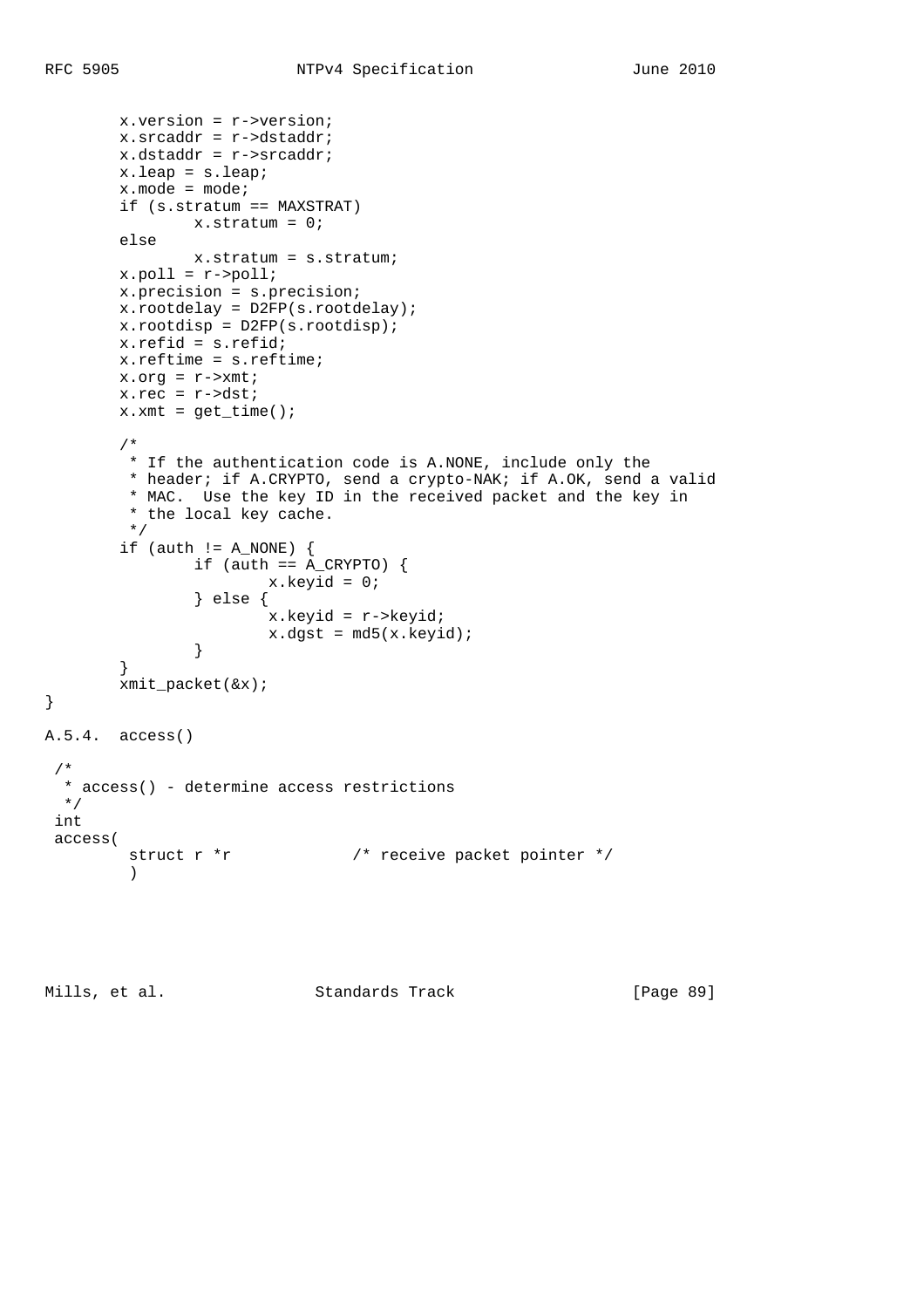```
        x.version = r->version;
        x.srcaddr = r->dstaddr;
        x.dstaddr = r->srcaddr;
        x.leap = s.leap;
        x.mode = mode;
        if (s.stratum == MAXSTRAT)
                x.stratum = 0;
        else
                x.stratum = s.stratum;
        x.poll = r->poll;
        x.precision = s.precision;
        x.rootdelay = D2FP(s.rootdelay);
        x.rootdisp = D2FP(s.rootdisp);
        x.refid = s.refid;
        x.reftime = s.reftime;
        x.org = r->xmt;
        x.rec = r->dst;
        x.xmt = get_time();

        /*
         * If the authentication code is A.NONE, include only the
         * header; if A.CRYPTO, send a crypto-NAK; if A.OK, send a valid
         * MAC.  Use the key ID in the received packet and the key in
         * the local key cache.
         */
        if (auth != A_NONE) {
                if (auth == A_CRYPTO) {
                        x.keyid = 0;
                } else {
                        x.keyid = r->keyid;
                        x.dgst = md5(x.keyid);
                }
        }
        xmit_packet(&x);
}
```

### A.5.4. access()

```
 /*
  * access() - determine access restrictions
  */
 int
 access(
         struct r *r             /* receive packet pointer */
         )
```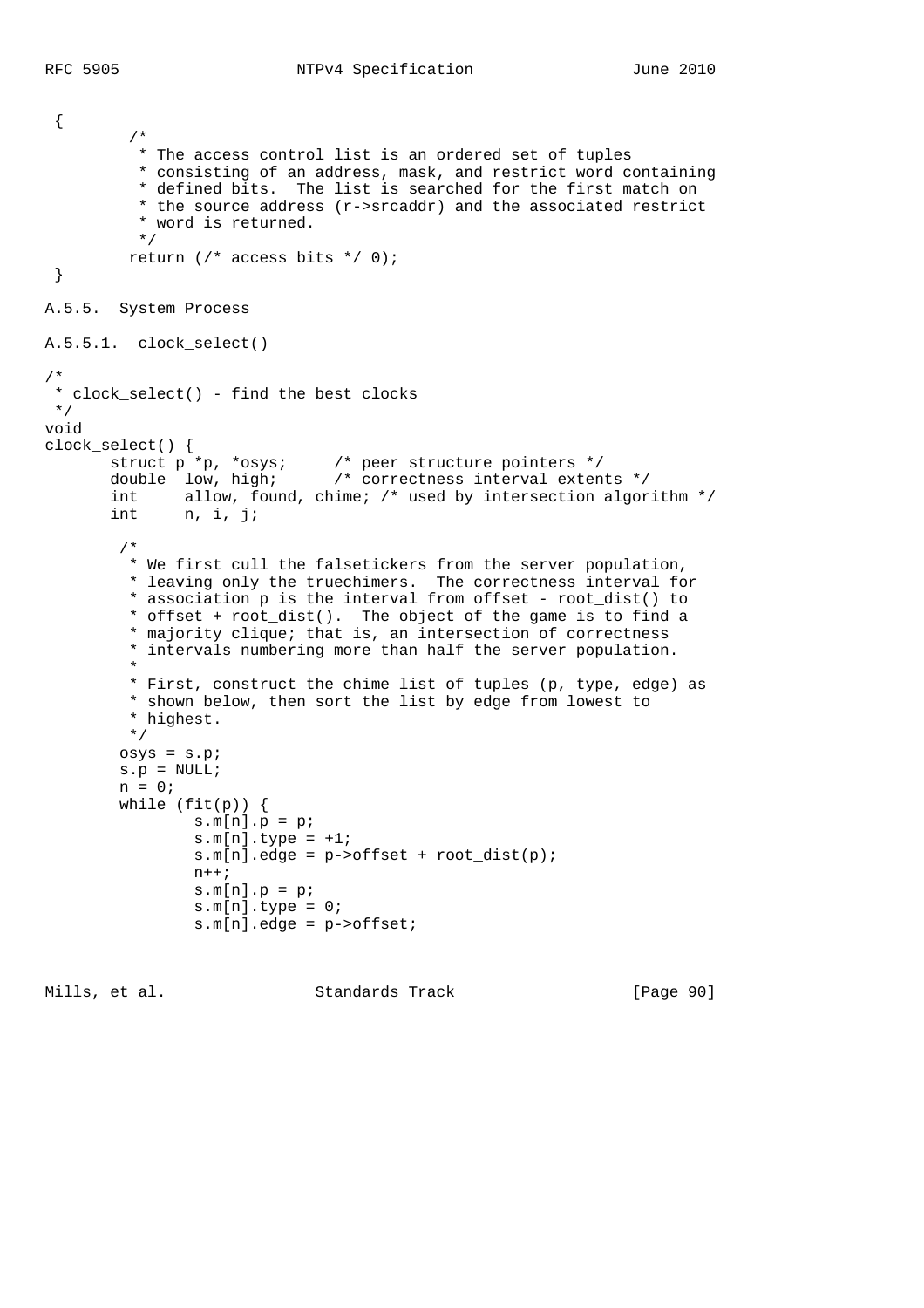```
 {
         /*
          * The access control list is an ordered set of tuples
          * consisting of an address, mask, and restrict word containing
          * defined bits.  The list is searched for the first match on
          * the source address (r->srcaddr) and the associated restrict
          * word is returned.
          */
         return (/* access bits */ 0);
 }
```

### A.5.5. System Process

#### A.5.5.1. clock_select()

```
/*
 * clock_select() - find the best clocks
 */
void
clock_select() {
       struct p *p, *osys;      /* peer structure pointers */
       double  low, high;       /* correctness interval extents */
       int     allow, found, chime; /* used by intersection algorithm */
       int     n, i, j;

        /*
         * We first cull the falsetickers from the server population,
         * leaving only the truechimers.  The correctness interval for
         * association p is the interval from offset - root_dist() to
         * offset + root_dist().  The object of the game is to find a
         * majority clique; that is, an intersection of correctness
         * intervals numbering more than half the server population.
         *
         * First, construct the chime list of tuples (p, type, edge) as
         * shown below, then sort the list by edge from lowest to
         * highest.
         */
        osys = s.p;
        s.p = NULL;
        n = 0;
        while (fit(p)) {
                s.m[n].p = p;
                s.m[n].type = +1;
                s.m[n].edge = p->offset + root_dist(p);
                n++;
                s.m[n].p = p;
                s.m[n].type = 0;
                s.m[n].edge = p->offset;
```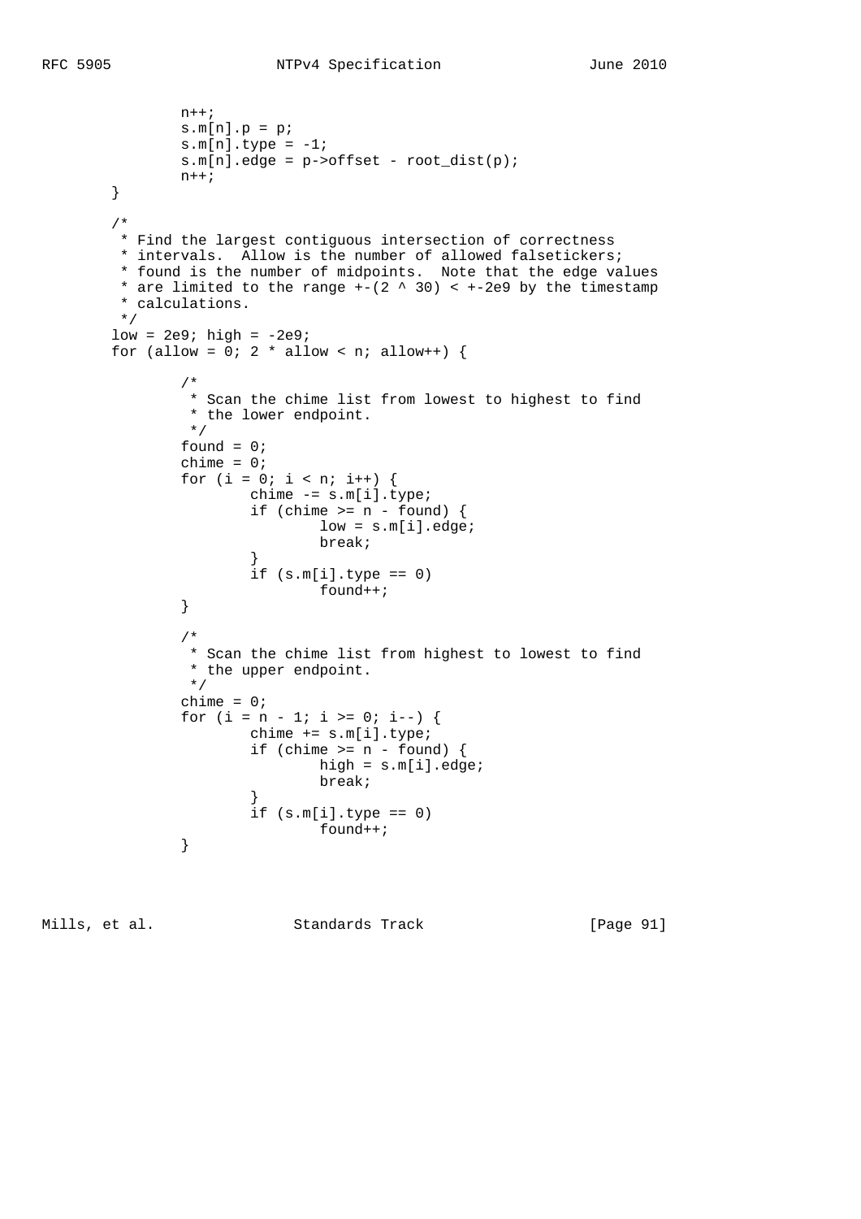```
                n++;
                s.m[n].p = p;
                s.m[n].type = -1;
                s.m[n].edge = p->offset - root_dist(p);
                n++;
        }

        /*
         * Find the largest contiguous intersection of correctness
         * intervals.  Allow is the number of allowed falsetickers;
         * found is the number of midpoints.  Note that the edge values
         * are limited to the range +-(2 ^ 30) < +-2e9 by the timestamp
         * calculations.
         */
        low = 2e9; high = -2e9;
        for (allow = 0; 2 * allow < n; allow++) {

                /*
                 * Scan the chime list from lowest to highest to find
                 * the lower endpoint.
                 */
                found = 0;
                chime = 0;
                for (i = 0; i < n; i++) {
                        chime -= s.m[i].type;
                        if (chime >= n - found) {
                                low = s.m[i].edge;
                                break;
                        }
                        if (s.m[i].type == 0)
                                found++;
                }

                /*
                 * Scan the chime list from highest to lowest to find
                 * the upper endpoint.
                 */
                chime = 0;
                for (i = n - 1; i >= 0; i--) {
                        chime += s.m[i].type;
                        if (chime >= n - found) {
                                high = s.m[i].edge;
                                break;
                        }
                        if (s.m[i].type == 0)
                                found++;
                }
```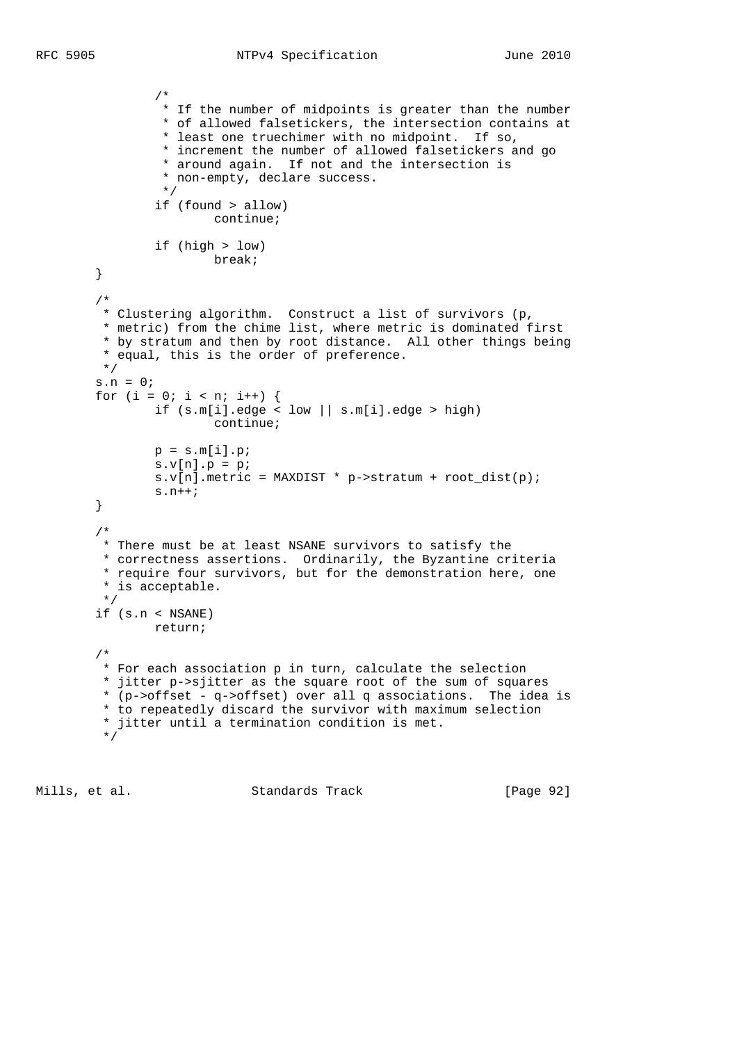```
                /*
                 * If the number of midpoints is greater than the number
                 * of allowed falsetickers, the intersection contains at
                 * least one truechimer with no midpoint.  If so,
                 * increment the number of allowed falsetickers and go
                 * around again.  If not and the intersection is
                 * non-empty, declare success.
                 */
                if (found > allow)
                        continue;

                if (high > low)
                        break;
        }

        /*
         * Clustering algorithm.  Construct a list of survivors (p,
         * metric) from the chime list, where metric is dominated first
         * by stratum and then by root distance.  All other things being
         * equal, this is the order of preference.
         */
        s.n = 0;
        for (i = 0; i < n; i++) {
                if (s.m[i].edge < low || s.m[i].edge > high)
                        continue;

                p = s.m[i].p;
                s.v[n].p = p;
                s.v[n].metric = MAXDIST * p->stratum + root_dist(p);
                s.n++;
        }

        /*
         * There must be at least NSANE survivors to satisfy the
         * correctness assertions.  Ordinarily, the Byzantine criteria
         * require four survivors, but for the demonstration here, one
         * is acceptable.
         */
        if (s.n < NSANE)
                return;

        /*
         * For each association p in turn, calculate the selection
         * jitter p->sjitter as the square root of the sum of squares
         * (p->offset - q->offset) over all q associations.  The idea is
         * to repeatedly discard the survivor with maximum selection
         * jitter until a termination condition is met.
         */
```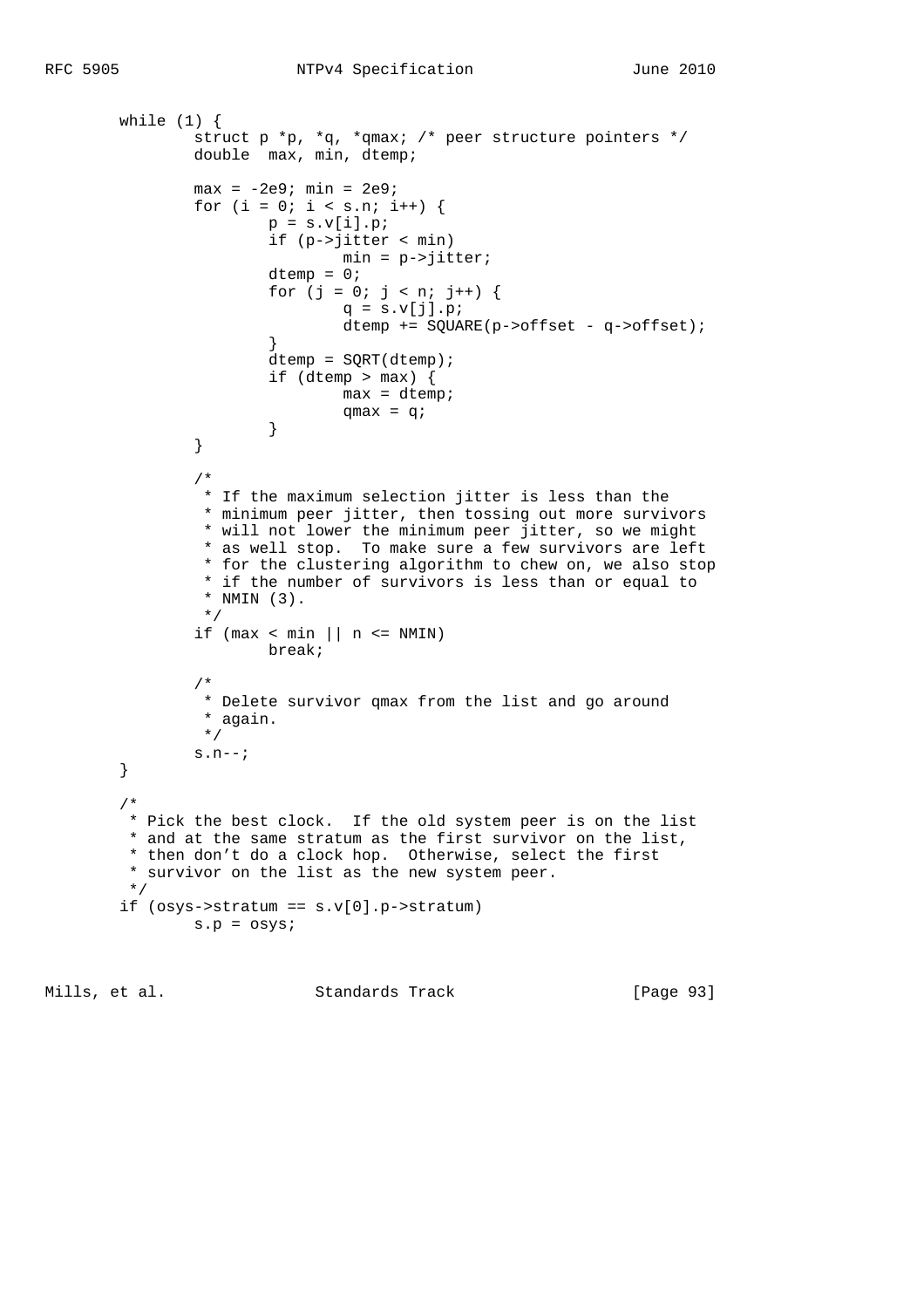```
        while (1) {
                struct p *p, *q, *qmax; /* peer structure pointers */
                double  max, min, dtemp;

                max = -2e9; min = 2e9;
                for (i = 0; i < s.n; i++) {
                        p = s.v[i].p;
                        if (p->jitter < min)
                                min = p->jitter;
                        dtemp = 0;
                        for (j = 0; j < n; j++) {
                                q = s.v[j].p;
                                dtemp += SQUARE(p->offset - q->offset);
                        }
                        dtemp = SQRT(dtemp);
                        if (dtemp > max) {
                                max = dtemp;
                                qmax = q;
                        }
                }

                /*
                 * If the maximum selection jitter is less than the
                 * minimum peer jitter, then tossing out more survivors
                 * will not lower the minimum peer jitter, so we might
                 * as well stop.  To make sure a few survivors are left
                 * for the clustering algorithm to chew on, we also stop
                 * if the number of survivors is less than or equal to
                 * NMIN (3).
                 */
                if (max < min || n <= NMIN)
                        break;

                /*
                 * Delete survivor qmax from the list and go around
                 * again.
                 */
                s.n--;
        }

        /*
         * Pick the best clock.  If the old system peer is on the list
         * and at the same stratum as the first survivor on the list,
         * then don't do a clock hop.  Otherwise, select the first
         * survivor on the list as the new system peer.
         */
        if (osys->stratum == s.v[0].p->stratum)
                s.p = osys;
```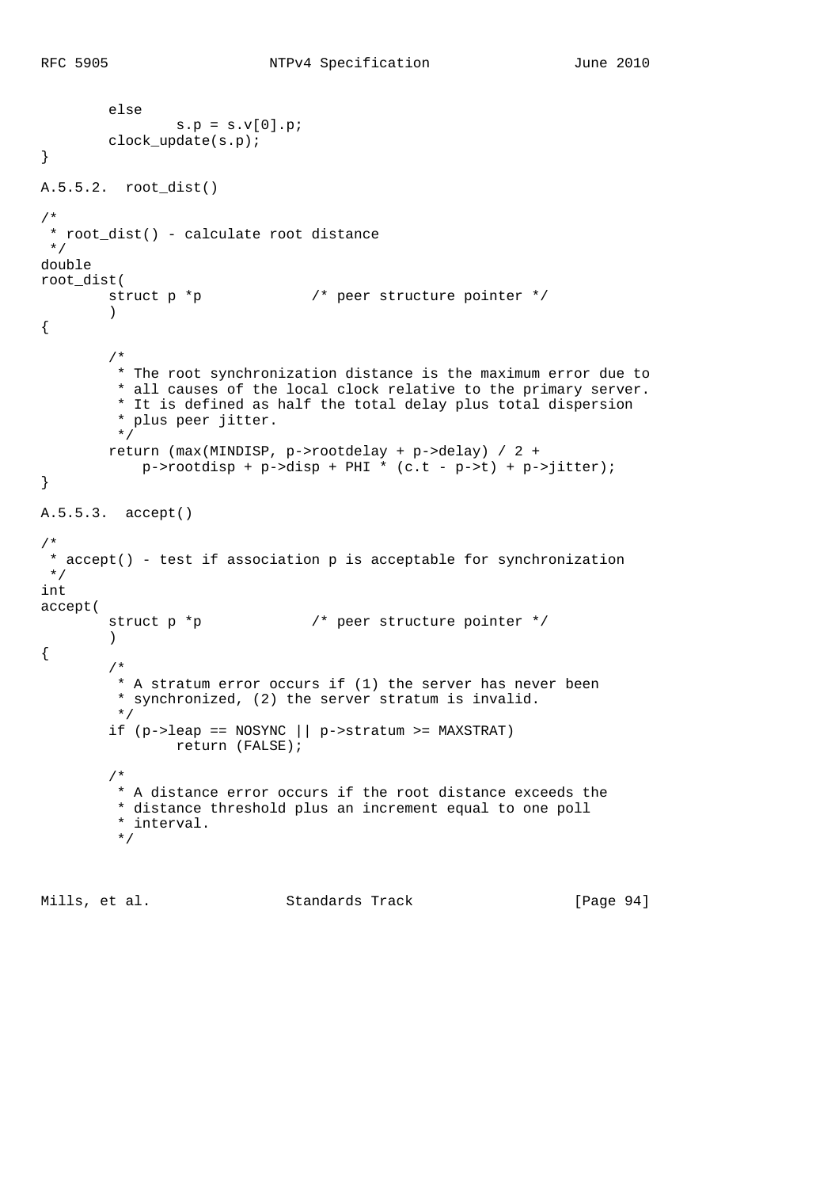```
        else
                s.p = s.v[0].p;
        clock_update(s.p);
}
```

#### A.5.5.2. root_dist()

```
/*
 * root_dist() - calculate root distance
 */
double
root_dist(
        struct p *p             /* peer structure pointer */
        )
{

        /*
         * The root synchronization distance is the maximum error due to
         * all causes of the local clock relative to the primary server.
         * It is defined as half the total delay plus total dispersion
         * plus peer jitter.
         */
        return (max(MINDISP, p->rootdelay + p->delay) / 2 +
            p->rootdisp + p->disp + PHI * (c.t - p->t) + p->jitter);
}
```

#### A.5.5.3. accept()

```
/*
 * accept() - test if association p is acceptable for synchronization
 */
int
accept(
        struct p *p             /* peer structure pointer */
        )
{
        /*
         * A stratum error occurs if (1) the server has never been
         * synchronized, (2) the server stratum is invalid.
         */
        if (p->leap == NOSYNC || p->stratum >= MAXSTRAT)
                return (FALSE);

        /*
         * A distance error occurs if the root distance exceeds the
         * distance threshold plus an increment equal to one poll
         * interval.
         */
```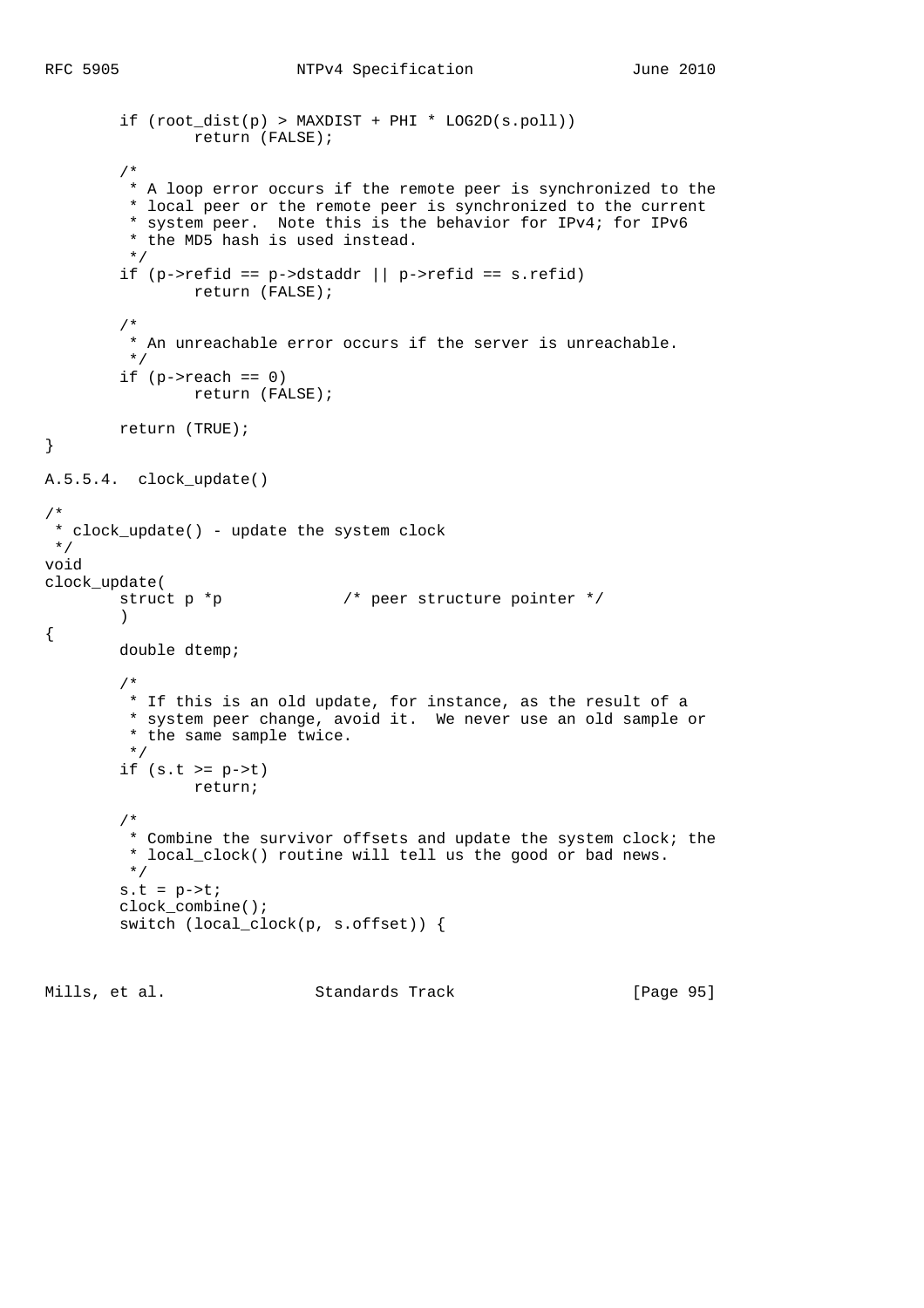```
        if (root_dist(p) > MAXDIST + PHI * LOG2D(s.poll))
                return (FALSE);

        /*
         * A loop error occurs if the remote peer is synchronized to the
         * local peer or the remote peer is synchronized to the current
         * system peer.  Note this is the behavior for IPv4; for IPv6
         * the MD5 hash is used instead.
         */
        if (p->refid == p->dstaddr || p->refid == s.refid)
                return (FALSE);

        /*
         * An unreachable error occurs if the server is unreachable.
         */
        if (p->reach == 0)
                return (FALSE);

        return (TRUE);
}
```

A.5.5.4.  clock_update()

```
/*
 * clock_update() - update the system clock
 */
void
clock_update(
        struct p *p             /* peer structure pointer */
        )
{
        double dtemp;

        /*
         * If this is an old update, for instance, as the result of a
         * system peer change, avoid it.  We never use an old sample or
         * the same sample twice.
         */
        if (s.t >= p->t)
                return;

        /*
         * Combine the survivor offsets and update the system clock; the
         * local_clock() routine will tell us the good or bad news.
         */
        s.t = p->t;
        clock_combine();
        switch (local_clock(p, s.offset)) {
```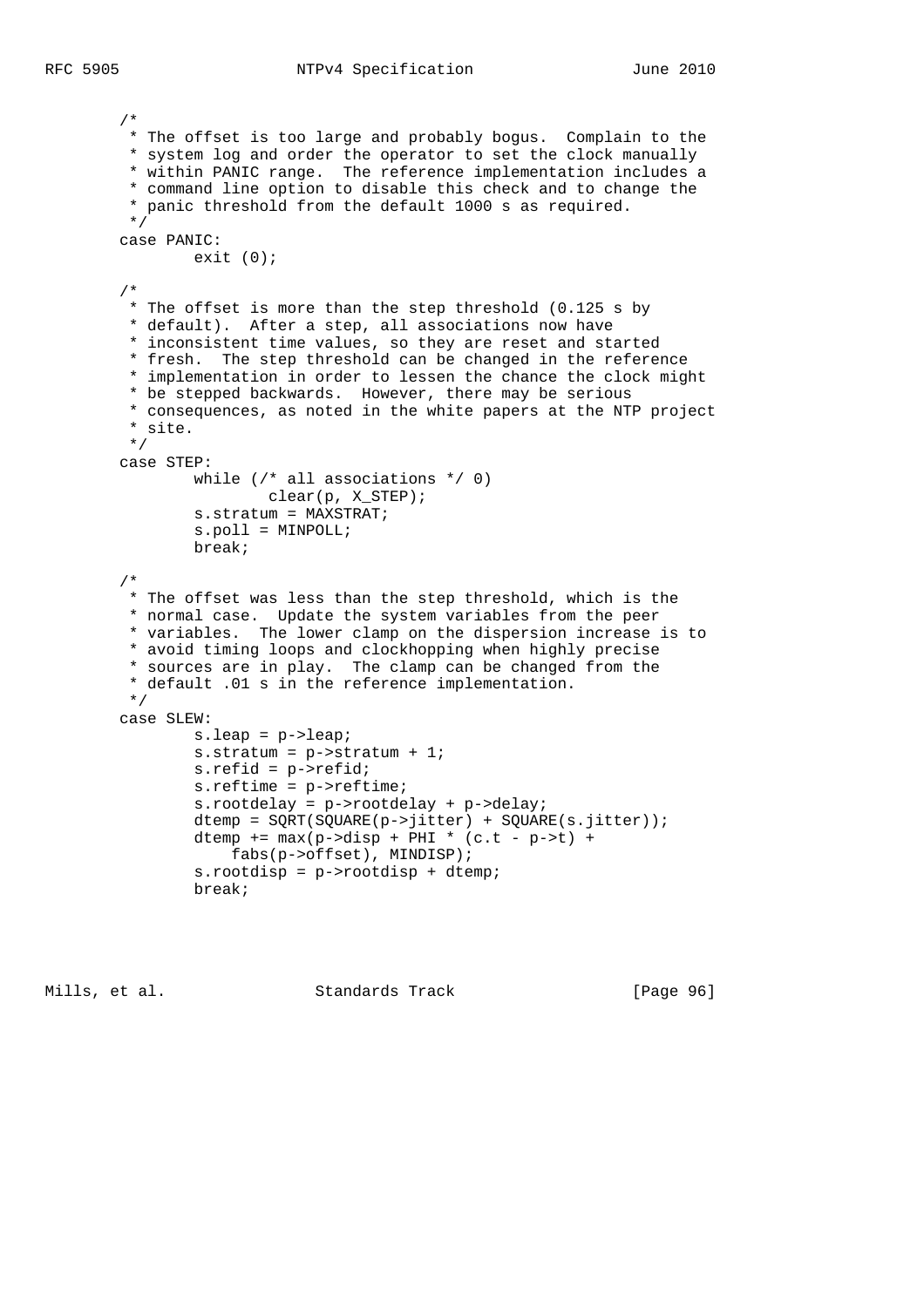```
        /*
         * The offset is too large and probably bogus.  Complain to the
         * system log and order the operator to set the clock manually
         * within PANIC range.  The reference implementation includes a
         * command line option to disable this check and to change the
         * panic threshold from the default 1000 s as required.
         */
        case PANIC:
                exit (0);

        /*
         * The offset is more than the step threshold (0.125 s by
         * default).  After a step, all associations now have
         * inconsistent time values, so they are reset and started
         * fresh.  The step threshold can be changed in the reference
         * implementation in order to lessen the chance the clock might
         * be stepped backwards.  However, there may be serious
         * consequences, as noted in the white papers at the NTP project
         * site.
         */
        case STEP:
                while (/* all associations */ 0)
                        clear(p, X_STEP);
                s.stratum = MAXSTRAT;
                s.poll = MINPOLL;
                break;

        /*
         * The offset was less than the step threshold, which is the
         * normal case.  Update the system variables from the peer
         * variables.  The lower clamp on the dispersion increase is to
         * avoid timing loops and clockhopping when highly precise
         * sources are in play.  The clamp can be changed from the
         * default .01 s in the reference implementation.
         */
        case SLEW:
                s.leap = p->leap;
                s.stratum = p->stratum + 1;
                s.refid = p->refid;
                s.reftime = p->reftime;
                s.rootdelay = p->rootdelay + p->delay;
                dtemp = SQRT(SQUARE(p->jitter) + SQUARE(s.jitter));
                dtemp += max(p->disp + PHI * (c.t - p->t) +
                    fabs(p->offset), MINDISP);
                s.rootdisp = p->rootdisp + dtemp;
                break;
```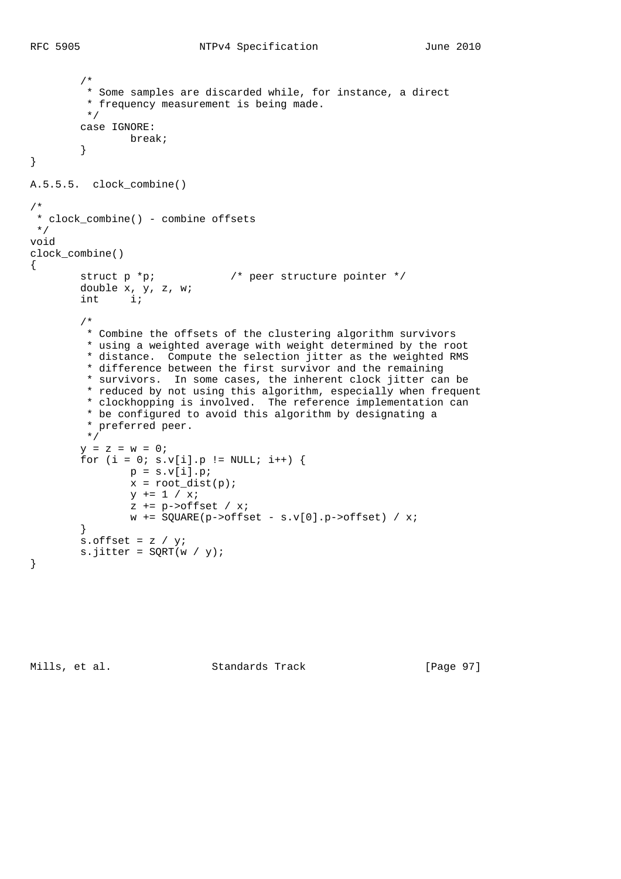```
        /*
         * Some samples are discarded while, for instance, a direct
         * frequency measurement is being made.
         */
        case IGNORE:
                break;
        }
}
```

### A.5.5.5. clock_combine()

```
/*
 * clock_combine() - combine offsets
 */
void
clock_combine()
{
        struct p *p;            /* peer structure pointer */
        double x, y, z, w;
        int     i;

        /*
         * Combine the offsets of the clustering algorithm survivors
         * using a weighted average with weight determined by the root
         * distance.  Compute the selection jitter as the weighted RMS
         * difference between the first survivor and the remaining
         * survivors.  In some cases, the inherent clock jitter can be
         * reduced by not using this algorithm, especially when frequent
         * clockhopping is involved.  The reference implementation can
         * be configured to avoid this algorithm by designating a
         * preferred peer.
         */
        y = z = w = 0;
        for (i = 0; s.v[i].p != NULL; i++) {
                p = s.v[i].p;
                x = root_dist(p);
                y += 1 / x;
                z += p->offset / x;
                w += SQUARE(p->offset - s.v[0].p->offset) / x;
        }
        s.offset = z / y;
        s.jitter = SQRT(w / y);
}
```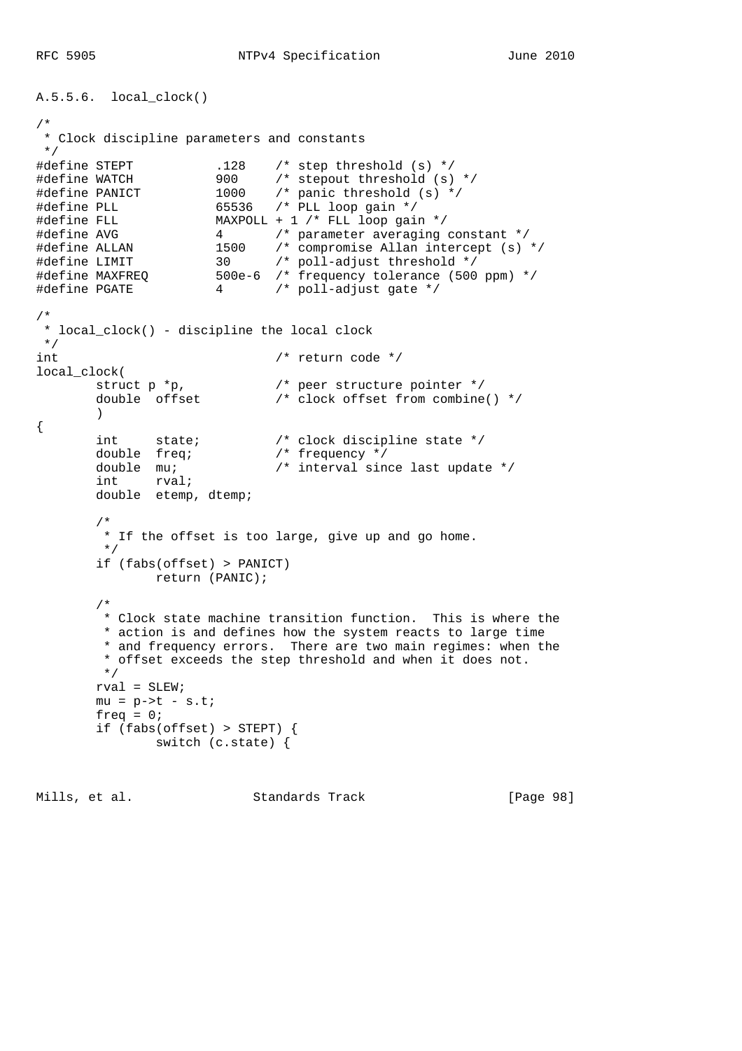### A.5.5.6. local_clock()

```
/*
 * Clock discipline parameters and constants
 */
#define STEPT           .128    /* step threshold (s) */
#define WATCH           900     /* stepout threshold (s) */
#define PANICT          1000    /* panic threshold (s) */
#define PLL             65536   /* PLL loop gain */
#define FLL             MAXPOLL + 1 /* FLL loop gain */
#define AVG             4       /* parameter averaging constant */
#define ALLAN           1500    /* compromise Allan intercept (s) */
#define LIMIT           30      /* poll-adjust threshold */
#define MAXFREQ         500e-6  /* frequency tolerance (500 ppm) */
#define PGATE           4       /* poll-adjust gate */

/*
 * local_clock() - discipline the local clock
 */
int                             /* return code */
local_clock(
        struct p *p,            /* peer structure pointer */
        double  offset          /* clock offset from combine() */
        )
{
        int     state;          /* clock discipline state */
        double  freq;           /* frequency */
        double  mu;             /* interval since last update */
        int     rval;
        double  etemp, dtemp;

        /*
         * If the offset is too large, give up and go home.
         */
        if (fabs(offset) > PANICT)
                return (PANIC);

        /*
         * Clock state machine transition function.  This is where the
         * action is and defines how the system reacts to large time
         * and frequency errors.  There are two main regimes: when the
         * offset exceeds the step threshold and when it does not.
         */
        rval = SLEW;
        mu = p->t - s.t;
        freq = 0;
        if (fabs(offset) > STEPT) {
                switch (c.state) {
```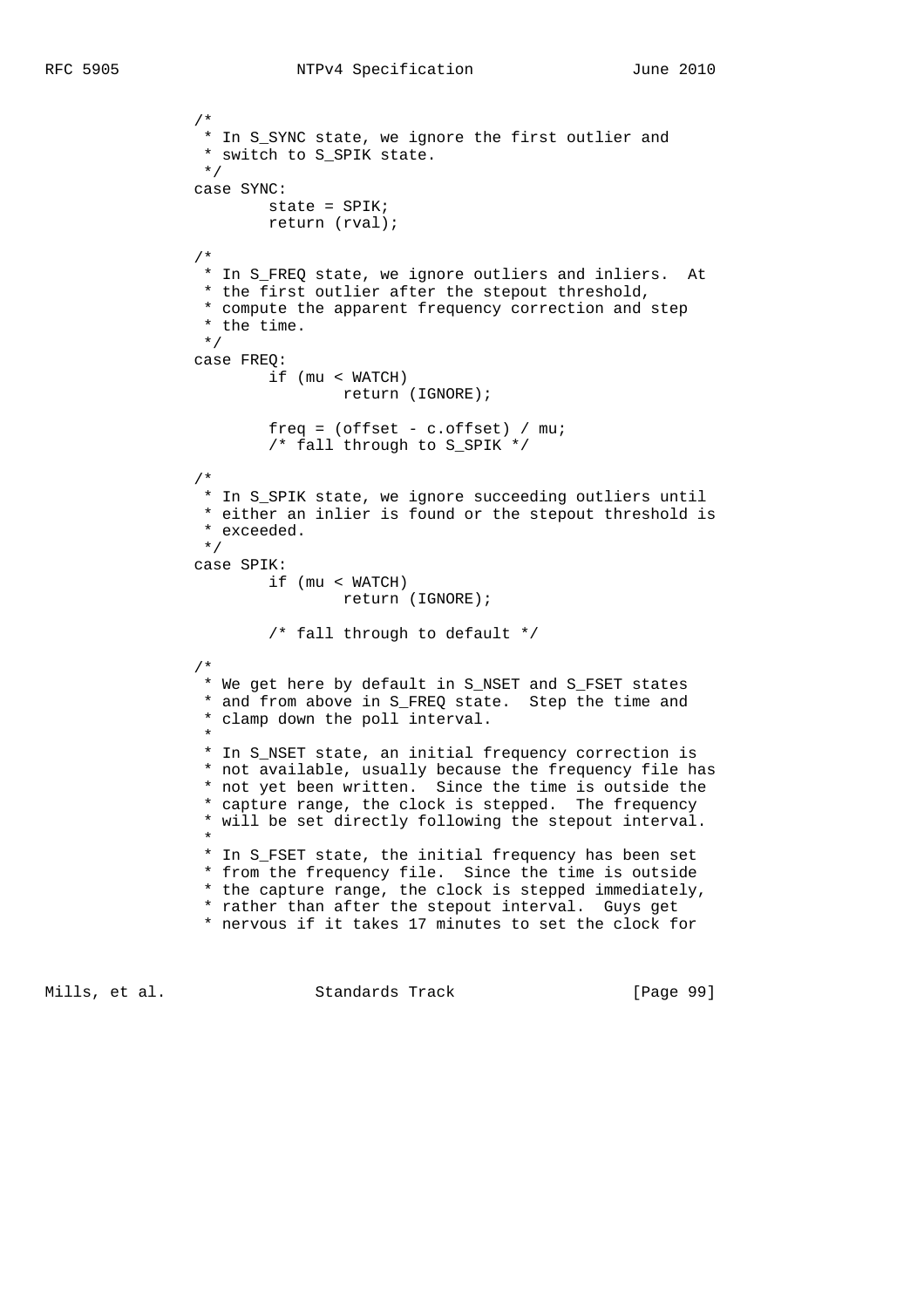```
                /*
                 * In S_SYNC state, we ignore the first outlier and
                 * switch to S_SPIK state.
                 */
                case SYNC:
                        state = SPIK;
                        return (rval);

                /*
                 * In S_FREQ state, we ignore outliers and inliers.  At
                 * the first outlier after the stepout threshold,
                 * compute the apparent frequency correction and step
                 * the time.
                 */
                case FREQ:
                        if (mu < WATCH)
                                return (IGNORE);

                        freq = (offset - c.offset) / mu;
                        /* fall through to S_SPIK */

                /*
                 * In S_SPIK state, we ignore succeeding outliers until
                 * either an inlier is found or the stepout threshold is
                 * exceeded.
                 */
                case SPIK:
                        if (mu < WATCH)
                                return (IGNORE);

                        /* fall through to default */

                /*
                 * We get here by default in S_NSET and S_FSET states
                 * and from above in S_FREQ state.  Step the time and
                 * clamp down the poll interval.
                 *
                 * In S_NSET state, an initial frequency correction is
                 * not available, usually because the frequency file has
                 * not yet been written.  Since the time is outside the
                 * capture range, the clock is stepped.  The frequency
                 * will be set directly following the stepout interval.
                 *
                 * In S_FSET state, the initial frequency has been set
                 * from the frequency file.  Since the time is outside
                 * the capture range, the clock is stepped immediately,
                 * rather than after the stepout interval.  Guys get
                 * nervous if it takes 17 minutes to set the clock for
```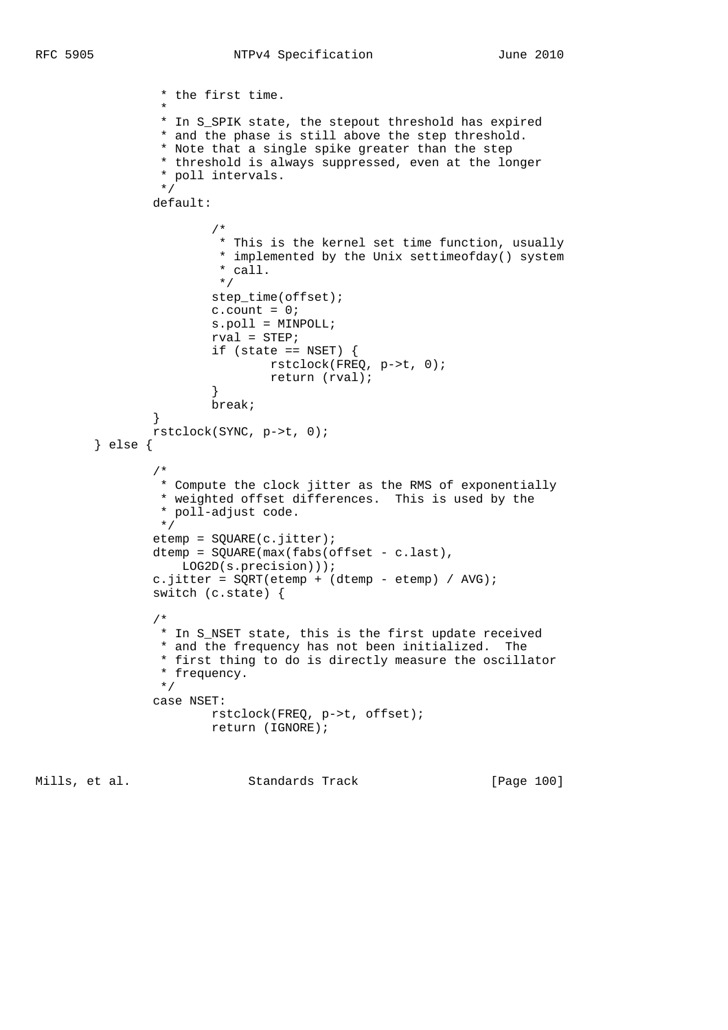```
                 * the first time.
                 *
                 * In S_SPIK state, the stepout threshold has expired
                 * and the phase is still above the step threshold.
                 * Note that a single spike greater than the step
                 * threshold is always suppressed, even at the longer
                 * poll intervals.
                 */
                default:

                        /*
                         * This is the kernel set time function, usually
                         * implemented by the Unix settimeofday() system
                         * call.
                         */
                        step_time(offset);
                        c.count = 0;
                        s.poll = MINPOLL;
                        rval = STEP;
                        if (state == NSET) {
                                rstclock(FREQ, p->t, 0);
                                return (rval);
                        }
                        break;
                }
                rstclock(SYNC, p->t, 0);
        } else {

                /*
                 * Compute the clock jitter as the RMS of exponentially
                 * weighted offset differences.  This is used by the
                 * poll-adjust code.
                 */
                etemp = SQUARE(c.jitter);
                dtemp = SQUARE(max(fabs(offset - c.last),
                    LOG2D(s.precision)));
                c.jitter = SQRT(etemp + (dtemp - etemp) / AVG);
                switch (c.state) {

                /*
                 * In S_NSET state, this is the first update received
                 * and the frequency has not been initialized.  The
                 * first thing to do is directly measure the oscillator
                 * frequency.
                 */
                case NSET:
                        rstclock(FREQ, p->t, offset);
                        return (IGNORE);
```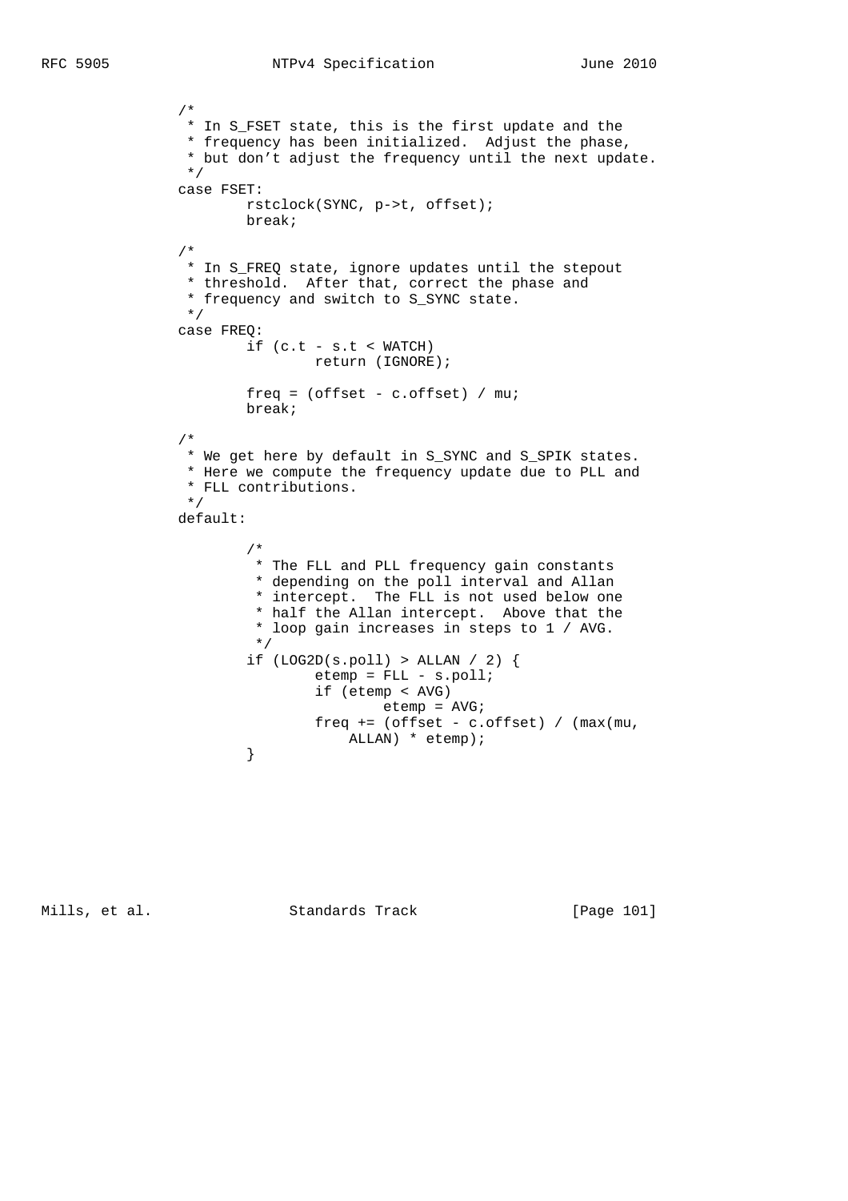```
                /*
                 * In S_FSET state, this is the first update and the
                 * frequency has been initialized.  Adjust the phase,
                 * but don't adjust the frequency until the next update.
                 */
                case FSET:
                        rstclock(SYNC, p->t, offset);
                        break;

                /*
                 * In S_FREQ state, ignore updates until the stepout
                 * threshold.  After that, correct the phase and
                 * frequency and switch to S_SYNC state.
                 */
                case FREQ:
                        if (c.t - s.t < WATCH)
                                return (IGNORE);

                        freq = (offset - c.offset) / mu;
                        break;

                /*
                 * We get here by default in S_SYNC and S_SPIK states.
                 * Here we compute the frequency update due to PLL and
                 * FLL contributions.
                 */
                default:

                        /*
                         * The FLL and PLL frequency gain constants
                         * depending on the poll interval and Allan
                         * intercept.  The FLL is not used below one
                         * half the Allan intercept.  Above that the
                         * loop gain increases in steps to 1 / AVG.
                         */
                        if (LOG2D(s.poll) > ALLAN / 2) {
                                etemp = FLL - s.poll;
                                if (etemp < AVG)
                                        etemp = AVG;
                                freq += (offset - c.offset) / (max(mu,
                                    ALLAN) * etemp);
                        }
```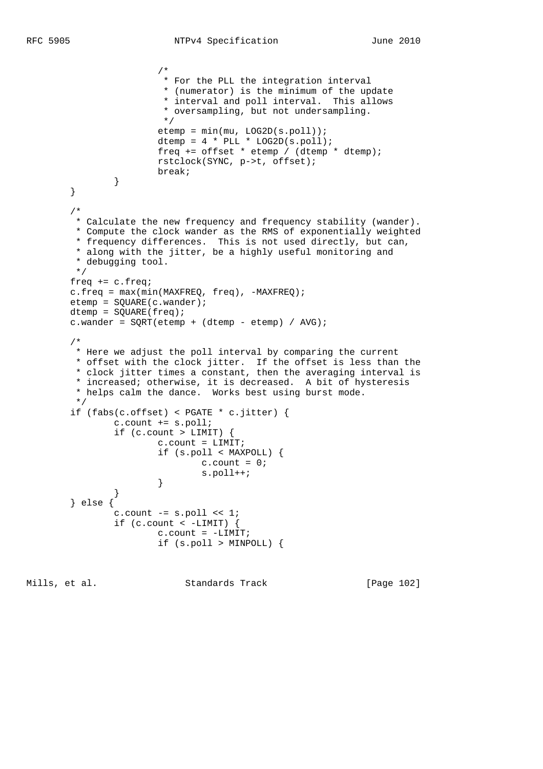```
                        /*
                         * For the PLL the integration interval
                         * (numerator) is the minimum of the update
                         * interval and poll interval.  This allows
                         * oversampling, but not undersampling.
                         */
                        etemp = min(mu, LOG2D(s.poll));
                        dtemp = 4 * PLL * LOG2D(s.poll);
                        freq += offset * etemp / (dtemp * dtemp);
                        rstclock(SYNC, p->t, offset);
                        break;
                }
        }

        /*
         * Calculate the new frequency and frequency stability (wander).
         * Compute the clock wander as the RMS of exponentially weighted
         * frequency differences.  This is not used directly, but can,
         * along with the jitter, be a highly useful monitoring and
         * debugging tool.
         */
        freq += c.freq;
        c.freq = max(min(MAXFREQ, freq), -MAXFREQ);
        etemp = SQUARE(c.wander);
        dtemp = SQUARE(freq);
        c.wander = SQRT(etemp + (dtemp - etemp) / AVG);

        /*
         * Here we adjust the poll interval by comparing the current
         * offset with the clock jitter.  If the offset is less than the
         * clock jitter times a constant, then the averaging interval is
         * increased; otherwise, it is decreased.  A bit of hysteresis
         * helps calm the dance.  Works best using burst mode.
         */
        if (fabs(c.offset) < PGATE * c.jitter) {
                c.count += s.poll;
                if (c.count > LIMIT) {
                        c.count = LIMIT;
                        if (s.poll < MAXPOLL) {
                                c.count = 0;
                                s.poll++;
                        }
                }
        } else {
                c.count -= s.poll << 1;
                if (c.count < -LIMIT) {
                        c.count = -LIMIT;
                        if (s.poll > MINPOLL) {
```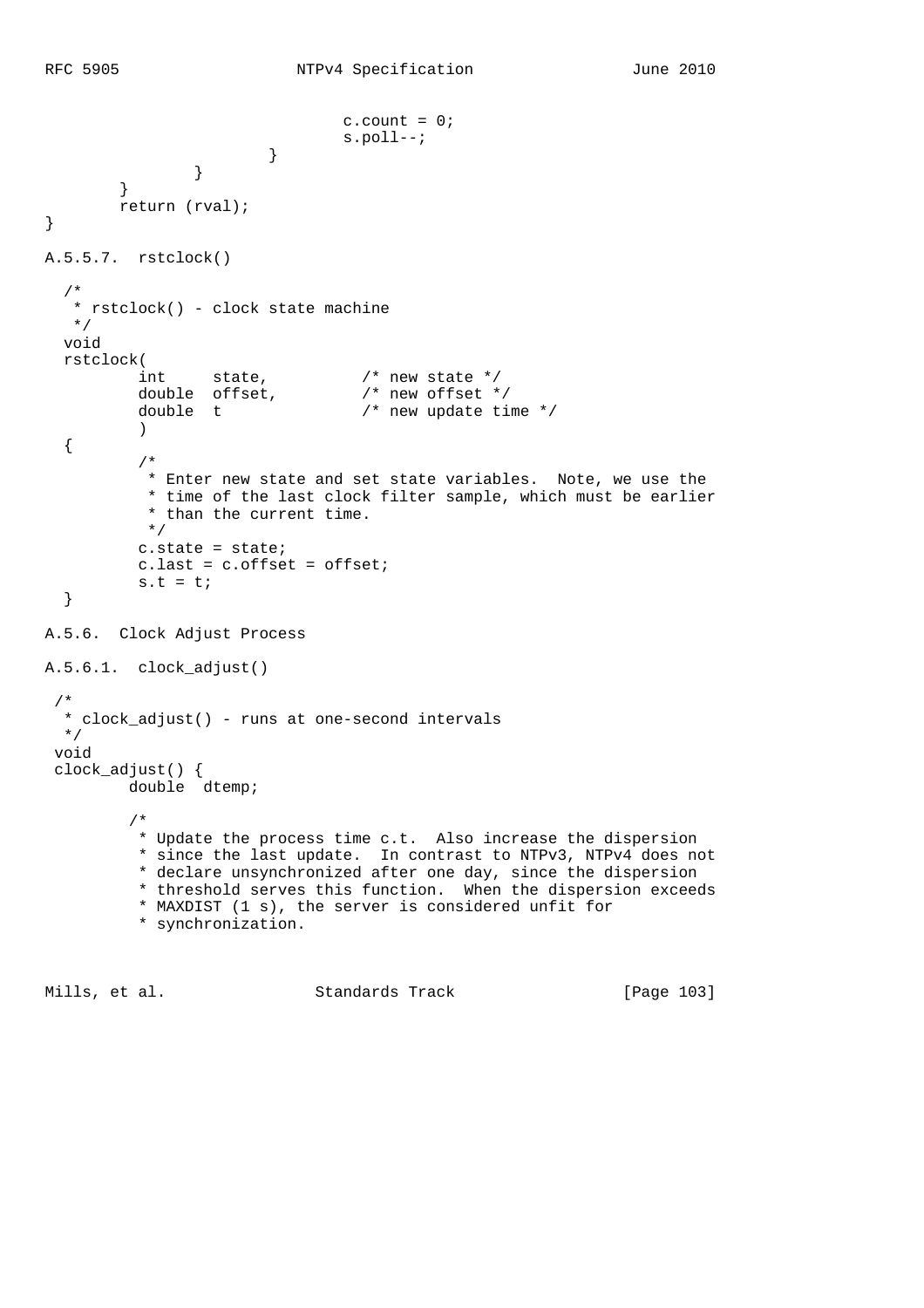```
                                c.count = 0;
                                s.poll--;
                        }
                }
        }
        return (rval);
}
```

### A.5.5.7. rstclock()

```
  /*
   * rstclock() - clock state machine
   */
  void
  rstclock(
          int     state,          /* new state */
          double  offset,         /* new offset */
          double  t               /* new update time */
          )
  {
          /*
           * Enter new state and set state variables.  Note, we use the
           * time of the last clock filter sample, which must be earlier
           * than the current time.
           */
          c.state = state;
          c.last = c.offset = offset;
          s.t = t;
  }
```

## A.5.6. Clock Adjust Process

### A.5.6.1. clock_adjust()

```
 /*
  * clock_adjust() - runs at one-second intervals
  */
 void
 clock_adjust() {
         double  dtemp;

         /*
          * Update the process time c.t.  Also increase the dispersion
          * since the last update.  In contrast to NTPv3, NTPv4 does not
          * declare unsynchronized after one day, since the dispersion
          * threshold serves this function.  When the dispersion exceeds
          * MAXDIST (1 s), the server is considered unfit for
          * synchronization.
```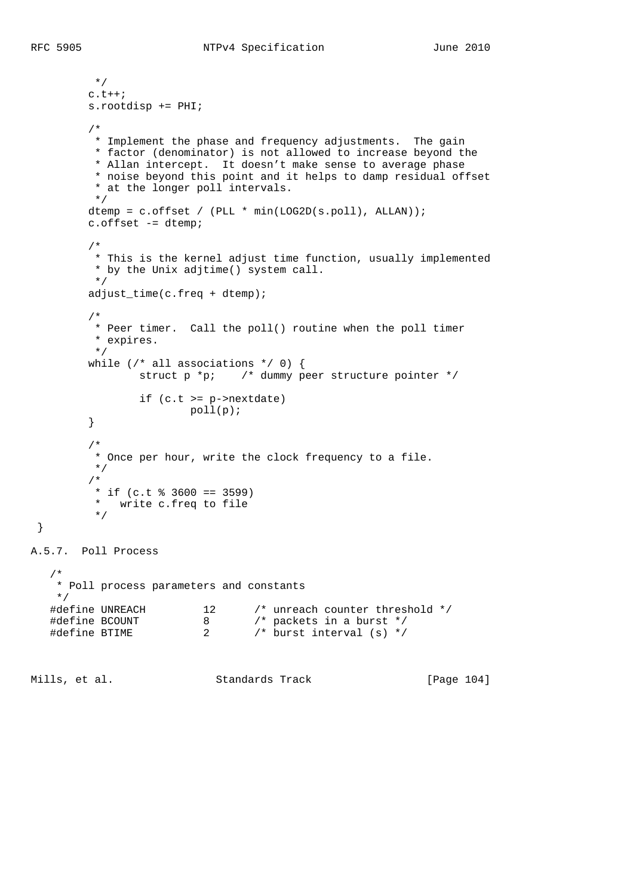```
         */
        c.t++;
        s.rootdisp += PHI;

        /*
         * Implement the phase and frequency adjustments.  The gain
         * factor (denominator) is not allowed to increase beyond the
         * Allan intercept.  It doesn't make sense to average phase
         * noise beyond this point and it helps to damp residual offset
         * at the longer poll intervals.
         */
        dtemp = c.offset / (PLL * min(LOG2D(s.poll), ALLAN));
        c.offset -= dtemp;

        /*
         * This is the kernel adjust time function, usually implemented
         * by the Unix adjtime() system call.
         */
        adjust_time(c.freq + dtemp);

        /*
         * Peer timer.  Call the poll() routine when the poll timer
         * expires.
         */
        while (/* all associations */ 0) {
                struct p *p;    /* dummy peer structure pointer */

                if (c.t >= p->nextdate)
                        poll(p);
        }

        /*
         * Once per hour, write the clock frequency to a file.
         */
        /*
         * if (c.t % 3600 == 3599)
         *   write c.freq to file
         */
}
```

A.5.7.  Poll Process

```
   /*
    * Poll process parameters and constants
    */
   #define UNREACH         12      /* unreach counter threshold */
   #define BCOUNT          8       /* packets in a burst */
   #define BTIME           2       /* burst interval (s) */
```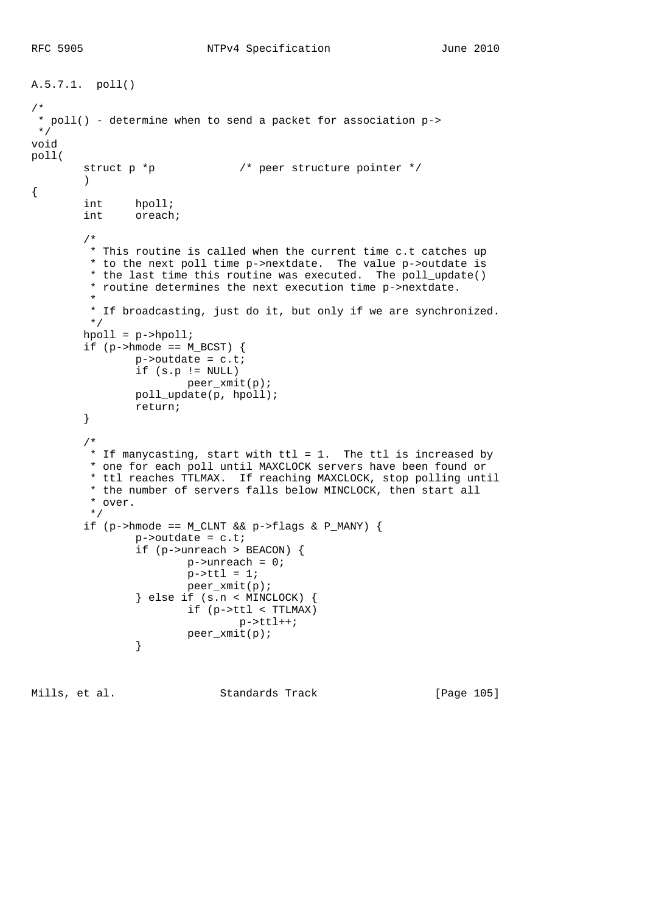### A.5.7.1. poll()

```
/*
 * poll() - determine when to send a packet for association p->
 */
void
poll(
        struct p *p             /* peer structure pointer */
        )
{
        int     hpoll;
        int     oreach;

        /*
         * This routine is called when the current time c.t catches up
         * to the next poll time p->nextdate.  The value p->outdate is
         * the last time this routine was executed.  The poll_update()
         * routine determines the next execution time p->nextdate.
         *
         * If broadcasting, just do it, but only if we are synchronized.
         */
        hpoll = p->hpoll;
        if (p->hmode == M_BCST) {
                p->outdate = c.t;
                if (s.p != NULL)
                        peer_xmit(p);
                poll_update(p, hpoll);
                return;
        }

        /*
         * If manycasting, start with ttl = 1.  The ttl is increased by
         * one for each poll until MAXCLOCK servers have been found or
         * ttl reaches TTLMAX.  If reaching MAXCLOCK, stop polling until
         * the number of servers falls below MINCLOCK, then start all
         * over.
         */
        if (p->hmode == M_CLNT && p->flags & P_MANY) {
                p->outdate = c.t;
                if (p->unreach > BEACON) {
                        p->unreach = 0;
                        p->ttl = 1;
                        peer_xmit(p);
                } else if (s.n < MINCLOCK) {
                        if (p->ttl < TTLMAX)
                                p->ttl++;
                        peer_xmit(p);
                }
```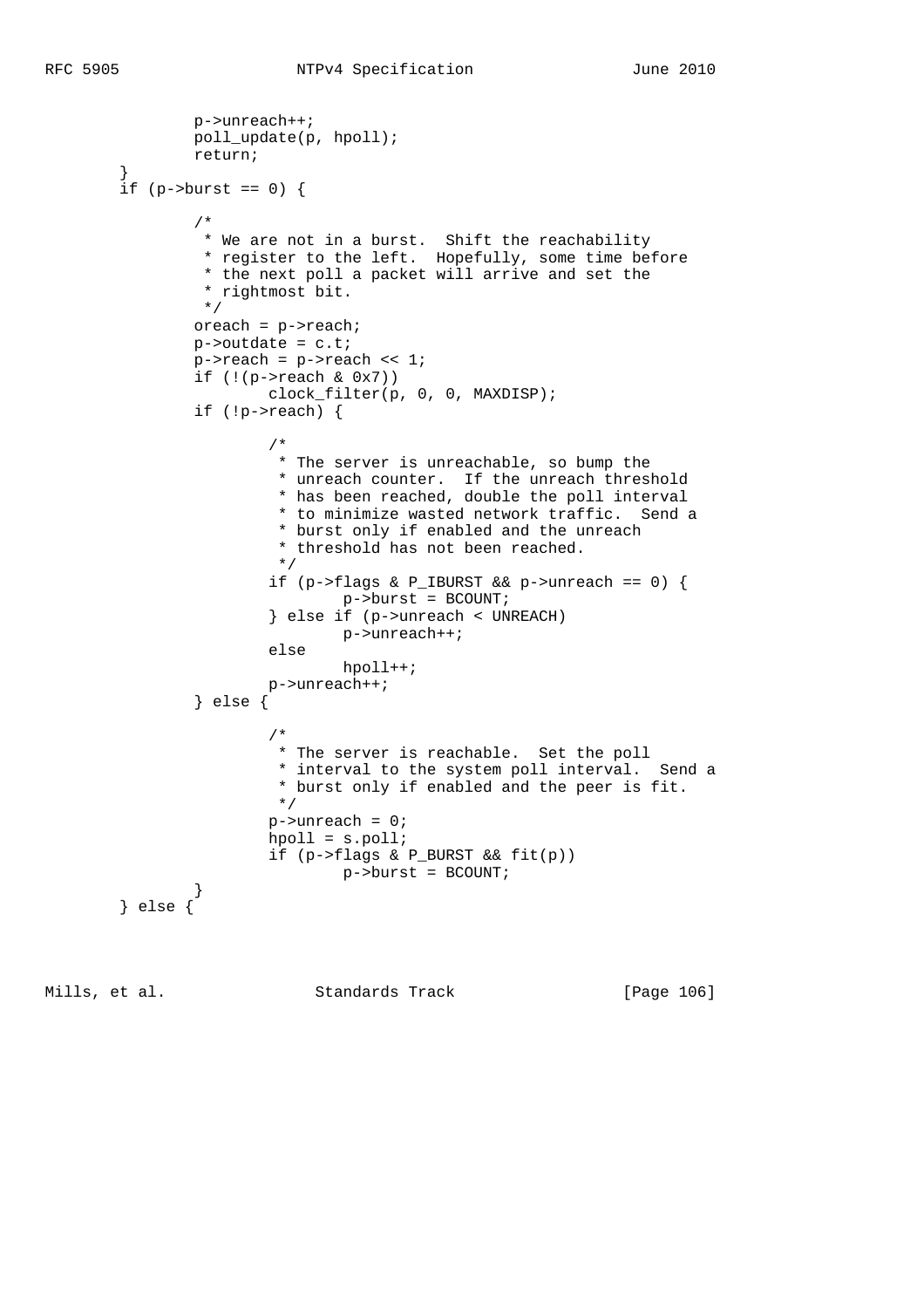```
                p->unreach++;
                poll_update(p, hpoll);
                return;
        }
        if (p->burst == 0) {

                /*
                 * We are not in a burst.  Shift the reachability
                 * register to the left.  Hopefully, some time before
                 * the next poll a packet will arrive and set the
                 * rightmost bit.
                 */
                oreach = p->reach;
                p->outdate = c.t;
                p->reach = p->reach << 1;
                if (!(p->reach & 0x7))
                        clock_filter(p, 0, 0, MAXDISP);
                if (!p->reach) {

                        /*
                         * The server is unreachable, so bump the
                         * unreach counter.  If the unreach threshold
                         * has been reached, double the poll interval
                         * to minimize wasted network traffic.  Send a
                         * burst only if enabled and the unreach
                         * threshold has not been reached.
                         */
                        if (p->flags & P_IBURST && p->unreach == 0) {
                                p->burst = BCOUNT;
                        } else if (p->unreach < UNREACH)
                                p->unreach++;
                        else
                                hpoll++;
                        p->unreach++;
                } else {

                        /*
                         * The server is reachable.  Set the poll
                         * interval to the system poll interval.  Send a
                         * burst only if enabled and the peer is fit.
                         */
                        p->unreach = 0;
                        hpoll = s.poll;
                        if (p->flags & P_BURST && fit(p))
                                p->burst = BCOUNT;
                }
        } else {
```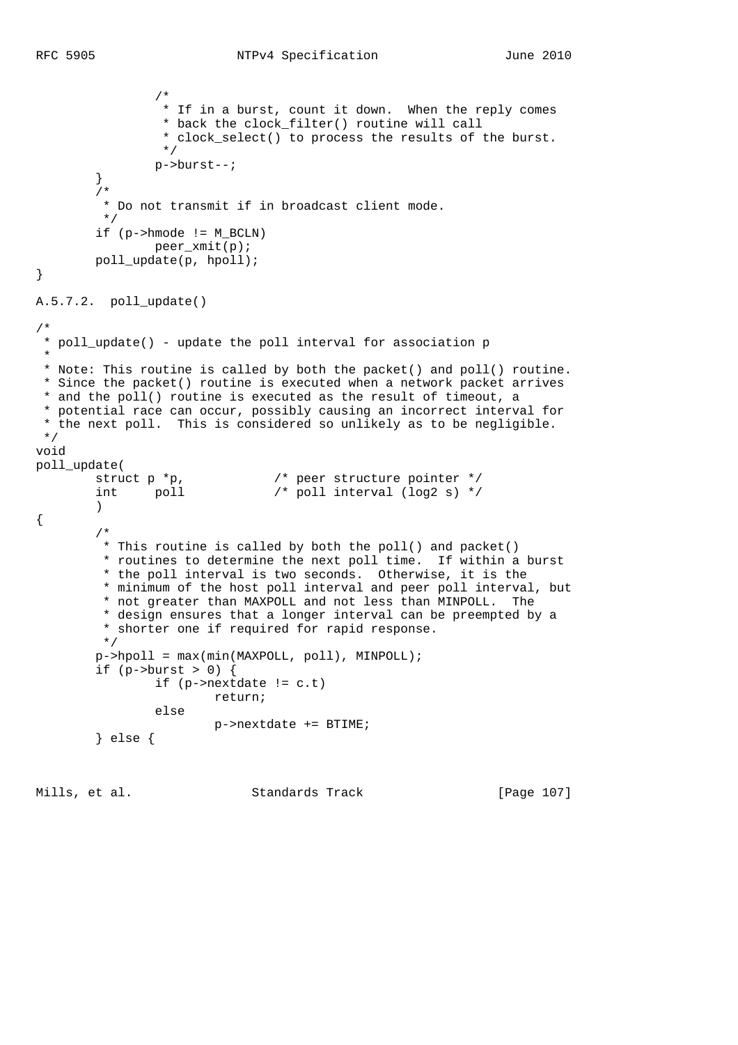```
                /*
                 * If in a burst, count it down.  When the reply comes
                 * back the clock_filter() routine will call
                 * clock_select() to process the results of the burst.
                 */
                p->burst--;
        }
        /*
         * Do not transmit if in broadcast client mode.
         */
        if (p->hmode != M_BCLN)
                peer_xmit(p);
        poll_update(p, hpoll);
}
```

### A.5.7.2. poll_update()

```
/*
 * poll_update() - update the poll interval for association p
 *
 * Note: This routine is called by both the packet() and poll() routine.
 * Since the packet() routine is executed when a network packet arrives
 * and the poll() routine is executed as the result of timeout, a
 * potential race can occur, possibly causing an incorrect interval for
 * the next poll.  This is considered so unlikely as to be negligible.
 */
void
poll_update(
        struct p *p,            /* peer structure pointer */
        int     poll            /* poll interval (log2 s) */
        )
{
        /*
         * This routine is called by both the poll() and packet()
         * routines to determine the next poll time.  If within a burst
         * the poll interval is two seconds.  Otherwise, it is the
         * minimum of the host poll interval and peer poll interval, but
         * not greater than MAXPOLL and not less than MINPOLL.  The
         * design ensures that a longer interval can be preempted by a
         * shorter one if required for rapid response.
         */
        p->hpoll = max(min(MAXPOLL, poll), MINPOLL);
        if (p->burst > 0) {
                if (p->nextdate != c.t)
                        return;
                else
                        p->nextdate += BTIME;
        } else {
```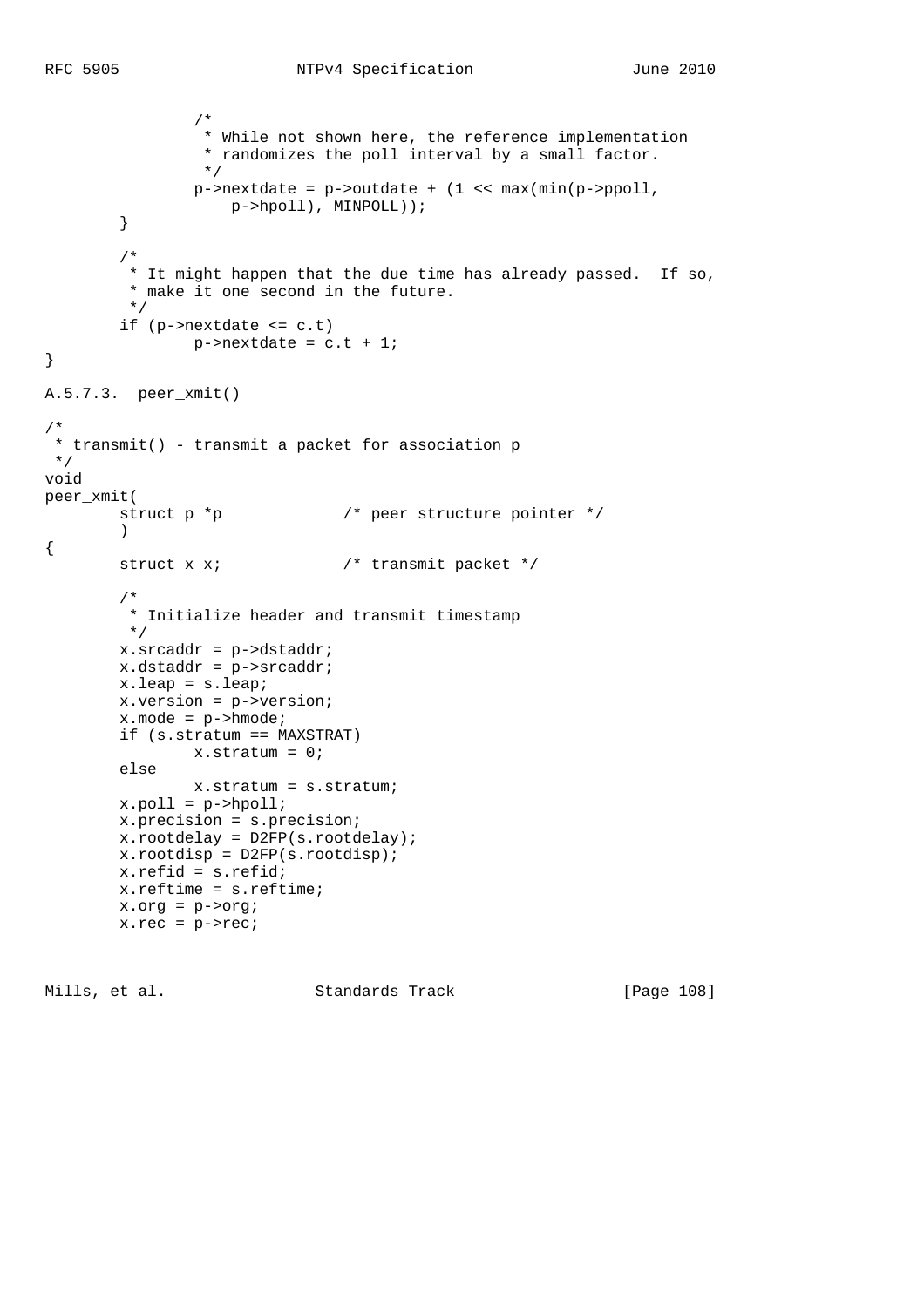```
                /*
                 * While not shown here, the reference implementation
                 * randomizes the poll interval by a small factor.
                 */
                p->nextdate = p->outdate + (1 << max(min(p->ppoll,
                    p->hpoll), MINPOLL));
        }

        /*
         * It might happen that the due time has already passed.  If so,
         * make it one second in the future.
         */
        if (p->nextdate <= c.t)
                p->nextdate = c.t + 1;
}
```

### A.5.7.3. peer_xmit()

```
/*
 * transmit() - transmit a packet for association p
 */
void
peer_xmit(
        struct p *p             /* peer structure pointer */
        )
{
        struct x x;             /* transmit packet */

        /*
         * Initialize header and transmit timestamp
         */
        x.srcaddr = p->dstaddr;
        x.dstaddr = p->srcaddr;
        x.leap = s.leap;
        x.version = p->version;
        x.mode = p->hmode;
        if (s.stratum == MAXSTRAT)
                x.stratum = 0;
        else
                x.stratum = s.stratum;
        x.poll = p->hpoll;
        x.precision = s.precision;
        x.rootdelay = D2FP(s.rootdelay);
        x.rootdisp = D2FP(s.rootdisp);
        x.refid = s.refid;
        x.reftime = s.reftime;
        x.org = p->org;
        x.rec = p->rec;
```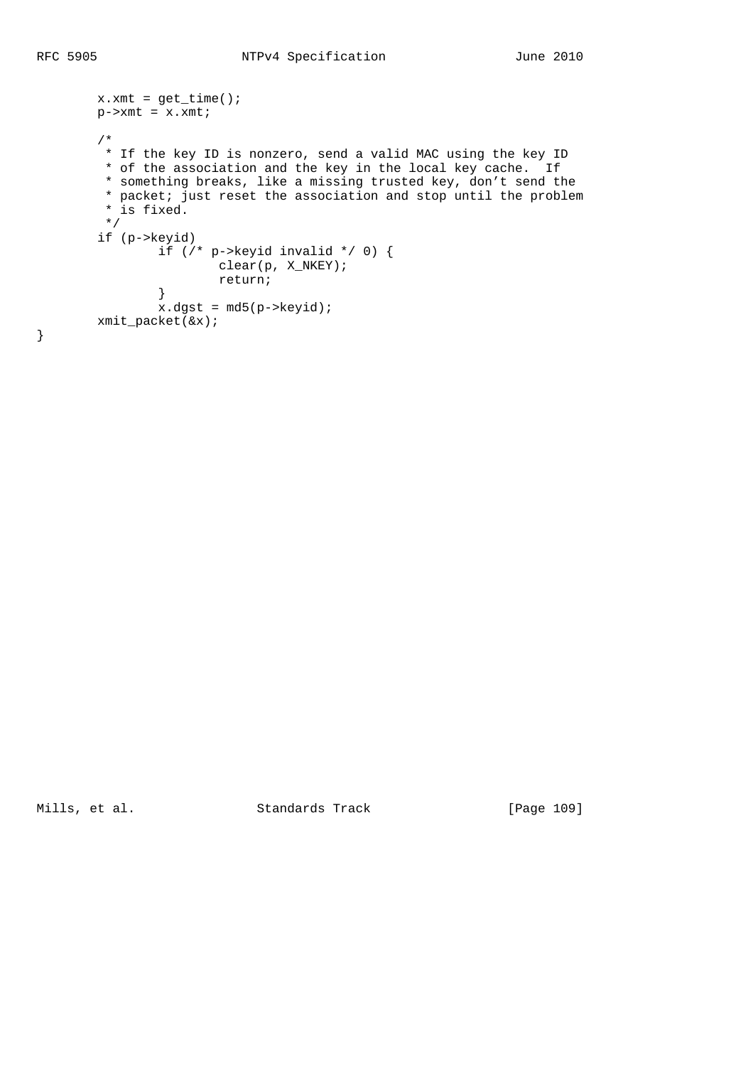```
        x.xmt = get_time();
        p->xmt = x.xmt;

        /*
         * If the key ID is nonzero, send a valid MAC using the key ID
         * of the association and the key in the local key cache.  If
         * something breaks, like a missing trusted key, don't send the
         * packet; just reset the association and stop until the problem
         * is fixed.
         */
        if (p->keyid)
                if (/* p->keyid invalid */ 0) {
                        clear(p, X_NKEY);
                        return;
                }
                x.dgst = md5(p->keyid);
        xmit_packet(&x);
}
```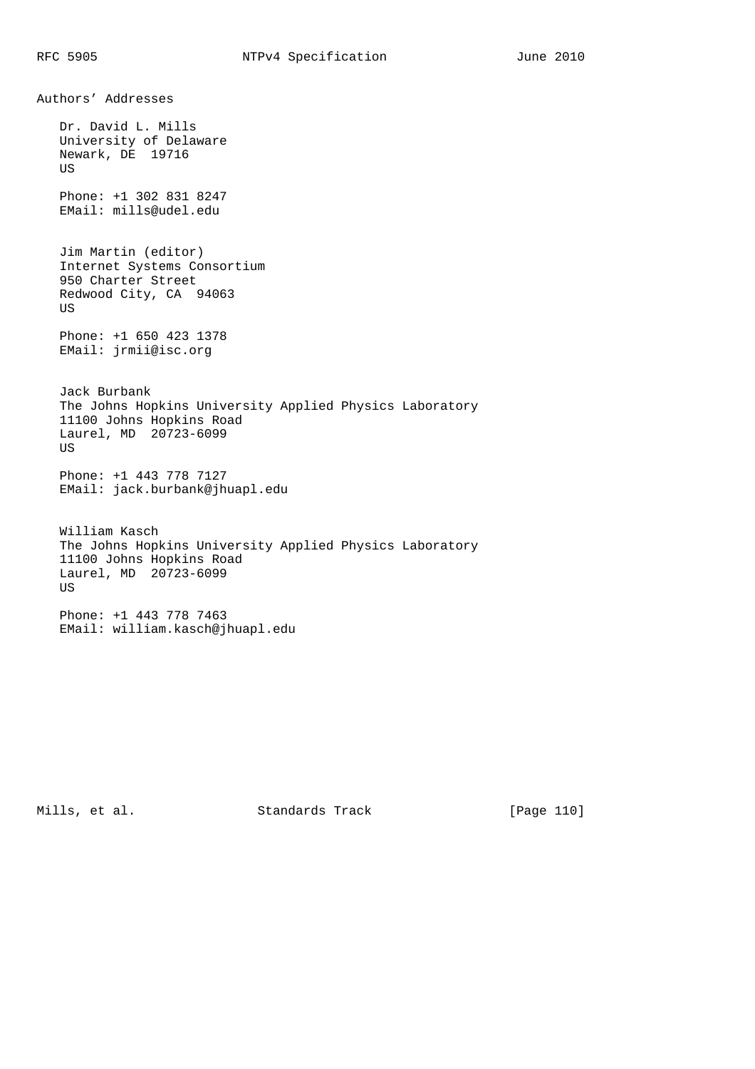## Authors' Addresses

Dr. David L. Mills
University of Delaware
Newark, DE 19716
US

Phone: +1 302 831 8247
EMail: mills@udel.edu

Jim Martin (editor)
Internet Systems Consortium
950 Charter Street
Redwood City, CA 94063
US

Phone: +1 650 423 1378
EMail: jrmii@isc.org

Jack Burbank
The Johns Hopkins University Applied Physics Laboratory
11100 Johns Hopkins Road
Laurel, MD 20723-6099
US

Phone: +1 443 778 7127
EMail: jack.burbank@jhuapl.edu

William Kasch
The Johns Hopkins University Applied Physics Laboratory
11100 Johns Hopkins Road
Laurel, MD 20723-6099
US

Phone: +1 443 778 7463
EMail: william.kasch@jhuapl.edu